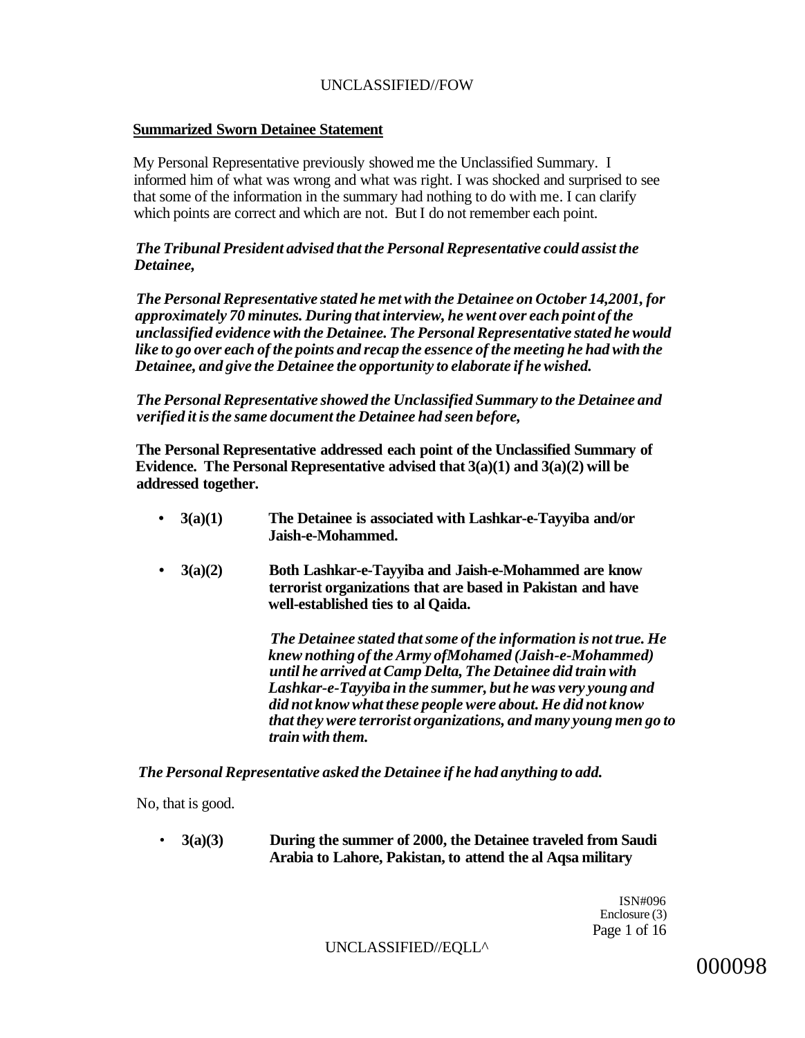**Summarized Sworn Detainee Statement**

My Personal Representative previously showed me the Unclassified Summary. I informed him of what was wrong and what was right. I was shocked and surprised to see that some of the information in the summary had nothing to do with me. I can clarify which points are correct and which are not. But I do not remember each point.

***The Tribunal President advised that the Personal Representative could assist the Detainee,***

***The Personal Representative stated he met with the Detainee on October 14,2001, for approximately 70 minutes. During that interview, he went over each point of the unclassified evidence with the Detainee. The Personal Representative stated he would like to go over each of the points and recap the essence of the meeting he had with the Detainee, and give the Detainee the opportunity to elaborate if he wished.***

***The Personal Representative showed the Unclassified Summary to the Detainee and verified it is the same document the Detainee had seen before,***

**The Personal Representative addressed each point of the Unclassified Summary of Evidence. The Personal Representative advised that 3(a)(1) and 3(a)(2) will be addressed together.**

- **3(a)(1) The Detainee is associated with Lashkar-e-Tayyiba and/or Jaish-e-Mohammed.**

- **3(a)(2) Both Lashkar-e-Tayyiba and Jaish-e-Mohammed are know terrorist organizations that are based in Pakistan and have well-established ties to al Qaida.**

  ***The Detainee stated that some of the information is not true. He knew nothing of the Army ofMohamed (Jaish-e-Mohammed) until he arrived at Camp Delta, The Detainee did train with Lashkar-e-Tayyiba in the summer, but he was very young and did not know what these people were about. He did not know that they were terrorist organizations, and many young men go to train with them.***

***The Personal Representative asked the Detainee if he had anything to add.***

No, that is good.

- **3(a)(3) During the summer of 2000, the Detainee traveled from Saudi Arabia to Lahore, Pakistan, to attend the al Aqsa military**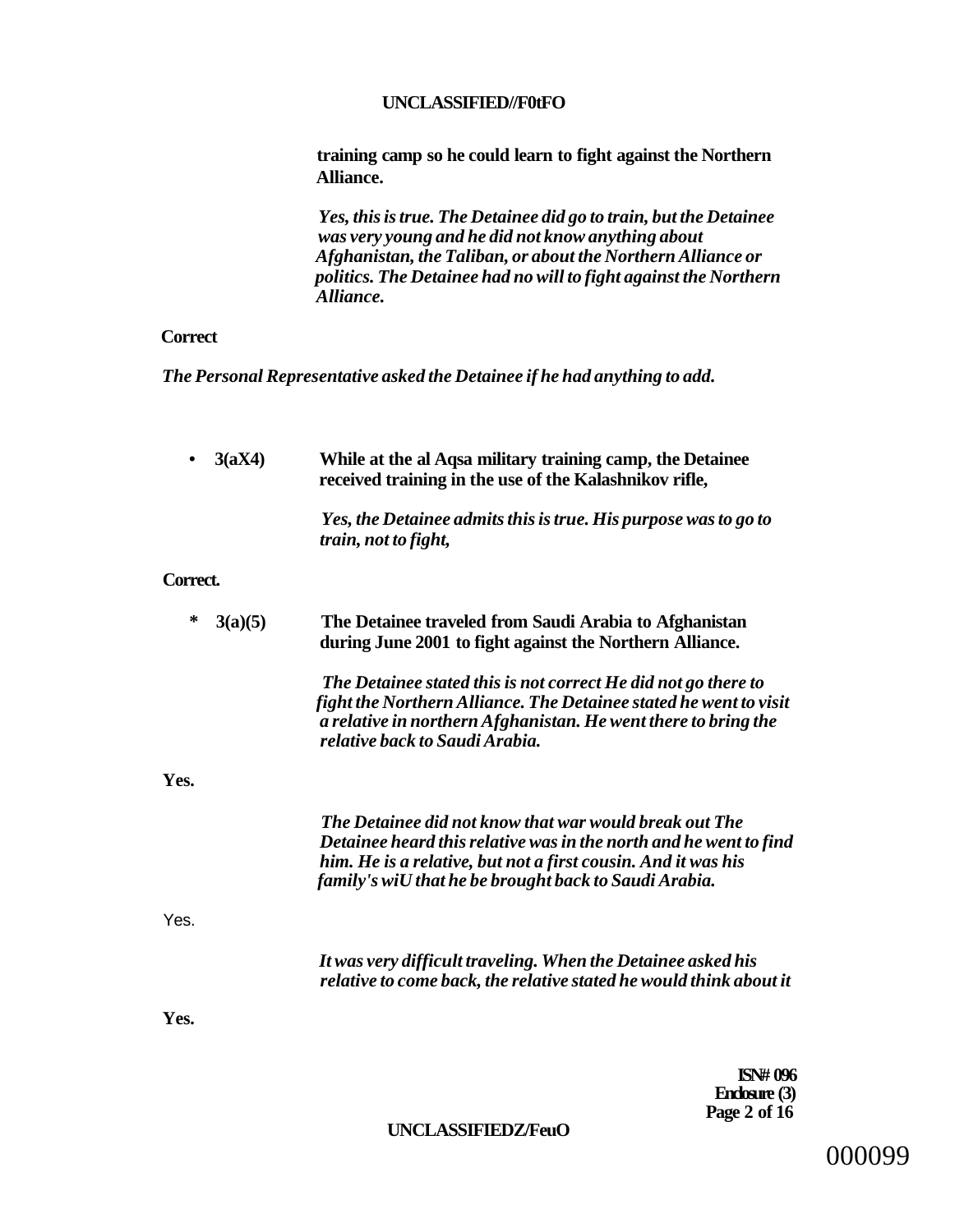**training camp so he could learn to fight against the Northern Alliance.**

***Yes, this is true. The Detainee did go to train, but the Detainee was very young and he did not know anything about Afghanistan, the Taliban, or about the Northern Alliance or politics. The Detainee had no will to fight against the Northern Alliance.***

**Correct**

***The Personal Representative asked the Detainee if he had anything to add.***

- **3(aX4) While at the al Aqsa military training camp, the Detainee received training in the use of the Kalashnikov rifle,**

  ***Yes, the Detainee admits this is true. His purpose was to go to train, not to fight,***

**Correct.**

\* **3(a)(5) The Detainee traveled from Saudi Arabia to Afghanistan during June 2001 to fight against the Northern Alliance.**

  ***The Detainee stated this is not correct He did not go there to fight the Northern Alliance. The Detainee stated he went to visit a relative in northern Afghanistan. He went there to bring the relative back to Saudi Arabia.***

**Yes.**

  ***The Detainee did not know that war would break out The Detainee heard this relative was in the north and he went to find him. He is a relative, but not a first cousin. And it was his family's wiU that he be brought back to Saudi Arabia.***

Yes.

  ***It was very difficult traveling. When the Detainee asked his relative to come back, the relative stated he would think about it***

**Yes.**

**ISN# 096**
**Enclosure (3)**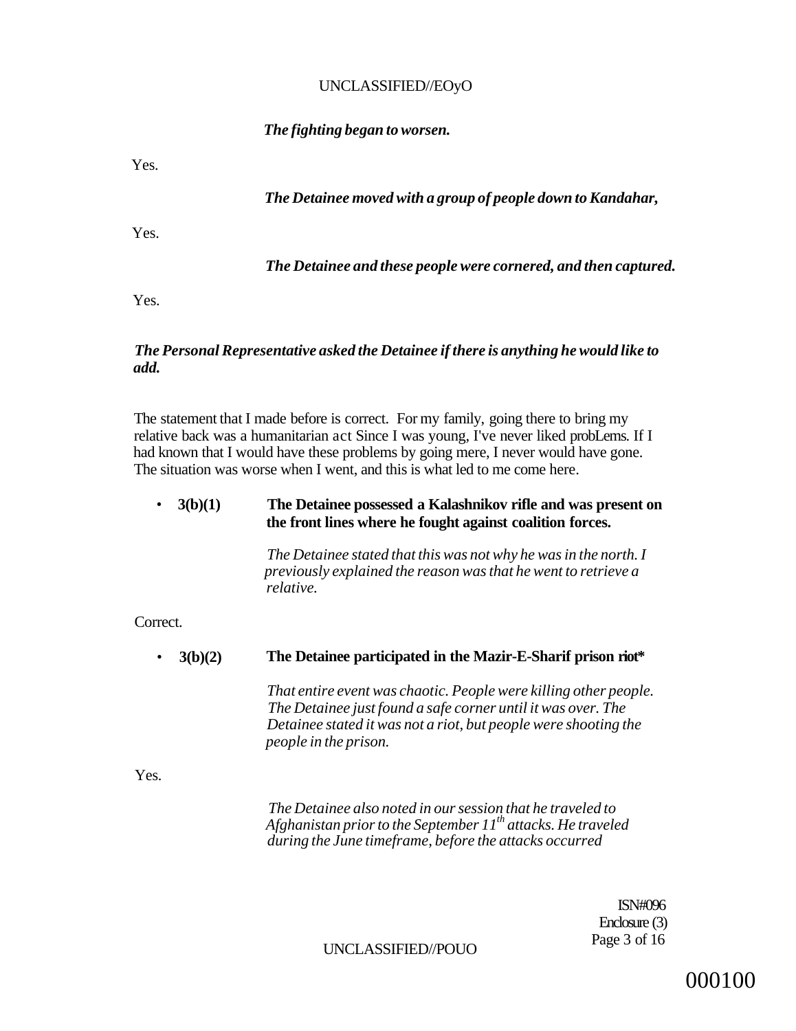*The fighting began to worsen.*

Yes.

*The Detainee moved with a group of people down to Kandahar,*

Yes.

*The Detainee and these people were cornered, and then captured.*

Yes.

***The Personal Representative asked the Detainee if there is anything he would like to add.***

The statement that I made before is correct. For my family, going there to bring my relative back was a humanitarian act Since I was young, I've never liked probLems. If I had known that I would have these problems by going mere, I never would have gone. The situation was worse when I went, and this is what led to me come here.

- **3(b)(1) The Detainee possessed a Kalashnikov rifle and was present on the front lines where he fought against coalition forces.**

  *The Detainee stated that this was not why he was in the north. I previously explained the reason was that he went to retrieve a relative.*

Correct.

- **3(b)(2) The Detainee participated in the Mazir-E-Sharif prison riot***

  *That entire event was chaotic. People were killing other people. The Detainee just found a safe corner until it was over. The Detainee stated it was not a riot, but people were shooting the people in the prison.*

Yes.

*The Detainee also noted in our session that he traveled to Afghanistan prior to the September 11th attacks. He traveled during the June timeframe, before the attacks occurred*

ISN#096
Enclosure (3)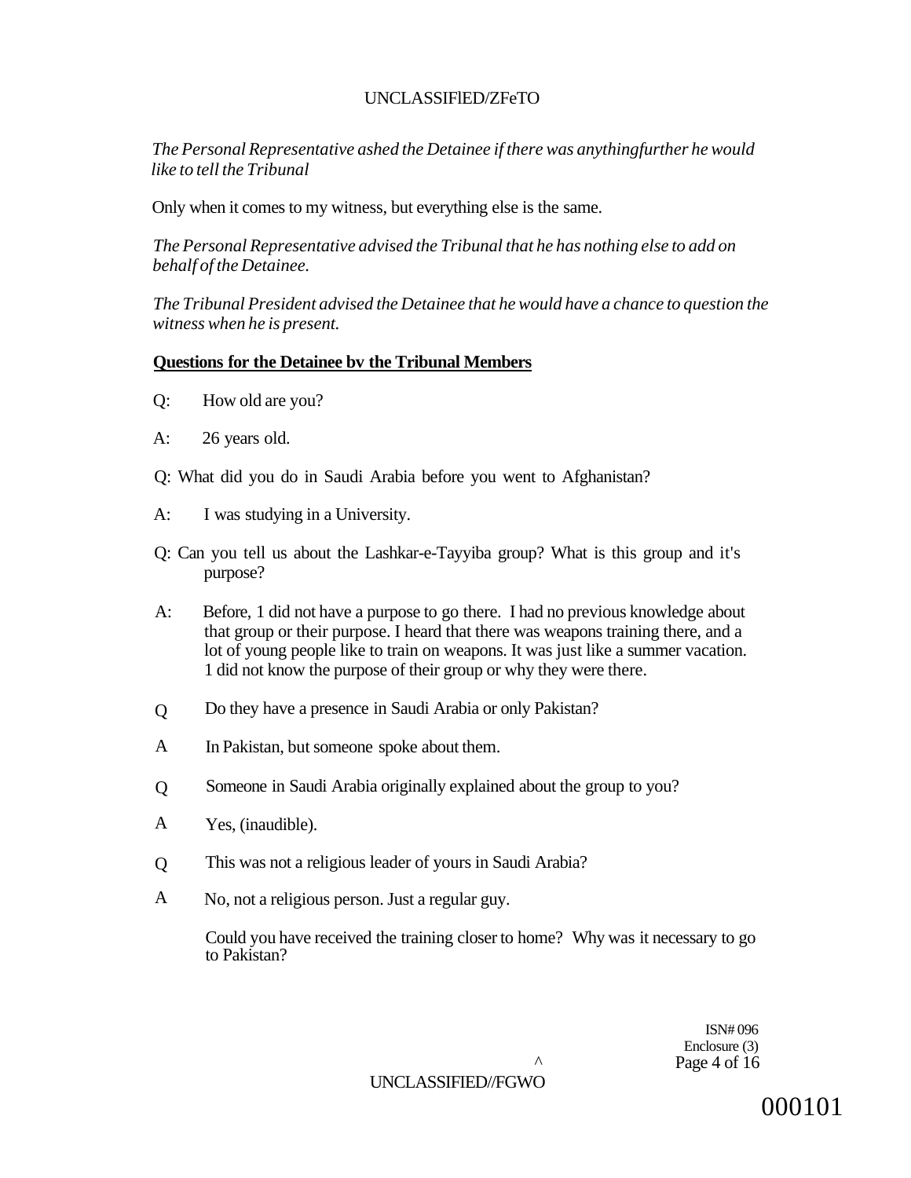*The Personal Representative ashed the Detainee if there was anythingfurther he would like to tell the Tribunal*

Only when it comes to my witness, but everything else is the same.

*The Personal Representative advised the Tribunal that he has nothing else to add on behalf of the Detainee.*

*The Tribunal President advised the Detainee that he would have a chance to question the witness when he is present.*

**Questions for the Detainee bv the Tribunal Members**

Q: How old are you?

A: 26 years old.

Q: What did you do in Saudi Arabia before you went to Afghanistan?

A: I was studying in a University.

Q: Can you tell us about the Lashkar-e-Tayyiba group? What is this group and it's purpose?

A: Before, 1 did not have a purpose to go there. I had no previous knowledge about that group or their purpose. I heard that there was weapons training there, and a lot of young people like to train on weapons. It was just like a summer vacation. 1 did not know the purpose of their group or why they were there.

Q Do they have a presence in Saudi Arabia or only Pakistan?

A In Pakistan, but someone spoke about them.

Q Someone in Saudi Arabia originally explained about the group to you?

A Yes, (inaudible).

Q This was not a religious leader of yours in Saudi Arabia?

A No, not a religious person. Just a regular guy.

Could you have received the training closer to home? Why was it necessary to go to Pakistan?

ISN# 096
Enclosure (3)

000101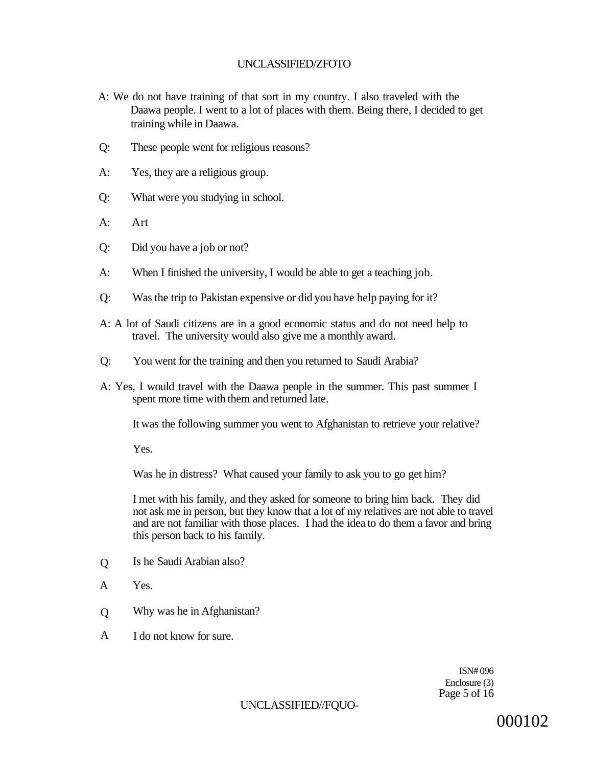A: We do not have training of that sort in my country. I also traveled with the Daawa people. I went to a lot of places with them. Being there, I decided to get training while in Daawa.

Q: These people went for religious reasons?

A: Yes, they are a religious group.

Q: What were you studying in school.

A: Art

Q: Did you have a job or not?

A: When I finished the university, I would be able to get a teaching job.

Q: Was the trip to Pakistan expensive or did you have help paying for it?

A: A lot of Saudi citizens are in a good economic status and do not need help to travel. The university would also give me a monthly award.

Q: You went for the training and then you returned to Saudi Arabia?

A: Yes, I would travel with the Daawa people in the summer. This past summer I spent more time with them and returned late.

It was the following summer you went to Afghanistan to retrieve your relative?

Yes.

Was he in distress? What caused your family to ask you to go get him?

I met with his family, and they asked for someone to bring him back. They did not ask me in person, but they know that a lot of my relatives are not able to travel and are not familiar with those places. I had the idea to do them a favor and bring this person back to his family.

Q Is he Saudi Arabian also?

A Yes.

Q Why was he in Afghanistan?

A I do not know for sure.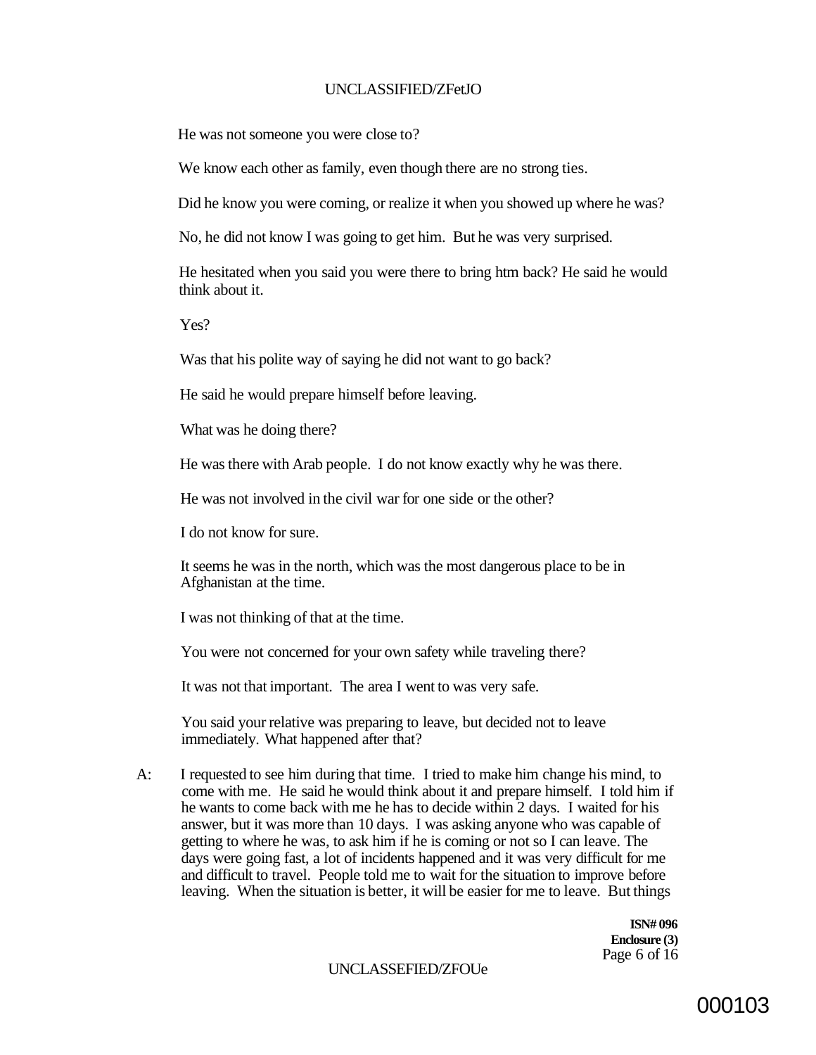He was not someone you were close to?

We know each other as family, even though there are no strong ties.

Did he know you were coming, or realize it when you showed up where he was?

No, he did not know I was going to get him. But he was very surprised.

He hesitated when you said you were there to bring htm back? He said he would think about it.

Yes?

Was that his polite way of saying he did not want to go back?

He said he would prepare himself before leaving.

What was he doing there?

He was there with Arab people. I do not know exactly why he was there.

He was not involved in the civil war for one side or the other?

I do not know for sure.

It seems he was in the north, which was the most dangerous place to be in Afghanistan at the time.

I was not thinking of that at the time.

You were not concerned for your own safety while traveling there?

It was not that important. The area I went to was very safe.

You said your relative was preparing to leave, but decided not to leave immediately. What happened after that?

A: I requested to see him during that time. I tried to make him change his mind, to come with me. He said he would think about it and prepare himself. I told him if he wants to come back with me he has to decide within 2 days. I waited for his answer, but it was more than 10 days. I was asking anyone who was capable of getting to where he was, to ask him if he is coming or not so I can leave. The days were going fast, a lot of incidents happened and it was very difficult for me and difficult to travel. People told me to wait for the situation to improve before leaving. When the situation is better, it will be easier for me to leave. But things

**ISN# 096**
**Enclosure (3)**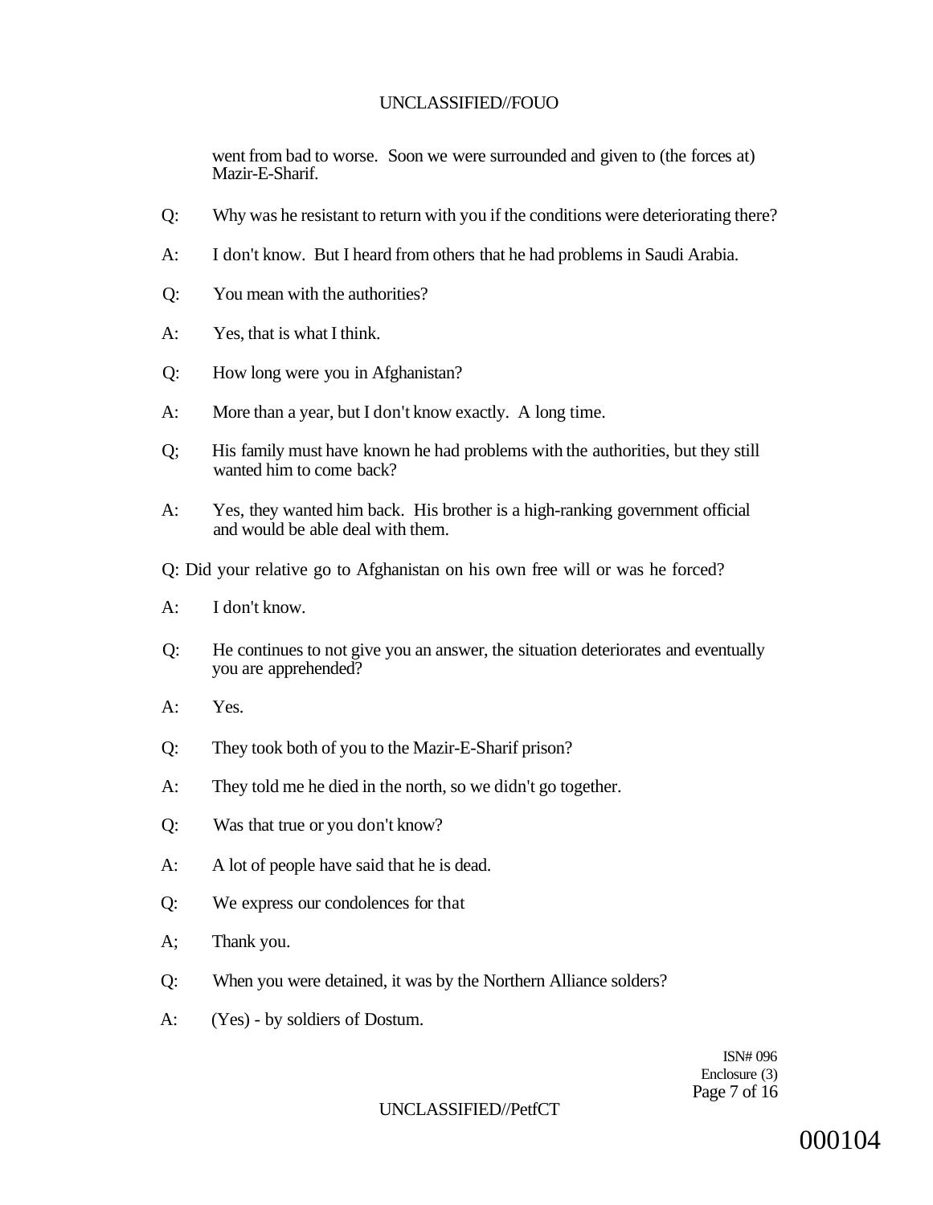went from bad to worse. Soon we were surrounded and given to (the forces at) Mazir-E-Sharif.

Q: Why was he resistant to return with you if the conditions were deteriorating there?

A: I don't know. But I heard from others that he had problems in Saudi Arabia.

Q: You mean with the authorities?

A: Yes, that is what I think.

Q: How long were you in Afghanistan?

A: More than a year, but I don't know exactly. A long time.

Q; His family must have known he had problems with the authorities, but they still wanted him to come back?

A: Yes, they wanted him back. His brother is a high-ranking government official and would be able deal with them.

Q: Did your relative go to Afghanistan on his own free will or was he forced?

A: I don't know.

Q: He continues to not give you an answer, the situation deteriorates and eventually you are apprehended?

A: Yes.

Q: They took both of you to the Mazir-E-Sharif prison?

A: They told me he died in the north, so we didn't go together.

Q: Was that true or you don't know?

A: A lot of people have said that he is dead.

Q: We express our condolences for that

A; Thank you.

Q: When you were detained, it was by the Northern Alliance solders?

A: (Yes) - by soldiers of Dostum.

ISN# 096
Enclosure (3)

000104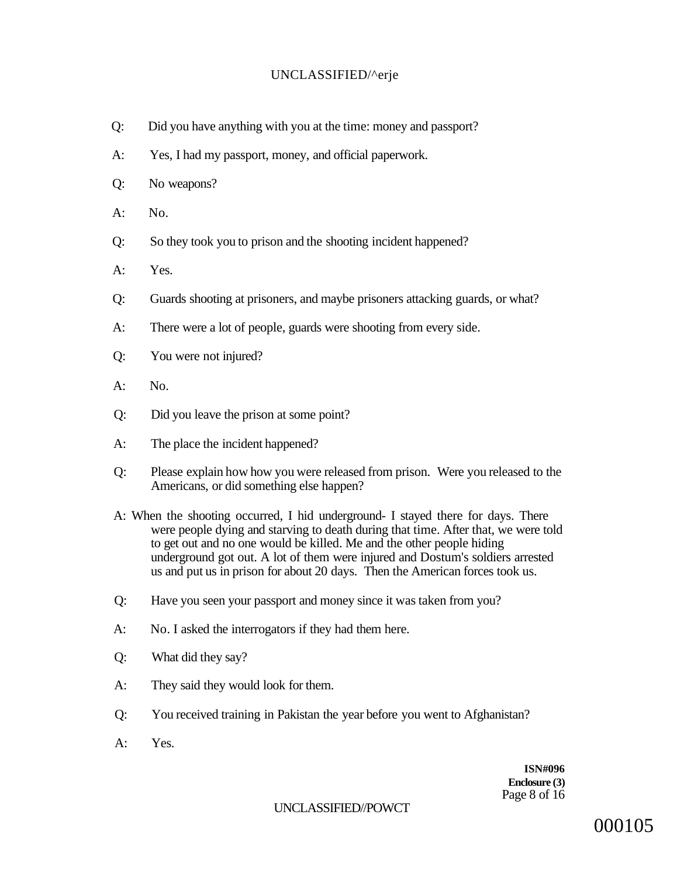Q: Did you have anything with you at the time: money and passport?

A: Yes, I had my passport, money, and official paperwork.

Q: No weapons?

A: No.

Q: So they took you to prison and the shooting incident happened?

A: Yes.

Q: Guards shooting at prisoners, and maybe prisoners attacking guards, or what?

A: There were a lot of people, guards were shooting from every side.

Q: You were not injured?

A: No.

Q: Did you leave the prison at some point?

A: The place the incident happened?

Q: Please explain how how you were released from prison. Were you released to the Americans, or did something else happen?

A: When the shooting occurred, I hid underground- I stayed there for days. There were people dying and starving to death during that time. After that, we were told to get out and no one would be killed. Me and the other people hiding underground got out. A lot of them were injured and Dostum's soldiers arrested us and put us in prison for about 20 days. Then the American forces took us.

Q: Have you seen your passport and money since it was taken from you?

A: No. I asked the interrogators if they had them here.

Q: What did they say?

A: They said they would look for them.

Q: You received training in Pakistan the year before you went to Afghanistan?

A: Yes.

**ISN#096**
**Enclosure (3)**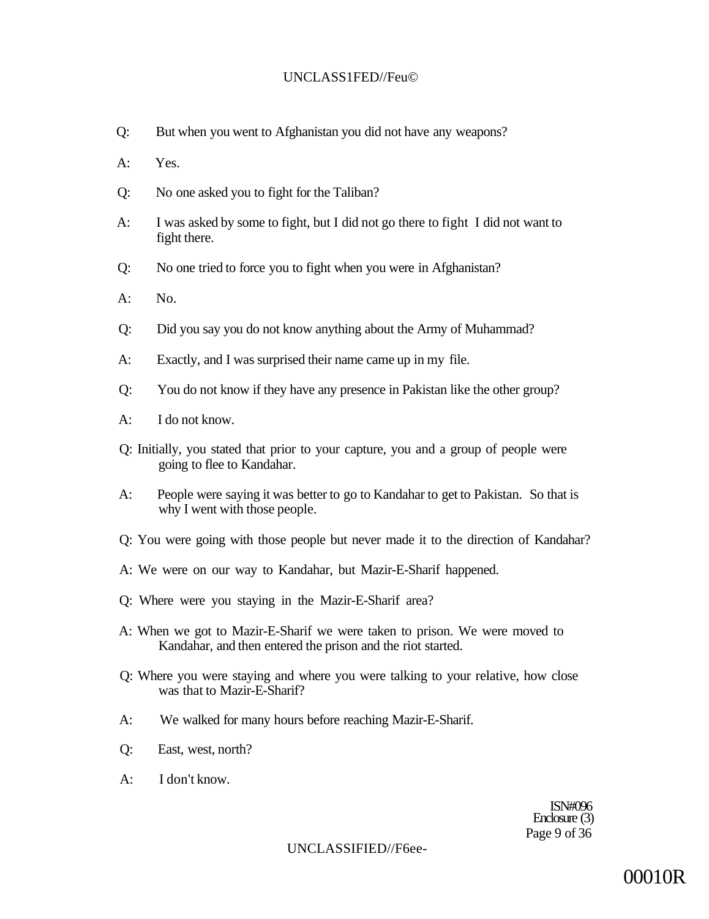Q: But when you went to Afghanistan you did not have any weapons?

A: Yes.

Q: No one asked you to fight for the Taliban?

A: I was asked by some to fight, but I did not go there to fight I did not want to fight there.

Q: No one tried to force you to fight when you were in Afghanistan?

A: No.

Q: Did you say you do not know anything about the Army of Muhammad?

A: Exactly, and I was surprised their name came up in my file.

Q: You do not know if they have any presence in Pakistan like the other group?

A: I do not know.

Q: Initially, you stated that prior to your capture, you and a group of people were going to flee to Kandahar.

A: People were saying it was better to go to Kandahar to get to Pakistan. So that is why I went with those people.

Q: You were going with those people but never made it to the direction of Kandahar?

A: We were on our way to Kandahar, but Mazir-E-Sharif happened.

Q: Where were you staying in the Mazir-E-Sharif area?

A: When we got to Mazir-E-Sharif we were taken to prison. We were moved to Kandahar, and then entered the prison and the riot started.

Q: Where you were staying and where you were talking to your relative, how close was that to Mazir-E-Sharif?

A: We walked for many hours before reaching Mazir-E-Sharif.

Q: East, west, north?

A: I don't know.

ISN#096
Enclosure (3)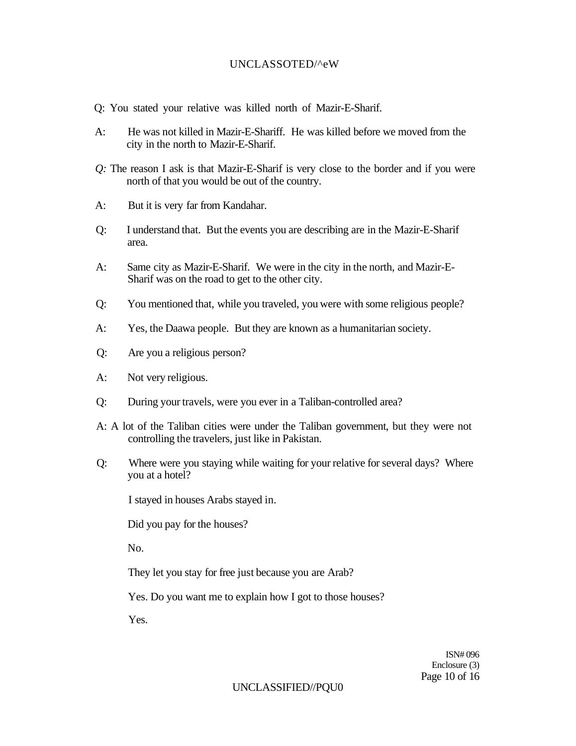Q: You stated your relative was killed north of Mazir-E-Sharif.

A: He was not killed in Mazir-E-Shariff. He was killed before we moved from the city in the north to Mazir-E-Sharif.

*Q:* The reason I ask is that Mazir-E-Sharif is very close to the border and if you were north of that you would be out of the country.

A: But it is very far from Kandahar.

Q: I understand that. But the events you are describing are in the Mazir-E-Sharif area.

A: Same city as Mazir-E-Sharif. We were in the city in the north, and Mazir-E-Sharif was on the road to get to the other city.

Q: You mentioned that, while you traveled, you were with some religious people?

A: Yes, the Daawa people. But they are known as a humanitarian society.

Q: Are you a religious person?

A: Not very religious.

Q: During your travels, were you ever in a Taliban-controlled area?

A: A lot of the Taliban cities were under the Taliban government, but they were not controlling the travelers, just like in Pakistan.

Q: Where were you staying while waiting for your relative for several days? Where you at a hotel?

I stayed in houses Arabs stayed in.

Did you pay for the houses?

No.

They let you stay for free just because you are Arab?

Yes. Do you want me to explain how I got to those houses?

Yes.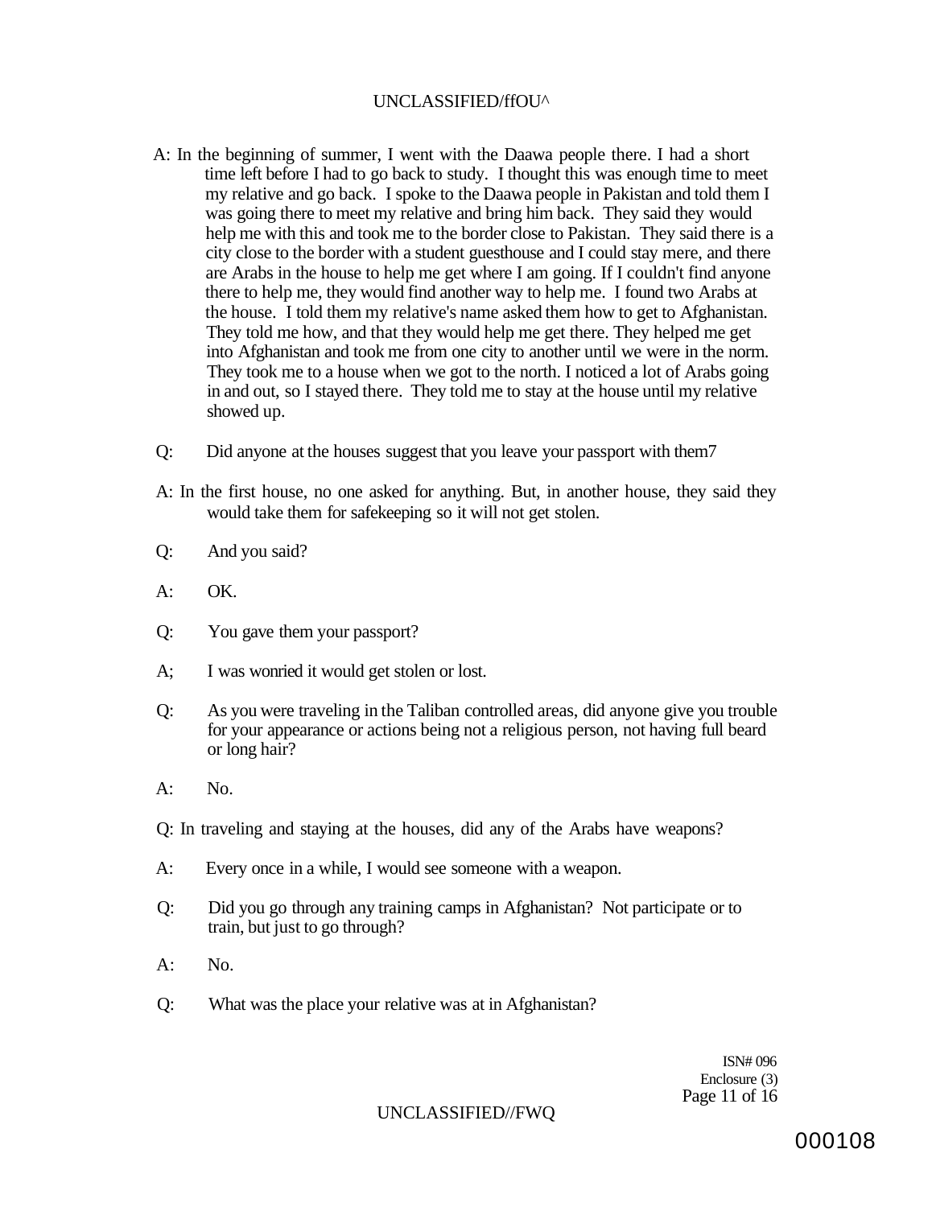A: In the beginning of summer, I went with the Daawa people there. I had a short time left before I had to go back to study. I thought this was enough time to meet my relative and go back. I spoke to the Daawa people in Pakistan and told them I was going there to meet my relative and bring him back. They said they would help me with this and took me to the border close to Pakistan. They said there is a city close to the border with a student guesthouse and I could stay mere, and there are Arabs in the house to help me get where I am going. If I couldn't find anyone there to help me, they would find another way to help me. I found two Arabs at the house. I told them my relative's name asked them how to get to Afghanistan. They told me how, and that they would help me get there. They helped me get into Afghanistan and took me from one city to another until we were in the norm. They took me to a house when we got to the north. I noticed a lot of Arabs going in and out, so I stayed there. They told me to stay at the house until my relative showed up.

Q: Did anyone at the houses suggest that you leave your passport with them7

A: In the first house, no one asked for anything. But, in another house, they said they would take them for safekeeping so it will not get stolen.

Q: And you said?

A: OK.

Q: You gave them your passport?

A; I was wonried it would get stolen or lost.

Q: As you were traveling in the Taliban controlled areas, did anyone give you trouble for your appearance or actions being not a religious person, not having full beard or long hair?

A: No.

Q: In traveling and staying at the houses, did any of the Arabs have weapons?

A: Every once in a while, I would see someone with a weapon.

Q: Did you go through any training camps in Afghanistan? Not participate or to train, but just to go through?

A: No.

Q: What was the place your relative was at in Afghanistan?

ISN# 096
Enclosure (3)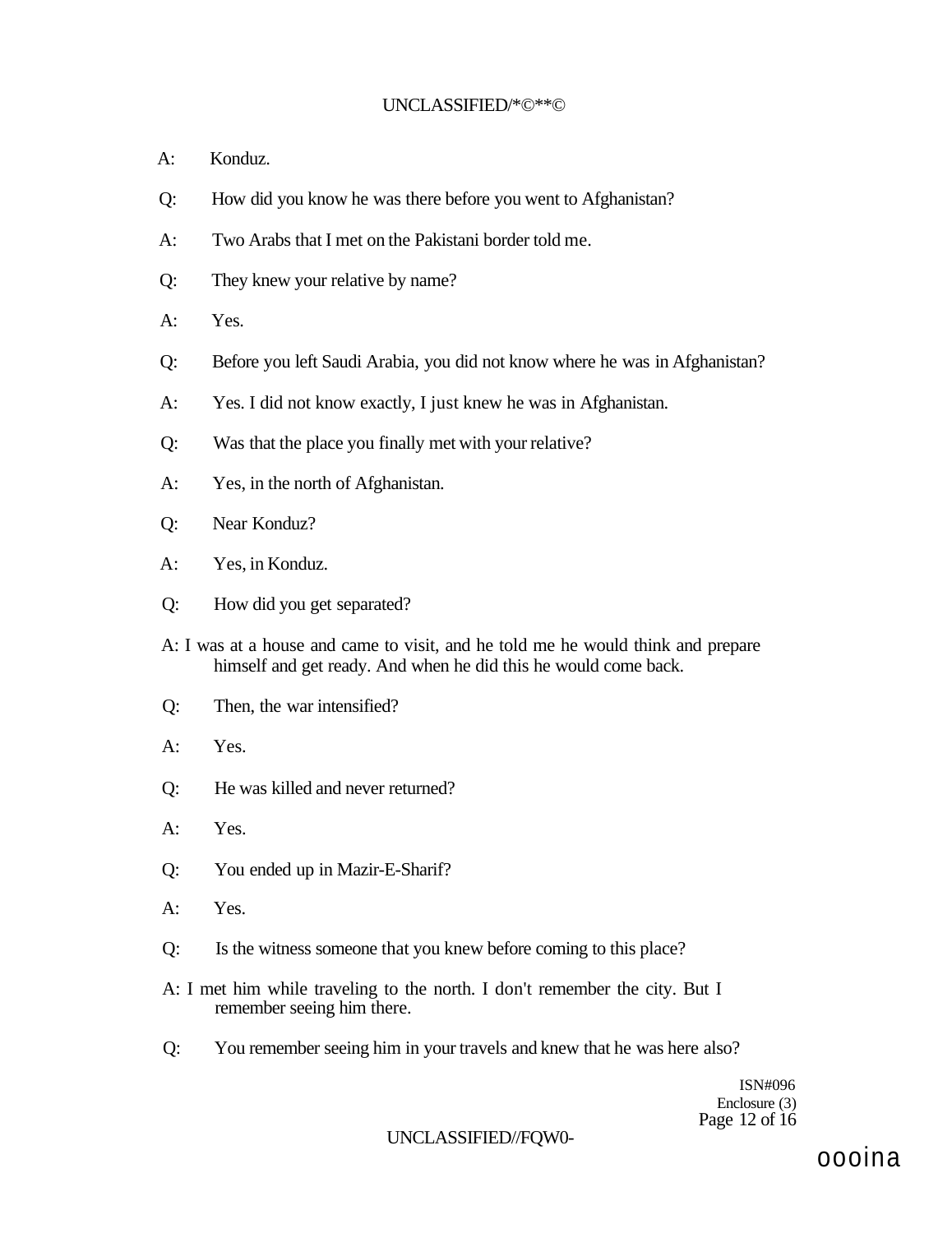A: Konduz.

Q: How did you know he was there before you went to Afghanistan?

A: Two Arabs that I met on the Pakistani border told me.

Q: They knew your relative by name?

A: Yes.

Q: Before you left Saudi Arabia, you did not know where he was in Afghanistan?

A: Yes. I did not know exactly, I just knew he was in Afghanistan.

Q: Was that the place you finally met with your relative?

A: Yes, in the north of Afghanistan.

Q: Near Konduz?

A: Yes, in Konduz.

Q: How did you get separated?

A: I was at a house and came to visit, and he told me he would think and prepare himself and get ready. And when he did this he would come back.

Q: Then, the war intensified?

A: Yes.

Q: He was killed and never returned?

A: Yes.

Q: You ended up in Mazir-E-Sharif?

A: Yes.

Q: Is the witness someone that you knew before coming to this place?

A: I met him while traveling to the north. I don't remember the city. But I remember seeing him there.

Q: You remember seeing him in your travels and knew that he was here also?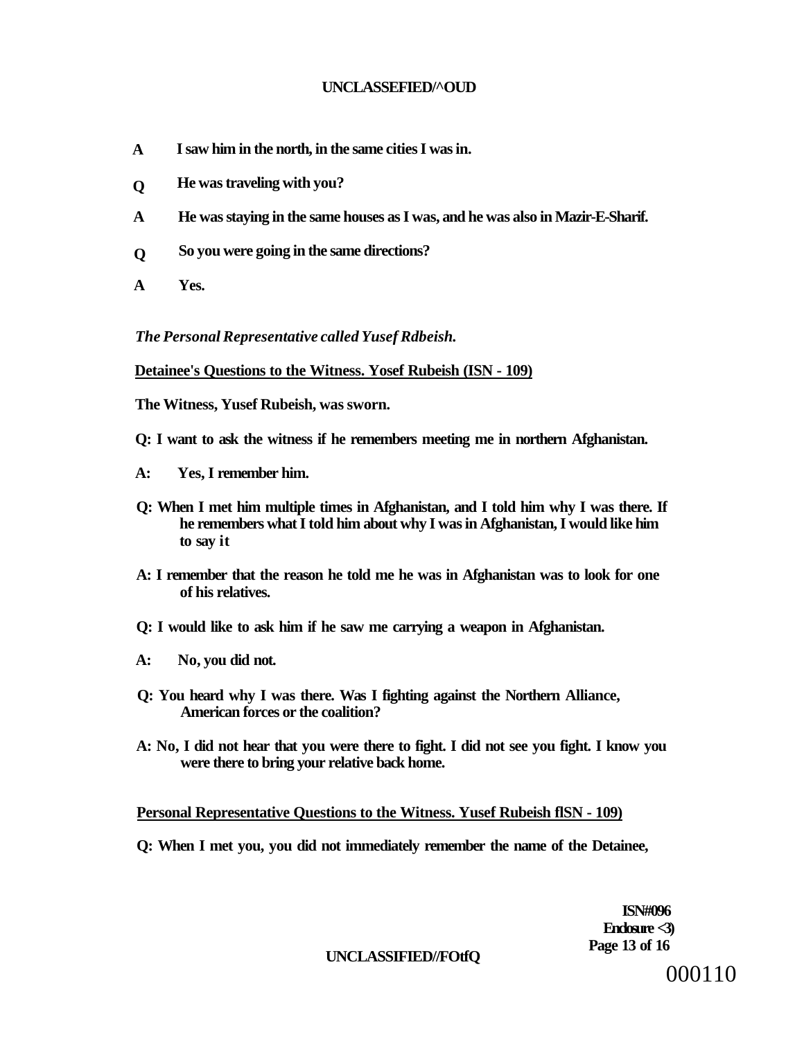**A** I saw him in the north, in the same cities I was in.

**Q** He was traveling with you?

**A** He was staying in the same houses as I was, and he was also in Mazir-E-Sharif.

**Q** So you were going in the same directions?

**A** Yes.

*The Personal Representative called Yusef Rdbeish.*

**Detainee's Questions to the Witness. Yosef Rubeish (ISN - 109)**

**The Witness, Yusef Rubeish, was sworn.**

**Q: I want to ask the witness if he remembers meeting me in northern Afghanistan.**

**A: Yes, I remember him.**

**Q: When I met him multiple times in Afghanistan, and I told him why I was there. If he remembers what I told him about why I was in Afghanistan, I would like him to say it**

**A: I remember that the reason he told me he was in Afghanistan was to look for one of his relatives.**

**Q: I would like to ask him if he saw me carrying a weapon in Afghanistan.**

**A: No, you did not.**

**Q: You heard why I was there. Was I fighting against the Northern Alliance, American forces or the coalition?**

**A: No, I did not hear that you were there to fight. I did not see you fight. I know you were there to bring your relative back home.**

**Personal Representative Questions to the Witness. Yusef Rubeish flSN - 109)**

**Q: When I met you, you did not immediately remember the name of the Detainee,**

**ISN#096**
**Enclosure <3)**

000110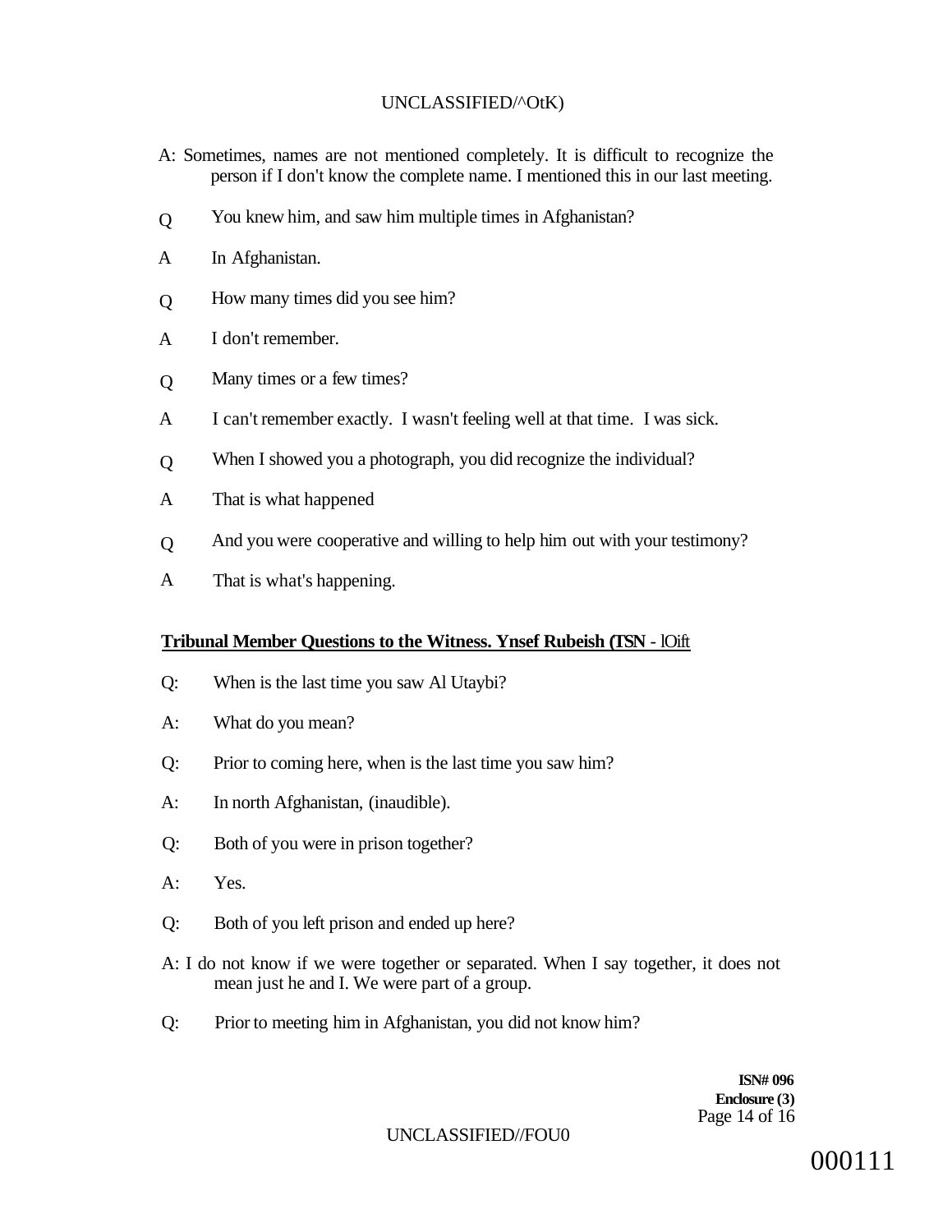A: Sometimes, names are not mentioned completely. It is difficult to recognize the person if I don't know the complete name. I mentioned this in our last meeting.

Q You knew him, and saw him multiple times in Afghanistan?

A In Afghanistan.

Q How many times did you see him?

A I don't remember.

Q Many times or a few times?

A I can't remember exactly. I wasn't feeling well at that time. I was sick.

Q When I showed you a photograph, you did recognize the individual?

A That is what happened

Q And you were cooperative and willing to help him out with your testimony?

A That is what's happening.

**Tribunal Member Questions to the Witness. Ynsef Rubeish (TSN - lOift**

Q: When is the last time you saw Al Utaybi?

A: What do you mean?

Q: Prior to coming here, when is the last time you saw him?

A: In north Afghanistan, (inaudible).

Q: Both of you were in prison together?

A: Yes.

Q: Both of you left prison and ended up here?

A: I do not know if we were together or separated. When I say together, it does not mean just he and I. We were part of a group.

Q: Prior to meeting him in Afghanistan, you did not know him?

**ISN# 096**
**Enclosure (3)**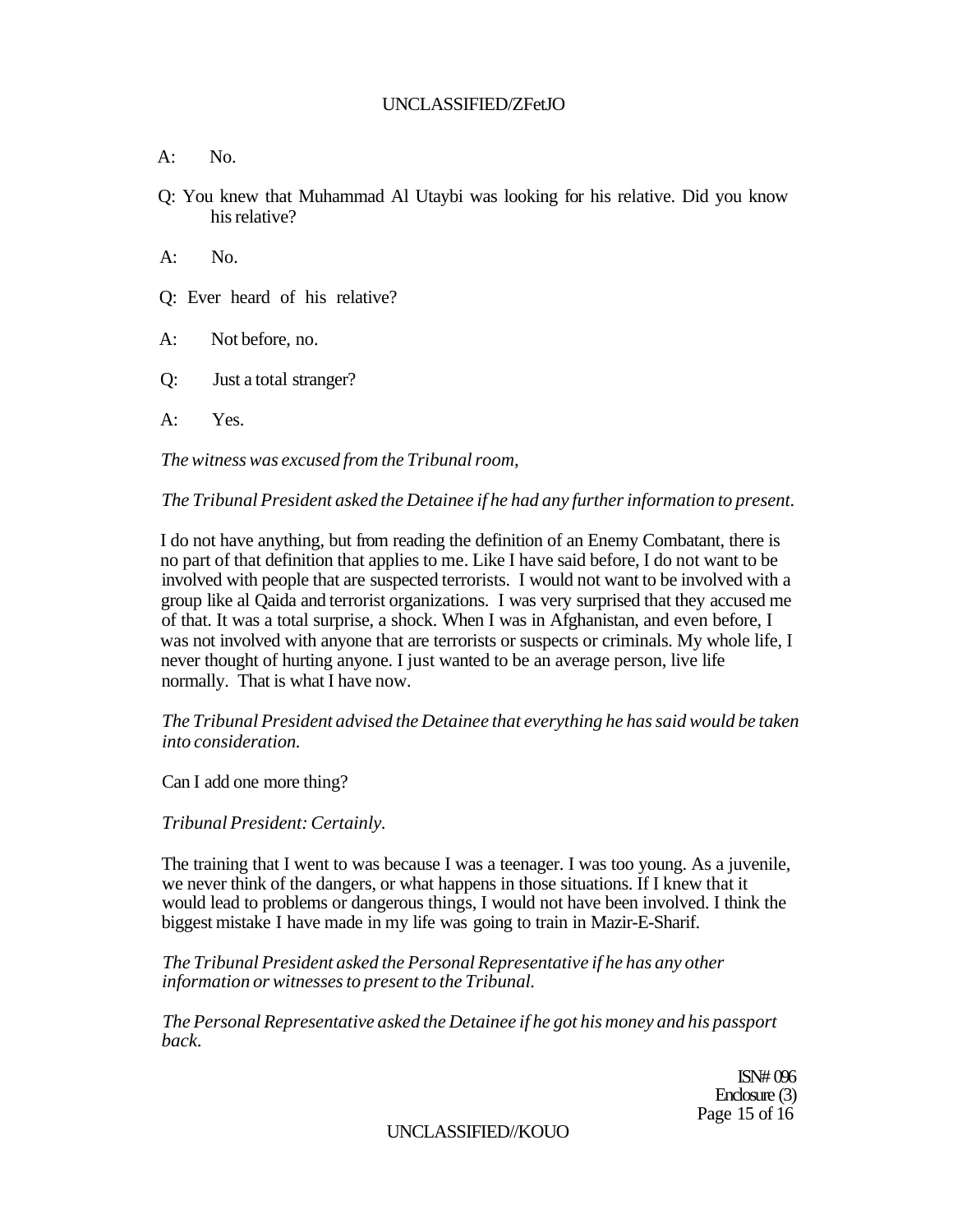A: No.

Q: You knew that Muhammad Al Utaybi was looking for his relative. Did you know his relative?

A: No.

Q: Ever heard of his relative?

A: Not before, no.

Q: Just a total stranger?

A: Yes.

*The witness was excused from the Tribunal room,*

*The Tribunal President asked the Detainee if he had any further information to present.*

I do not have anything, but from reading the definition of an Enemy Combatant, there is no part of that definition that applies to me. Like I have said before, I do not want to be involved with people that are suspected terrorists. I would not want to be involved with a group like al Qaida and terrorist organizations. I was very surprised that they accused me of that. It was a total surprise, a shock. When I was in Afghanistan, and even before, I was not involved with anyone that are terrorists or suspects or criminals. My whole life, I never thought of hurting anyone. I just wanted to be an average person, live life normally. That is what I have now.

*The Tribunal President advised the Detainee that everything he has said would be taken into consideration.*

Can I add one more thing?

*Tribunal President: Certainly.*

The training that I went to was because I was a teenager. I was too young. As a juvenile, we never think of the dangers, or what happens in those situations. If I knew that it would lead to problems or dangerous things, I would not have been involved. I think the biggest mistake I have made in my life was going to train in Mazir-E-Sharif.

*The Tribunal President asked the Personal Representative if he has any other information or witnesses to present to the Tribunal.*

*The Personal Representative asked the Detainee if he got his money and his passport back.*

ISN# 096
Enclosure (3)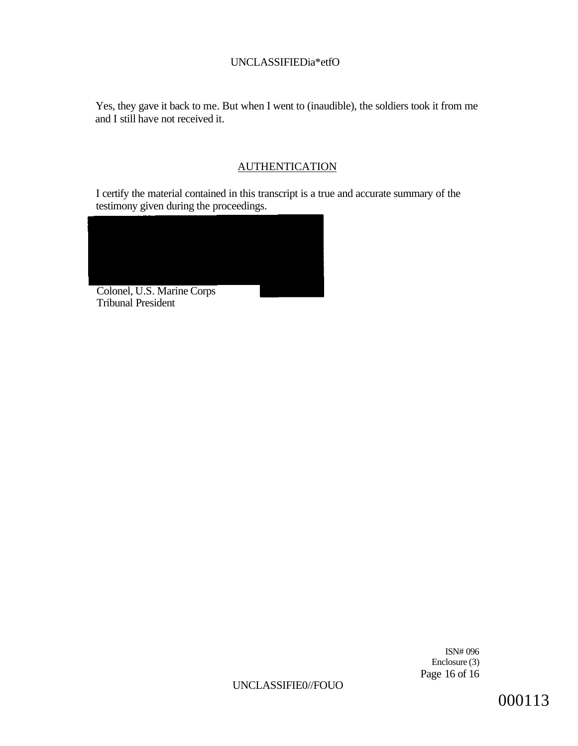Yes, they gave it back to me. But when I went to (inaudible), the soldiers took it from me and I still have not received it.

## AUTHENTICATION

I certify the material contained in this transcript is a true and accurate summary of the testimony given during the proceedings.

Colonel, U.S. Marine Corps
Tribunal President

ISN# 096
Enclosure (3)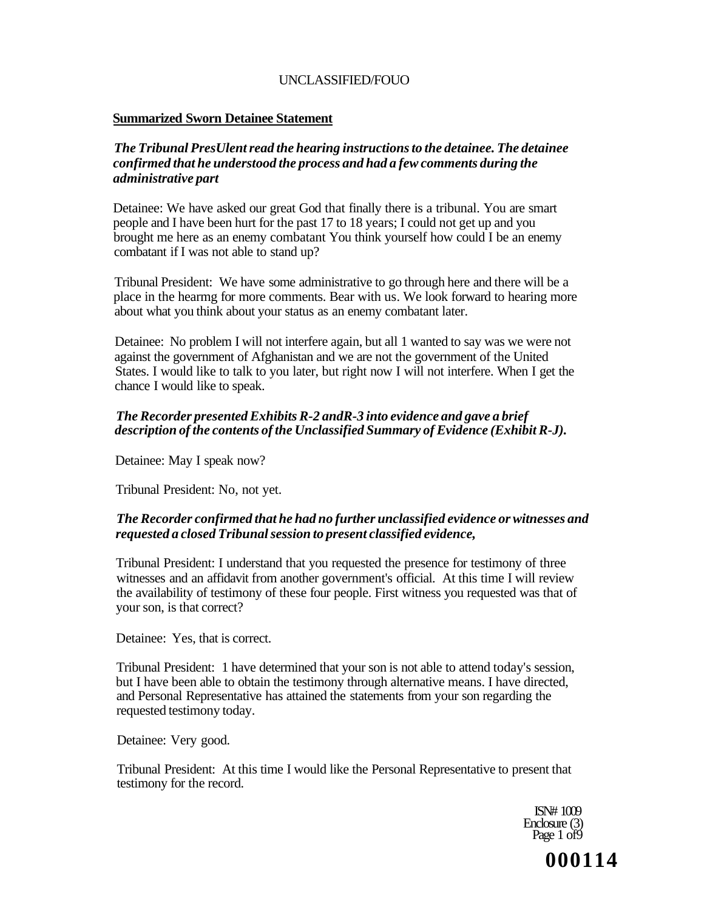UNCLASSIFIED/FOUO

**Summarized Sworn Detainee Statement**

***The Tribunal PresUlent read the hearing instructions to the detainee. The detainee confirmed that he understood the process and had a few comments during the administrative part***

Detainee: We have asked our great God that finally there is a tribunal. You are smart people and I have been hurt for the past 17 to 18 years; I could not get up and you brought me here as an enemy combatant You think yourself how could I be an enemy combatant if I was not able to stand up?

Tribunal President: We have some administrative to go through here and there will be a place in the hearmg for more comments. Bear with us. We look forward to hearing more about what you think about your status as an enemy combatant later.

Detainee: No problem I will not interfere again, but all 1 wanted to say was we were not against the government of Afghanistan and we are not the government of the United States. I would like to talk to you later, but right now I will not interfere. When I get the chance I would like to speak.

***The Recorder presented Exhibits R-2 andR-3 into evidence and gave a brief description of the contents of the Unclassified Summary of Evidence (Exhibit R-J).***

Detainee: May I speak now?

Tribunal President: No, not yet.

***The Recorder confirmed that he had no further unclassified evidence or witnesses and requested a closed Tribunal session to present classified evidence,***

Tribunal President: I understand that you requested the presence for testimony of three witnesses and an affidavit from another government's official. At this time I will review the availability of testimony of these four people. First witness you requested was that of your son, is that correct?

Detainee: Yes, that is correct.

Tribunal President: 1 have determined that your son is not able to attend today's session, but I have been able to obtain the testimony through alternative means. I have directed, and Personal Representative has attained the statements from your son regarding the requested testimony today.

Detainee: Very good.

Tribunal President: At this time I would like the Personal Representative to present that testimony for the record.

ISN# 1009
Enclosure (3)

000114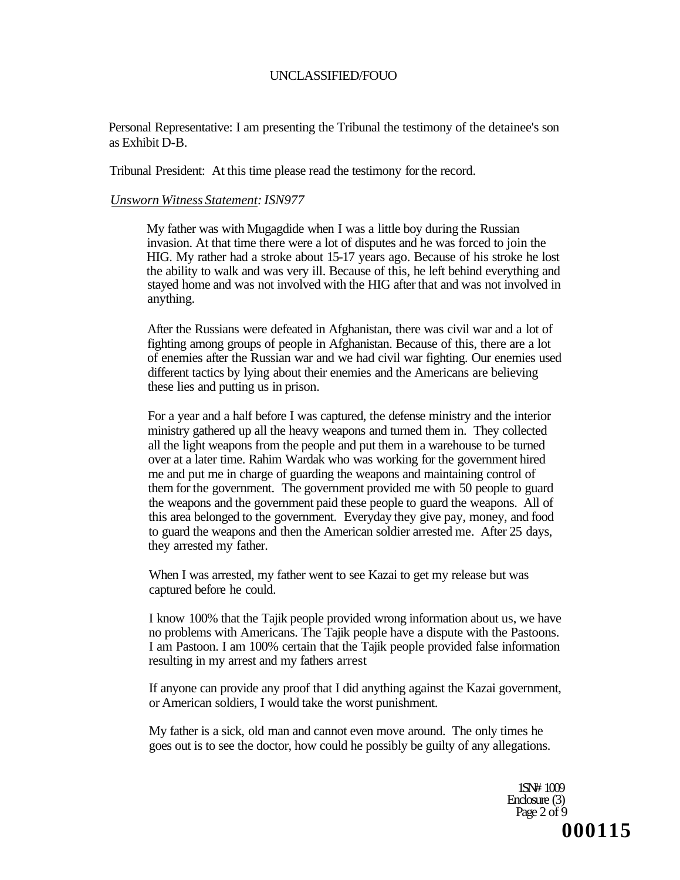Personal Representative: I am presenting the Tribunal the testimony of the detainee's son as Exhibit D-B.

Tribunal President: At this time please read the testimony for the record.

*Unsworn Witness Statement: ISN977*

> My father was with Mugagdide when I was a little boy during the Russian invasion. At that time there were a lot of disputes and he was forced to join the HIG. My rather had a stroke about 15-17 years ago. Because of his stroke he lost the ability to walk and was very ill. Because of this, he left behind everything and stayed home and was not involved with the HIG after that and was not involved in anything.
>
> After the Russians were defeated in Afghanistan, there was civil war and a lot of fighting among groups of people in Afghanistan. Because of this, there are a lot of enemies after the Russian war and we had civil war fighting. Our enemies used different tactics by lying about their enemies and the Americans are believing these lies and putting us in prison.
>
> For a year and a half before I was captured, the defense ministry and the interior ministry gathered up all the heavy weapons and turned them in. They collected all the light weapons from the people and put them in a warehouse to be turned over at a later time. Rahim Wardak who was working for the government hired me and put me in charge of guarding the weapons and maintaining control of them for the government. The government provided me with 50 people to guard the weapons and the government paid these people to guard the weapons. All of this area belonged to the government. Everyday they give pay, money, and food to guard the weapons and then the American soldier arrested me. After 25 days, they arrested my father.
>
> When I was arrested, my father went to see Kazai to get my release but was captured before he could.
>
> I know 100% that the Tajik people provided wrong information about us, we have no problems with Americans. The Tajik people have a dispute with the Pastoons. I am Pastoon. I am 100% certain that the Tajik people provided false information resulting in my arrest and my fathers arrest
>
> If anyone can provide any proof that I did anything against the Kazai government, or American soldiers, I would take the worst punishment.
>
> My father is a sick, old man and cannot even move around. The only times he goes out is to see the doctor, how could he possibly be guilty of any allegations.

ISN# 1009
Enclosure (3)
Page 2 of 9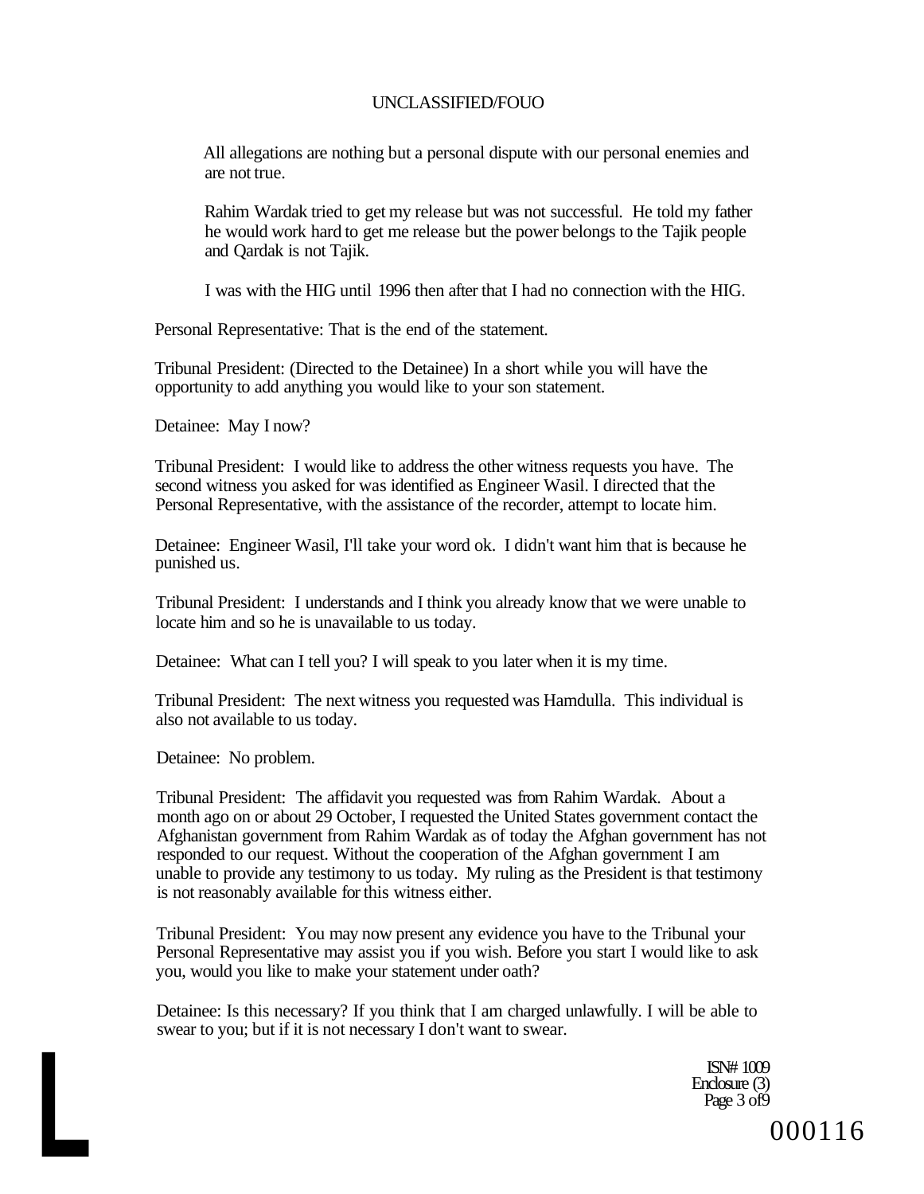All allegations are nothing but a personal dispute with our personal enemies and are not true.

Rahim Wardak tried to get my release but was not successful. He told my father he would work hard to get me release but the power belongs to the Tajik people and Qardak is not Tajik.

I was with the HIG until 1996 then after that I had no connection with the HIG.

Personal Representative: That is the end of the statement.

Tribunal President: (Directed to the Detainee) In a short while you will have the opportunity to add anything you would like to your son statement.

Detainee: May I now?

Tribunal President: I would like to address the other witness requests you have. The second witness you asked for was identified as Engineer Wasil. I directed that the Personal Representative, with the assistance of the recorder, attempt to locate him.

Detainee: Engineer Wasil, I'll take your word ok. I didn't want him that is because he punished us.

Tribunal President: I understands and I think you already know that we were unable to locate him and so he is unavailable to us today.

Detainee: What can I tell you? I will speak to you later when it is my time.

Tribunal President: The next witness you requested was Hamdulla. This individual is also not available to us today.

Detainee: No problem.

Tribunal President: The affidavit you requested was from Rahim Wardak. About a month ago on or about 29 October, I requested the United States government contact the Afghanistan government from Rahim Wardak as of today the Afghan government has not responded to our request. Without the cooperation of the Afghan government I am unable to provide any testimony to us today. My ruling as the President is that testimony is not reasonably available for this witness either.

Tribunal President: You may now present any evidence you have to the Tribunal your Personal Representative may assist you if you wish. Before you start I would like to ask you, would you like to make your statement under oath?

Detainee: Is this necessary? If you think that I am charged unlawfully. I will be able to swear to you; but if it is not necessary I don't want to swear.

ISN# 1009
Enclosure (3)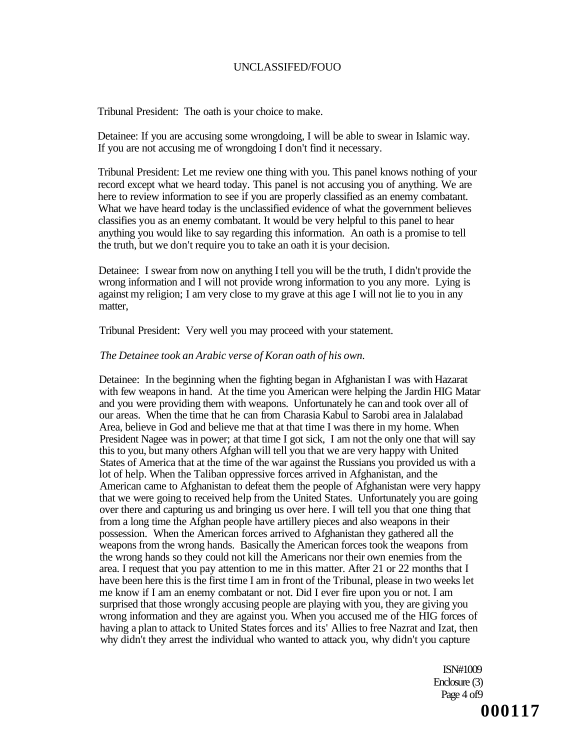Tribunal President: The oath is your choice to make.

Detainee: If you are accusing some wrongdoing, I will be able to swear in Islamic way. If you are not accusing me of wrongdoing I don't find it necessary.

Tribunal President: Let me review one thing with you. This panel knows nothing of your record except what we heard today. This panel is not accusing you of anything. We are here to review information to see if you are properly classified as an enemy combatant. What we have heard today is the unclassified evidence of what the government believes classifies you as an enemy combatant. It would be very helpful to this panel to hear anything you would like to say regarding this information. An oath is a promise to tell the truth, but we don't require you to take an oath it is your decision.

Detainee: I swear from now on anything I tell you will be the truth, I didn't provide the wrong information and I will not provide wrong information to you any more. Lying is against my religion; I am very close to my grave at this age I will not lie to you in any matter,

Tribunal President: Very well you may proceed with your statement.

*The Detainee took an Arabic verse of Koran oath of his own.*

Detainee: In the beginning when the fighting began in Afghanistan I was with Hazarat with few weapons in hand. At the time you American were helping the Jardin HIG Matar and you were providing them with weapons. Unfortunately he can and took over all of our areas. When the time that he can from Charasia Kabul to Sarobi area in Jalalabad Area, believe in God and believe me that at that time I was there in my home. When President Nagee was in power; at that time I got sick, I am not the only one that will say this to you, but many others Afghan will tell you that we are very happy with United States of America that at the time of the war against the Russians you provided us with a lot of help. When the Taliban oppressive forces arrived in Afghanistan, and the American came to Afghanistan to defeat them the people of Afghanistan were very happy that we were going to received help from the United States. Unfortunately you are going over there and capturing us and bringing us over here. I will tell you that one thing that from a long time the Afghan people have artillery pieces and also weapons in their possession. When the American forces arrived to Afghanistan they gathered all the weapons from the wrong hands. Basically the American forces took the weapons from the wrong hands so they could not kill the Americans nor their own enemies from the area. I request that you pay attention to me in this matter. After 21 or 22 months that I have been here this is the first time I am in front of the Tribunal, please in two weeks let me know if I am an enemy combatant or not. Did I ever fire upon you or not. I am surprised that those wrongly accusing people are playing with you, they are giving you wrong information and they are against you. When you accused me of the HIG forces of having a plan to attack to United States forces and its' Allies to free Nazrat and Izat, then why didn't they arrest the individual who wanted to attack you, why didn't you capture

ISN#1009
Enclosure (3)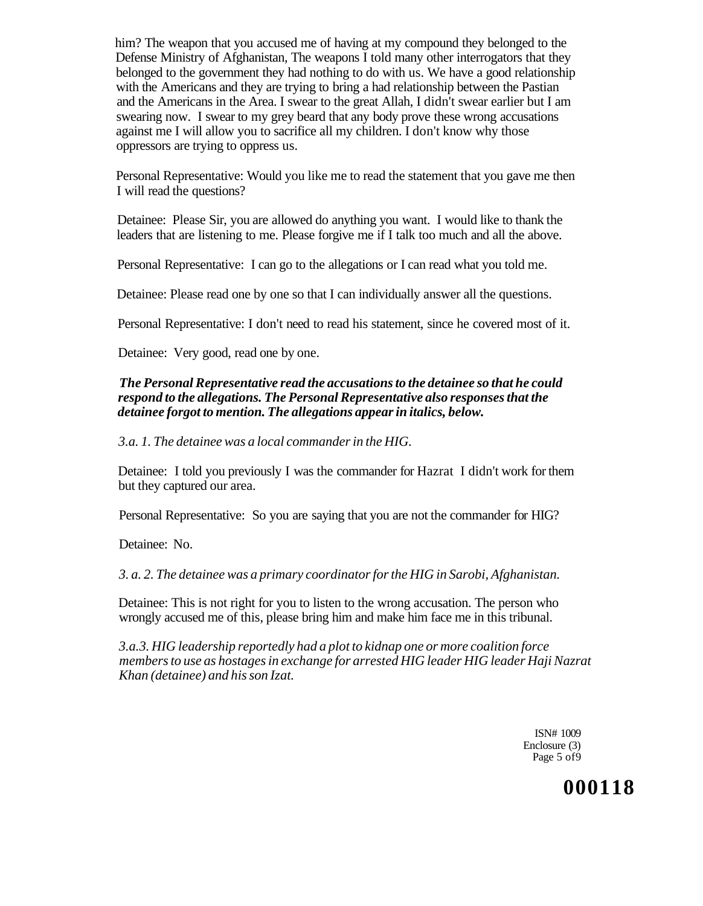him? The weapon that you accused me of having at my compound they belonged to the Defense Ministry of Afghanistan, The weapons I told many other interrogators that they belonged to the government they had nothing to do with us. We have a good relationship with the Americans and they are trying to bring a had relationship between the Pastian and the Americans in the Area. I swear to the great Allah, I didn't swear earlier but I am swearing now. I swear to my grey beard that any body prove these wrong accusations against me I will allow you to sacrifice all my children. I don't know why those oppressors are trying to oppress us.

Personal Representative: Would you like me to read the statement that you gave me then I will read the questions?

Detainee: Please Sir, you are allowed do anything you want. I would like to thank the leaders that are listening to me. Please forgive me if I talk too much and all the above.

Personal Representative: I can go to the allegations or I can read what you told me.

Detainee: Please read one by one so that I can individually answer all the questions.

Personal Representative: I don't need to read his statement, since he covered most of it.

Detainee: Very good, read one by one.

***The Personal Representative read the accusations to the detainee so that he could respond to the allegations. The Personal Representative also responses that the detainee forgot to mention. The allegations appear in italics, below.***

*3.a. 1. The detainee was a local commander in the HIG.*

Detainee: I told you previously I was the commander for Hazrat I didn't work for them but they captured our area.

Personal Representative: So you are saying that you are not the commander for HIG?

Detainee: No.

*3. a. 2. The detainee was a primary coordinator for the HIG in Sarobi, Afghanistan.*

Detainee: This is not right for you to listen to the wrong accusation. The person who wrongly accused me of this, please bring him and make him face me in this tribunal.

*3.a.3. HIG leadership reportedly had a plot to kidnap one or more coalition force members to use as hostages in exchange for arrested HIG leader HIG leader Haji Nazrat Khan (detainee) and his son Izat.*

ISN# 1009
Enclosure (3)

000118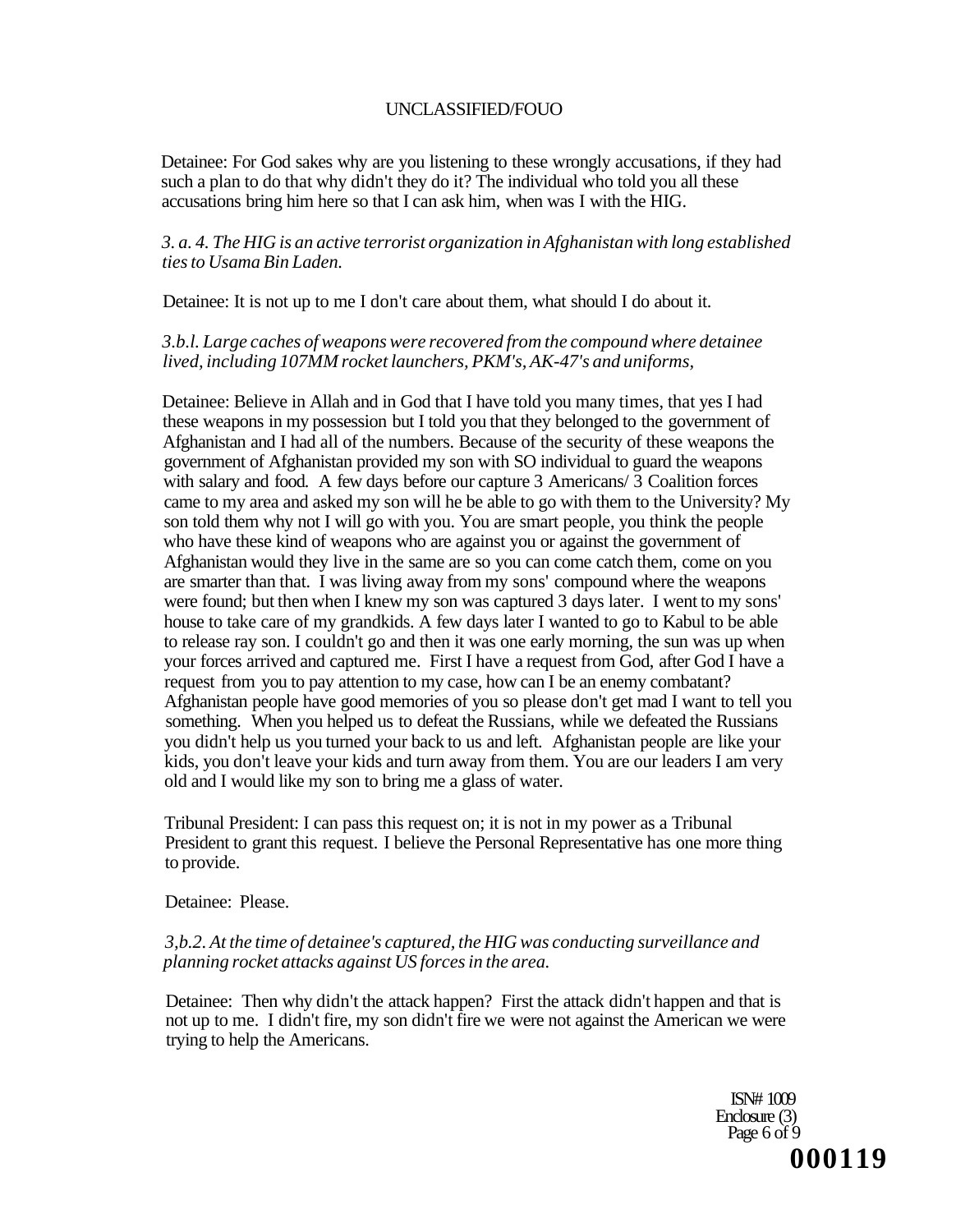Detainee: For God sakes why are you listening to these wrongly accusations, if they had such a plan to do that why didn't they do it? The individual who told you all these accusations bring him here so that I can ask him, when was I with the HIG.

*3. a. 4. The HIG is an active terrorist organization in Afghanistan with long established ties to Usama Bin Laden.*

Detainee: It is not up to me I don't care about them, what should I do about it.

*3.b.l. Large caches of weapons were recovered from the compound where detainee lived, including 107MM rocket launchers, PKM's, AK-47's and uniforms,*

Detainee: Believe in Allah and in God that I have told you many times, that yes I had these weapons in my possession but I told you that they belonged to the government of Afghanistan and I had all of the numbers. Because of the security of these weapons the government of Afghanistan provided my son with SO individual to guard the weapons with salary and food. A few days before our capture 3 Americans/ 3 Coalition forces came to my area and asked my son will he be able to go with them to the University? My son told them why not I will go with you. You are smart people, you think the people who have these kind of weapons who are against you or against the government of Afghanistan would they live in the same are so you can come catch them, come on you are smarter than that. I was living away from my sons' compound where the weapons were found; but then when I knew my son was captured 3 days later. I went to my sons' house to take care of my grandkids. A few days later I wanted to go to Kabul to be able to release ray son. I couldn't go and then it was one early morning, the sun was up when your forces arrived and captured me. First I have a request from God, after God I have a request from you to pay attention to my case, how can I be an enemy combatant? Afghanistan people have good memories of you so please don't get mad I want to tell you something. When you helped us to defeat the Russians, while we defeated the Russians you didn't help us you turned your back to us and left. Afghanistan people are like your kids, you don't leave your kids and turn away from them. You are our leaders I am very old and I would like my son to bring me a glass of water.

Tribunal President: I can pass this request on; it is not in my power as a Tribunal President to grant this request. I believe the Personal Representative has one more thing to provide.

Detainee: Please.

*3,b.2. At the time of detainee's captured, the HIG was conducting surveillance and planning rocket attacks against US forces in the area.*

Detainee: Then why didn't the attack happen? First the attack didn't happen and that is not up to me. I didn't fire, my son didn't fire we were not against the American we were trying to help the Americans.

ISN# 1009
Enclosure (3)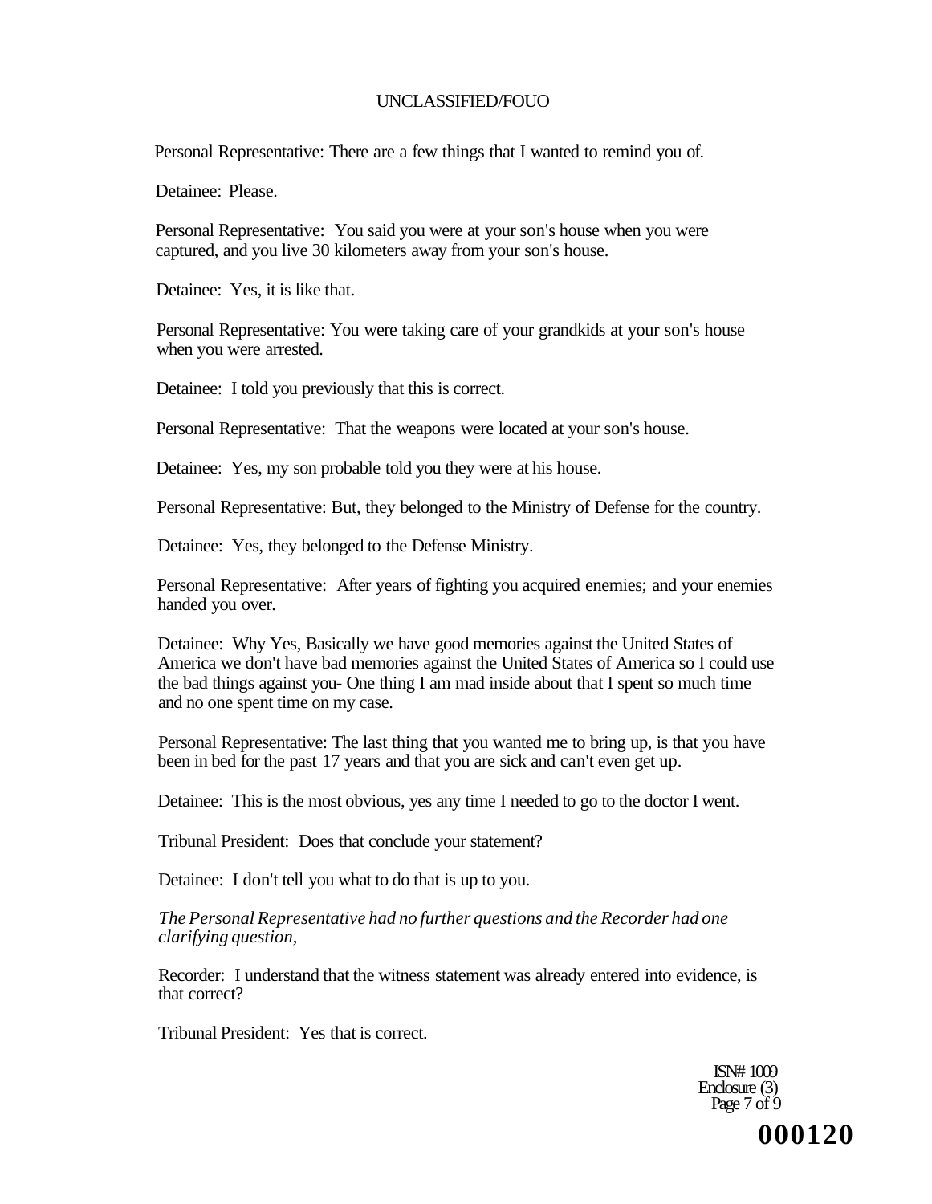Personal Representative: There are a few things that I wanted to remind you of.

Detainee: Please.

Personal Representative: You said you were at your son's house when you were captured, and you live 30 kilometers away from your son's house.

Detainee: Yes, it is like that.

Personal Representative: You were taking care of your grandkids at your son's house when you were arrested.

Detainee: I told you previously that this is correct.

Personal Representative: That the weapons were located at your son's house.

Detainee: Yes, my son probable told you they were at his house.

Personal Representative: But, they belonged to the Ministry of Defense for the country.

Detainee: Yes, they belonged to the Defense Ministry.

Personal Representative: After years of fighting you acquired enemies; and your enemies handed you over.

Detainee: Why Yes, Basically we have good memories against the United States of America we don't have bad memories against the United States of America so I could use the bad things against you- One thing I am mad inside about that I spent so much time and no one spent time on my case.

Personal Representative: The last thing that you wanted me to bring up, is that you have been in bed for the past 17 years and that you are sick and can't even get up.

Detainee: This is the most obvious, yes any time I needed to go to the doctor I went.

Tribunal President: Does that conclude your statement?

Detainee: I don't tell you what to do that is up to you.

*The Personal Representative had no further questions and the Recorder had one clarifying question,*

Recorder: I understand that the witness statement was already entered into evidence, is that correct?

Tribunal President: Yes that is correct.

ISN# 1009
Enclosure (3)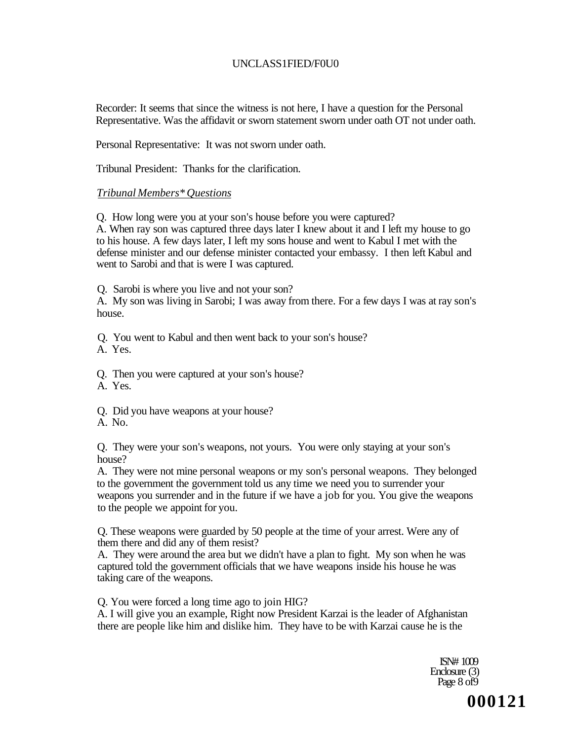Recorder: It seems that since the witness is not here, I have a question for the Personal Representative. Was the affidavit or sworn statement sworn under oath OT not under oath.

Personal Representative: It was not sworn under oath.

Tribunal President: Thanks for the clarification.

*Tribunal Members* Questions*

Q. How long were you at your son's house before you were captured?
A. When ray son was captured three days later I knew about it and I left my house to go to his house. A few days later, I left my sons house and went to Kabul I met with the defense minister and our defense minister contacted your embassy. I then left Kabul and went to Sarobi and that is were I was captured.

Q. Sarobi is where you live and not your son?
A. My son was living in Sarobi; I was away from there. For a few days I was at ray son's house.

Q. You went to Kabul and then went back to your son's house?
A. Yes.

Q. Then you were captured at your son's house?
A. Yes.

Q. Did you have weapons at your house?
A. No.

Q. They were your son's weapons, not yours. You were only staying at your son's house?
A. They were not mine personal weapons or my son's personal weapons. They belonged to the government the government told us any time we need you to surrender your weapons you surrender and in the future if we have a job for you. You give the weapons to the people we appoint for you.

Q. These weapons were guarded by 50 people at the time of your arrest. Were any of them there and did any of them resist?
A. They were around the area but we didn't have a plan to fight. My son when he was captured told the government officials that we have weapons inside his house he was taking care of the weapons.

Q. You were forced a long time ago to join HIG?
A. I will give you an example, Right now President Karzai is the leader of Afghanistan there are people like him and dislike him. They have to be with Karzai cause he is the

ISN# 1009
Enclosure (3)

000121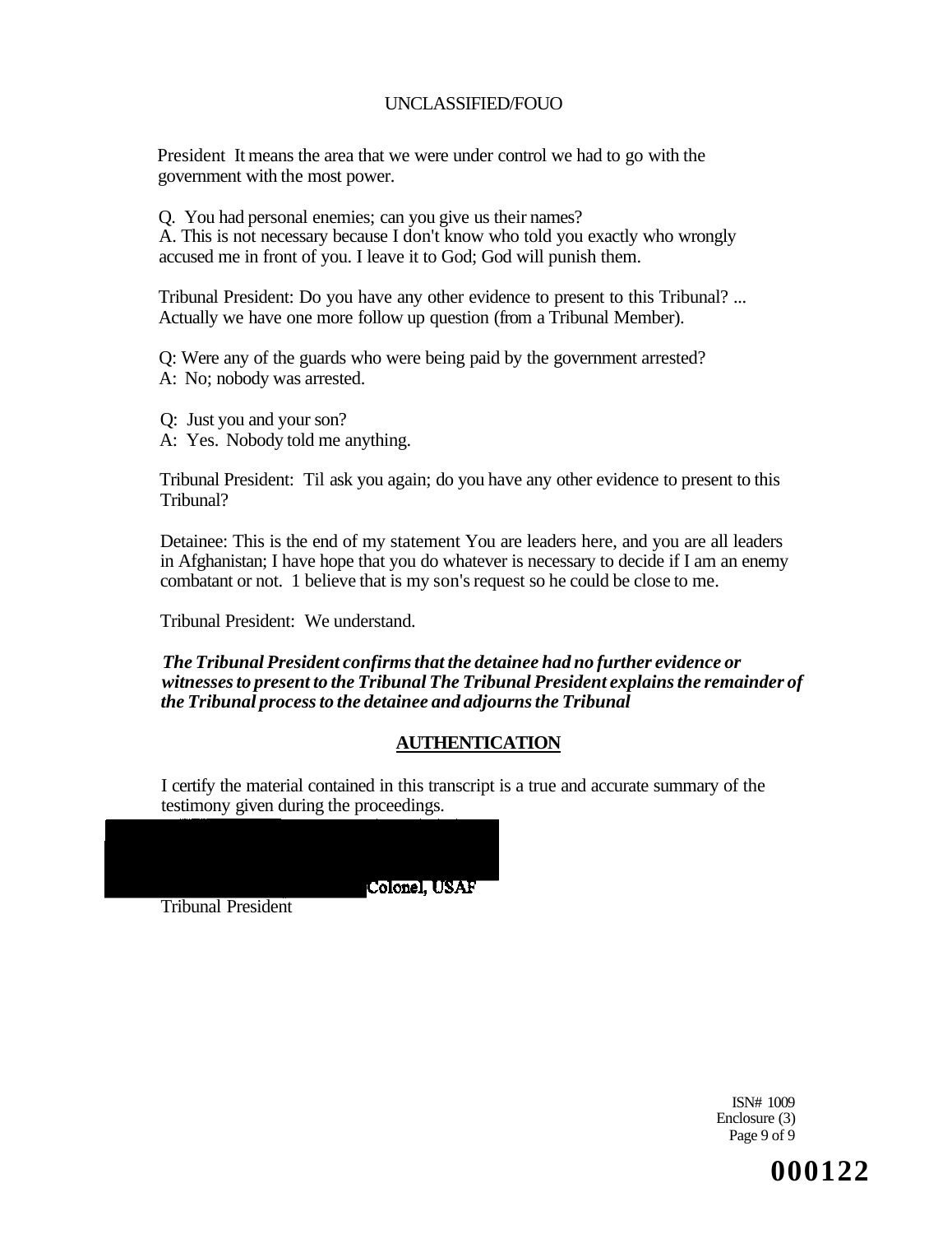President It means the area that we were under control we had to go with the government with the most power.

Q. You had personal enemies; can you give us their names?
A. This is not necessary because I don't know who told you exactly who wrongly accused me in front of you. I leave it to God; God will punish them.

Tribunal President: Do you have any other evidence to present to this Tribunal? ... Actually we have one more follow up question (from a Tribunal Member).

Q: Were any of the guards who were being paid by the government arrested?
A: No; nobody was arrested.

Q: Just you and your son?
A: Yes. Nobody told me anything.

Tribunal President: Til ask you again; do you have any other evidence to present to this Tribunal?

Detainee: This is the end of my statement You are leaders here, and you are all leaders in Afghanistan; I have hope that you do whatever is necessary to decide if I am an enemy combatant or not. 1 believe that is my son's request so he could be close to me.

Tribunal President: We understand.

***The Tribunal President confirms that the detainee had no further evidence or witnesses to present to the Tribunal The Tribunal President explains the remainder of the Tribunal process to the detainee and adjourns the Tribunal***

## AUTHENTICATION

I certify the material contained in this transcript is a true and accurate summary of the testimony given during the proceedings.

Colonel, USAF
Tribunal President

ISN# 1009
Enclosure (3)

000122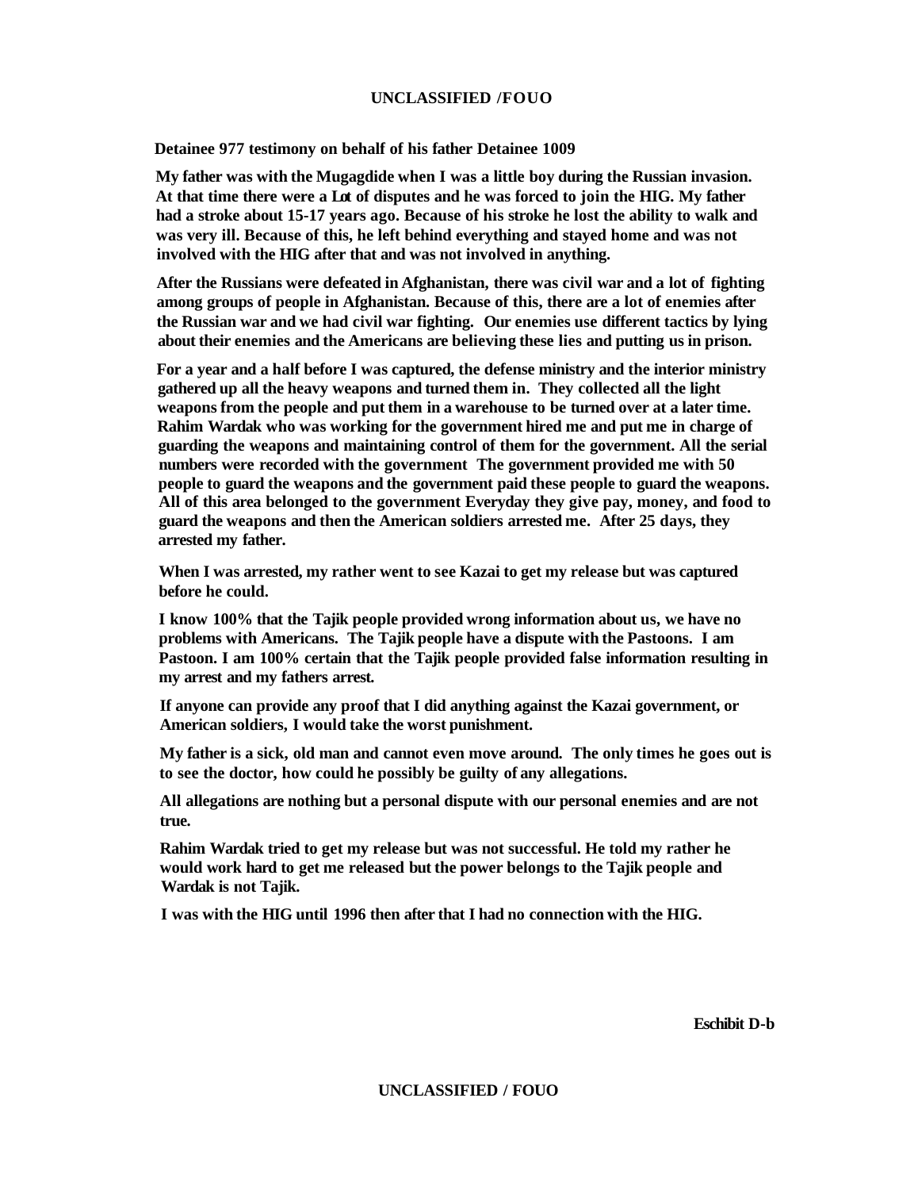**Detainee 977 testimony on behalf of his father Detainee 1009**

**My father was with the Mugagdide when I was a little boy during the Russian invasion. At that time there were a Lot of disputes and he was forced to join the HIG. My father had a stroke about 15-17 years ago. Because of his stroke he lost the ability to walk and was very ill. Because of this, he left behind everything and stayed home and was not involved with the HIG after that and was not involved in anything.**

**After the Russians were defeated in Afghanistan, there was civil war and a lot of fighting among groups of people in Afghanistan. Because of this, there are a lot of enemies after the Russian war and we had civil war fighting. Our enemies use different tactics by lying about their enemies and the Americans are believing these lies and putting us in prison.**

**For a year and a half before I was captured, the defense ministry and the interior ministry gathered up all the heavy weapons and turned them in. They collected all the light weapons from the people and put them in a warehouse to be turned over at a later time. Rahim Wardak who was working for the government hired me and put me in charge of guarding the weapons and maintaining control of them for the government. All the serial numbers were recorded with the government The government provided me with 50 people to guard the weapons and the government paid these people to guard the weapons. All of this area belonged to the government Everyday they give pay, money, and food to guard the weapons and then the American soldiers arrested me. After 25 days, they arrested my father.**

**When I was arrested, my rather went to see Kazai to get my release but was captured before he could.**

**I know 100% that the Tajik people provided wrong information about us, we have no problems with Americans. The Tajik people have a dispute with the Pastoons. I am Pastoon. I am 100% certain that the Tajik people provided false information resulting in my arrest and my fathers arrest.**

**If anyone can provide any proof that I did anything against the Kazai government, or American soldiers, I would take the worst punishment.**

**My father is a sick, old man and cannot even move around. The only times he goes out is to see the doctor, how could he possibly be guilty of any allegations.**

**All allegations are nothing but a personal dispute with our personal enemies and are not true.**

**Rahim Wardak tried to get my release but was not successful. He told my rather he would work hard to get me released but the power belongs to the Tajik people and Wardak is not Tajik.**

**I was with the HIG until 1996 then after that I had no connection with the HIG.**

**Eschibit D-b**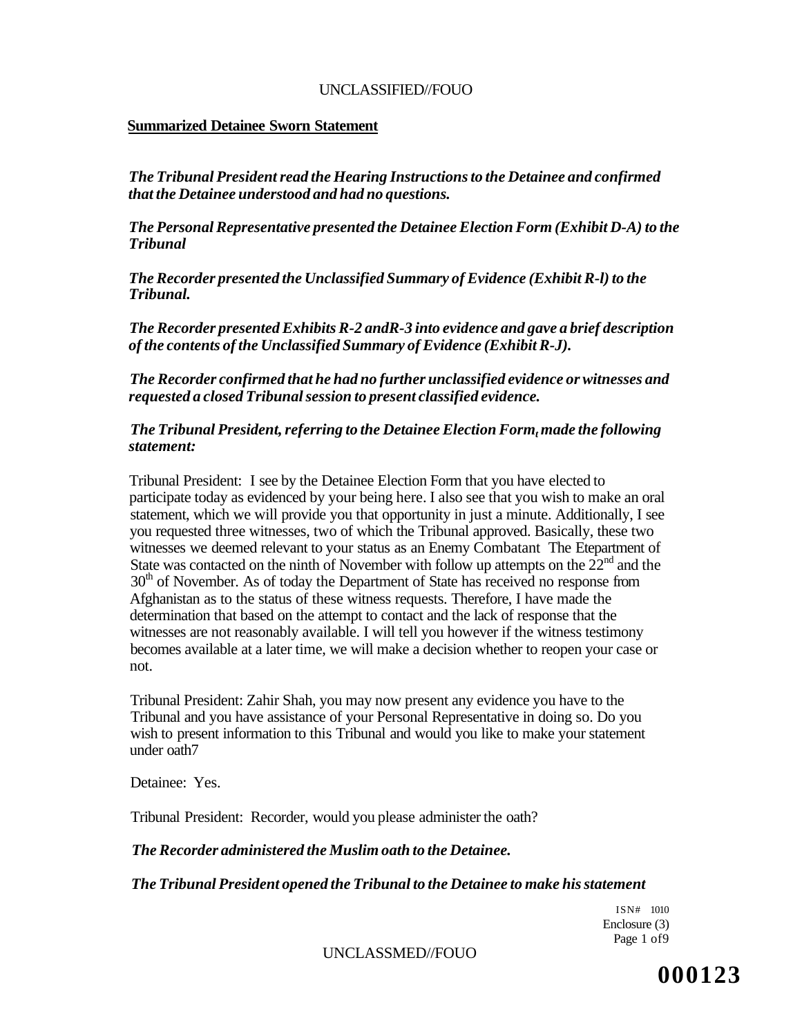**Summarized Detainee Sworn Statement**

***The Tribunal President read the Hearing Instructions to the Detainee and confirmed that the Detainee understood and had no questions.***

***The Personal Representative presented the Detainee Election Form (Exhibit D-A) to the Tribunal***

***The Recorder presented the Unclassified Summary of Evidence (Exhibit R-l) to the Tribunal.***

***The Recorder presented Exhibits R-2 andR-3 into evidence and gave a brief description of the contents of the Unclassified Summary of Evidence (Exhibit R-J).***

***The Recorder confirmed that he had no further unclassified evidence or witnesses and requested a closed Tribunal session to present classified evidence.***

***The Tribunal President, referring to the Detainee Election Form, made the following statement:***

Tribunal President: I see by the Detainee Election Form that you have elected to participate today as evidenced by your being here. I also see that you wish to make an oral statement, which we will provide you that opportunity in just a minute. Additionally, I see you requested three witnesses, two of which the Tribunal approved. Basically, these two witnesses we deemed relevant to your status as an Enemy Combatant The Etepartment of State was contacted on the ninth of November with follow up attempts on the 22nd and the 30th of November. As of today the Department of State has received no response from Afghanistan as to the status of these witness requests. Therefore, I have made the determination that based on the attempt to contact and the lack of response that the witnesses are not reasonably available. I will tell you however if the witness testimony becomes available at a later time, we will make a decision whether to reopen your case or not.

Tribunal President: Zahir Shah, you may now present any evidence you have to the Tribunal and you have assistance of your Personal Representative in doing so. Do you wish to present information to this Tribunal and would you like to make your statement under oath7

Detainee: Yes.

Tribunal President: Recorder, would you please administer the oath?

***The Recorder administered the Muslim oath to the Detainee.***

***The Tribunal President opened the Tribunal to the Detainee to make his statement***

ISN# 1010
Enclosure (3)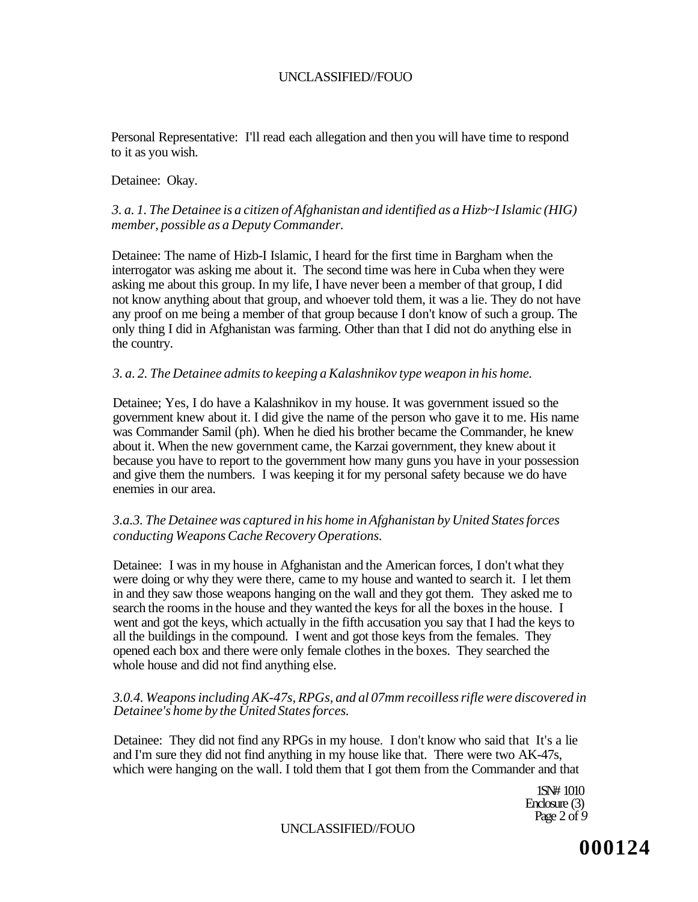Personal Representative: I'll read each allegation and then you will have time to respond to it as you wish.

Detainee: Okay.

*3. a. 1. The Detainee is a citizen of Afghanistan and identified as a Hizb~I Islamic (HIG) member, possible as a Deputy Commander.*

Detainee: The name of Hizb-I Islamic, I heard for the first time in Bargham when the interrogator was asking me about it. The second time was here in Cuba when they were asking me about this group. In my life, I have never been a member of that group, I did not know anything about that group, and whoever told them, it was a lie. They do not have any proof on me being a member of that group because I don't know of such a group. The only thing I did in Afghanistan was farming. Other than that I did not do anything else in the country.

*3. a. 2. The Detainee admits to keeping a Kalashnikov type weapon in his home.*

Detainee; Yes, I do have a Kalashnikov in my house. It was government issued so the government knew about it. I did give the name of the person who gave it to me. His name was Commander Samil (ph). When he died his brother became the Commander, he knew about it. When the new government came, the Karzai government, they knew about it because you have to report to the government how many guns you have in your possession and give them the numbers. I was keeping it for my personal safety because we do have enemies in our area.

*3.a.3. The Detainee was captured in his home in Afghanistan by United States forces conducting Weapons Cache Recovery Operations.*

Detainee: I was in my house in Afghanistan and the American forces, I don't what they were doing or why they were there, came to my house and wanted to search it. I let them in and they saw those weapons hanging on the wall and they got them. They asked me to search the rooms in the house and they wanted the keys for all the boxes in the house. I went and got the keys, which actually in the fifth accusation you say that I had the keys to all the buildings in the compound. I went and got those keys from the females. They opened each box and there were only female clothes in the boxes. They searched the whole house and did not find anything else.

*3.0.4. Weapons including AK-47s, RPGs, and al 07mm recoilless rifle were discovered in Detainee's home by the United States forces.*

Detainee: They did not find any RPGs in my house. I don't know who said that It's a lie and I'm sure they did not find anything in my house like that. There were two AK-47s, which were hanging on the wall. I told them that I got them from the Commander and that

1SN# 1010
Enclosure (3)

000124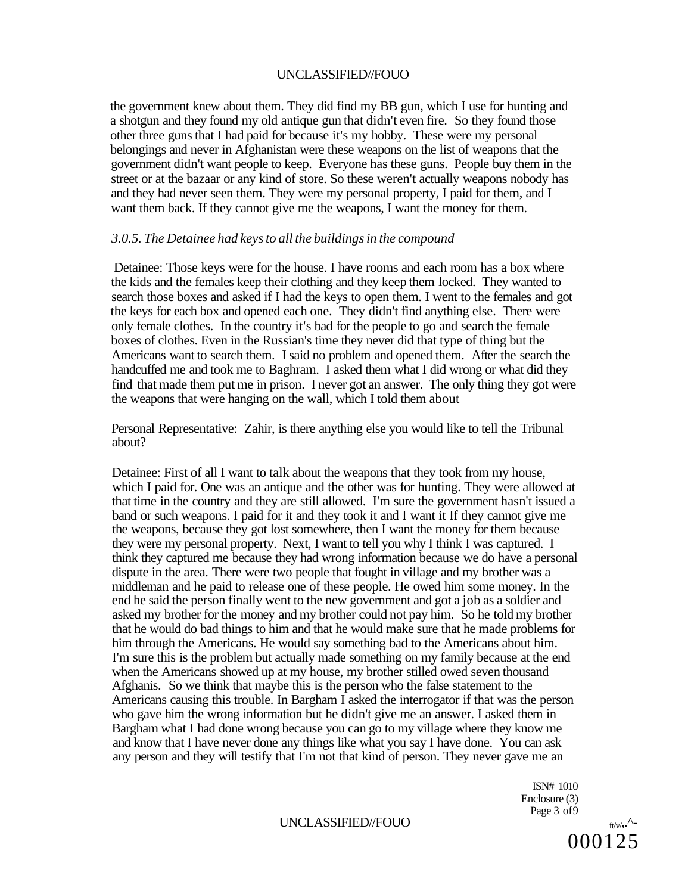the government knew about them. They did find my BB gun, which I use for hunting and a shotgun and they found my old antique gun that didn't even fire. So they found those other three guns that I had paid for because it's my hobby. These were my personal belongings and never in Afghanistan were these weapons on the list of weapons that the government didn't want people to keep. Everyone has these guns. People buy them in the street or at the bazaar or any kind of store. So these weren't actually weapons nobody has and they had never seen them. They were my personal property, I paid for them, and I want them back. If they cannot give me the weapons, I want the money for them.

*3.0.5. The Detainee had keys to all the buildings in the compound*

Detainee: Those keys were for the house. I have rooms and each room has a box where the kids and the females keep their clothing and they keep them locked. They wanted to search those boxes and asked if I had the keys to open them. I went to the females and got the keys for each box and opened each one. They didn't find anything else. There were only female clothes. In the country it's bad for the people to go and search the female boxes of clothes. Even in the Russian's time they never did that type of thing but the Americans want to search them. I said no problem and opened them. After the search the handcuffed me and took me to Baghram. I asked them what I did wrong or what did they find that made them put me in prison. I never got an answer. The only thing they got were the weapons that were hanging on the wall, which I told them about

Personal Representative: Zahir, is there anything else you would like to tell the Tribunal about?

Detainee: First of all I want to talk about the weapons that they took from my house, which I paid for. One was an antique and the other was for hunting. They were allowed at that time in the country and they are still allowed. I'm sure the government hasn't issued a band or such weapons. I paid for it and they took it and I want it If they cannot give me the weapons, because they got lost somewhere, then I want the money for them because they were my personal property. Next, I want to tell you why I think I was captured. I think they captured me because they had wrong information because we do have a personal dispute in the area. There were two people that fought in village and my brother was a middleman and he paid to release one of these people. He owed him some money. In the end he said the person finally went to the new government and got a job as a soldier and asked my brother for the money and my brother could not pay him. So he told my brother that he would do bad things to him and that he would make sure that he made problems for him through the Americans. He would say something bad to the Americans about him. I'm sure this is the problem but actually made something on my family because at the end when the Americans showed up at my house, my brother stilled owed seven thousand Afghanis. So we think that maybe this is the person who the false statement to the Americans causing this trouble. In Bargham I asked the interrogator if that was the person who gave him the wrong information but he didn't give me an answer. I asked them in Bargham what I had done wrong because you can go to my village where they know me and know that I have never done any things like what you say I have done. You can ask any person and they will testify that I'm not that kind of person. They never gave me an

ISN# 1010
Enclosure (3)
Page 3 of 9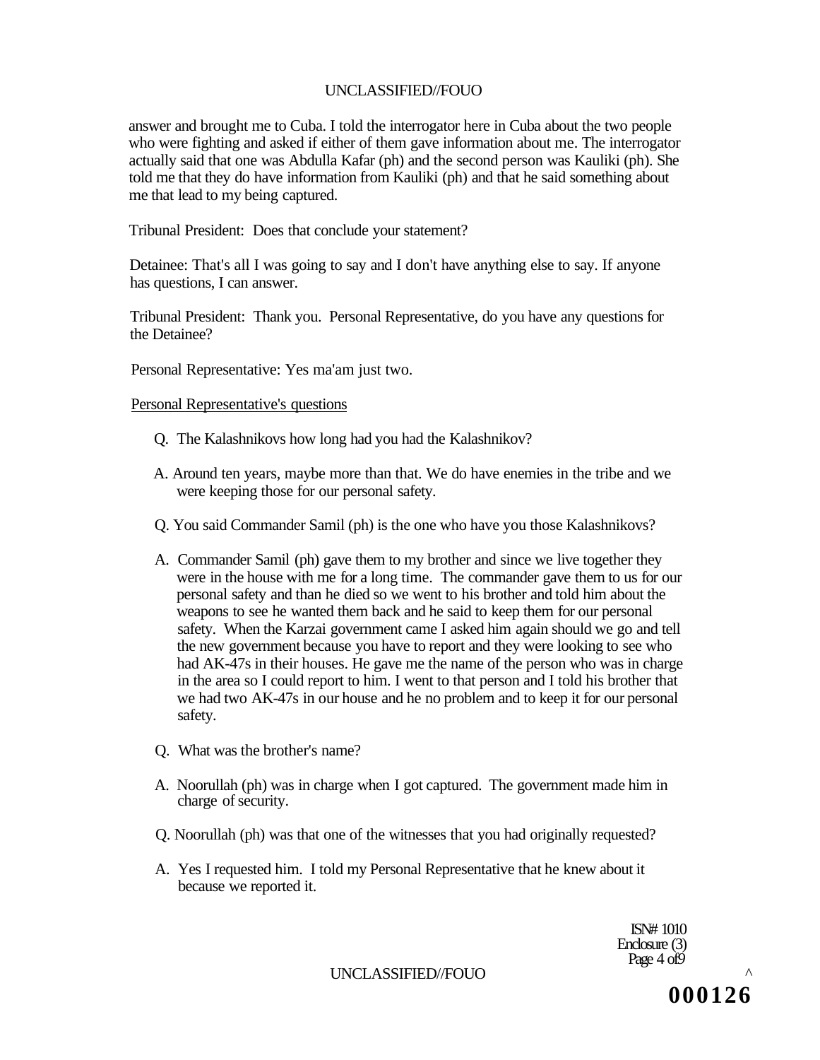answer and brought me to Cuba. I told the interrogator here in Cuba about the two people who were fighting and asked if either of them gave information about me. The interrogator actually said that one was Abdulla Kafar (ph) and the second person was Kauliki (ph). She told me that they do have information from Kauliki (ph) and that he said something about me that lead to my being captured.

Tribunal President: Does that conclude your statement?

Detainee: That's all I was going to say and I don't have anything else to say. If anyone has questions, I can answer.

Tribunal President: Thank you. Personal Representative, do you have any questions for the Detainee?

Personal Representative: Yes ma'am just two.

Personal Representative's questions

Q. The Kalashnikovs how long had you had the Kalashnikov?

A. Around ten years, maybe more than that. We do have enemies in the tribe and we were keeping those for our personal safety.

Q. You said Commander Samil (ph) is the one who have you those Kalashnikovs?

A. Commander Samil (ph) gave them to my brother and since we live together they were in the house with me for a long time. The commander gave them to us for our personal safety and than he died so we went to his brother and told him about the weapons to see he wanted them back and he said to keep them for our personal safety. When the Karzai government came I asked him again should we go and tell the new government because you have to report and they were looking to see who had AK-47s in their houses. He gave me the name of the person who was in charge in the area so I could report to him. I went to that person and I told his brother that we had two AK-47s in our house and he no problem and to keep it for our personal safety.

Q. What was the brother's name?

A. Noorullah (ph) was in charge when I got captured. The government made him in charge of security.

Q. Noorullah (ph) was that one of the witnesses that you had originally requested?

A. Yes I requested him. I told my Personal Representative that he knew about it because we reported it.

ISN# 1010
Enclosure (3)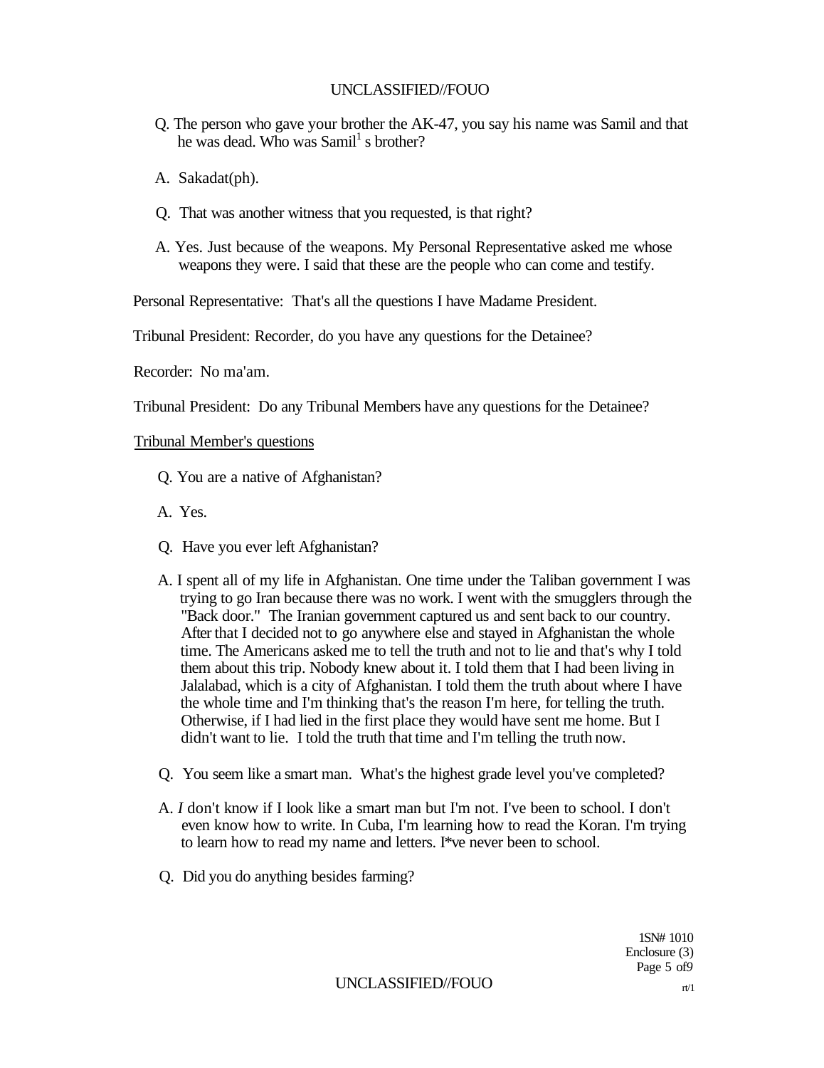Q. The person who gave your brother the AK-47, you say his name was Samil and that he was dead. Who was Samil[1] s brother?

A. Sakadat(ph).

Q. That was another witness that you requested, is that right?

A. Yes. Just because of the weapons. My Personal Representative asked me whose weapons they were. I said that these are the people who can come and testify.

Personal Representative: That's all the questions I have Madame President.

Tribunal President: Recorder, do you have any questions for the Detainee?

Recorder: No ma'am.

Tribunal President: Do any Tribunal Members have any questions for the Detainee?

Tribunal Member's questions

Q. You are a native of Afghanistan?

A. Yes.

Q. Have you ever left Afghanistan?

A. I spent all of my life in Afghanistan. One time under the Taliban government I was trying to go Iran because there was no work. I went with the smugglers through the "Back door." The Iranian government captured us and sent back to our country. After that I decided not to go anywhere else and stayed in Afghanistan the whole time. The Americans asked me to tell the truth and not to lie and that's why I told them about this trip. Nobody knew about it. I told them that I had been living in Jalalabad, which is a city of Afghanistan. I told them the truth about where I have the whole time and I'm thinking that's the reason I'm here, for telling the truth. Otherwise, if I had lied in the first place they would have sent me home. But I didn't want to lie. I told the truth that time and I'm telling the truth now.

Q. You seem like a smart man. What's the highest grade level you've completed?

A. *I* don't know if I look like a smart man but I'm not. I've been to school. I don't even know how to write. In Cuba, I'm learning how to read the Koran. I'm trying to learn how to read my name and letters. I*ve never been to school.

Q. Did you do anything besides farming?

1SN# 1010
Enclosure (3)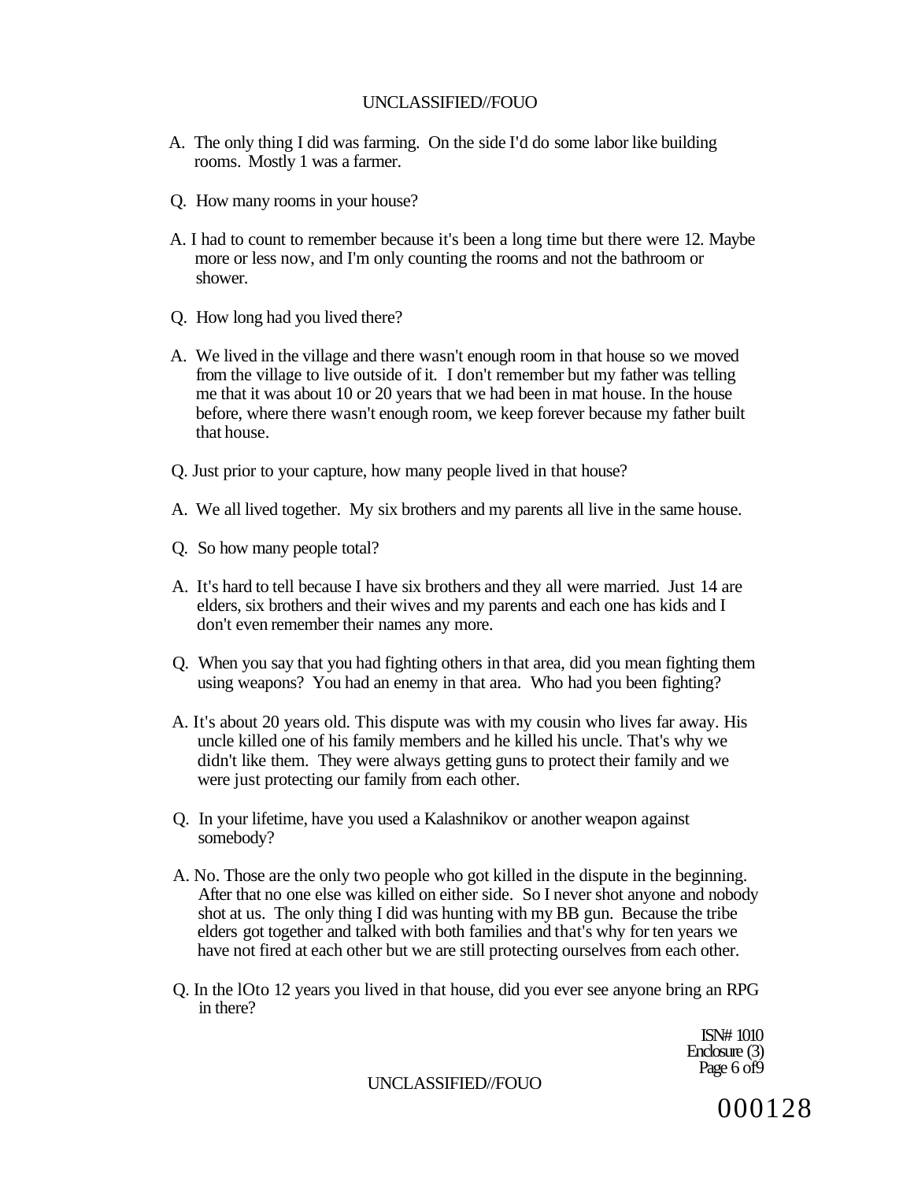A. The only thing I did was farming. On the side I'd do some labor like building rooms. Mostly 1 was a farmer.

Q. How many rooms in your house?

A. I had to count to remember because it's been a long time but there were 12. Maybe more or less now, and I'm only counting the rooms and not the bathroom or shower.

Q. How long had you lived there?

A. We lived in the village and there wasn't enough room in that house so we moved from the village to live outside of it. I don't remember but my father was telling me that it was about 10 or 20 years that we had been in mat house. In the house before, where there wasn't enough room, we keep forever because my father built that house.

Q. Just prior to your capture, how many people lived in that house?

A. We all lived together. My six brothers and my parents all live in the same house.

Q. So how many people total?

A. It's hard to tell because I have six brothers and they all were married. Just 14 are elders, six brothers and their wives and my parents and each one has kids and I don't even remember their names any more.

Q. When you say that you had fighting others in that area, did you mean fighting them using weapons? You had an enemy in that area. Who had you been fighting?

A. It's about 20 years old. This dispute was with my cousin who lives far away. His uncle killed one of his family members and he killed his uncle. That's why we didn't like them. They were always getting guns to protect their family and we were just protecting our family from each other.

Q. In your lifetime, have you used a Kalashnikov or another weapon against somebody?

A. No. Those are the only two people who got killed in the dispute in the beginning. After that no one else was killed on either side. So I never shot anyone and nobody shot at us. The only thing I did was hunting with my BB gun. Because the tribe elders got together and talked with both families and that's why for ten years we have not fired at each other but we are still protecting ourselves from each other.

Q. In the lOto 12 years you lived in that house, did you ever see anyone bring an RPG in there?

ISN# 1010
Enclosure (3)

000128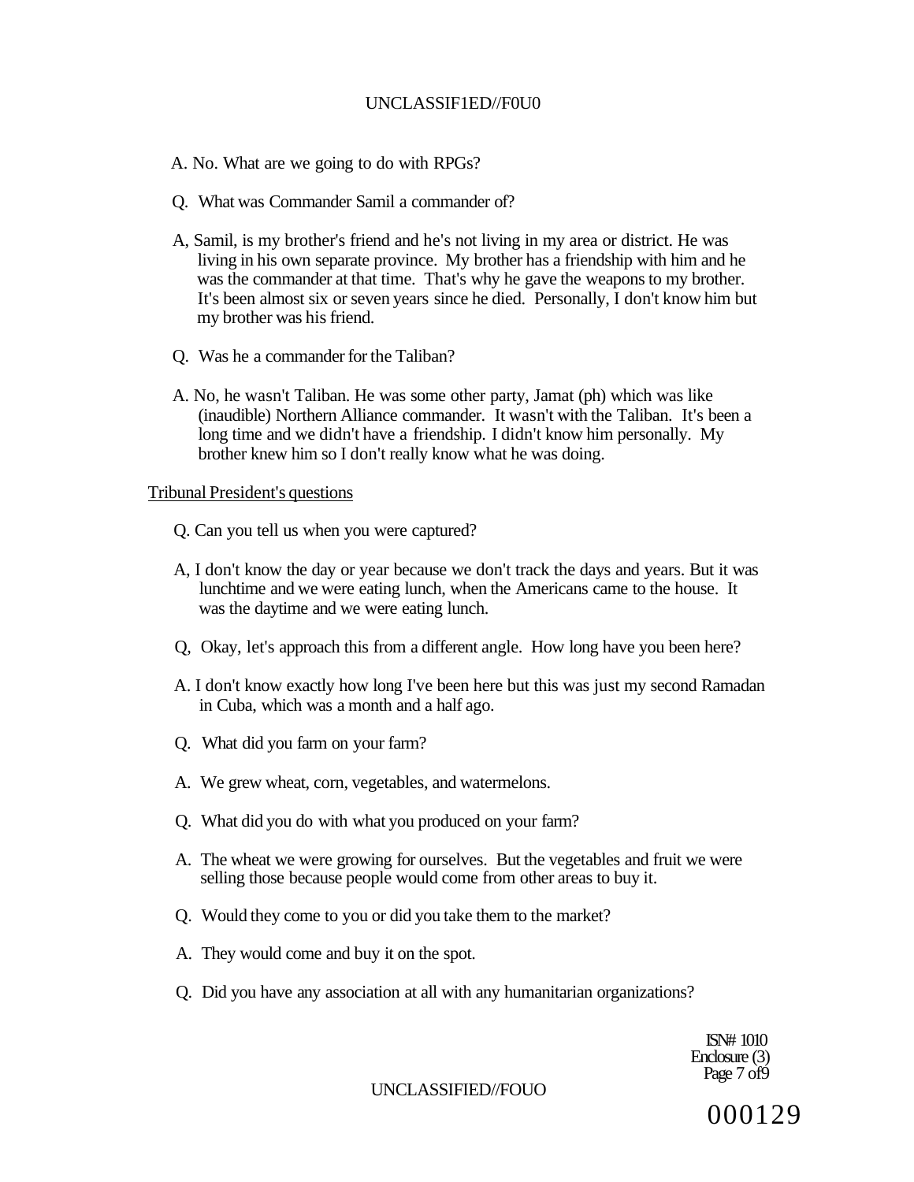A. No. What are we going to do with RPGs?

Q. What was Commander Samil a commander of?

A, Samil, is my brother's friend and he's not living in my area or district. He was living in his own separate province. My brother has a friendship with him and he was the commander at that time. That's why he gave the weapons to my brother. It's been almost six or seven years since he died. Personally, I don't know him but my brother was his friend.

Q. Was he a commander for the Taliban?

A. No, he wasn't Taliban. He was some other party, Jamat (ph) which was like (inaudible) Northern Alliance commander. It wasn't with the Taliban. It's been a long time and we didn't have a friendship. I didn't know him personally. My brother knew him so I don't really know what he was doing.

Tribunal President's questions

Q. Can you tell us when you were captured?

A, I don't know the day or year because we don't track the days and years. But it was lunchtime and we were eating lunch, when the Americans came to the house. It was the daytime and we were eating lunch.

Q, Okay, let's approach this from a different angle. How long have you been here?

A. I don't know exactly how long I've been here but this was just my second Ramadan in Cuba, which was a month and a half ago.

Q. What did you farm on your farm?

A. We grew wheat, corn, vegetables, and watermelons.

Q. What did you do with what you produced on your farm?

A. The wheat we were growing for ourselves. But the vegetables and fruit we were selling those because people would come from other areas to buy it.

Q. Would they come to you or did you take them to the market?

A. They would come and buy it on the spot.

Q. Did you have any association at all with any humanitarian organizations?

ISN# 1010
Enclosure (3)

000129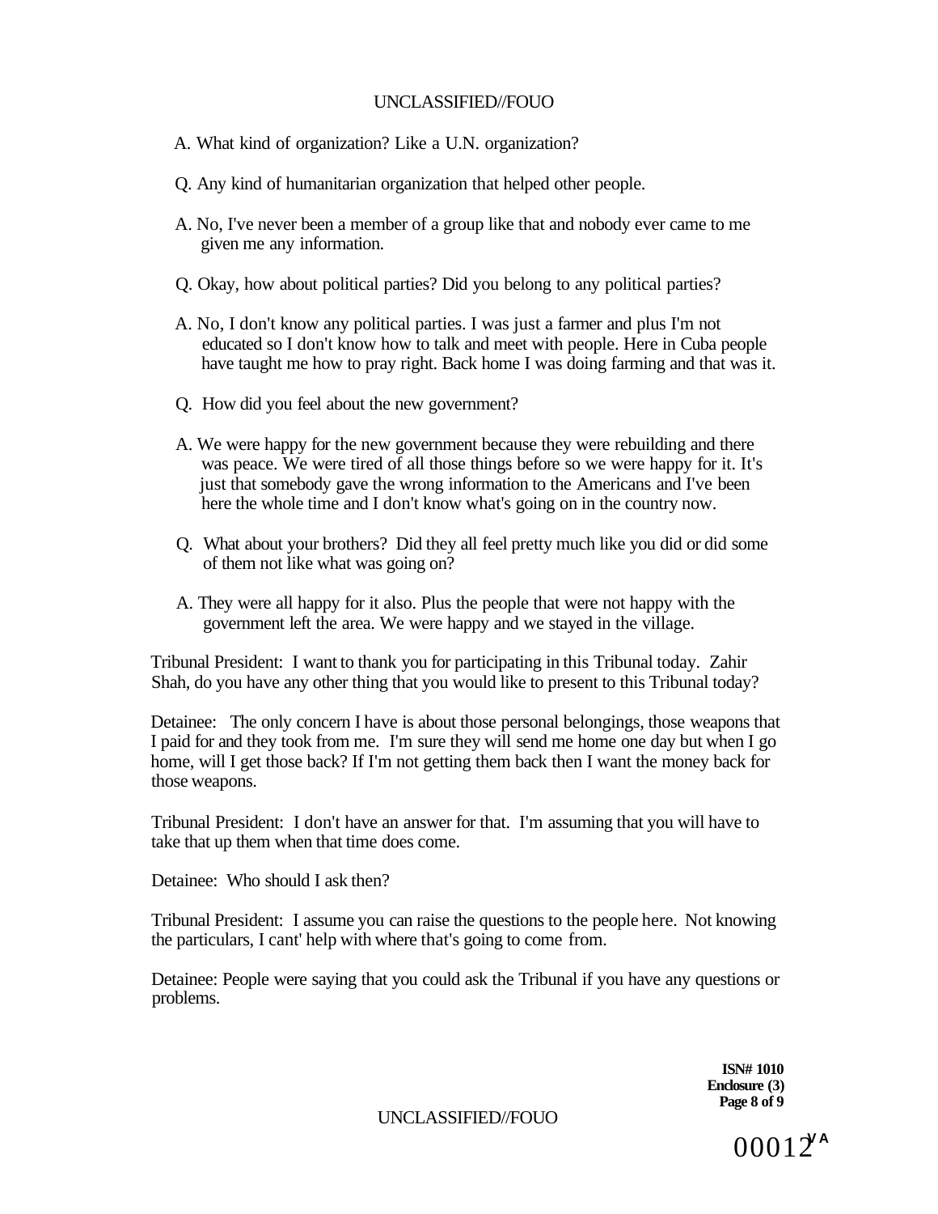A. What kind of organization? Like a U.N. organization?

Q. Any kind of humanitarian organization that helped other people.

A. No, I've never been a member of a group like that and nobody ever came to me given me any information.

Q. Okay, how about political parties? Did you belong to any political parties?

A. No, I don't know any political parties. I was just a farmer and plus I'm not educated so I don't know how to talk and meet with people. Here in Cuba people have taught me how to pray right. Back home I was doing farming and that was it.

Q. How did you feel about the new government?

A. We were happy for the new government because they were rebuilding and there was peace. We were tired of all those things before so we were happy for it. It's just that somebody gave the wrong information to the Americans and I've been here the whole time and I don't know what's going on in the country now.

Q. What about your brothers? Did they all feel pretty much like you did or did some of them not like what was going on?

A. They were all happy for it also. Plus the people that were not happy with the government left the area. We were happy and we stayed in the village.

Tribunal President: I want to thank you for participating in this Tribunal today. Zahir Shah, do you have any other thing that you would like to present to this Tribunal today?

Detainee: The only concern I have is about those personal belongings, those weapons that I paid for and they took from me. I'm sure they will send me home one day but when I go home, will I get those back? If I'm not getting them back then I want the money back for those weapons.

Tribunal President: I don't have an answer for that. I'm assuming that you will have to take that up them when that time does come.

Detainee: Who should I ask then?

Tribunal President: I assume you can raise the questions to the people here. Not knowing the particulars, I cant' help with where that's going to come from.

Detainee: People were saying that you could ask the Tribunal if you have any questions or problems.

**ISN# 1010**
**Enclosure (3)**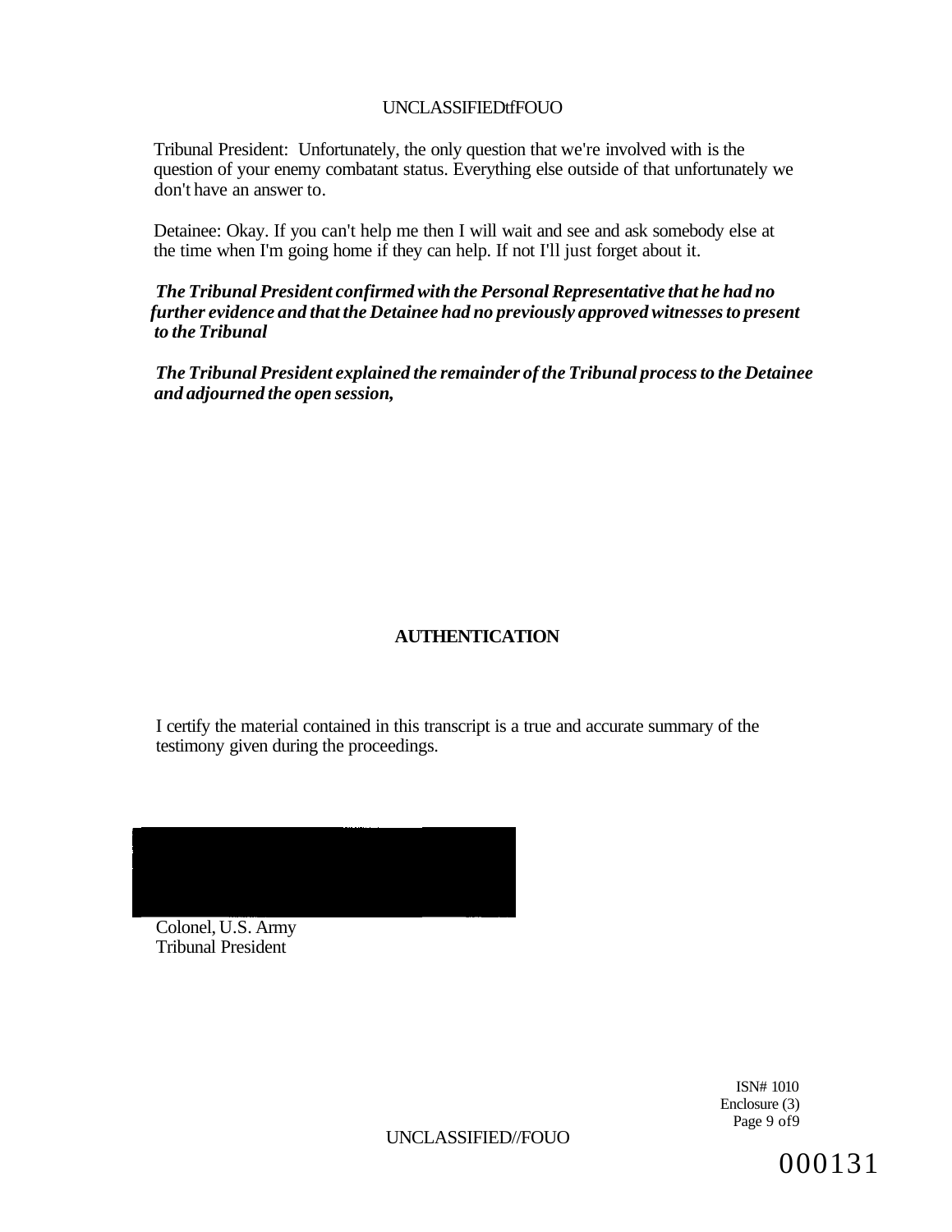Tribunal President: Unfortunately, the only question that we're involved with is the question of your enemy combatant status. Everything else outside of that unfortunately we don't have an answer to.

Detainee: Okay. If you can't help me then I will wait and see and ask somebody else at the time when I'm going home if they can help. If not I'll just forget about it.

***The Tribunal President confirmed with the Personal Representative that he had no further evidence and that the Detainee had no previously approved witnesses to present to the Tribunal***

***The Tribunal President explained the remainder of the Tribunal process to the Detainee and adjourned the open session,***

## AUTHENTICATION

I certify the material contained in this transcript is a true and accurate summary of the testimony given during the proceedings.

Colonel, U.S. Army
Tribunal President

ISN# 1010
Enclosure (3)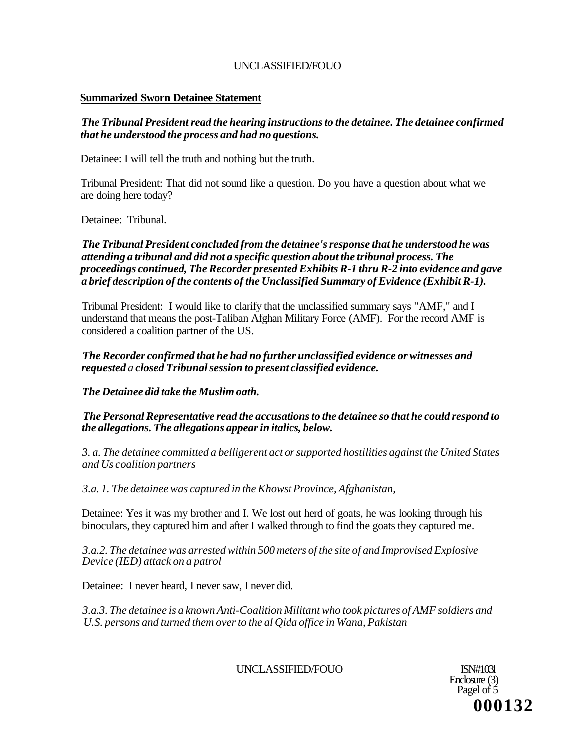**Summarized Sworn Detainee Statement**

***The Tribunal President read the hearing instructions to the detainee. The detainee confirmed that he understood the process and had no questions.***

Detainee: I will tell the truth and nothing but the truth.

Tribunal President: That did not sound like a question. Do you have a question about what we are doing here today?

Detainee: Tribunal.

***The Tribunal President concluded from the detainee's response that he understood he was attending a tribunal and did not a specific question about the tribunal process. The proceedings continued, The Recorder presented Exhibits R-1 thru R-2 into evidence and gave a brief description of the contents of the Unclassified Summary of Evidence (Exhibit R-1).***

Tribunal President: I would like to clarify that the unclassified summary says "AMF," and I understand that means the post-Taliban Afghan Military Force (AMF). For the record AMF is considered a coalition partner of the US.

***The Recorder confirmed that he had no further unclassified evidence or witnesses and requested a closed Tribunal session to present classified evidence.***

***The Detainee did take the Muslim oath.***

***The Personal Representative read the accusations to the detainee so that he could respond to the allegations. The allegations appear in italics, below.***

*3. a. The detainee committed a belligerent act or supported hostilities against the United States and Us coalition partners*

*3.a. 1. The detainee was captured in the Khowst Province, Afghanistan,*

Detainee: Yes it was my brother and I. We lost out herd of goats, he was looking through his binoculars, they captured him and after I walked through to find the goats they captured me.

*3.a.2. The detainee was arrested within 500 meters of the site of and Improvised Explosive Device (IED) attack on a patrol*

Detainee: I never heard, I never saw, I never did.

*3.a.3. The detainee is a known Anti-Coalition Militant who took pictures of AMF soldiers and U.S. persons and turned them over to the al Qida office in Wana, Pakistan*

ISN#1031
Enclosure (3)
Page1 of 5
000132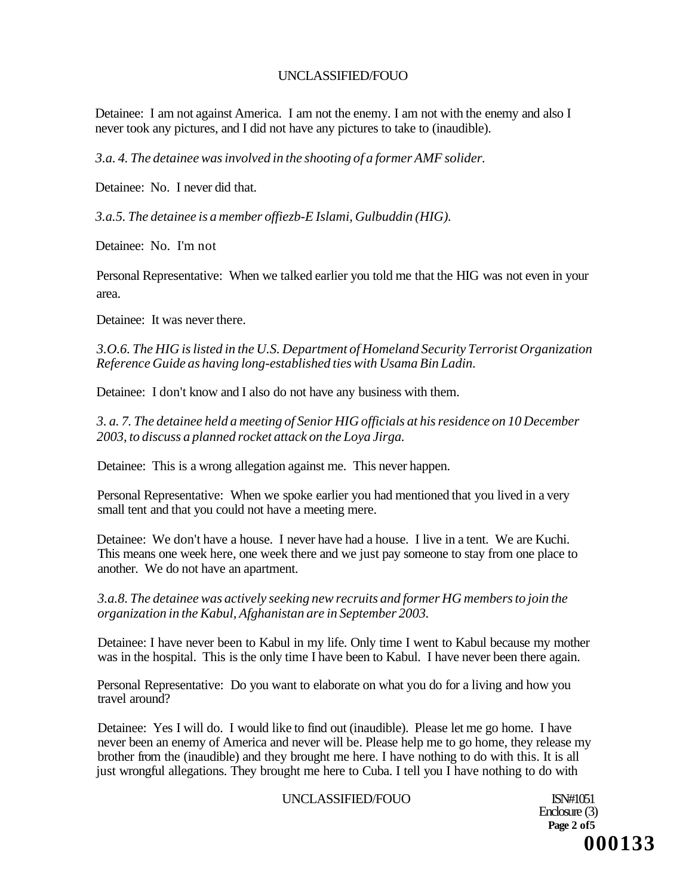Detainee: I am not against America. I am not the enemy. I am not with the enemy and also I never took any pictures, and I did not have any pictures to take to (inaudible).

*3.a. 4. The detainee was involved in the shooting of a former AMF solider.*

Detainee: No. I never did that.

*3.a.5. The detainee is a member offiezb-E Islami, Gulbuddin (HIG).*

Detainee: No. I'm not

Personal Representative: When we talked earlier you told me that the HIG was not even in your area.

Detainee: It was never there.

*3.O.6. The HIG is listed in the U.S. Department of Homeland Security Terrorist Organization Reference Guide as having long-established ties with Usama Bin Ladin.*

Detainee: I don't know and I also do not have any business with them.

*3. a. 7. The detainee held a meeting of Senior HIG officials at his residence on 10 December 2003, to discuss a planned rocket attack on the Loya Jirga.*

Detainee: This is a wrong allegation against me. This never happen.

Personal Representative: When we spoke earlier you had mentioned that you lived in a very small tent and that you could not have a meeting mere.

Detainee: We don't have a house. I never have had a house. I live in a tent. We are Kuchi. This means one week here, one week there and we just pay someone to stay from one place to another. We do not have an apartment.

*3.a.8. The detainee was actively seeking new recruits and former HG members to join the organization in the Kabul, Afghanistan are in September 2003.*

Detainee: I have never been to Kabul in my life. Only time I went to Kabul because my mother was in the hospital. This is the only time I have been to Kabul. I have never been there again.

Personal Representative: Do you want to elaborate on what you do for a living and how you travel around?

Detainee: Yes I will do. I would like to find out (inaudible). Please let me go home. I have never been an enemy of America and never will be. Please help me to go home, they release my brother from the (inaudible) and they brought me here. I have nothing to do with this. It is all just wrongful allegations. They brought me here to Cuba. I tell you I have nothing to do with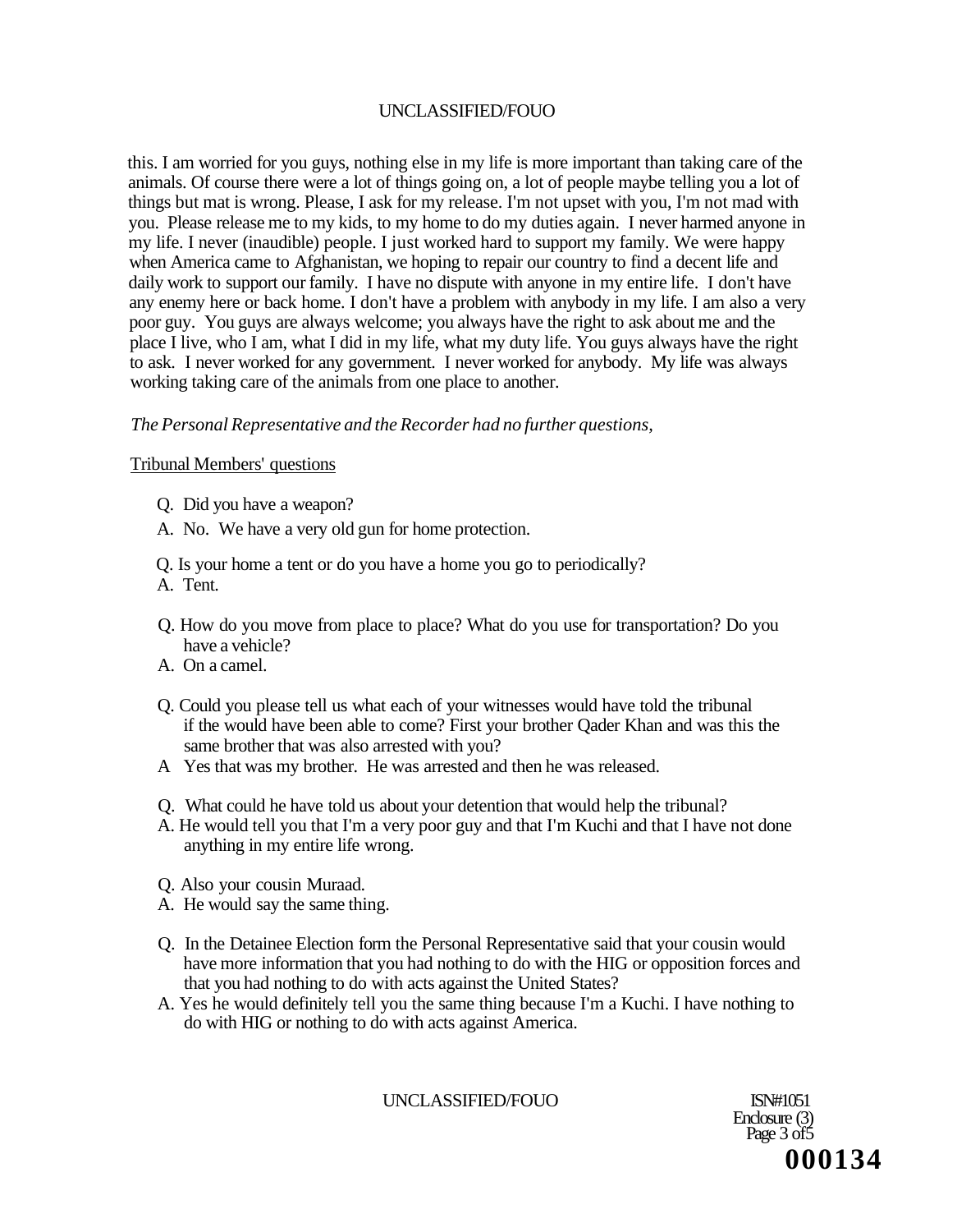this. I am worried for you guys, nothing else in my life is more important than taking care of the animals. Of course there were a lot of things going on, a lot of people maybe telling you a lot of things but mat is wrong. Please, I ask for my release. I'm not upset with you, I'm not mad with you. Please release me to my kids, to my home to do my duties again. I never harmed anyone in my life. I never (inaudible) people. I just worked hard to support my family. We were happy when America came to Afghanistan, we hoping to repair our country to find a decent life and daily work to support our family. I have no dispute with anyone in my entire life. I don't have any enemy here or back home. I don't have a problem with anybody in my life. I am also a very poor guy. You guys are always welcome; you always have the right to ask about me and the place I live, who I am, what I did in my life, what my duty life. You guys always have the right to ask. I never worked for any government. I never worked for anybody. My life was always working taking care of the animals from one place to another.

*The Personal Representative and the Recorder had no further questions,*

Tribunal Members' questions

Q. Did you have a weapon?

A. No. We have a very old gun for home protection.

Q. Is your home a tent or do you have a home you go to periodically?

A. Tent.

Q. How do you move from place to place? What do you use for transportation? Do you have a vehicle?

A. On a camel.

Q. Could you please tell us what each of your witnesses would have told the tribunal if the would have been able to come? First your brother Qader Khan and was this the same brother that was also arrested with you?

A Yes that was my brother. He was arrested and then he was released.

Q. What could he have told us about your detention that would help the tribunal?

A. He would tell you that I'm a very poor guy and that I'm Kuchi and that I have not done anything in my entire life wrong.

Q. Also your cousin Muraad.

A. He would say the same thing.

Q. In the Detainee Election form the Personal Representative said that your cousin would have more information that you had nothing to do with the HIG or opposition forces and that you had nothing to do with acts against the United States?

A. Yes he would definitely tell you the same thing because I'm a Kuchi. I have nothing to do with HIG or nothing to do with acts against America.

ISN#1051
Enclosure (3)
Page 3 of 5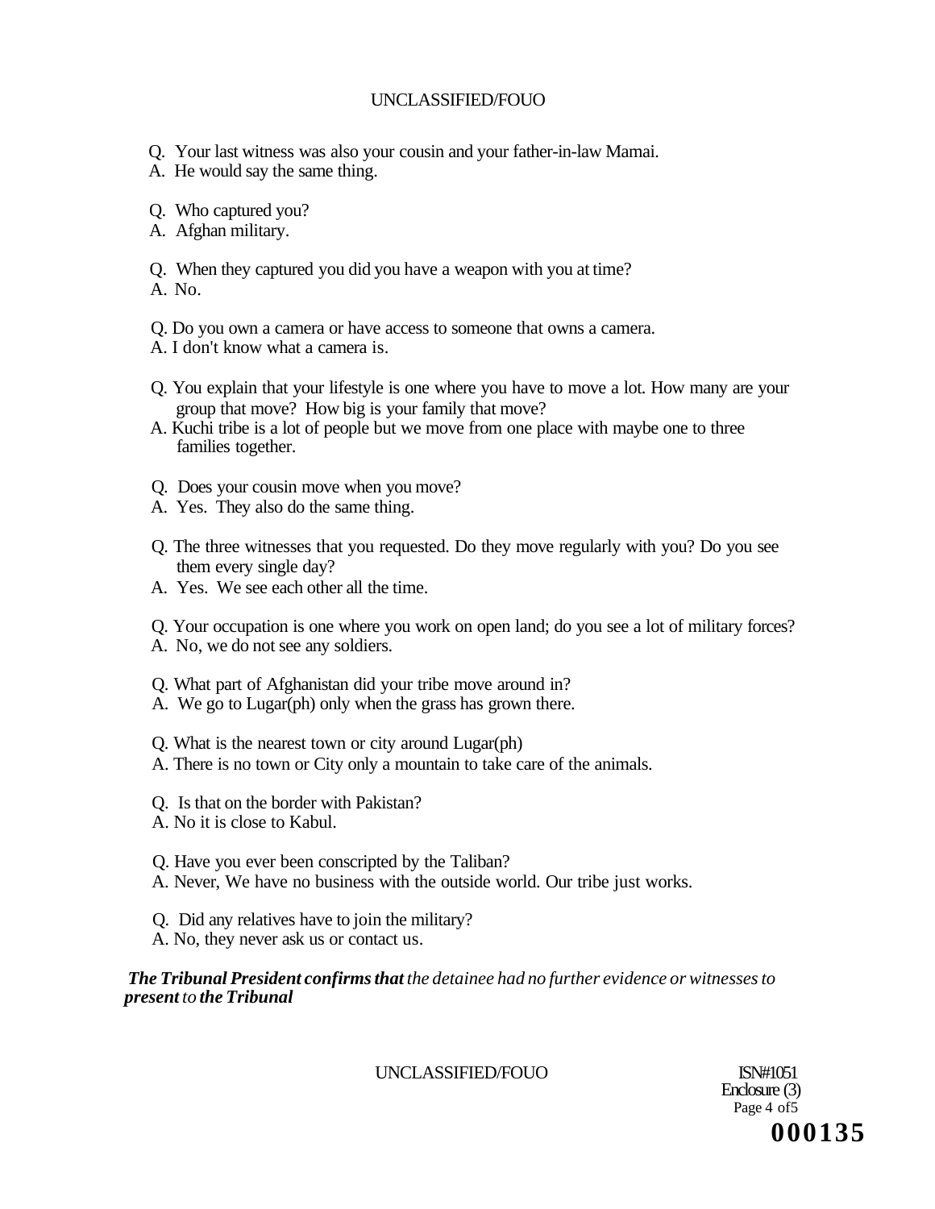Q. Your last witness was also your cousin and your father-in-law Mamai.
A. He would say the same thing.

Q. Who captured you?
A. Afghan military.

Q. When they captured you did you have a weapon with you at time?
A. No.

Q. Do you own a camera or have access to someone that owns a camera.
A. I don't know what a camera is.

Q. You explain that your lifestyle is one where you have to move a lot. How many are your group that move? How big is your family that move?
A. Kuchi tribe is a lot of people but we move from one place with maybe one to three families together.

Q. Does your cousin move when you move?
A. Yes. They also do the same thing.

Q. The three witnesses that you requested. Do they move regularly with you? Do you see them every single day?
A. Yes. We see each other all the time.

Q. Your occupation is one where you work on open land; do you see a lot of military forces?
A. No, we do not see any soldiers.

Q. What part of Afghanistan did your tribe move around in?
A. We go to Lugar(ph) only when the grass has grown there.

Q. What is the nearest town or city around Lugar(ph)
A. There is no town or City only a mountain to take care of the animals.

Q. Is that on the border with Pakistan?
A. No it is close to Kabul.

Q. Have you ever been conscripted by the Taliban?
A. Never, We have no business with the outside world. Our tribe just works.

Q. Did any relatives have to join the military?
A. No, they never ask us or contact us.

***The Tribunal President confirms that** the detainee had no further evidence or witnesses to **present** to **the Tribunal***

ISN#1051
Enclosure (3)

000135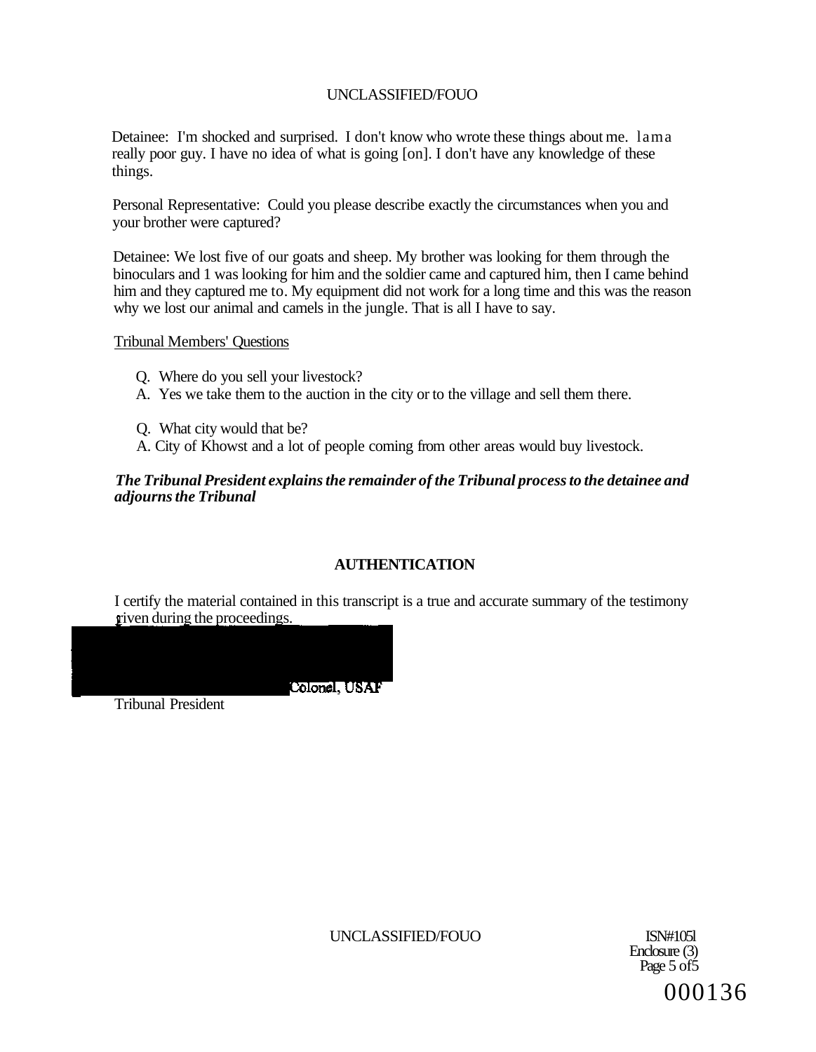Detainee: I'm shocked and surprised. I don't know who wrote these things about me. l am a really poor guy. I have no idea of what is going [on]. I don't have any knowledge of these things.

Personal Representative: Could you please describe exactly the circumstances when you and your brother were captured?

Detainee: We lost five of our goats and sheep. My brother was looking for them through the binoculars and 1 was looking for him and the soldier came and captured him, then I came behind him and they captured me to. My equipment did not work for a long time and this was the reason why we lost our animal and camels in the jungle. That is all I have to say.

Tribunal Members' Questions

Q. Where do you sell your livestock?
A. Yes we take them to the auction in the city or to the village and sell them there.

Q. What city would that be?
A. City of Khowst and a lot of people coming from other areas would buy livestock.

***The Tribunal President explains the remainder of the Tribunal process to the detainee and adjourns the Tribunal***

**AUTHENTICATION**

I certify the material contained in this transcript is a true and accurate summary of the testimony given during the proceedings.

Colonel, USAF
Tribunal President

ISN#105l
Enclosure (3)

000136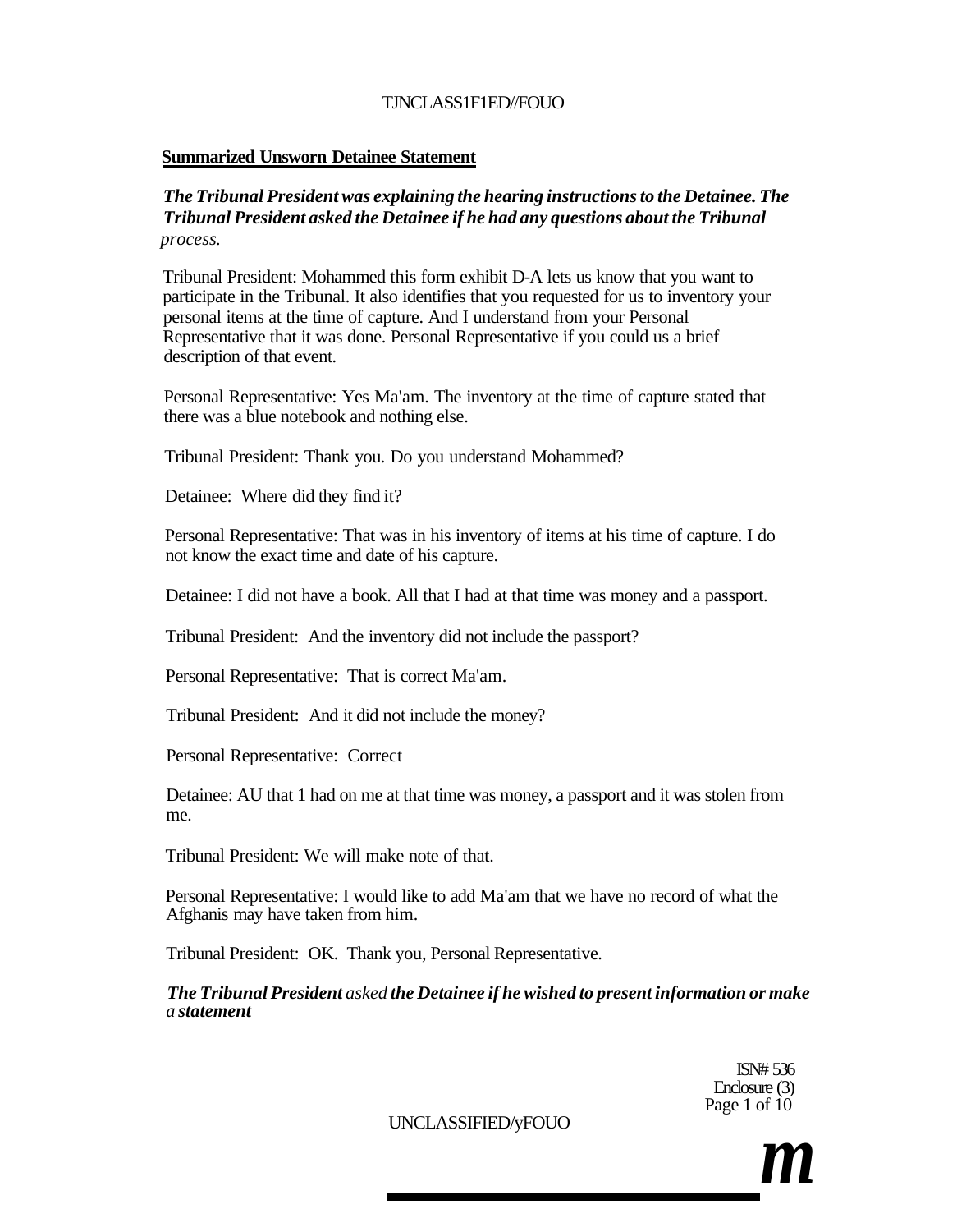**Summarized Unsworn Detainee Statement**

***The Tribunal President was explaining the hearing instructions to the Detainee. The Tribunal President asked the Detainee if he had any questions about the Tribunal*** *process.*

Tribunal President: Mohammed this form exhibit D-A lets us know that you want to participate in the Tribunal. It also identifies that you requested for us to inventory your personal items at the time of capture. And I understand from your Personal Representative that it was done. Personal Representative if you could us a brief description of that event.

Personal Representative: Yes Ma'am. The inventory at the time of capture stated that there was a blue notebook and nothing else.

Tribunal President: Thank you. Do you understand Mohammed?

Detainee: Where did they find it?

Personal Representative: That was in his inventory of items at his time of capture. I do not know the exact time and date of his capture.

Detainee: I did not have a book. All that I had at that time was money and a passport.

Tribunal President: And the inventory did not include the passport?

Personal Representative: That is correct Ma'am.

Tribunal President: And it did not include the money?

Personal Representative: Correct

Detainee: AU that 1 had on me at that time was money, a passport and it was stolen from me.

Tribunal President: We will make note of that.

Personal Representative: I would like to add Ma'am that we have no record of what the Afghanis may have taken from him.

Tribunal President: OK. Thank you, Personal Representative.

***The Tribunal President*** *asked* ***the Detainee if he wished to present information or make*** *a* ***statement***

ISN# 536
Enclosure (3)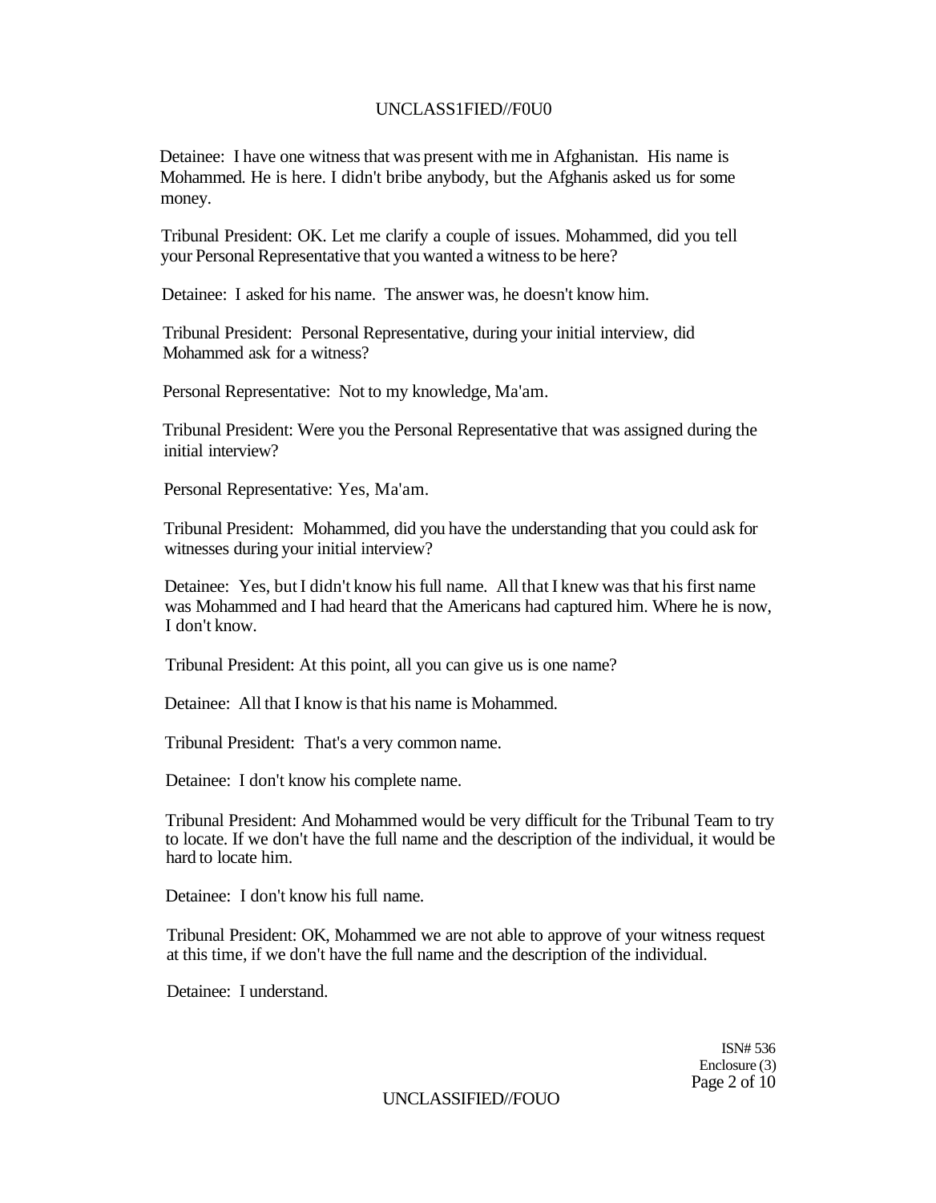Detainee: I have one witness that was present with me in Afghanistan. His name is Mohammed. He is here. I didn't bribe anybody, but the Afghanis asked us for some money.

Tribunal President: OK. Let me clarify a couple of issues. Mohammed, did you tell your Personal Representative that you wanted a witness to be here?

Detainee: I asked for his name. The answer was, he doesn't know him.

Tribunal President: Personal Representative, during your initial interview, did Mohammed ask for a witness?

Personal Representative: Not to my knowledge, Ma'am.

Tribunal President: Were you the Personal Representative that was assigned during the initial interview?

Personal Representative: Yes, Ma'am.

Tribunal President: Mohammed, did you have the understanding that you could ask for witnesses during your initial interview?

Detainee: Yes, but I didn't know his full name. All that I knew was that his first name was Mohammed and I had heard that the Americans had captured him. Where he is now, I don't know.

Tribunal President: At this point, all you can give us is one name?

Detainee: All that I know is that his name is Mohammed.

Tribunal President: That's a very common name.

Detainee: I don't know his complete name.

Tribunal President: And Mohammed would be very difficult for the Tribunal Team to try to locate. If we don't have the full name and the description of the individual, it would be hard to locate him.

Detainee: I don't know his full name.

Tribunal President: OK, Mohammed we are not able to approve of your witness request at this time, if we don't have the full name and the description of the individual.

Detainee: I understand.

ISN# 536
Enclosure (3)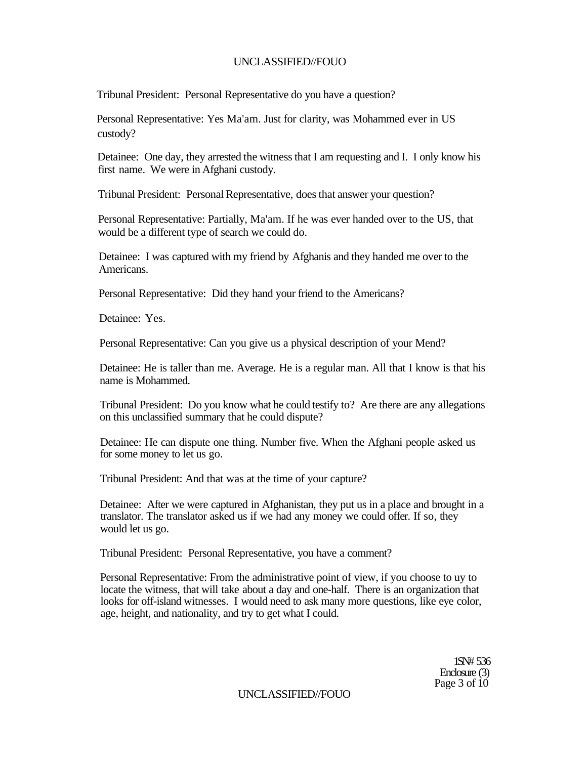Tribunal President: Personal Representative do you have a question?

Personal Representative: Yes Ma'am. Just for clarity, was Mohammed ever in US custody?

Detainee: One day, they arrested the witness that I am requesting and I. I only know his first name. We were in Afghani custody.

Tribunal President: Personal Representative, does that answer your question?

Personal Representative: Partially, Ma'am. If he was ever handed over to the US, that would be a different type of search we could do.

Detainee: I was captured with my friend by Afghanis and they handed me over to the Americans.

Personal Representative: Did they hand your friend to the Americans?

Detainee: Yes.

Personal Representative: Can you give us a physical description of your Mend?

Detainee: He is taller than me. Average. He is a regular man. All that I know is that his name is Mohammed.

Tribunal President: Do you know what he could testify to? Are there are any allegations on this unclassified summary that he could dispute?

Detainee: He can dispute one thing. Number five. When the Afghani people asked us for some money to let us go.

Tribunal President: And that was at the time of your capture?

Detainee: After we were captured in Afghanistan, they put us in a place and brought in a translator. The translator asked us if we had any money we could offer. If so, they would let us go.

Tribunal President: Personal Representative, you have a comment?

Personal Representative: From the administrative point of view, if you choose to uy to locate the witness, that will take about a day and one-half. There is an organization that looks for off-island witnesses. I would need to ask many more questions, like eye color, age, height, and nationality, and try to get what I could.

1SN# 536
Enclosure (3)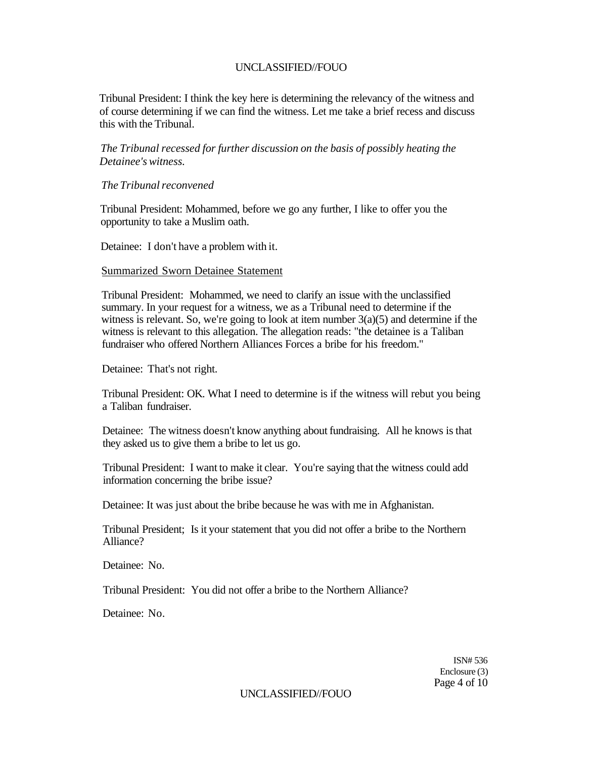Tribunal President: I think the key here is determining the relevancy of the witness and of course determining if we can find the witness. Let me take a brief recess and discuss this with the Tribunal.

*The Tribunal recessed for further discussion on the basis of possibly heating the Detainee's witness.*

*The Tribunal reconvened*

Tribunal President: Mohammed, before we go any further, I like to offer you the opportunity to take a Muslim oath.

Detainee: I don't have a problem with it.

<u>Summarized Sworn Detainee Statement</u>

Tribunal President: Mohammed, we need to clarify an issue with the unclassified summary. In your request for a witness, we as a Tribunal need to determine if the witness is relevant. So, we're going to look at item number 3(a)(5) and determine if the witness is relevant to this allegation. The allegation reads: "the detainee is a Taliban fundraiser who offered Northern Alliances Forces a bribe for his freedom."

Detainee: That's not right.

Tribunal President: OK. What I need to determine is if the witness will rebut you being a Taliban fundraiser.

Detainee: The witness doesn't know anything about fundraising. All he knows is that they asked us to give them a bribe to let us go.

Tribunal President: I want to make it clear. You're saying that the witness could add information concerning the bribe issue?

Detainee: It was just about the bribe because he was with me in Afghanistan.

Tribunal President; Is it your statement that you did not offer a bribe to the Northern Alliance?

Detainee: No.

Tribunal President: You did not offer a bribe to the Northern Alliance?

Detainee: No.

ISN# 536
Enclosure (3)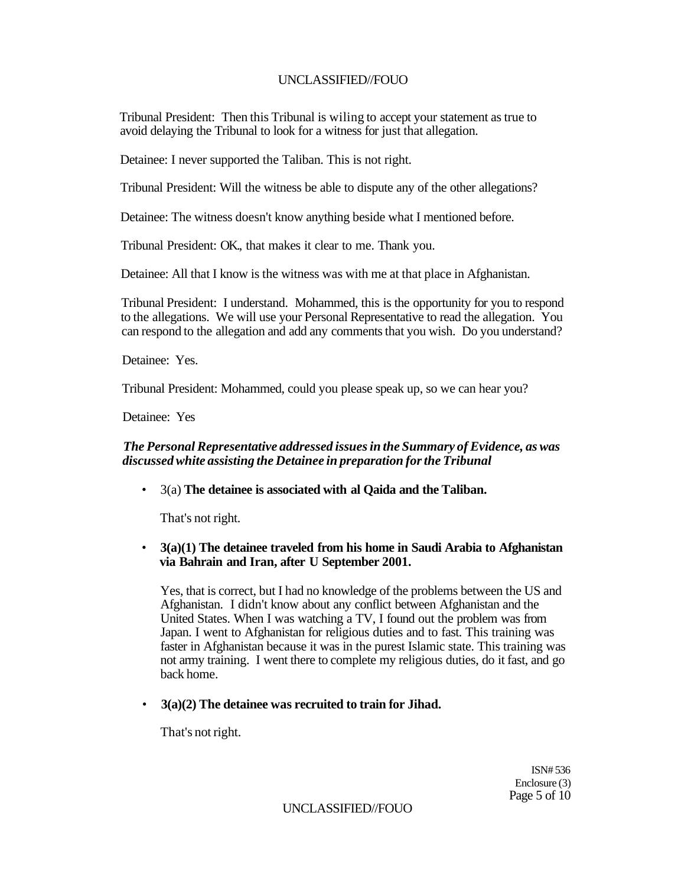Tribunal President: Then this Tribunal is wiling to accept your statement as true to avoid delaying the Tribunal to look for a witness for just that allegation.

Detainee: I never supported the Taliban. This is not right.

Tribunal President: Will the witness be able to dispute any of the other allegations?

Detainee: The witness doesn't know anything beside what I mentioned before.

Tribunal President: OK., that makes it clear to me. Thank you.

Detainee: All that I know is the witness was with me at that place in Afghanistan.

Tribunal President: I understand. Mohammed, this is the opportunity for you to respond to the allegations. We will use your Personal Representative to read the allegation. You can respond to the allegation and add any comments that you wish. Do you understand?

Detainee: Yes.

Tribunal President: Mohammed, could you please speak up, so we can hear you?

Detainee: Yes

***The Personal Representative addressed issues in the Summary of Evidence, as was discussed white assisting the Detainee in preparation for the Tribunal***

- 3(a) **The detainee is associated with al Qaida and the Taliban.**

  That's not right.

- **3(a)(1) The detainee traveled from his home in Saudi Arabia to Afghanistan via Bahrain and Iran, after U September 2001.**

  Yes, that is correct, but I had no knowledge of the problems between the US and Afghanistan. I didn't know about any conflict between Afghanistan and the United States. When I was watching a TV, I found out the problem was from Japan. I went to Afghanistan for religious duties and to fast. This training was faster in Afghanistan because it was in the purest Islamic state. This training was not army training. I went there to complete my religious duties, do it fast, and go back home.

- **3(a)(2) The detainee was recruited to train for Jihad.**

  That's not right.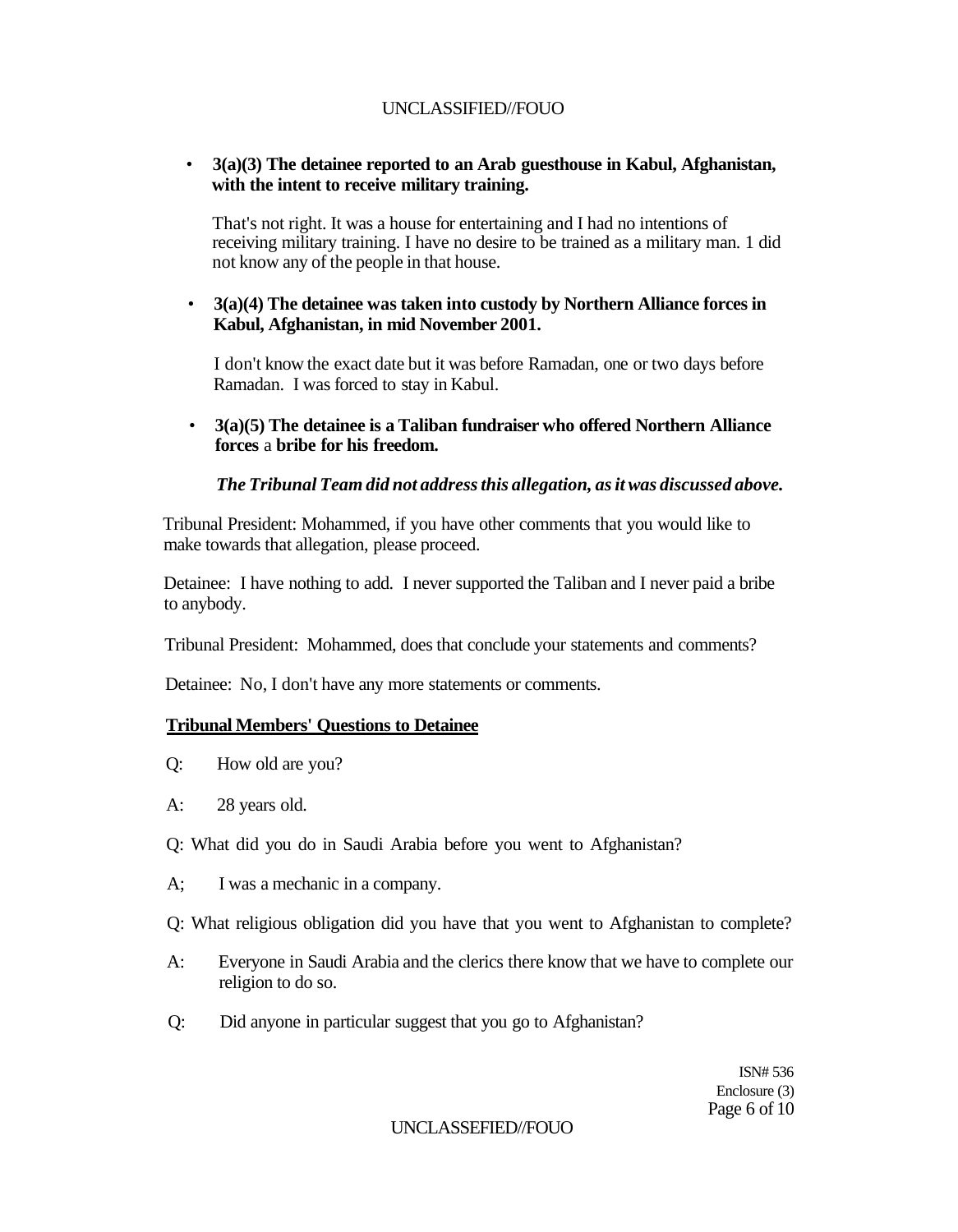- **3(a)(3) The detainee reported to an Arab guesthouse in Kabul, Afghanistan, with the intent to receive military training.**

  That's not right. It was a house for entertaining and I had no intentions of receiving military training. I have no desire to be trained as a military man. 1 did not know any of the people in that house.

- **3(a)(4) The detainee was taken into custody by Northern Alliance forces in Kabul, Afghanistan, in mid November 2001.**

  I don't know the exact date but it was before Ramadan, one or two days before Ramadan. I was forced to stay in Kabul.

- **3(a)(5) The detainee is a Taliban fundraiser who offered Northern Alliance forces** a **bribe for his freedom.**

  ***The Tribunal Team did not address this allegation, as it was discussed above.***

Tribunal President: Mohammed, if you have other comments that you would like to make towards that allegation, please proceed.

Detainee: I have nothing to add. I never supported the Taliban and I never paid a bribe to anybody.

Tribunal President: Mohammed, does that conclude your statements and comments?

Detainee: No, I don't have any more statements or comments.

**Tribunal Members' Questions to Detainee**

Q: How old are you?

A: 28 years old.

Q: What did you do in Saudi Arabia before you went to Afghanistan?

A; I was a mechanic in a company.

Q: What religious obligation did you have that you went to Afghanistan to complete?

A: Everyone in Saudi Arabia and the clerics there know that we have to complete our religion to do so.

Q: Did anyone in particular suggest that you go to Afghanistan?

ISN# 536
Enclosure (3)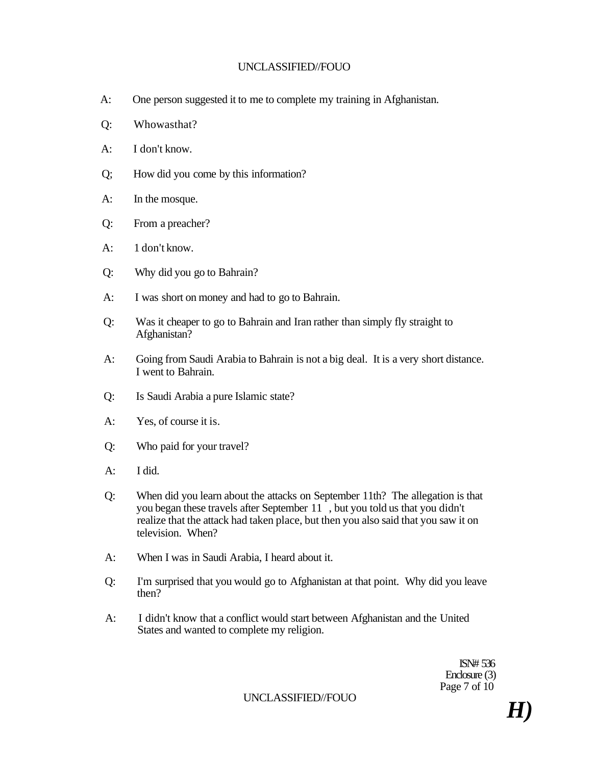A: One person suggested it to me to complete my training in Afghanistan.

Q: Whowasthat?

A: I don't know.

Q; How did you come by this information?

A: In the mosque.

Q: From a preacher?

A: 1 don't know.

Q: Why did you go to Bahrain?

A: I was short on money and had to go to Bahrain.

Q: Was it cheaper to go to Bahrain and Iran rather than simply fly straight to Afghanistan?

A: Going from Saudi Arabia to Bahrain is not a big deal. It is a very short distance. I went to Bahrain.

Q: Is Saudi Arabia a pure Islamic state?

A: Yes, of course it is.

Q: Who paid for your travel?

A: I did.

Q: When did you learn about the attacks on September 11th? The allegation is that you began these travels after September 11 , but you told us that you didn't realize that the attack had taken place, but then you also said that you saw it on television. When?

A: When I was in Saudi Arabia, I heard about it.

Q: I'm surprised that you would go to Afghanistan at that point. Why did you leave then?

A: I didn't know that a conflict would start between Afghanistan and the United States and wanted to complete my religion.

ISN# 536
Enclosure (3)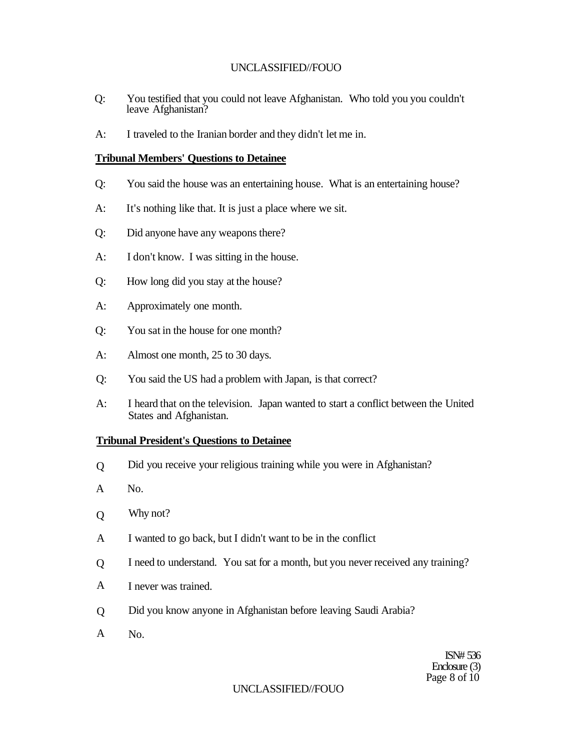Q: You testified that you could not leave Afghanistan. Who told you you couldn't leave Afghanistan?

A: I traveled to the Iranian border and they didn't let me in.

**Tribunal Members' Questions to Detainee**

Q: You said the house was an entertaining house. What is an entertaining house?

A: It's nothing like that. It is just a place where we sit.

Q: Did anyone have any weapons there?

A: I don't know. I was sitting in the house.

Q: How long did you stay at the house?

A: Approximately one month.

Q: You sat in the house for one month?

A: Almost one month, 25 to 30 days.

Q: You said the US had a problem with Japan, is that correct?

A: I heard that on the television. Japan wanted to start a conflict between the United States and Afghanistan.

**Tribunal President's Questions to Detainee**

Q Did you receive your religious training while you were in Afghanistan?

A No.

Q Why not?

A I wanted to go back, but I didn't want to be in the conflict

Q I need to understand. You sat for a month, but you never received any training?

A I never was trained.

Q Did you know anyone in Afghanistan before leaving Saudi Arabia?

A No.

ISN# 536
Enclosure (3)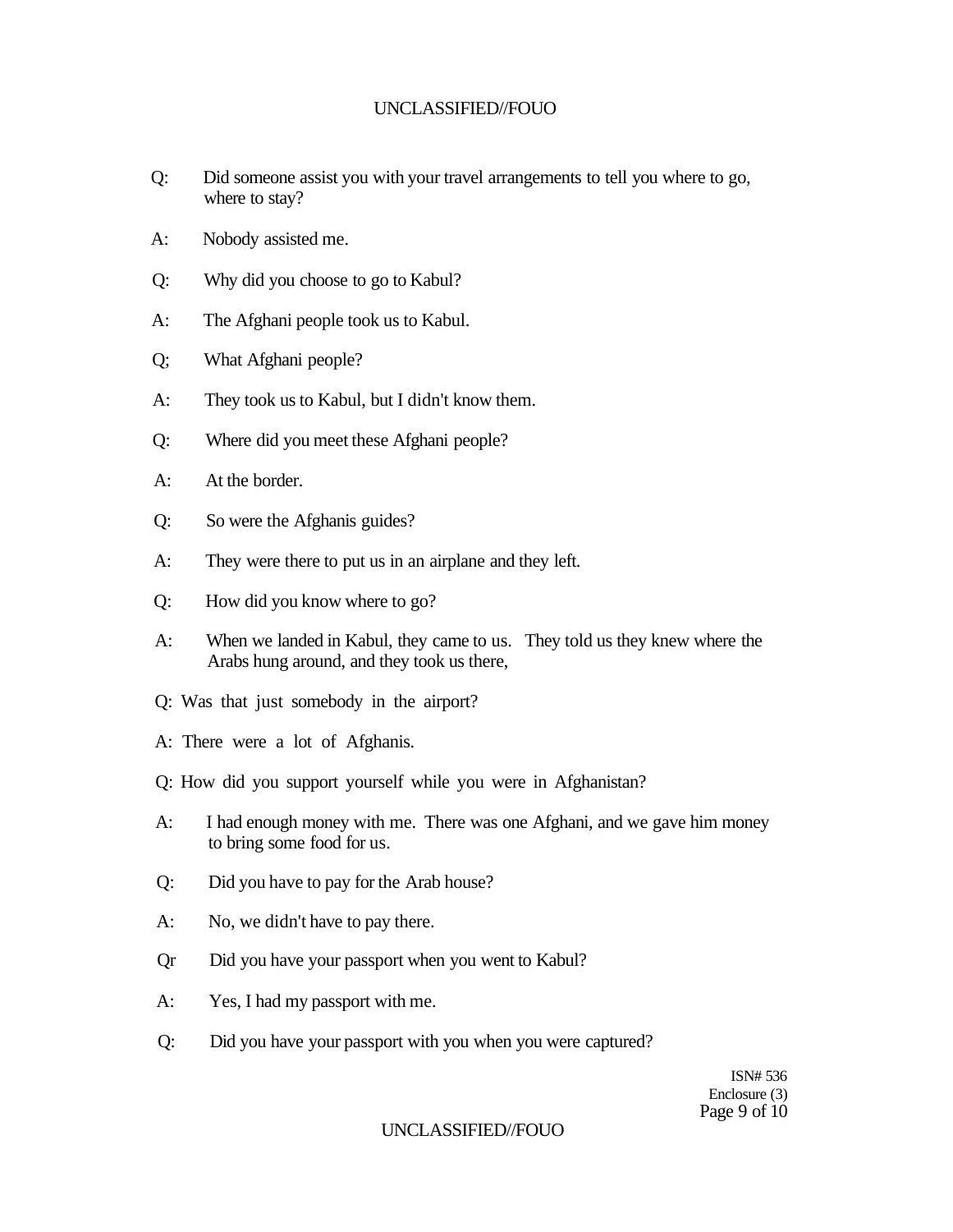Q: Did someone assist you with your travel arrangements to tell you where to go, where to stay?

A: Nobody assisted me.

Q: Why did you choose to go to Kabul?

A: The Afghani people took us to Kabul.

Q; What Afghani people?

A: They took us to Kabul, but I didn't know them.

Q: Where did you meet these Afghani people?

A: At the border.

Q: So were the Afghanis guides?

A: They were there to put us in an airplane and they left.

Q: How did you know where to go?

A: When we landed in Kabul, they came to us. They told us they knew where the Arabs hung around, and they took us there,

Q: Was that just somebody in the airport?

A: There were a lot of Afghanis.

Q: How did you support yourself while you were in Afghanistan?

A: I had enough money with me. There was one Afghani, and we gave him money to bring some food for us.

Q: Did you have to pay for the Arab house?

A: No, we didn't have to pay there.

Qr Did you have your passport when you went to Kabul?

A: Yes, I had my passport with me.

Q: Did you have your passport with you when you were captured?

ISN# 536
Enclosure (3)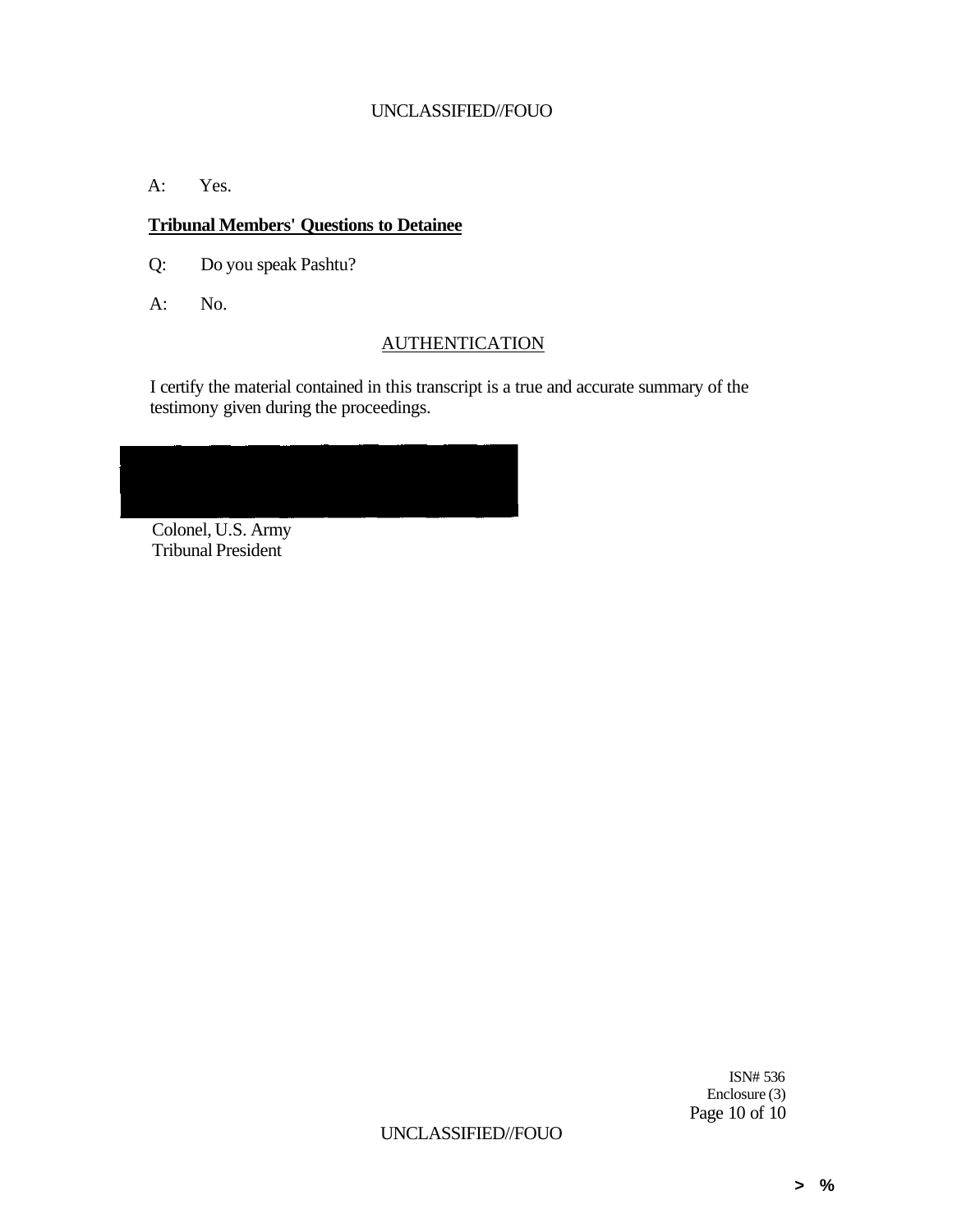A: Yes.

**Tribunal Members' Questions to Detainee**

Q: Do you speak Pashtu?

A: No.

AUTHENTICATION

I certify the material contained in this transcript is a true and accurate summary of the testimony given during the proceedings.

Colonel, U.S. Army
Tribunal President

ISN# 536
Enclosure (3)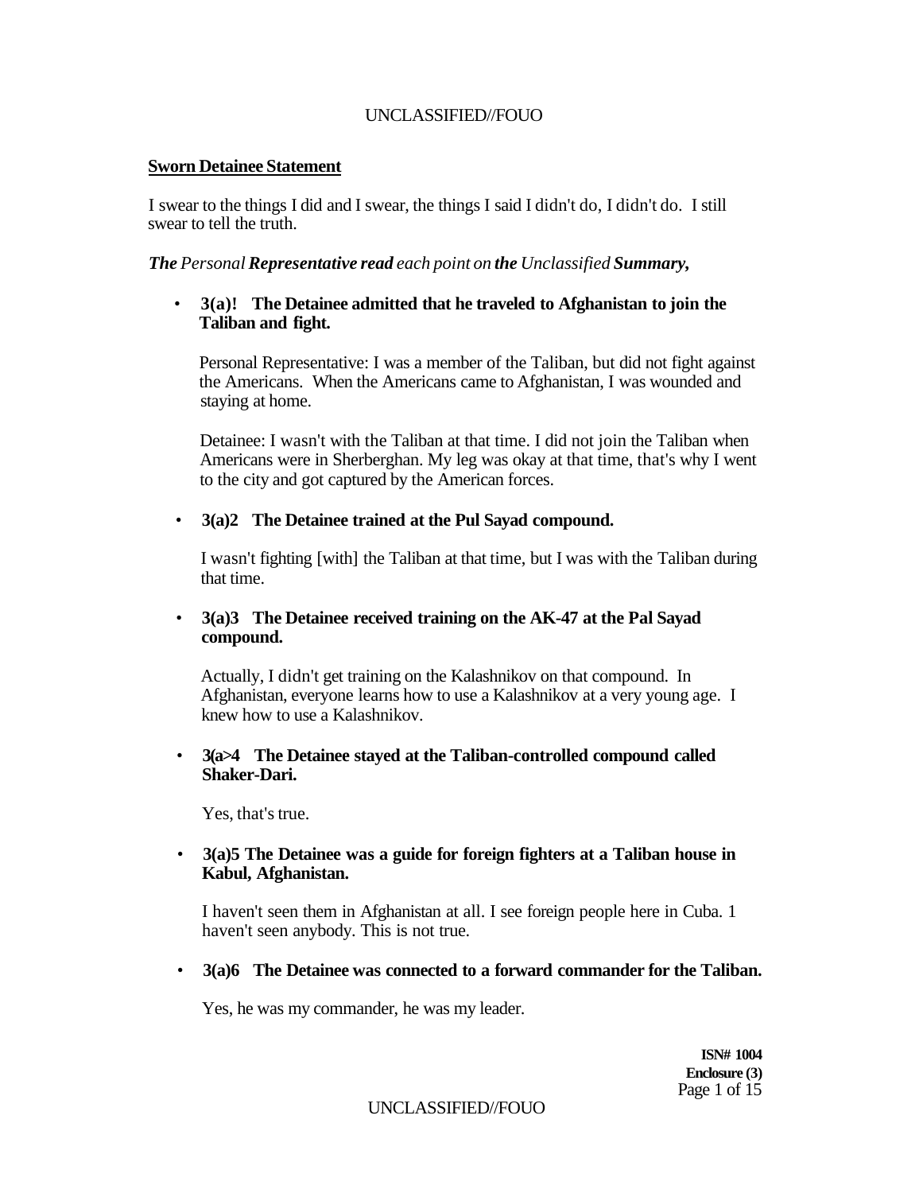**Sworn Detainee Statement**

I swear to the things I did and I swear, the things I said I didn't do, I didn't do. I still swear to tell the truth.

***The*** *Personal* ***Representative read*** *each point on* ***the*** *Unclassified* ***Summary,***

- **3(a)! The Detainee admitted that he traveled to Afghanistan to join the Taliban and fight.**

  Personal Representative: I was a member of the Taliban, but did not fight against the Americans. When the Americans came to Afghanistan, I was wounded and staying at home.

  Detainee: I wasn't with the Taliban at that time. I did not join the Taliban when Americans were in Sherberghan. My leg was okay at that time, that's why I went to the city and got captured by the American forces.

- **3(a)2 The Detainee trained at the Pul Sayad compound.**

  I wasn't fighting [with] the Taliban at that time, but I was with the Taliban during that time.

- **3(a)3 The Detainee received training on the AK-47 at the Pal Sayad compound.**

  Actually, I didn't get training on the Kalashnikov on that compound. In Afghanistan, everyone learns how to use a Kalashnikov at a very young age. I knew how to use a Kalashnikov.

- **3(a>4 The Detainee stayed at the Taliban-controlled compound called Shaker-Dari.**

  Yes, that's true.

- **3(a)5 The Detainee was a guide for foreign fighters at a Taliban house in Kabul, Afghanistan.**

  I haven't seen them in Afghanistan at all. I see foreign people here in Cuba. 1 haven't seen anybody. This is not true.

- **3(a)6 The Detainee was connected to a forward commander for the Taliban.**

  Yes, he was my commander, he was my leader.

**ISN# 1004**
**Enclosure (3)**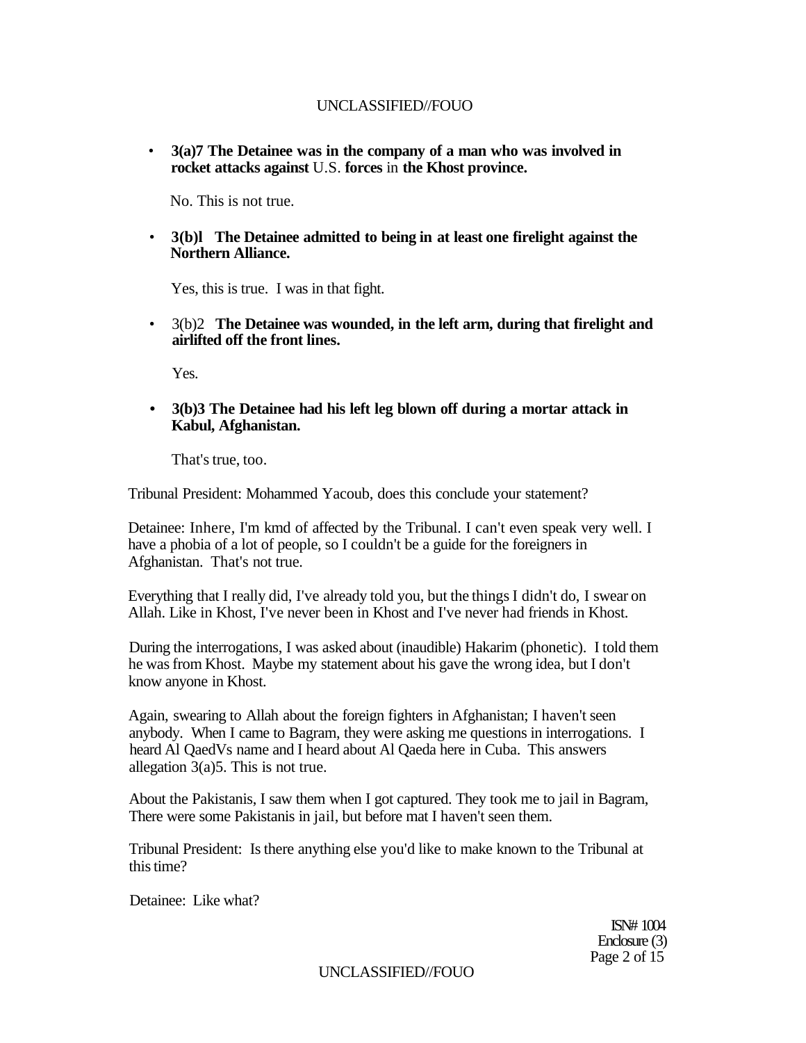- **3(a)7 The Detainee was in the company of a man who was involved in rocket attacks against** U.S. **forces** in **the Khost province.**

  No. This is not true.

- **3(b)l The Detainee admitted to being in at least one firelight against the Northern Alliance.**

  Yes, this is true. I was in that fight.

- 3(b)2 **The Detainee was wounded, in the left arm, during that firelight and airlifted off the front lines.**

  Yes.

- **3(b)3 The Detainee had his left leg blown off during a mortar attack in Kabul, Afghanistan.**

  That's true, too.

Tribunal President: Mohammed Yacoub, does this conclude your statement?

Detainee: Inhere, I'm kmd of affected by the Tribunal. I can't even speak very well. I have a phobia of a lot of people, so I couldn't be a guide for the foreigners in Afghanistan. That's not true.

Everything that I really did, I've already told you, but the things I didn't do, I swear on Allah. Like in Khost, I've never been in Khost and I've never had friends in Khost.

During the interrogations, I was asked about (inaudible) Hakarim (phonetic). I told them he was from Khost. Maybe my statement about his gave the wrong idea, but I don't know anyone in Khost.

Again, swearing to Allah about the foreign fighters in Afghanistan; I haven't seen anybody. When I came to Bagram, they were asking me questions in interrogations. I heard Al QaedVs name and I heard about Al Qaeda here in Cuba. This answers allegation 3(a)5. This is not true.

About the Pakistanis, I saw them when I got captured. They took me to jail in Bagram, There were some Pakistanis in jail, but before mat I haven't seen them.

Tribunal President: Is there anything else you'd like to make known to the Tribunal at this time?

Detainee: Like what?

ISN# 1004
Enclosure (3)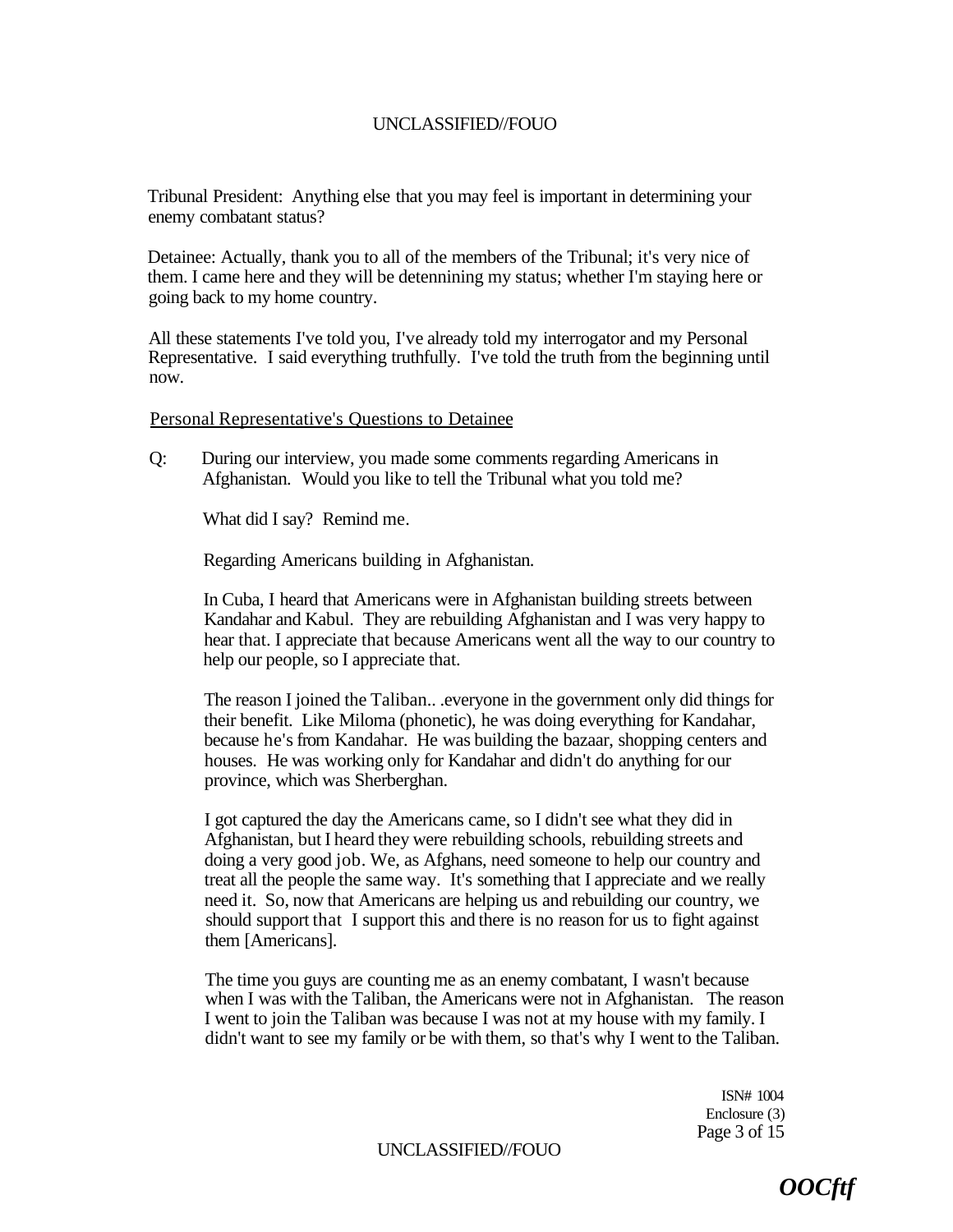Tribunal President: Anything else that you may feel is important in determining your enemy combatant status?

Detainee: Actually, thank you to all of the members of the Tribunal; it's very nice of them. I came here and they will be detennining my status; whether I'm staying here or going back to my home country.

All these statements I've told you, I've already told my interrogator and my Personal Representative. I said everything truthfully. I've told the truth from the beginning until now.

Personal Representative's Questions to Detainee

Q: During our interview, you made some comments regarding Americans in Afghanistan. Would you like to tell the Tribunal what you told me?

What did I say? Remind me.

Regarding Americans building in Afghanistan.

In Cuba, I heard that Americans were in Afghanistan building streets between Kandahar and Kabul. They are rebuilding Afghanistan and I was very happy to hear that. I appreciate that because Americans went all the way to our country to help our people, so I appreciate that.

The reason I joined the Taliban.. .everyone in the government only did things for their benefit. Like Miloma (phonetic), he was doing everything for Kandahar, because he's from Kandahar. He was building the bazaar, shopping centers and houses. He was working only for Kandahar and didn't do anything for our province, which was Sherberghan.

I got captured the day the Americans came, so I didn't see what they did in Afghanistan, but I heard they were rebuilding schools, rebuilding streets and doing a very good job. We, as Afghans, need someone to help our country and treat all the people the same way. It's something that I appreciate and we really need it. So, now that Americans are helping us and rebuilding our country, we should support that I support this and there is no reason for us to fight against them [Americans].

The time you guys are counting me as an enemy combatant, I wasn't because when I was with the Taliban, the Americans were not in Afghanistan. The reason I went to join the Taliban was because I was not at my house with my family. I didn't want to see my family or be with them, so that's why I went to the Taliban.

ISN# 1004
Enclosure (3)

*OOCftf*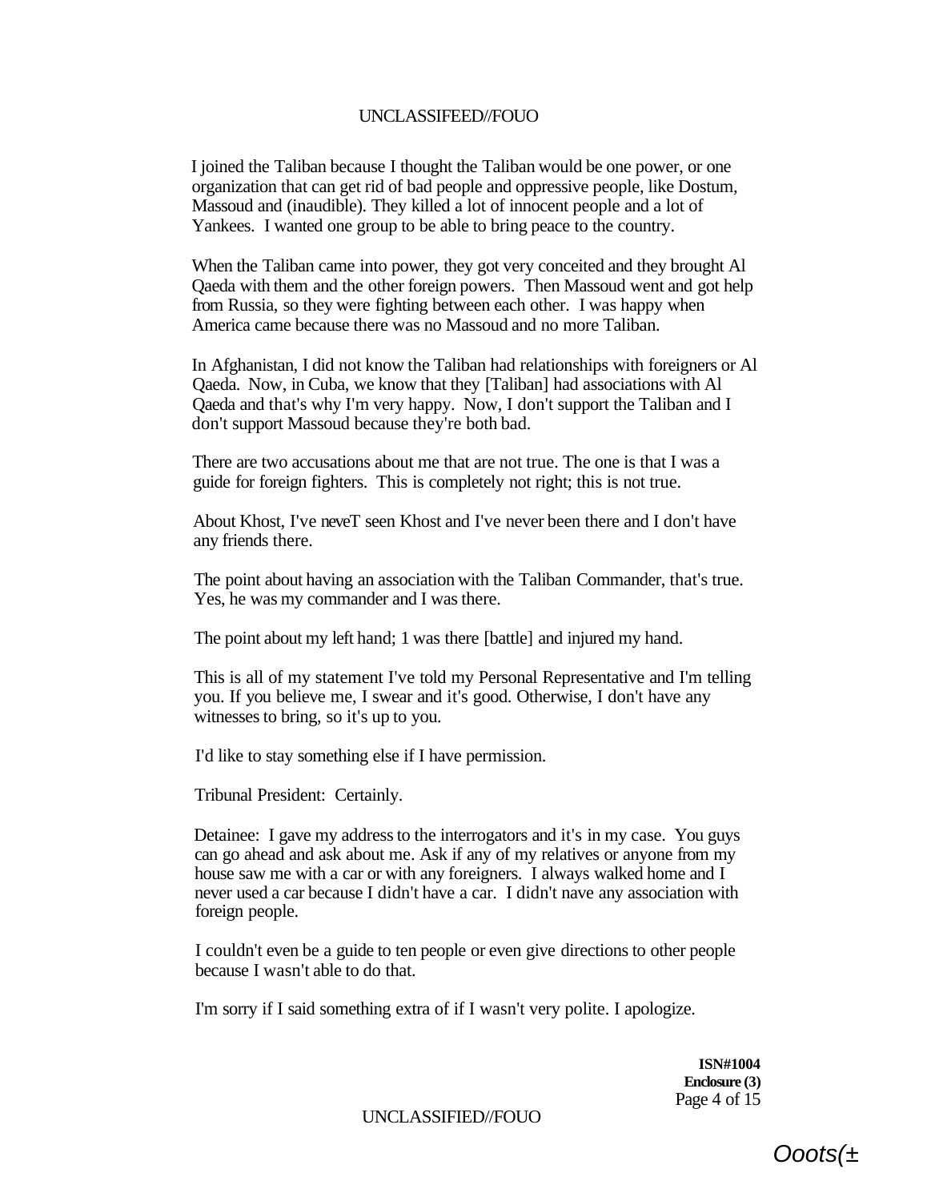I joined the Taliban because I thought the Taliban would be one power, or one organization that can get rid of bad people and oppressive people, like Dostum, Massoud and (inaudible). They killed a lot of innocent people and a lot of Yankees. I wanted one group to be able to bring peace to the country.

When the Taliban came into power, they got very conceited and they brought Al Qaeda with them and the other foreign powers. Then Massoud went and got help from Russia, so they were fighting between each other. I was happy when America came because there was no Massoud and no more Taliban.

In Afghanistan, I did not know the Taliban had relationships with foreigners or Al Qaeda. Now, in Cuba, we know that they [Taliban] had associations with Al Qaeda and that's why I'm very happy. Now, I don't support the Taliban and I don't support Massoud because they're both bad.

There are two accusations about me that are not true. The one is that I was a guide for foreign fighters. This is completely not right; this is not true.

About Khost, I've neveT seen Khost and I've never been there and I don't have any friends there.

The point about having an association with the Taliban Commander, that's true. Yes, he was my commander and I was there.

The point about my left hand; 1 was there [battle] and injured my hand.

This is all of my statement I've told my Personal Representative and I'm telling you. If you believe me, I swear and it's good. Otherwise, I don't have any witnesses to bring, so it's up to you.

I'd like to stay something else if I have permission.

Tribunal President: Certainly.

Detainee: I gave my address to the interrogators and it's in my case. You guys can go ahead and ask about me. Ask if any of my relatives or anyone from my house saw me with a car or with any foreigners. I always walked home and I never used a car because I didn't have a car. I didn't nave any association with foreign people.

I couldn't even be a guide to ten people or even give directions to other people because I wasn't able to do that.

I'm sorry if I said something extra of if I wasn't very polite. I apologize.

**ISN#1004**
**Enclosure (3)**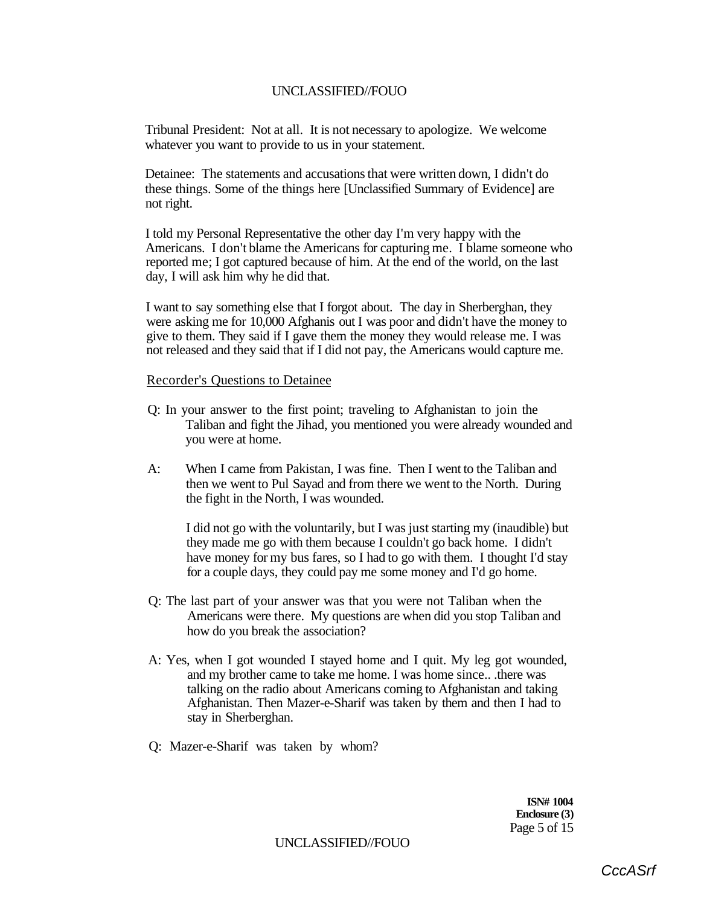Tribunal President: Not at all. It is not necessary to apologize. We welcome whatever you want to provide to us in your statement.

Detainee: The statements and accusations that were written down, I didn't do these things. Some of the things here [Unclassified Summary of Evidence] are not right.

I told my Personal Representative the other day I'm very happy with the Americans. I don't blame the Americans for capturing me. I blame someone who reported me; I got captured because of him. At the end of the world, on the last day, I will ask him why he did that.

I want to say something else that I forgot about. The day in Sherberghan, they were asking me for 10,000 Afghanis out I was poor and didn't have the money to give to them. They said if I gave them the money they would release me. I was not released and they said that if I did not pay, the Americans would capture me.

Recorder's Questions to Detainee

Q: In your answer to the first point; traveling to Afghanistan to join the Taliban and fight the Jihad, you mentioned you were already wounded and you were at home.

A: When I came from Pakistan, I was fine. Then I went to the Taliban and then we went to Pul Sayad and from there we went to the North. During the fight in the North, I was wounded.

I did not go with the voluntarily, but I was just starting my (inaudible) but they made me go with them because I couldn't go back home. I didn't have money for my bus fares, so I had to go with them. I thought I'd stay for a couple days, they could pay me some money and I'd go home.

Q: The last part of your answer was that you were not Taliban when the Americans were there. My questions are when did you stop Taliban and how do you break the association?

A: Yes, when I got wounded I stayed home and I quit. My leg got wounded, and my brother came to take me home. I was home since.. .there was talking on the radio about Americans coming to Afghanistan and taking Afghanistan. Then Mazer-e-Sharif was taken by them and then I had to stay in Sherberghan.

Q: Mazer-e-Sharif was taken by whom?

**ISN# 1004**
**Enclosure (3)**

CccASrf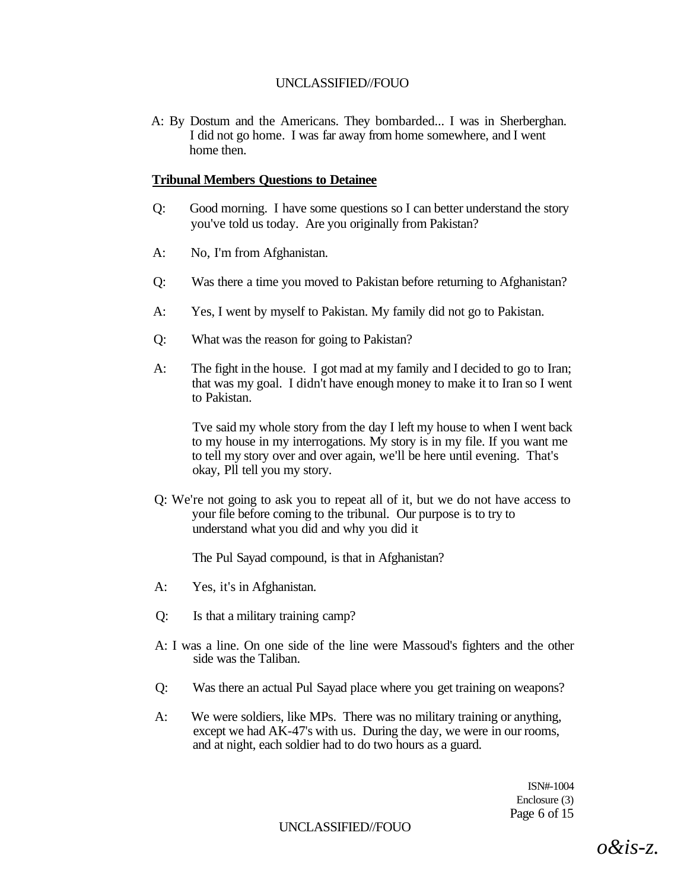A: By Dostum and the Americans. They bombarded... I was in Sherberghan. I did not go home. I was far away from home somewhere, and I went home then.

**Tribunal Members Questions to Detainee**

Q: Good morning. I have some questions so I can better understand the story you've told us today. Are you originally from Pakistan?

A: No, I'm from Afghanistan.

Q: Was there a time you moved to Pakistan before returning to Afghanistan?

A: Yes, I went by myself to Pakistan. My family did not go to Pakistan.

Q: What was the reason for going to Pakistan?

A: The fight in the house. I got mad at my family and I decided to go to Iran; that was my goal. I didn't have enough money to make it to Iran so I went to Pakistan.

Tve said my whole story from the day I left my house to when I went back to my house in my interrogations. My story is in my file. If you want me to tell my story over and over again, we'll be here until evening. That's okay, Pll tell you my story.

Q: We're not going to ask you to repeat all of it, but we do not have access to your file before coming to the tribunal. Our purpose is to try to understand what you did and why you did it

The Pul Sayad compound, is that in Afghanistan?

A: Yes, it's in Afghanistan.

Q: Is that a military training camp?

A: I was a line. On one side of the line were Massoud's fighters and the other side was the Taliban.

Q: Was there an actual Pul Sayad place where you get training on weapons?

A: We were soldiers, like MPs. There was no military training or anything, except we had AK-47's with us. During the day, we were in our rooms, and at night, each soldier had to do two hours as a guard.

ISN#-1004
Enclosure (3)

o&is-z.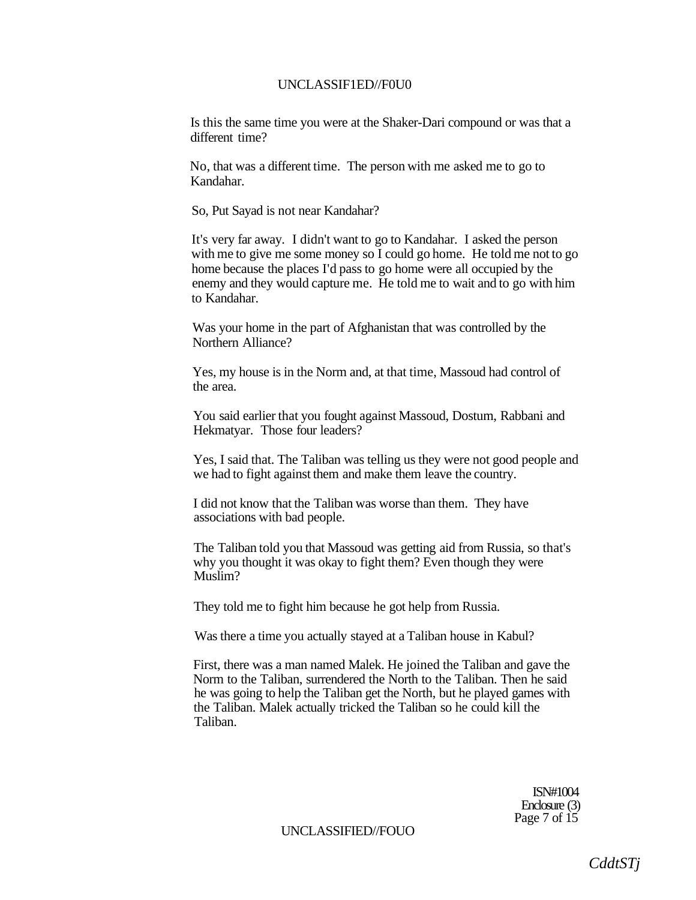Is this the same time you were at the Shaker-Dari compound or was that a different time?

No, that was a different time. The person with me asked me to go to Kandahar.

So, Put Sayad is not near Kandahar?

It's very far away. I didn't want to go to Kandahar. I asked the person with me to give me some money so I could go home. He told me not to go home because the places I'd pass to go home were all occupied by the enemy and they would capture me. He told me to wait and to go with him to Kandahar.

Was your home in the part of Afghanistan that was controlled by the Northern Alliance?

Yes, my house is in the Norm and, at that time, Massoud had control of the area.

You said earlier that you fought against Massoud, Dostum, Rabbani and Hekmatyar. Those four leaders?

Yes, I said that. The Taliban was telling us they were not good people and we had to fight against them and make them leave the country.

I did not know that the Taliban was worse than them. They have associations with bad people.

The Taliban told you that Massoud was getting aid from Russia, so that's why you thought it was okay to fight them? Even though they were Muslim?

They told me to fight him because he got help from Russia.

Was there a time you actually stayed at a Taliban house in Kabul?

First, there was a man named Malek. He joined the Taliban and gave the Norm to the Taliban, surrendered the North to the Taliban. Then he said he was going to help the Taliban get the North, but he played games with the Taliban. Malek actually tricked the Taliban so he could kill the Taliban.

ISN#1004
Enclosure (3)

*CddtSTj*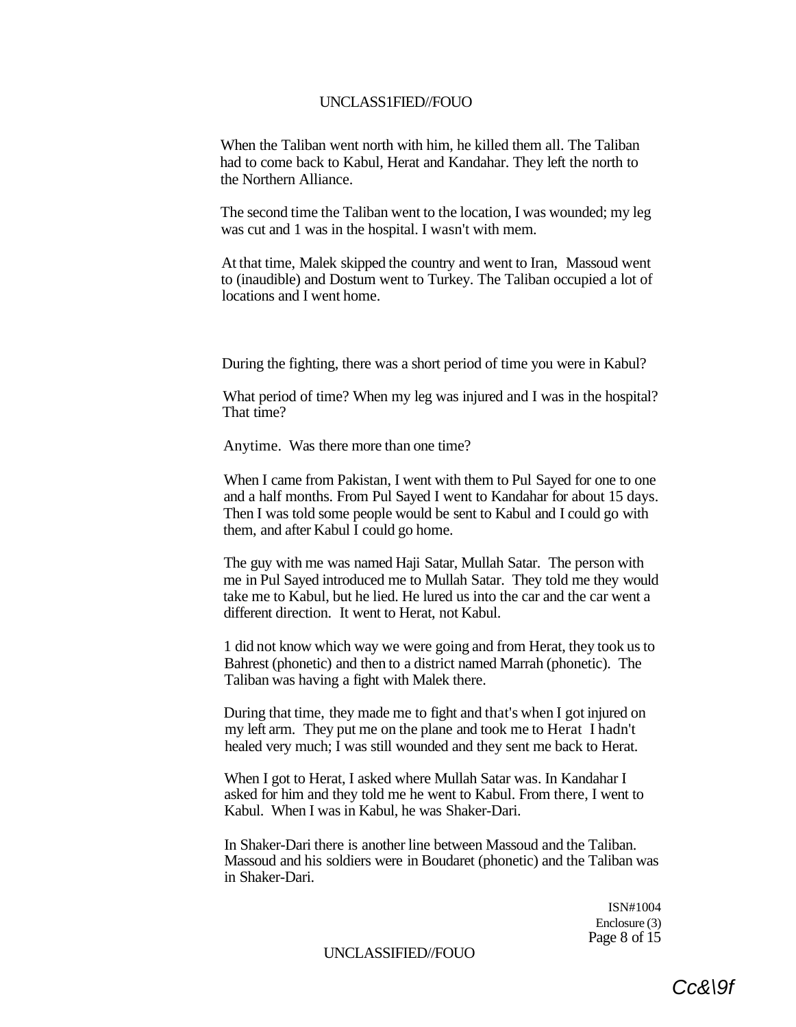When the Taliban went north with him, he killed them all. The Taliban had to come back to Kabul, Herat and Kandahar. They left the north to the Northern Alliance.

The second time the Taliban went to the location, I was wounded; my leg was cut and 1 was in the hospital. I wasn't with mem.

At that time, Malek skipped the country and went to Iran, Massoud went to (inaudible) and Dostum went to Turkey. The Taliban occupied a lot of locations and I went home.

During the fighting, there was a short period of time you were in Kabul?

What period of time? When my leg was injured and I was in the hospital? That time?

Anytime. Was there more than one time?

When I came from Pakistan, I went with them to Pul Sayed for one to one and a half months. From Pul Sayed I went to Kandahar for about 15 days. Then I was told some people would be sent to Kabul and I could go with them, and after Kabul I could go home.

The guy with me was named Haji Satar, Mullah Satar. The person with me in Pul Sayed introduced me to Mullah Satar. They told me they would take me to Kabul, but he lied. He lured us into the car and the car went a different direction. It went to Herat, not Kabul.

1 did not know which way we were going and from Herat, they took us to Bahrest (phonetic) and then to a district named Marrah (phonetic). The Taliban was having a fight with Malek there.

During that time, they made me to fight and that's when I got injured on my left arm. They put me on the plane and took me to Herat I hadn't healed very much; I was still wounded and they sent me back to Herat.

When I got to Herat, I asked where Mullah Satar was. In Kandahar I asked for him and they told me he went to Kabul. From there, I went to Kabul. When I was in Kabul, he was Shaker-Dari.

In Shaker-Dari there is another line between Massoud and the Taliban. Massoud and his soldiers were in Boudaret (phonetic) and the Taliban was in Shaker-Dari.

ISN#1004
Enclosure (3)

Cc&\9f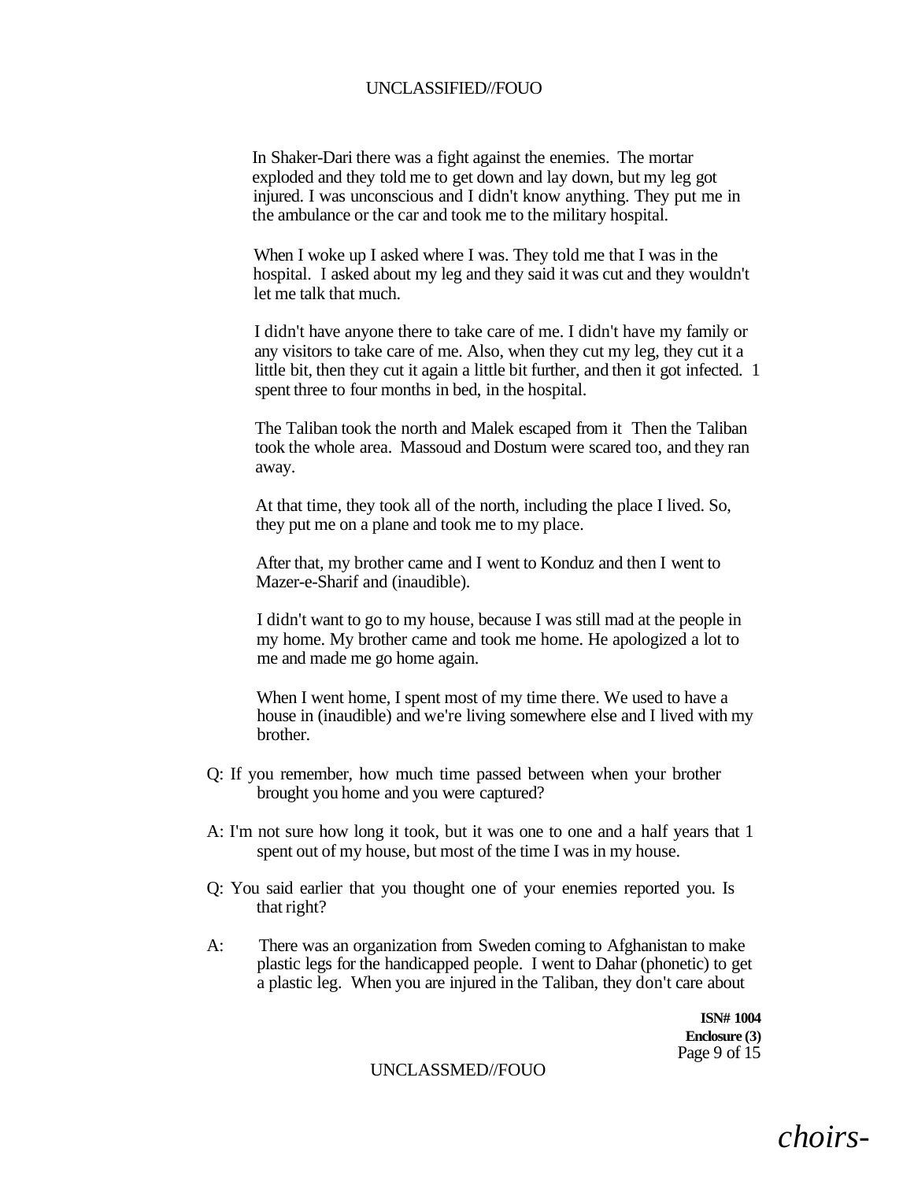In Shaker-Dari there was a fight against the enemies. The mortar exploded and they told me to get down and lay down, but my leg got injured. I was unconscious and I didn't know anything. They put me in the ambulance or the car and took me to the military hospital.

When I woke up I asked where I was. They told me that I was in the hospital. I asked about my leg and they said it was cut and they wouldn't let me talk that much.

I didn't have anyone there to take care of me. I didn't have my family or any visitors to take care of me. Also, when they cut my leg, they cut it a little bit, then they cut it again a little bit further, and then it got infected. 1 spent three to four months in bed, in the hospital.

The Taliban took the north and Malek escaped from it Then the Taliban took the whole area. Massoud and Dostum were scared too, and they ran away.

At that time, they took all of the north, including the place I lived. So, they put me on a plane and took me to my place.

After that, my brother came and I went to Konduz and then I went to Mazer-e-Sharif and (inaudible).

I didn't want to go to my house, because I was still mad at the people in my home. My brother came and took me home. He apologized a lot to me and made me go home again.

When I went home, I spent most of my time there. We used to have a house in (inaudible) and we're living somewhere else and I lived with my brother.

Q: If you remember, how much time passed between when your brother brought you home and you were captured?

A: I'm not sure how long it took, but it was one to one and a half years that 1 spent out of my house, but most of the time I was in my house.

Q: You said earlier that you thought one of your enemies reported you. Is that right?

A: There was an organization from Sweden coming to Afghanistan to make plastic legs for the handicapped people. I went to Dahar (phonetic) to get a plastic leg. When you are injured in the Taliban, they don't care about

**ISN# 1004**
**Enclosure (3)**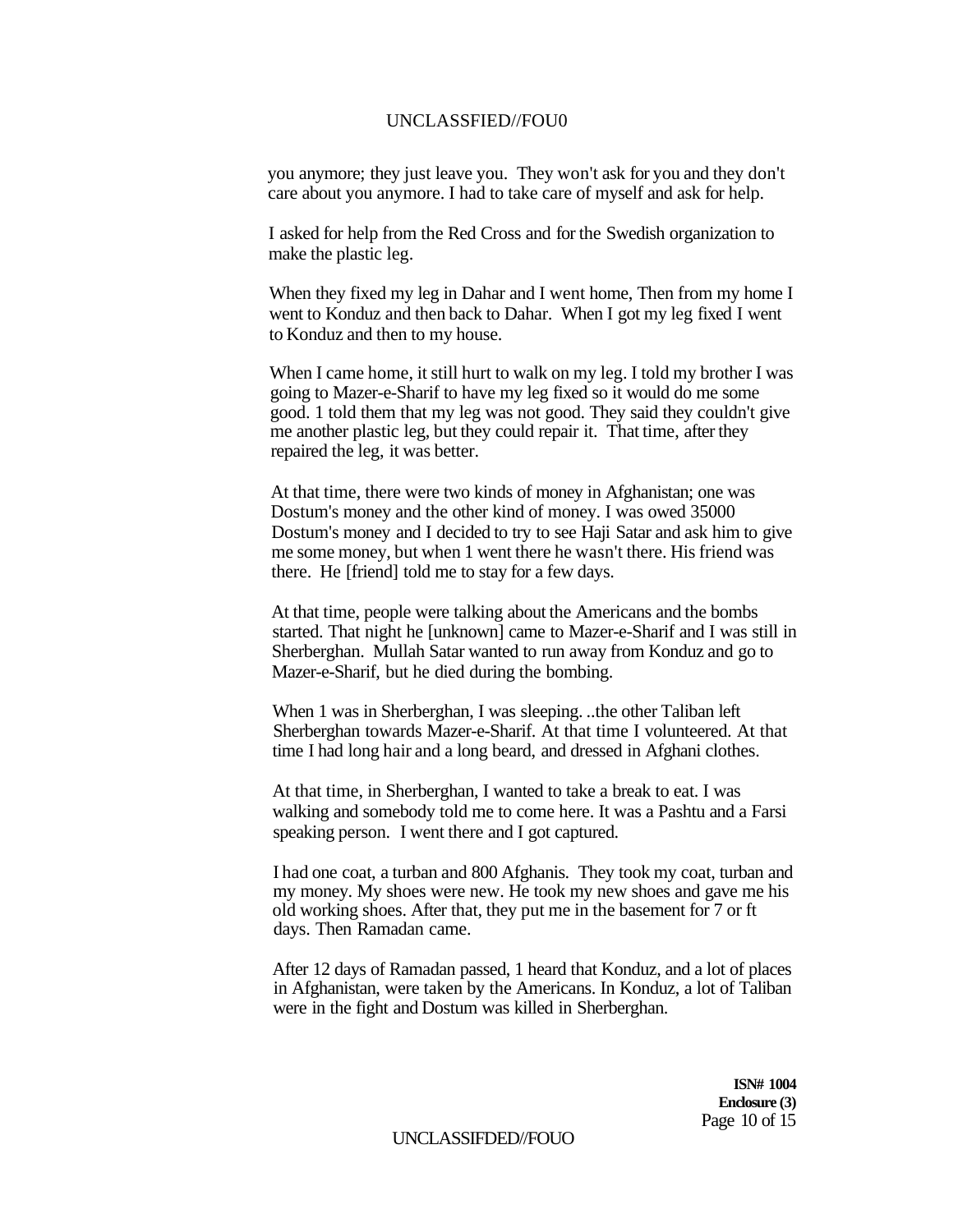you anymore; they just leave you. They won't ask for you and they don't care about you anymore. I had to take care of myself and ask for help.

I asked for help from the Red Cross and for the Swedish organization to make the plastic leg.

When they fixed my leg in Dahar and I went home, Then from my home I went to Konduz and then back to Dahar. When I got my leg fixed I went to Konduz and then to my house.

When I came home, it still hurt to walk on my leg. I told my brother I was going to Mazer-e-Sharif to have my leg fixed so it would do me some good. 1 told them that my leg was not good. They said they couldn't give me another plastic leg, but they could repair it. That time, after they repaired the leg, it was better.

At that time, there were two kinds of money in Afghanistan; one was Dostum's money and the other kind of money. I was owed 35000 Dostum's money and I decided to try to see Haji Satar and ask him to give me some money, but when 1 went there he wasn't there. His friend was there. He [friend] told me to stay for a few days.

At that time, people were talking about the Americans and the bombs started. That night he [unknown] came to Mazer-e-Sharif and I was still in Sherberghan. Mullah Satar wanted to run away from Konduz and go to Mazer-e-Sharif, but he died during the bombing.

When 1 was in Sherberghan, I was sleeping. ..the other Taliban left Sherberghan towards Mazer-e-Sharif. At that time I volunteered. At that time I had long hair and a long beard, and dressed in Afghani clothes.

At that time, in Sherberghan, I wanted to take a break to eat. I was walking and somebody told me to come here. It was a Pashtu and a Farsi speaking person. I went there and I got captured.

I had one coat, a turban and 800 Afghanis. They took my coat, turban and my money. My shoes were new. He took my new shoes and gave me his old working shoes. After that, they put me in the basement for 7 or ft days. Then Ramadan came.

After 12 days of Ramadan passed, 1 heard that Konduz, and a lot of places in Afghanistan, were taken by the Americans. In Konduz, a lot of Taliban were in the fight and Dostum was killed in Sherberghan.

**ISN# 1004**
**Enclosure (3)**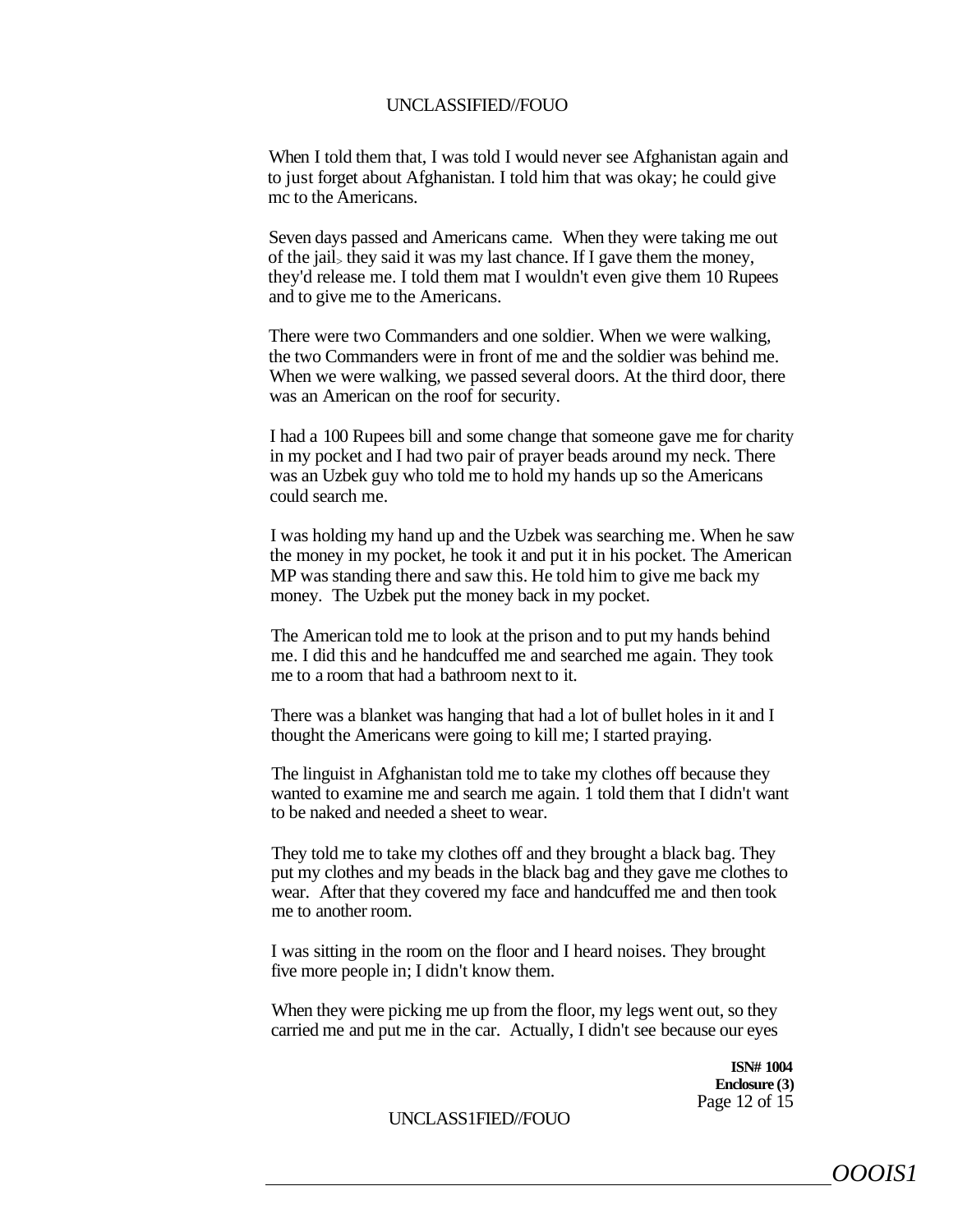When I told them that, I was told I would never see Afghanistan again and to just forget about Afghanistan. I told him that was okay; he could give mc to the Americans.

Seven days passed and Americans came. When they were taking me out of the jail, they said it was my last chance. If I gave them the money, they'd release me. I told them mat I wouldn't even give them 10 Rupees and to give me to the Americans.

There were two Commanders and one soldier. When we were walking, the two Commanders were in front of me and the soldier was behind me. When we were walking, we passed several doors. At the third door, there was an American on the roof for security.

I had a 100 Rupees bill and some change that someone gave me for charity in my pocket and I had two pair of prayer beads around my neck. There was an Uzbek guy who told me to hold my hands up so the Americans could search me.

I was holding my hand up and the Uzbek was searching me. When he saw the money in my pocket, he took it and put it in his pocket. The American MP was standing there and saw this. He told him to give me back my money. The Uzbek put the money back in my pocket.

The American told me to look at the prison and to put my hands behind me. I did this and he handcuffed me and searched me again. They took me to a room that had a bathroom next to it.

There was a blanket was hanging that had a lot of bullet holes in it and I thought the Americans were going to kill me; I started praying.

The linguist in Afghanistan told me to take my clothes off because they wanted to examine me and search me again. 1 told them that I didn't want to be naked and needed a sheet to wear.

They told me to take my clothes off and they brought a black bag. They put my clothes and my beads in the black bag and they gave me clothes to wear. After that they covered my face and handcuffed me and then took me to another room.

I was sitting in the room on the floor and I heard noises. They brought five more people in; I didn't know them.

When they were picking me up from the floor, my legs went out, so they carried me and put me in the car. Actually, I didn't see because our eyes

**ISN# 1004**
**Enclosure (3)**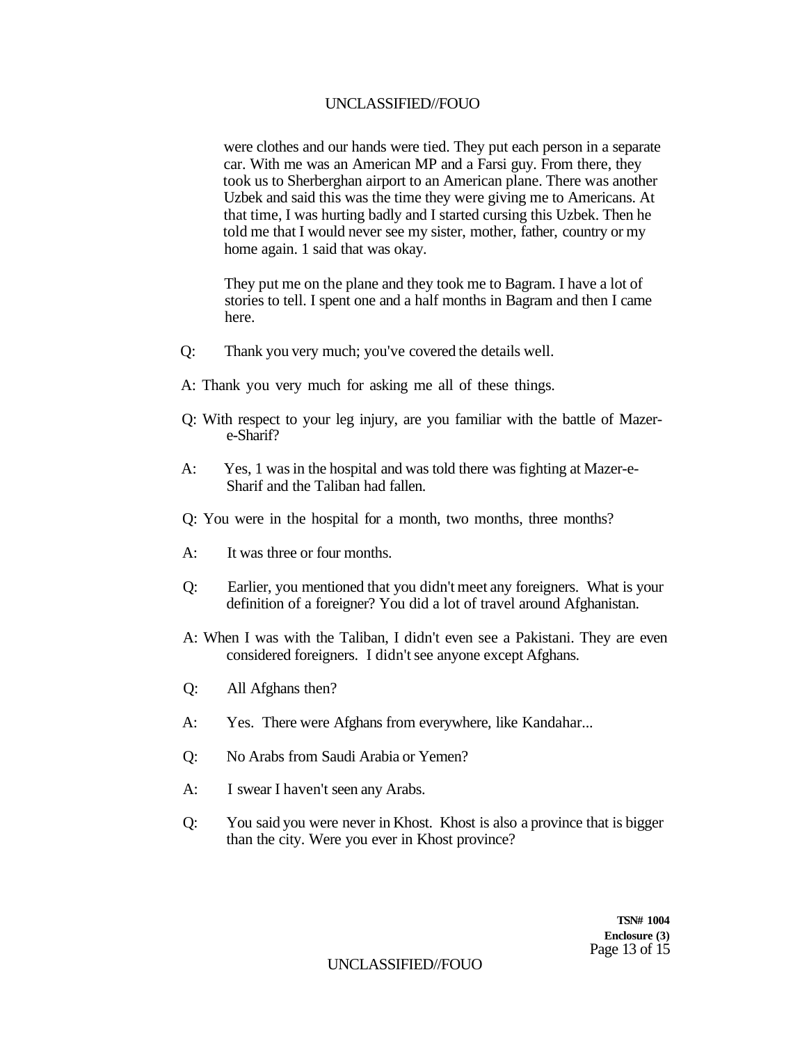were clothes and our hands were tied. They put each person in a separate car. With me was an American MP and a Farsi guy. From there, they took us to Sherberghan airport to an American plane. There was another Uzbek and said this was the time they were giving me to Americans. At that time, I was hurting badly and I started cursing this Uzbek. Then he told me that I would never see my sister, mother, father, country or my home again. 1 said that was okay.

They put me on the plane and they took me to Bagram. I have a lot of stories to tell. I spent one and a half months in Bagram and then I came here.

Q: Thank you very much; you've covered the details well.

A: Thank you very much for asking me all of these things.

Q: With respect to your leg injury, are you familiar with the battle of Mazer-e-Sharif?

A: Yes, 1 was in the hospital and was told there was fighting at Mazer-e-Sharif and the Taliban had fallen.

Q: You were in the hospital for a month, two months, three months?

A: It was three or four months.

Q: Earlier, you mentioned that you didn't meet any foreigners. What is your definition of a foreigner? You did a lot of travel around Afghanistan.

A: When I was with the Taliban, I didn't even see a Pakistani. They are even considered foreigners. I didn't see anyone except Afghans.

Q: All Afghans then?

A: Yes. There were Afghans from everywhere, like Kandahar...

Q: No Arabs from Saudi Arabia or Yemen?

A: I swear I haven't seen any Arabs.

Q: You said you were never in Khost. Khost is also a province that is bigger than the city. Were you ever in Khost province?

**TSN# 1004**
**Enclosure (3)**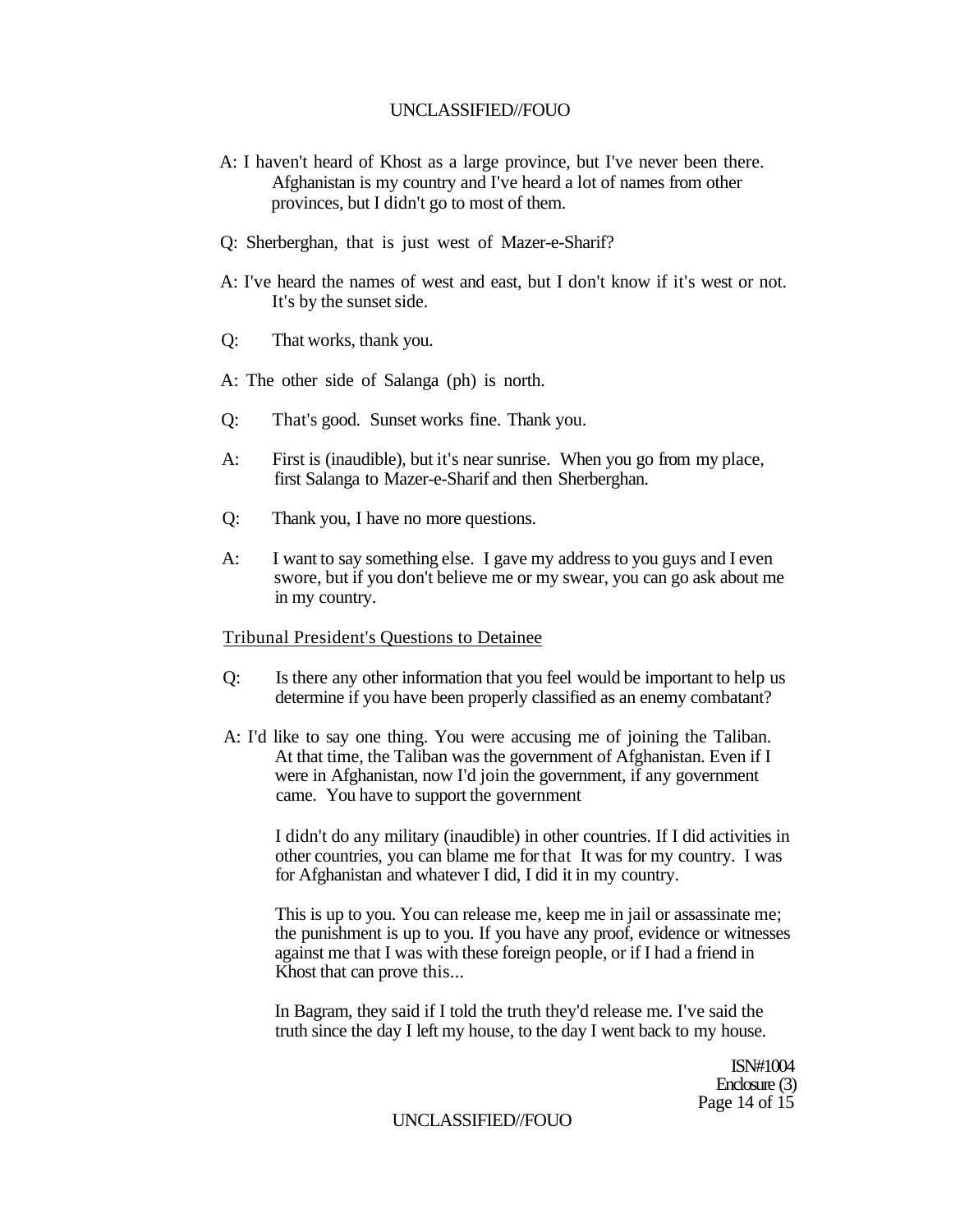A: I haven't heard of Khost as a large province, but I've never been there. Afghanistan is my country and I've heard a lot of names from other provinces, but I didn't go to most of them.

Q: Sherberghan, that is just west of Mazer-e-Sharif?

A: I've heard the names of west and east, but I don't know if it's west or not. It's by the sunset side.

Q: That works, thank you.

A: The other side of Salanga (ph) is north.

Q: That's good. Sunset works fine. Thank you.

A: First is (inaudible), but it's near sunrise. When you go from my place, first Salanga to Mazer-e-Sharif and then Sherberghan.

Q: Thank you, I have no more questions.

A: I want to say something else. I gave my address to you guys and I even swore, but if you don't believe me or my swear, you can go ask about me in my country.

Tribunal President's Questions to Detainee

Q: Is there any other information that you feel would be important to help us determine if you have been properly classified as an enemy combatant?

A: I'd like to say one thing. You were accusing me of joining the Taliban. At that time, the Taliban was the government of Afghanistan. Even if I were in Afghanistan, now I'd join the government, if any government came. You have to support the government

I didn't do any military (inaudible) in other countries. If I did activities in other countries, you can blame me for that It was for my country. I was for Afghanistan and whatever I did, I did it in my country.

This is up to you. You can release me, keep me in jail or assassinate me; the punishment is up to you. If you have any proof, evidence or witnesses against me that I was with these foreign people, or if I had a friend in Khost that can prove this...

In Bagram, they said if I told the truth they'd release me. I've said the truth since the day I left my house, to the day I went back to my house.

ISN#1004
Enclosure (3)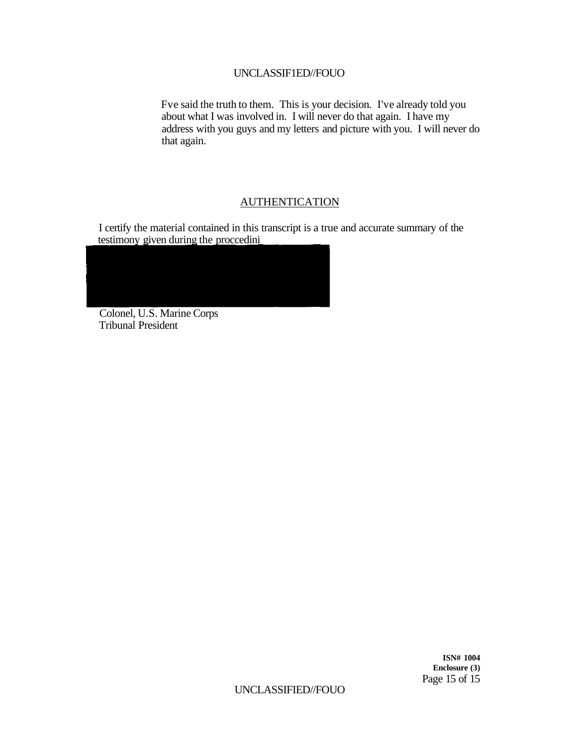Fve said the truth to them. This is your decision. I've already told you about what I was involved in. I will never do that again. I have my address with you guys and my letters and picture with you. I will never do that again.

## AUTHENTICATION

I certify the material contained in this transcript is a true and accurate summary of the testimony given during the proccedini

Colonel, U.S. Marine Corps
Tribunal President

**ISN# 1004**
**Enclosure (3)**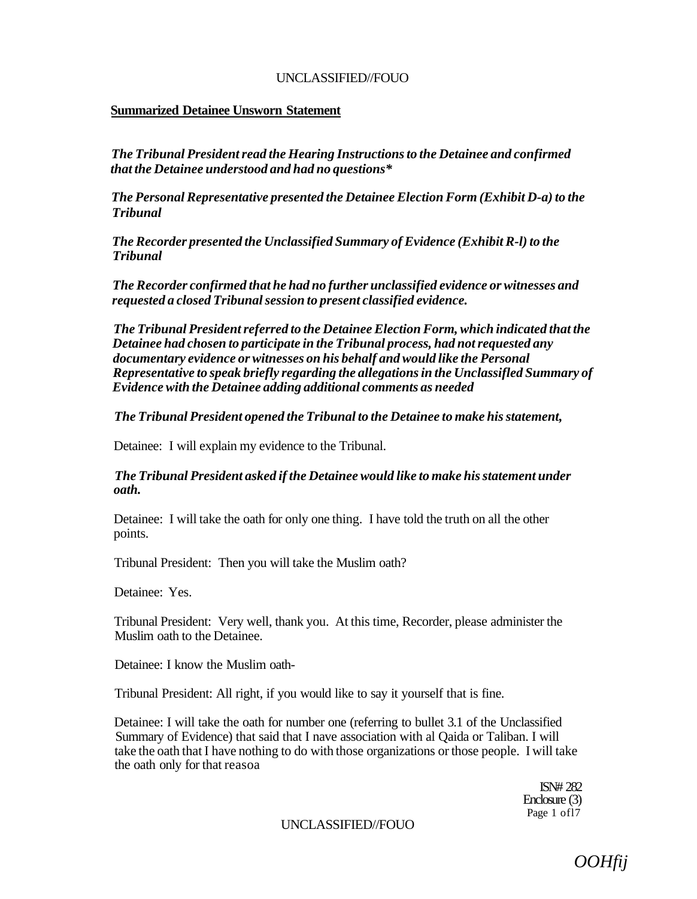**Summarized Detainee Unsworn Statement**

***The Tribunal President read the Hearing Instructions to the Detainee and confirmed that the Detainee understood and had no questions****

***The Personal Representative presented the Detainee Election Form (Exhibit D-a) to the Tribunal***

***The Recorder presented the Unclassified Summary of Evidence (Exhibit R-l) to the Tribunal***

***The Recorder confirmed that he had no further unclassified evidence or witnesses and requested a closed Tribunal session to present classified evidence.***

***The Tribunal President referred to the Detainee Election Form, which indicated that the Detainee had chosen to participate in the Tribunal process, had not requested any documentary evidence or witnesses on his behalf and would like the Personal Representative to speak briefly regarding the allegations in the Unclassifled Summary of Evidence with the Detainee adding additional comments as needed***

***The Tribunal President opened the Tribunal to the Detainee to make his statement,***

Detainee: I will explain my evidence to the Tribunal.

***The Tribunal President asked if the Detainee would like to make his statement under oath.***

Detainee: I will take the oath for only one thing. I have told the truth on all the other points.

Tribunal President: Then you will take the Muslim oath?

Detainee: Yes.

Tribunal President: Very well, thank you. At this time, Recorder, please administer the Muslim oath to the Detainee.

Detainee: I know the Muslim oath-

Tribunal President: All right, if you would like to say it yourself that is fine.

Detainee: I will take the oath for number one (referring to bullet 3.1 of the Unclassified Summary of Evidence) that said that I nave association with al Qaida or Taliban. I will take the oath that I have nothing to do with those organizations or those people. I will take the oath only for that reasoa

ISN# 282
Enclosure (3)

OOHfij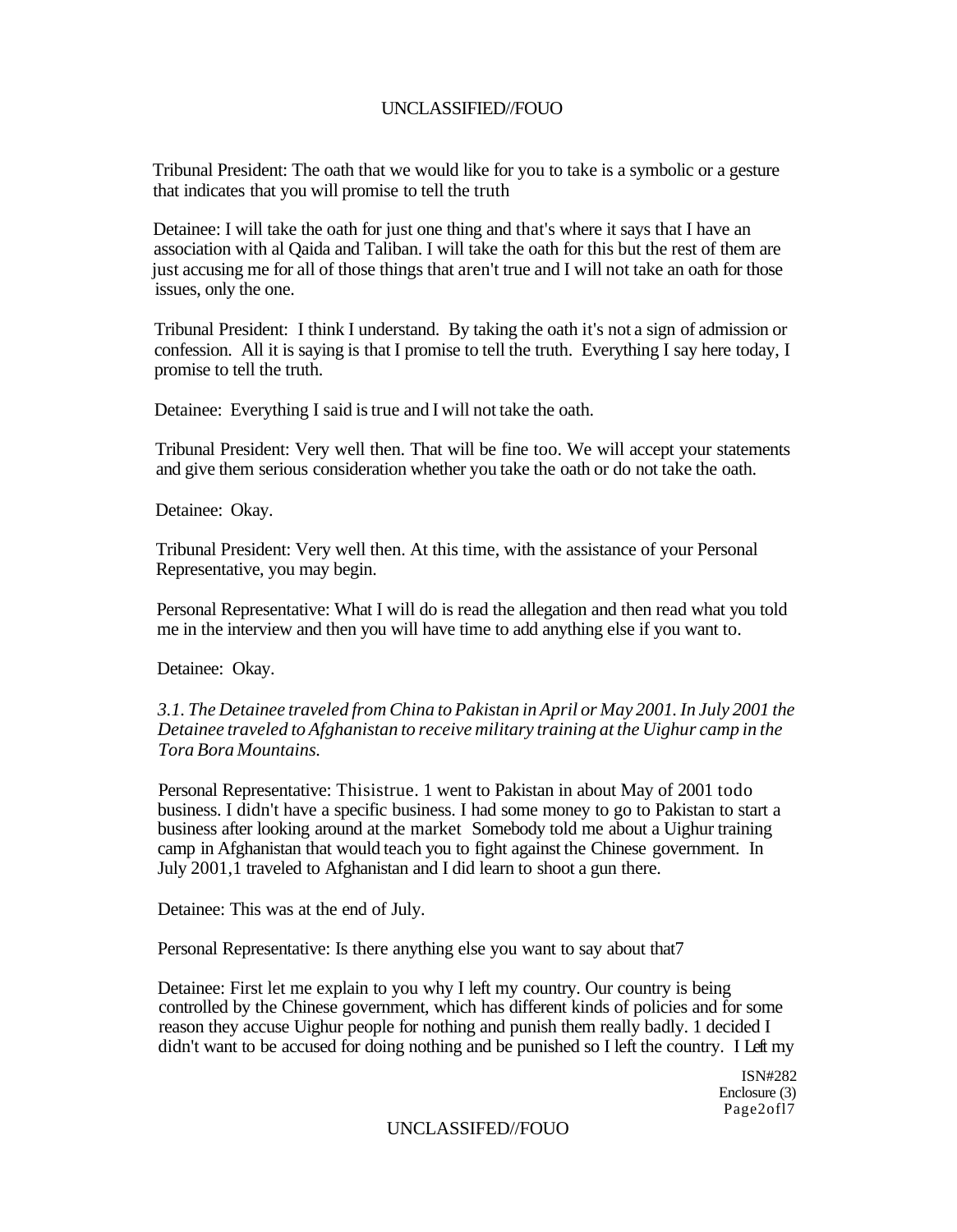Tribunal President: The oath that we would like for you to take is a symbolic or a gesture that indicates that you will promise to tell the truth

Detainee: I will take the oath for just one thing and that's where it says that I have an association with al Qaida and Taliban. I will take the oath for this but the rest of them are just accusing me for all of those things that aren't true and I will not take an oath for those issues, only the one.

Tribunal President: I think I understand. By taking the oath it's not a sign of admission or confession. All it is saying is that I promise to tell the truth. Everything I say here today, I promise to tell the truth.

Detainee: Everything I said is true and I will not take the oath.

Tribunal President: Very well then. That will be fine too. We will accept your statements and give them serious consideration whether you take the oath or do not take the oath.

Detainee: Okay.

Tribunal President: Very well then. At this time, with the assistance of your Personal Representative, you may begin.

Personal Representative: What I will do is read the allegation and then read what you told me in the interview and then you will have time to add anything else if you want to.

Detainee: Okay.

*3.1. The Detainee traveled from China to Pakistan in April or May 2001. In July 2001 the Detainee traveled to Afghanistan to receive military training at the Uighur camp in the Tora Bora Mountains.*

Personal Representative: Thisistrue. 1 went to Pakistan in about May of 2001 todo business. I didn't have a specific business. I had some money to go to Pakistan to start a business after looking around at the market Somebody told me about a Uighur training camp in Afghanistan that would teach you to fight against the Chinese government. In July 2001,1 traveled to Afghanistan and I did learn to shoot a gun there.

Detainee: This was at the end of July.

Personal Representative: Is there anything else you want to say about that7

Detainee: First let me explain to you why I left my country. Our country is being controlled by the Chinese government, which has different kinds of policies and for some reason they accuse Uighur people for nothing and punish them really badly. 1 decided I didn't want to be accused for doing nothing and be punished so I left the country. I Left my

ISN#282
Enclosure (3)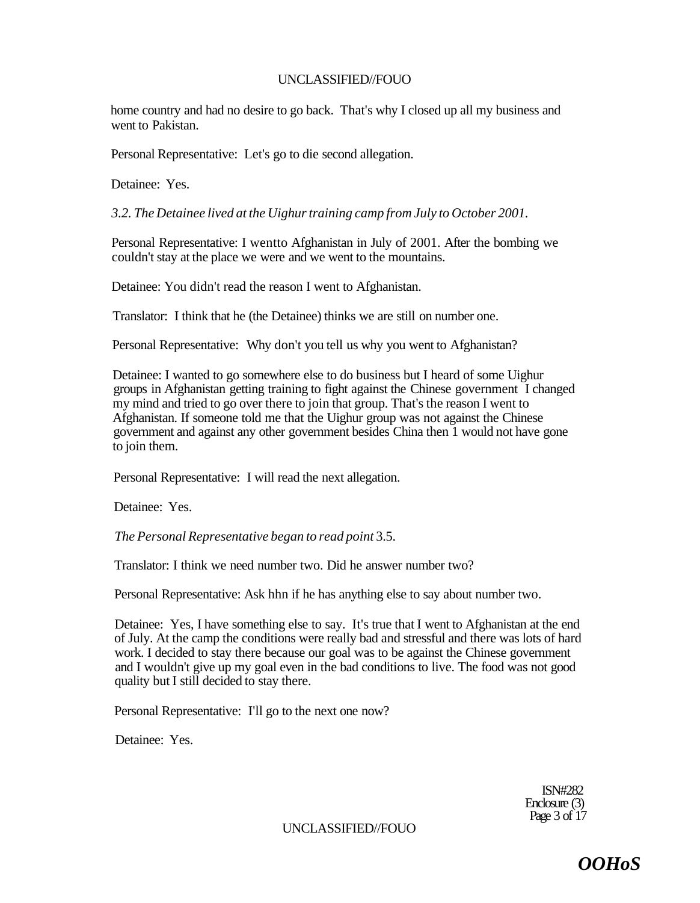home country and had no desire to go back. That's why I closed up all my business and went to Pakistan.

Personal Representative: Let's go to die second allegation.

Detainee: Yes.

*3.2. The Detainee lived at the Uighur training camp from July to October 2001.*

Personal Representative: I wentto Afghanistan in July of 2001. After the bombing we couldn't stay at the place we were and we went to the mountains.

Detainee: You didn't read the reason I went to Afghanistan.

Translator: I think that he (the Detainee) thinks we are still on number one.

Personal Representative: Why don't you tell us why you went to Afghanistan?

Detainee: I wanted to go somewhere else to do business but I heard of some Uighur groups in Afghanistan getting training to fight against the Chinese government I changed my mind and tried to go over there to join that group. That's the reason I went to Afghanistan. If someone told me that the Uighur group was not against the Chinese government and against any other government besides China then 1 would not have gone to join them.

Personal Representative: I will read the next allegation.

Detainee: Yes.

*The Personal Representative began to read point* 3.5.

Translator: I think we need number two. Did he answer number two?

Personal Representative: Ask hhn if he has anything else to say about number two.

Detainee: Yes, I have something else to say. It's true that I went to Afghanistan at the end of July. At the camp the conditions were really bad and stressful and there was lots of hard work. I decided to stay there because our goal was to be against the Chinese government and I wouldn't give up my goal even in the bad conditions to live. The food was not good quality but I still decided to stay there.

Personal Representative: I'll go to the next one now?

Detainee: Yes.

ISN#282
Enclosure (3)

*OOHoS*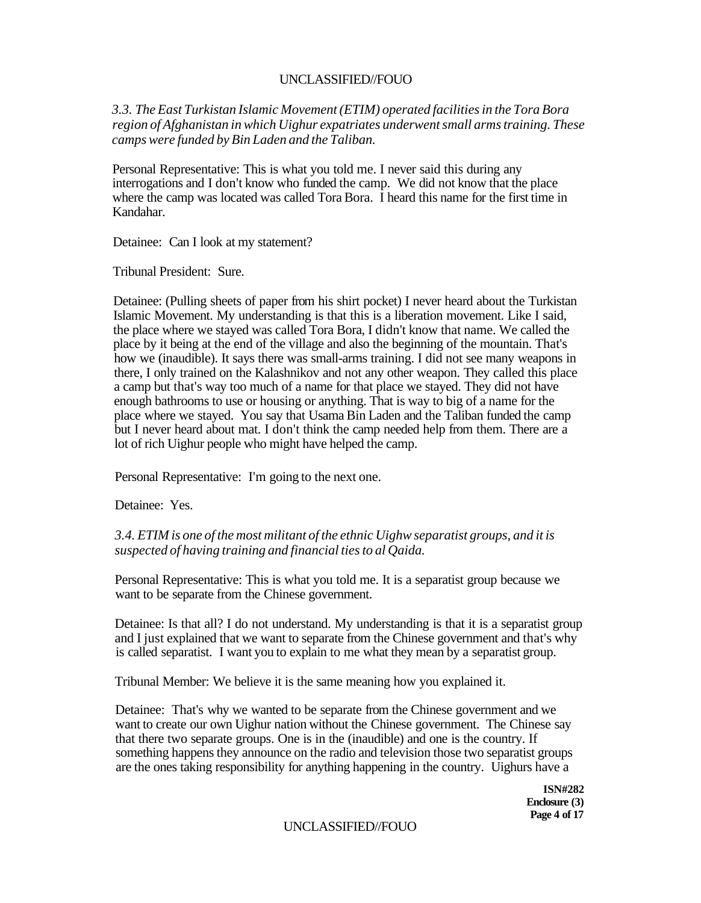*3.3. The East Turkistan Islamic Movement (ETIM) operated facilities in the Tora Bora region of Afghanistan in which Uighur expatriates underwent small arms training. These camps were funded by Bin Laden and the Taliban.*

Personal Representative: This is what you told me. I never said this during any interrogations and I don't know who funded the camp. We did not know that the place where the camp was located was called Tora Bora. I heard this name for the first time in Kandahar.

Detainee: Can I look at my statement?

Tribunal President: Sure.

Detainee: (Pulling sheets of paper from his shirt pocket) I never heard about the Turkistan Islamic Movement. My understanding is that this is a liberation movement. Like I said, the place where we stayed was called Tora Bora, I didn't know that name. We called the place by it being at the end of the village and also the beginning of the mountain. That's how we (inaudible). It says there was small-arms training. I did not see many weapons in there, I only trained on the Kalashnikov and not any other weapon. They called this place a camp but that's way too much of a name for that place we stayed. They did not have enough bathrooms to use or housing or anything. That is way to big of a name for the place where we stayed. You say that Usama Bin Laden and the Taliban funded the camp but I never heard about mat. I don't think the camp needed help from them. There are a lot of rich Uighur people who might have helped the camp.

Personal Representative: I'm going to the next one.

Detainee: Yes.

*3.4. ETIM is one of the most militant of the ethnic Uighw separatist groups, and it is suspected of having training and financial ties to al Qaida.*

Personal Representative: This is what you told me. It is a separatist group because we want to be separate from the Chinese government.

Detainee: Is that all? I do not understand. My understanding is that it is a separatist group and I just explained that we want to separate from the Chinese government and that's why is called separatist. I want you to explain to me what they mean by a separatist group.

Tribunal Member: We believe it is the same meaning how you explained it.

Detainee: That's why we wanted to be separate from the Chinese government and we want to create our own Uighur nation without the Chinese government. The Chinese say that there two separate groups. One is in the (inaudible) and one is the country. If something happens they announce on the radio and television those two separatist groups are the ones taking responsibility for anything happening in the country. Uighurs have a

ISN#282
Enclosure (3)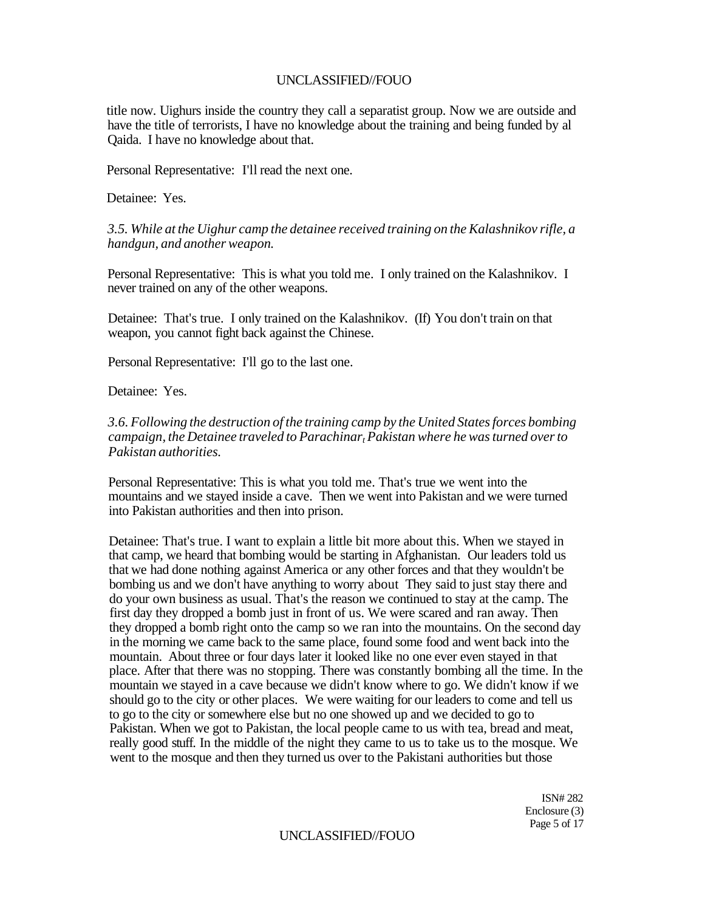title now. Uighurs inside the country they call a separatist group. Now we are outside and have the title of terrorists, I have no knowledge about the training and being funded by al Qaida. I have no knowledge about that.

Personal Representative: I'll read the next one.

Detainee: Yes.

*3.5. While at the Uighur camp the detainee received training on the Kalashnikov rifle, a handgun, and another weapon.*

Personal Representative: This is what you told me. I only trained on the Kalashnikov. I never trained on any of the other weapons.

Detainee: That's true. I only trained on the Kalashnikov. (If) You don't train on that weapon, you cannot fight back against the Chinese.

Personal Representative: I'll go to the last one.

Detainee: Yes.

*3.6. Following the destruction of the training camp by the United States forces bombing campaign, the Detainee traveled to Parachinar, Pakistan where he was turned over to Pakistan authorities.*

Personal Representative: This is what you told me. That's true we went into the mountains and we stayed inside a cave. Then we went into Pakistan and we were turned into Pakistan authorities and then into prison.

Detainee: That's true. I want to explain a little bit more about this. When we stayed in that camp, we heard that bombing would be starting in Afghanistan. Our leaders told us that we had done nothing against America or any other forces and that they wouldn't be bombing us and we don't have anything to worry about They said to just stay there and do your own business as usual. That's the reason we continued to stay at the camp. The first day they dropped a bomb just in front of us. We were scared and ran away. Then they dropped a bomb right onto the camp so we ran into the mountains. On the second day in the morning we came back to the same place, found some food and went back into the mountain. About three or four days later it looked like no one ever even stayed in that place. After that there was no stopping. There was constantly bombing all the time. In the mountain we stayed in a cave because we didn't know where to go. We didn't know if we should go to the city or other places. We were waiting for our leaders to come and tell us to go to the city or somewhere else but no one showed up and we decided to go to Pakistan. When we got to Pakistan, the local people came to us with tea, bread and meat, really good stuff. In the middle of the night they came to us to take us to the mosque. We went to the mosque and then they turned us over to the Pakistani authorities but those

ISN# 282
Enclosure (3)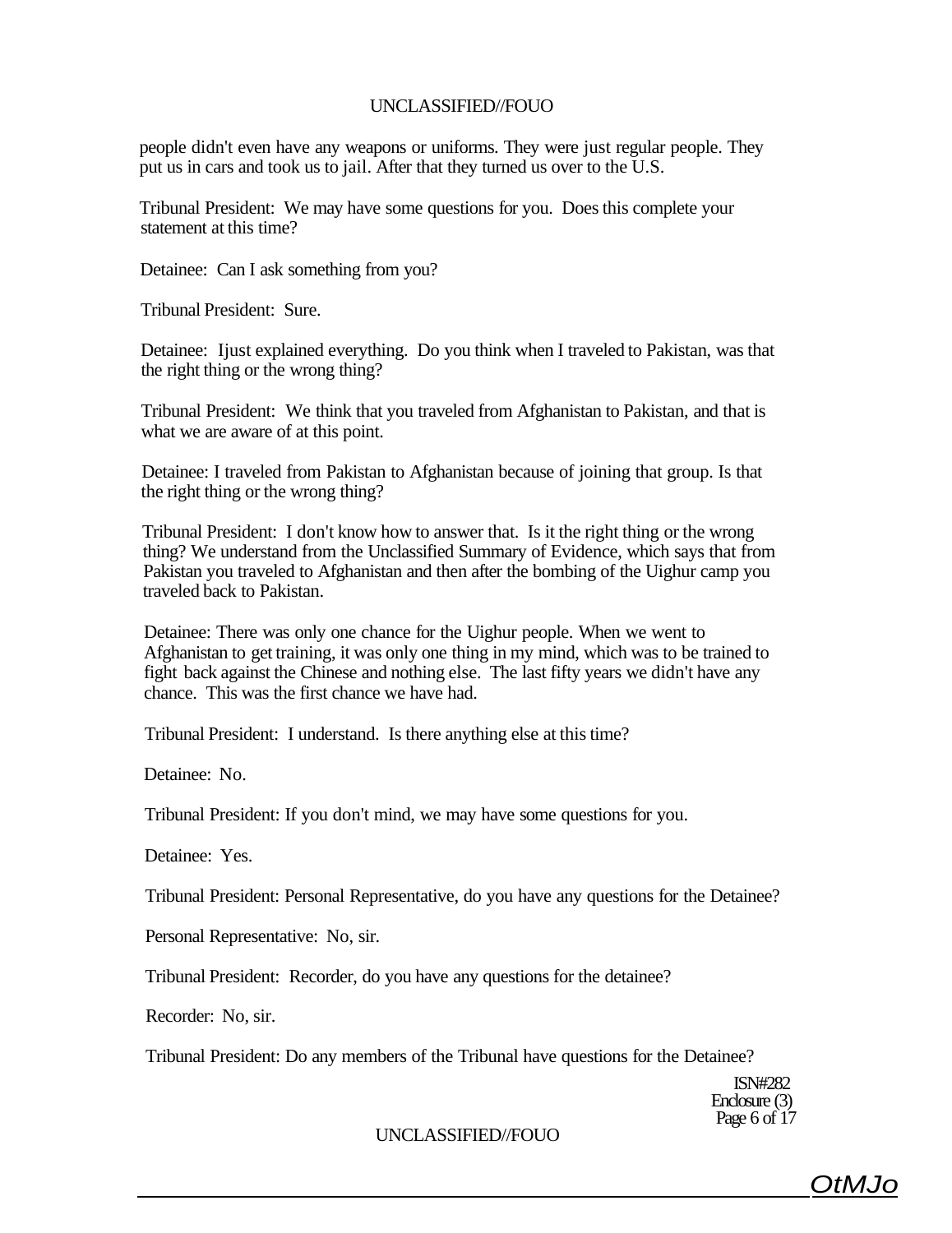people didn't even have any weapons or uniforms. They were just regular people. They put us in cars and took us to jail. After that they turned us over to the U.S.

Tribunal President: We may have some questions for you. Does this complete your statement at this time?

Detainee: Can I ask something from you?

Tribunal President: Sure.

Detainee: Ijust explained everything. Do you think when I traveled to Pakistan, was that the right thing or the wrong thing?

Tribunal President: We think that you traveled from Afghanistan to Pakistan, and that is what we are aware of at this point.

Detainee: I traveled from Pakistan to Afghanistan because of joining that group. Is that the right thing or the wrong thing?

Tribunal President: I don't know how to answer that. Is it the right thing or the wrong thing? We understand from the Unclassified Summary of Evidence, which says that from Pakistan you traveled to Afghanistan and then after the bombing of the Uighur camp you traveled back to Pakistan.

Detainee: There was only one chance for the Uighur people. When we went to Afghanistan to get training, it was only one thing in my mind, which was to be trained to fight back against the Chinese and nothing else. The last fifty years we didn't have any chance. This was the first chance we have had.

Tribunal President: I understand. Is there anything else at this time?

Detainee: No.

Tribunal President: If you don't mind, we may have some questions for you.

Detainee: Yes.

Tribunal President: Personal Representative, do you have any questions for the Detainee?

Personal Representative: No, sir.

Tribunal President: Recorder, do you have any questions for the detainee?

Recorder: No, sir.

Tribunal President: Do any members of the Tribunal have questions for the Detainee?

ISN#282
Enclosure (3)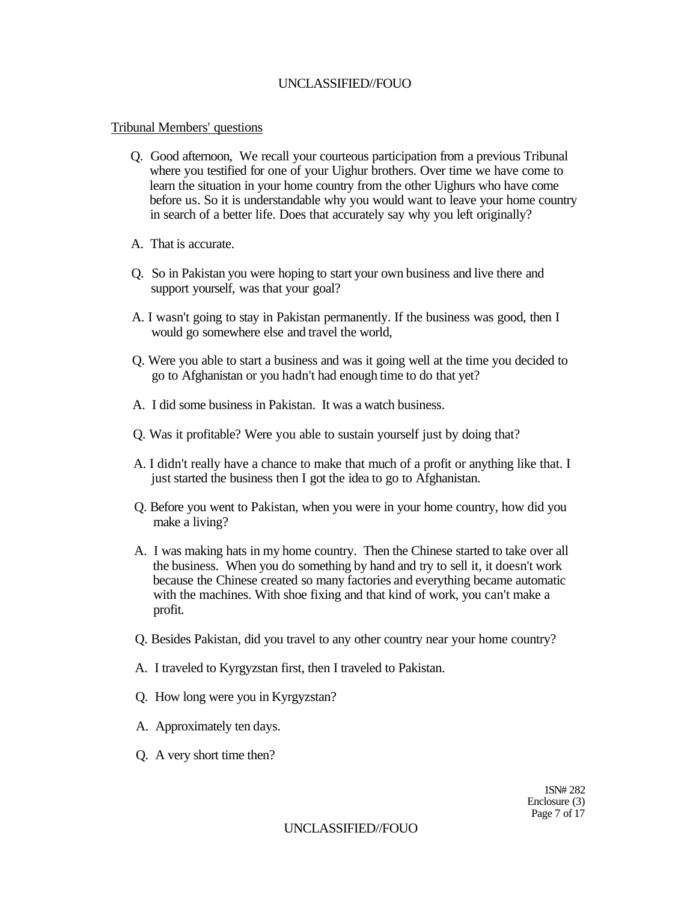Tribunal Members' questions

Q. Good afternoon, We recall your courteous participation from a previous Tribunal where you testified for one of your Uighur brothers. Over time we have come to learn the situation in your home country from the other Uighurs who have come before us. So it is understandable why you would want to leave your home country in search of a better life. Does that accurately say why you left originally?

A. That is accurate.

Q. So in Pakistan you were hoping to start your own business and live there and support yourself, was that your goal?

A. I wasn't going to stay in Pakistan permanently. If the business was good, then I would go somewhere else and travel the world,

Q. Were you able to start a business and was it going well at the time you decided to go to Afghanistan or you hadn't had enough time to do that yet?

A. I did some business in Pakistan. It was a watch business.

Q. Was it profitable? Were you able to sustain yourself just by doing that?

A. I didn't really have a chance to make that much of a profit or anything like that. I just started the business then I got the idea to go to Afghanistan.

Q. Before you went to Pakistan, when you were in your home country, how did you make a living?

A. I was making hats in my home country. Then the Chinese started to take over all the business. When you do something by hand and try to sell it, it doesn't work because the Chinese created so many factories and everything became automatic with the machines. With shoe fixing and that kind of work, you can't make a profit.

Q. Besides Pakistan, did you travel to any other country near your home country?

A. I traveled to Kyrgyzstan first, then I traveled to Pakistan.

Q. How long were you in Kyrgyzstan?

A. Approximately ten days.

Q. A very short time then?

1SN# 282
Enclosure (3)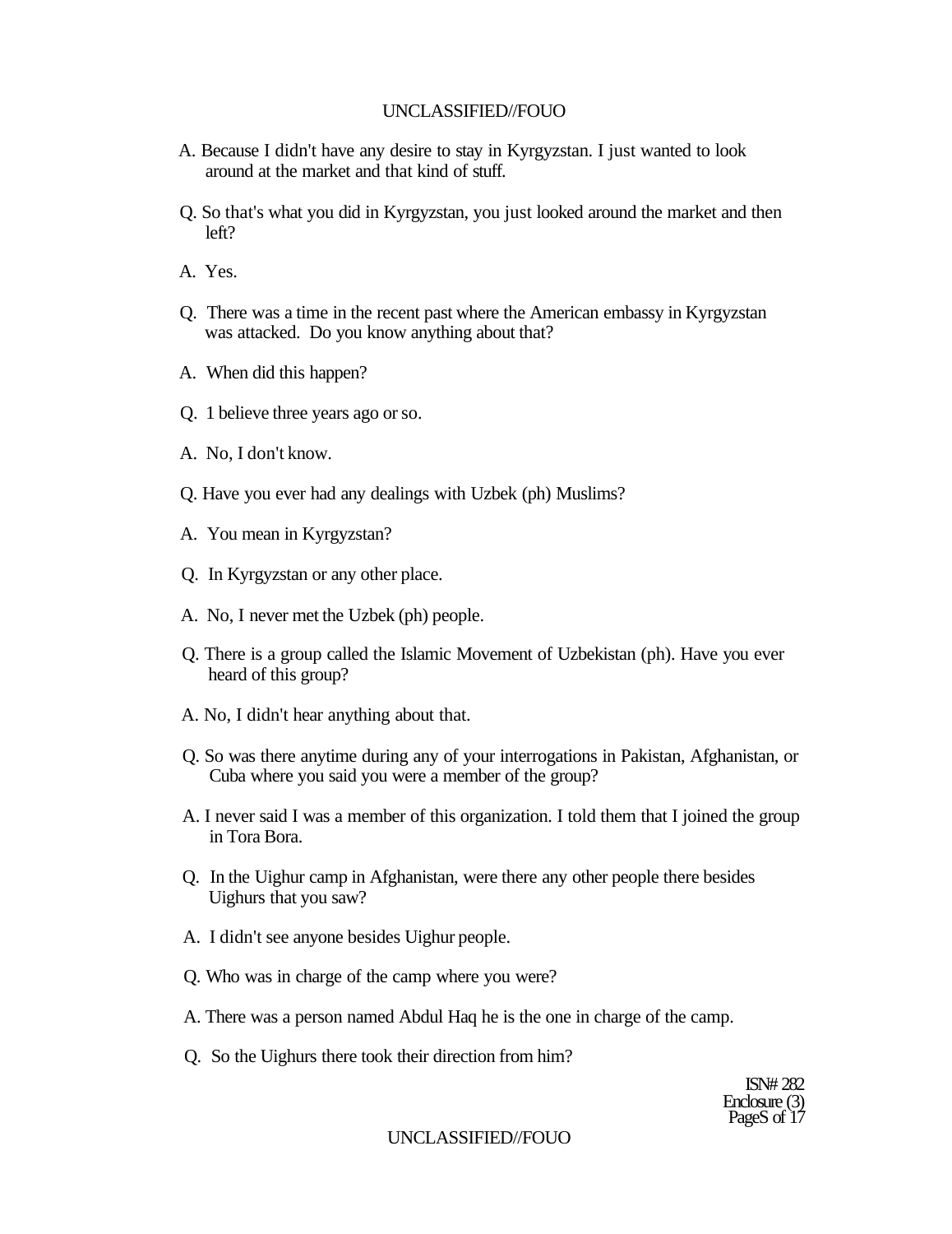A. Because I didn't have any desire to stay in Kyrgyzstan. I just wanted to look around at the market and that kind of stuff.

Q. So that's what you did in Kyrgyzstan, you just looked around the market and then left?

A. Yes.

Q. There was a time in the recent past where the American embassy in Kyrgyzstan was attacked. Do you know anything about that?

A. When did this happen?

Q. 1 believe three years ago or so.

A. No, I don't know.

Q. Have you ever had any dealings with Uzbek (ph) Muslims?

A. You mean in Kyrgyzstan?

Q. In Kyrgyzstan or any other place.

A. No, I never met the Uzbek (ph) people.

Q. There is a group called the Islamic Movement of Uzbekistan (ph). Have you ever heard of this group?

A. No, I didn't hear anything about that.

Q. So was there anytime during any of your interrogations in Pakistan, Afghanistan, or Cuba where you said you were a member of the group?

A. I never said I was a member of this organization. I told them that I joined the group in Tora Bora.

Q. In the Uighur camp in Afghanistan, were there any other people there besides Uighurs that you saw?

A. I didn't see anyone besides Uighur people.

Q. Who was in charge of the camp where you were?

A. There was a person named Abdul Haq he is the one in charge of the camp.

Q. So the Uighurs there took their direction from him?

ISN# 282
Enclosure (3)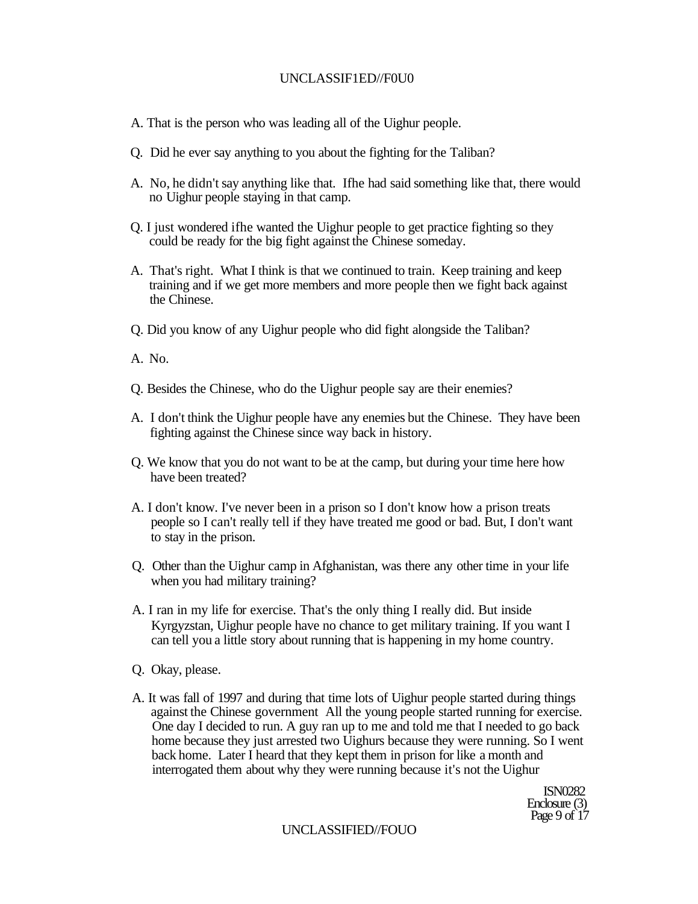A. That is the person who was leading all of the Uighur people.

Q. Did he ever say anything to you about the fighting for the Taliban?

A. No, he didn't say anything like that. Ifhe had said something like that, there would no Uighur people staying in that camp.

Q. I just wondered ifhe wanted the Uighur people to get practice fighting so they could be ready for the big fight against the Chinese someday.

A. That's right. What I think is that we continued to train. Keep training and keep training and if we get more members and more people then we fight back against the Chinese.

Q. Did you know of any Uighur people who did fight alongside the Taliban?

A. No.

Q. Besides the Chinese, who do the Uighur people say are their enemies?

A. I don't think the Uighur people have any enemies but the Chinese. They have been fighting against the Chinese since way back in history.

Q. We know that you do not want to be at the camp, but during your time here how have been treated?

A. I don't know. I've never been in a prison so I don't know how a prison treats people so I can't really tell if they have treated me good or bad. But, I don't want to stay in the prison.

Q. Other than the Uighur camp in Afghanistan, was there any other time in your life when you had military training?

A. I ran in my life for exercise. That's the only thing I really did. But inside Kyrgyzstan, Uighur people have no chance to get military training. If you want I can tell you a little story about running that is happening in my home country.

Q. Okay, please.

A. It was fall of 1997 and during that time lots of Uighur people started during things against the Chinese government All the young people started running for exercise. One day I decided to run. A guy ran up to me and told me that I needed to go back home because they just arrested two Uighurs because they were running. So I went back home. Later I heard that they kept them in prison for like a month and interrogated them about why they were running because it's not the Uighur

ISN0282
Enclosure (3)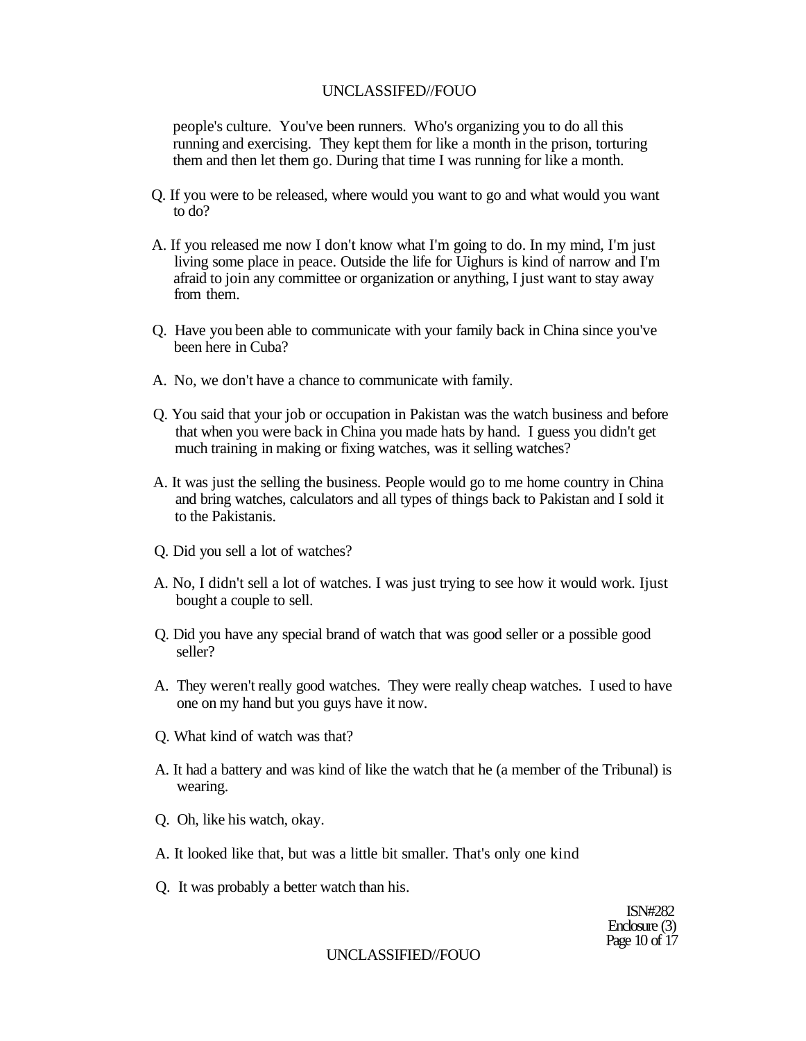people's culture. You've been runners. Who's organizing you to do all this running and exercising. They kept them for like a month in the prison, torturing them and then let them go. During that time I was running for like a month.

Q. If you were to be released, where would you want to go and what would you want to do?

A. If you released me now I don't know what I'm going to do. In my mind, I'm just living some place in peace. Outside the life for Uighurs is kind of narrow and I'm afraid to join any committee or organization or anything, I just want to stay away from them.

Q. Have you been able to communicate with your family back in China since you've been here in Cuba?

A. No, we don't have a chance to communicate with family.

Q. You said that your job or occupation in Pakistan was the watch business and before that when you were back in China you made hats by hand. I guess you didn't get much training in making or fixing watches, was it selling watches?

A. It was just the selling the business. People would go to me home country in China and bring watches, calculators and all types of things back to Pakistan and I sold it to the Pakistanis.

Q. Did you sell a lot of watches?

A. No, I didn't sell a lot of watches. I was just trying to see how it would work. Ijust bought a couple to sell.

Q. Did you have any special brand of watch that was good seller or a possible good seller?

A. They weren't really good watches. They were really cheap watches. I used to have one on my hand but you guys have it now.

Q. What kind of watch was that?

A. It had a battery and was kind of like the watch that he (a member of the Tribunal) is wearing.

Q. Oh, like his watch, okay.

A. It looked like that, but was a little bit smaller. That's only one kind

Q. It was probably a better watch than his.

ISN#282
Enclosure (3)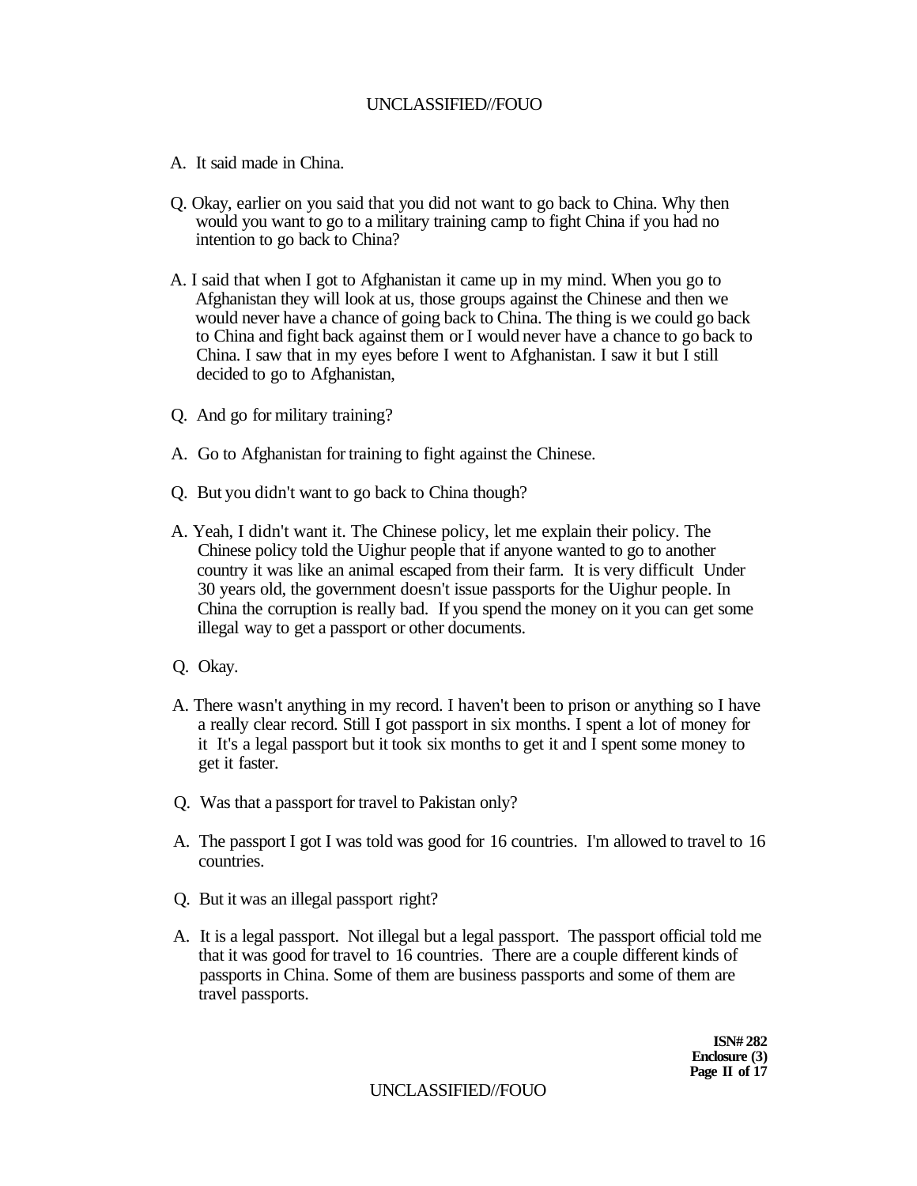A. It said made in China.

Q. Okay, earlier on you said that you did not want to go back to China. Why then would you want to go to a military training camp to fight China if you had no intention to go back to China?

A. I said that when I got to Afghanistan it came up in my mind. When you go to Afghanistan they will look at us, those groups against the Chinese and then we would never have a chance of going back to China. The thing is we could go back to China and fight back against them or I would never have a chance to go back to China. I saw that in my eyes before I went to Afghanistan. I saw it but I still decided to go to Afghanistan,

Q. And go for military training?

A. Go to Afghanistan for training to fight against the Chinese.

Q. But you didn't want to go back to China though?

A. Yeah, I didn't want it. The Chinese policy, let me explain their policy. The Chinese policy told the Uighur people that if anyone wanted to go to another country it was like an animal escaped from their farm. It is very difficult Under 30 years old, the government doesn't issue passports for the Uighur people. In China the corruption is really bad. If you spend the money on it you can get some illegal way to get a passport or other documents.

Q. Okay.

A. There wasn't anything in my record. I haven't been to prison or anything so I have a really clear record. Still I got passport in six months. I spent a lot of money for it It's a legal passport but it took six months to get it and I spent some money to get it faster.

Q. Was that a passport for travel to Pakistan only?

A. The passport I got I was told was good for 16 countries. I'm allowed to travel to 16 countries.

Q. But it was an illegal passport right?

A. It is a legal passport. Not illegal but a legal passport. The passport official told me that it was good for travel to 16 countries. There are a couple different kinds of passports in China. Some of them are business passports and some of them are travel passports.

**ISN# 282**
**Enclosure (3)**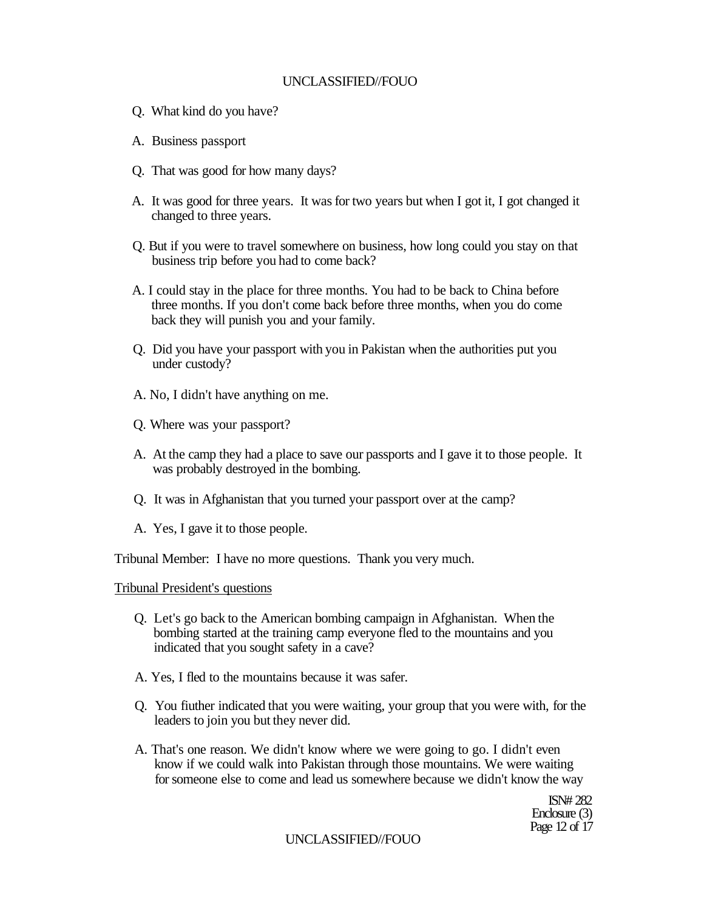Q. What kind do you have?

A. Business passport

Q. That was good for how many days?

A. It was good for three years. It was for two years but when I got it, I got changed it changed to three years.

Q. But if you were to travel somewhere on business, how long could you stay on that business trip before you had to come back?

A. I could stay in the place for three months. You had to be back to China before three months. If you don't come back before three months, when you do come back they will punish you and your family.

Q. Did you have your passport with you in Pakistan when the authorities put you under custody?

A. No, I didn't have anything on me.

Q. Where was your passport?

A. At the camp they had a place to save our passports and I gave it to those people. It was probably destroyed in the bombing.

Q. It was in Afghanistan that you turned your passport over at the camp?

A. Yes, I gave it to those people.

Tribunal Member: I have no more questions. Thank you very much.

<u>Tribunal President's questions</u>

Q. Let's go back to the American bombing campaign in Afghanistan. When the bombing started at the training camp everyone fled to the mountains and you indicated that you sought safety in a cave?

A. Yes, I fled to the mountains because it was safer.

Q. You fiuther indicated that you were waiting, your group that you were with, for the leaders to join you but they never did.

A. That's one reason. We didn't know where we were going to go. I didn't even know if we could walk into Pakistan through those mountains. We were waiting for someone else to come and lead us somewhere because we didn't know the way

ISN# 282
Enclosure (3)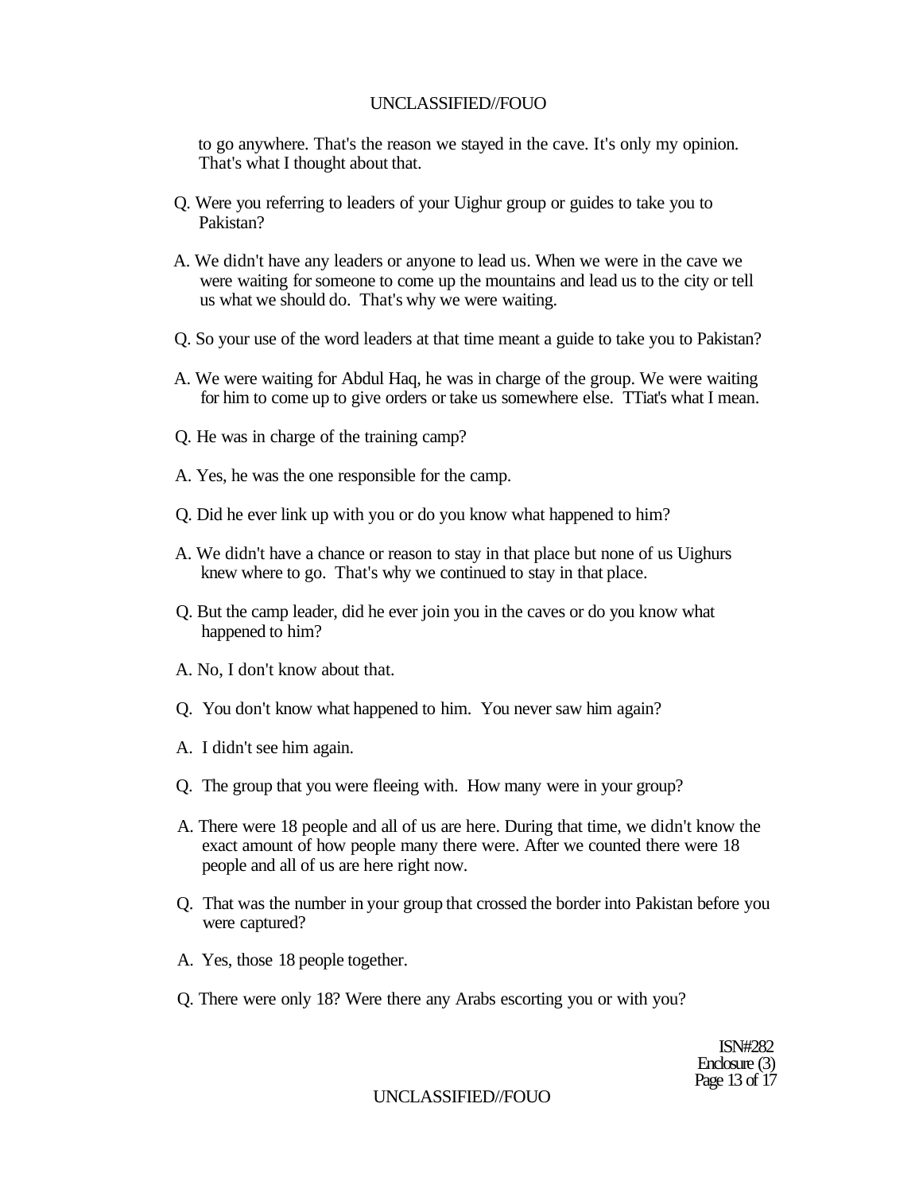to go anywhere. That's the reason we stayed in the cave. It's only my opinion. That's what I thought about that.

Q. Were you referring to leaders of your Uighur group or guides to take you to Pakistan?

A. We didn't have any leaders or anyone to lead us. When we were in the cave we were waiting for someone to come up the mountains and lead us to the city or tell us what we should do. That's why we were waiting.

Q. So your use of the word leaders at that time meant a guide to take you to Pakistan?

A. We were waiting for Abdul Haq, he was in charge of the group. We were waiting for him to come up to give orders or take us somewhere else. TTiat's what I mean.

Q. He was in charge of the training camp?

A. Yes, he was the one responsible for the camp.

Q. Did he ever link up with you or do you know what happened to him?

A. We didn't have a chance or reason to stay in that place but none of us Uighurs knew where to go. That's why we continued to stay in that place.

Q. But the camp leader, did he ever join you in the caves or do you know what happened to him?

A. No, I don't know about that.

Q. You don't know what happened to him. You never saw him again?

A. I didn't see him again.

Q. The group that you were fleeing with. How many were in your group?

A. There were 18 people and all of us are here. During that time, we didn't know the exact amount of how people many there were. After we counted there were 18 people and all of us are here right now.

Q. That was the number in your group that crossed the border into Pakistan before you were captured?

A. Yes, those 18 people together.

Q. There were only 18? Were there any Arabs escorting you or with you?

ISN#282
Enclosure (3)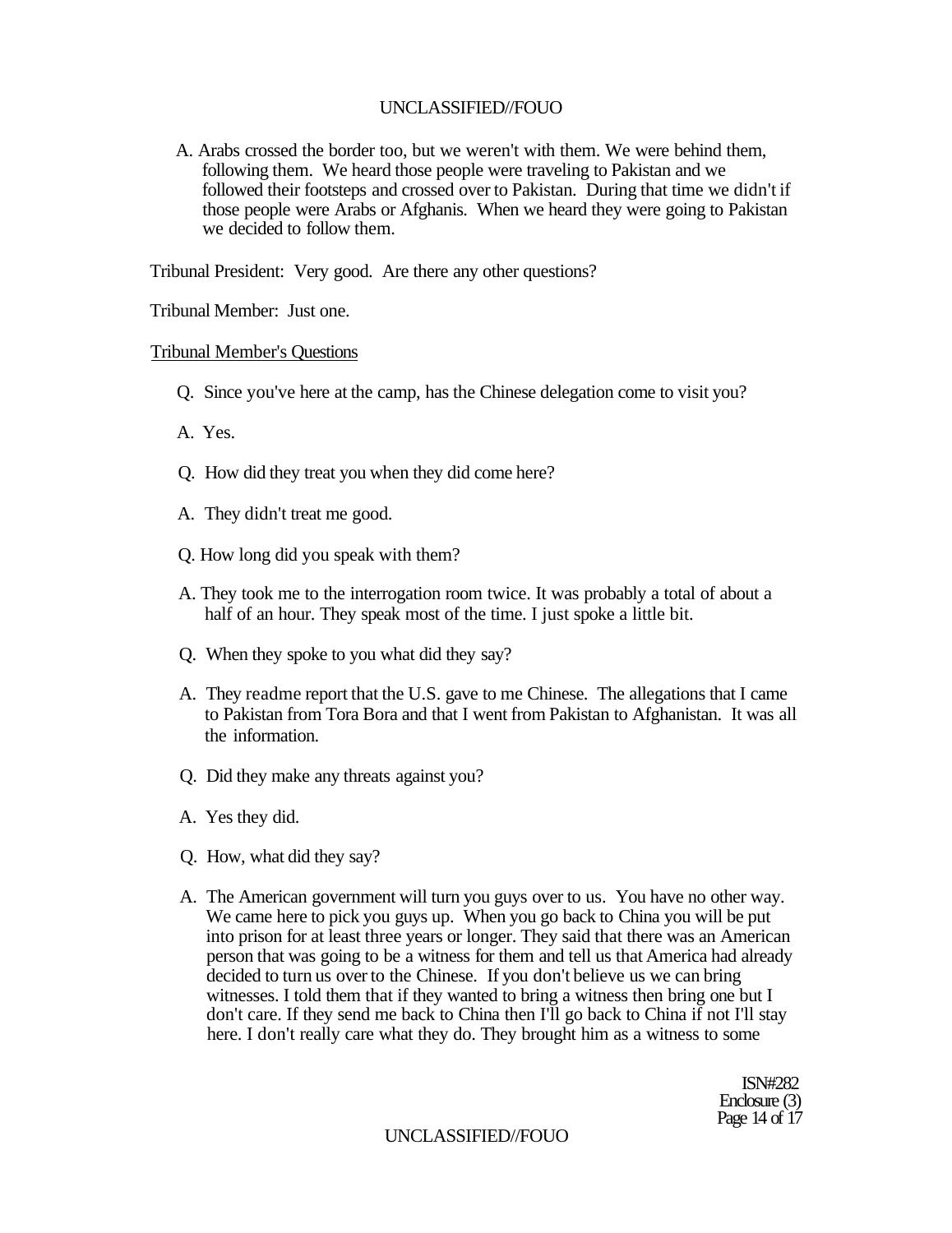A. Arabs crossed the border too, but we weren't with them. We were behind them, following them. We heard those people were traveling to Pakistan and we followed their footsteps and crossed over to Pakistan. During that time we didn't if those people were Arabs or Afghanis. When we heard they were going to Pakistan we decided to follow them.

Tribunal President: Very good. Are there any other questions?

Tribunal Member: Just one.

Tribunal Member's Questions

Q. Since you've here at the camp, has the Chinese delegation come to visit you?

A. Yes.

Q. How did they treat you when they did come here?

A. They didn't treat me good.

Q. How long did you speak with them?

A. They took me to the interrogation room twice. It was probably a total of about a half of an hour. They speak most of the time. I just spoke a little bit.

Q. When they spoke to you what did they say?

A. They readme report that the U.S. gave to me Chinese. The allegations that I came to Pakistan from Tora Bora and that I went from Pakistan to Afghanistan. It was all the information.

Q. Did they make any threats against you?

A. Yes they did.

Q. How, what did they say?

A. The American government will turn you guys over to us. You have no other way. We came here to pick you guys up. When you go back to China you will be put into prison for at least three years or longer. They said that there was an American person that was going to be a witness for them and tell us that America had already decided to turn us over to the Chinese. If you don't believe us we can bring witnesses. I told them that if they wanted to bring a witness then bring one but I don't care. If they send me back to China then I'll go back to China if not I'll stay here. I don't really care what they do. They brought him as a witness to some

ISN#282
Enclosure (3)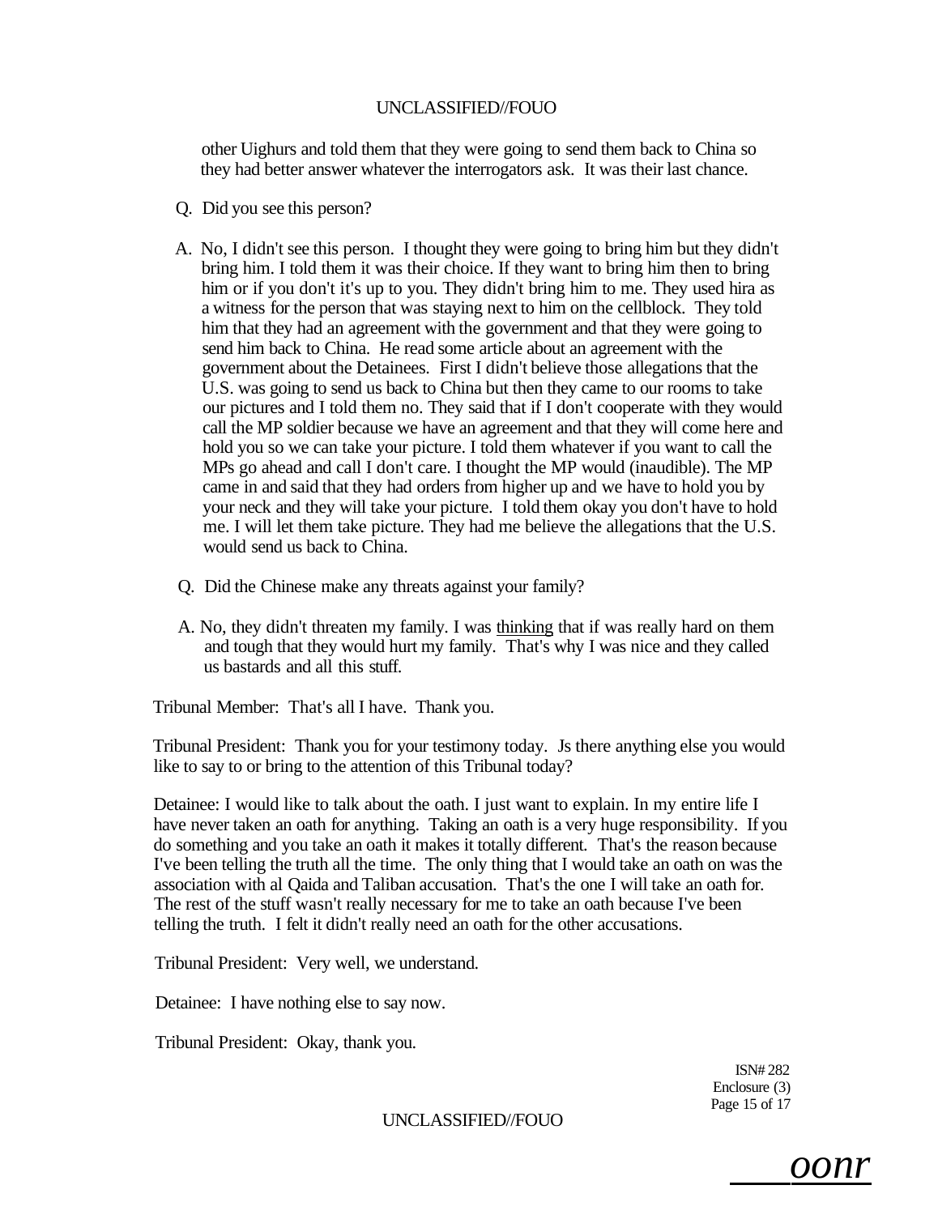other Uighurs and told them that they were going to send them back to China so they had better answer whatever the interrogators ask. It was their last chance.

Q. Did you see this person?

A. No, I didn't see this person. I thought they were going to bring him but they didn't bring him. I told them it was their choice. If they want to bring him then to bring him or if you don't it's up to you. They didn't bring him to me. They used hira as a witness for the person that was staying next to him on the cellblock. They told him that they had an agreement with the government and that they were going to send him back to China. He read some article about an agreement with the government about the Detainees. First I didn't believe those allegations that the U.S. was going to send us back to China but then they came to our rooms to take our pictures and I told them no. They said that if I don't cooperate with they would call the MP soldier because we have an agreement and that they will come here and hold you so we can take your picture. I told them whatever if you want to call the MPs go ahead and call I don't care. I thought the MP would (inaudible). The MP came in and said that they had orders from higher up and we have to hold you by your neck and they will take your picture. I told them okay you don't have to hold me. I will let them take picture. They had me believe the allegations that the U.S. would send us back to China.

Q. Did the Chinese make any threats against your family?

A. No, they didn't threaten my family. I was thinking that if was really hard on them and tough that they would hurt my family. That's why I was nice and they called us bastards and all this stuff.

Tribunal Member: That's all I have. Thank you.

Tribunal President: Thank you for your testimony today. Js there anything else you would like to say to or bring to the attention of this Tribunal today?

Detainee: I would like to talk about the oath. I just want to explain. In my entire life I have never taken an oath for anything. Taking an oath is a very huge responsibility. If you do something and you take an oath it makes it totally different. That's the reason because I've been telling the truth all the time. The only thing that I would take an oath on was the association with al Qaida and Taliban accusation. That's the one I will take an oath for. The rest of the stuff wasn't really necessary for me to take an oath because I've been telling the truth. I felt it didn't really need an oath for the other accusations.

Tribunal President: Very well, we understand.

Detainee: I have nothing else to say now.

Tribunal President: Okay, thank you.

ISN# 282
Enclosure (3)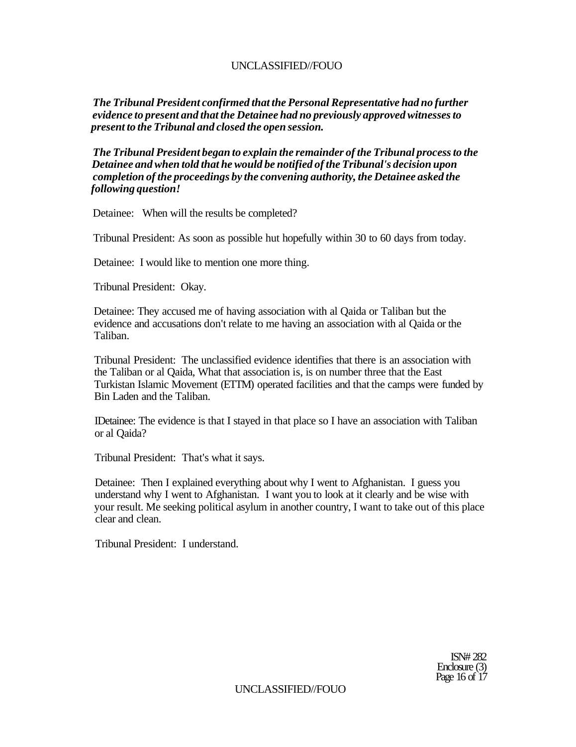***The Tribunal President confirmed that the Personal Representative had no further evidence to present and that the Detainee had no previously approved witnesses to present to the Tribunal and closed the open session.***

***The Tribunal President began to explain the remainder of the Tribunal process to the Detainee and when told that he would be notified of the Tribunal's decision upon completion of the proceedings by the convening authority, the Detainee asked the following question!***

Detainee: When will the results be completed?

Tribunal President: As soon as possible hut hopefully within 30 to 60 days from today.

Detainee: I would like to mention one more thing.

Tribunal President: Okay.

Detainee: They accused me of having association with al Qaida or Taliban but the evidence and accusations don't relate to me having an association with al Qaida or the Taliban.

Tribunal President: The unclassified evidence identifies that there is an association with the Taliban or al Qaida, What that association is, is on number three that the East Turkistan Islamic Movement (ETTM) operated facilities and that the camps were funded by Bin Laden and the Taliban.

IDetainee: The evidence is that I stayed in that place so I have an association with Taliban or al Qaida?

Tribunal President: That's what it says.

Detainee: Then I explained everything about why I went to Afghanistan. I guess you understand why I went to Afghanistan. I want you to look at it clearly and be wise with your result. Me seeking political asylum in another country, I want to take out of this place clear and clean.

Tribunal President: I understand.

ISN# 282
Enclosure (3)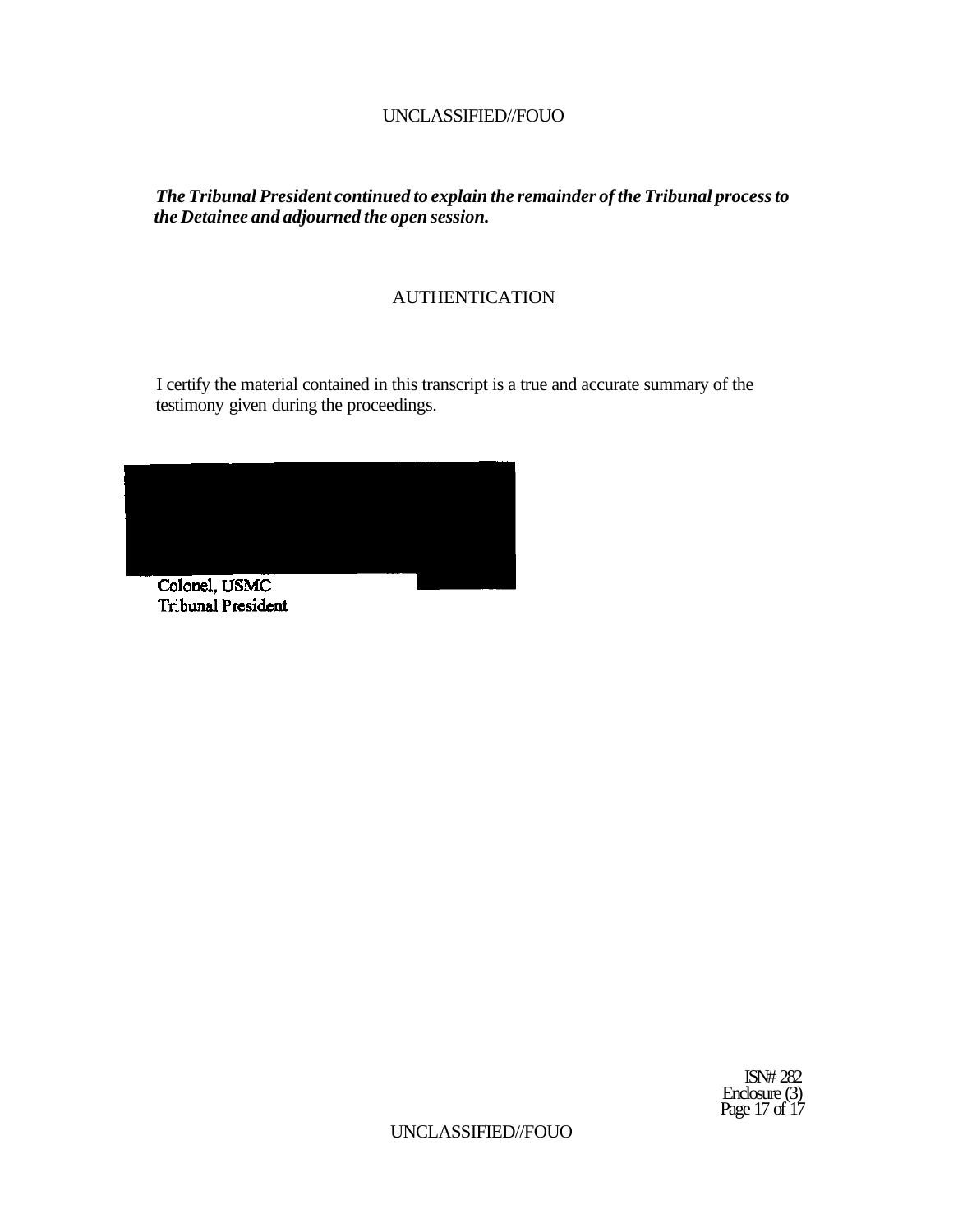***The Tribunal President continued to explain the remainder of the Tribunal process to the Detainee and adjourned the open session.***

## AUTHENTICATION

I certify the material contained in this transcript is a true and accurate summary of the testimony given during the proceedings.

Colonel, USMC
Tribunal President

ISN# 282
Enclosure (3)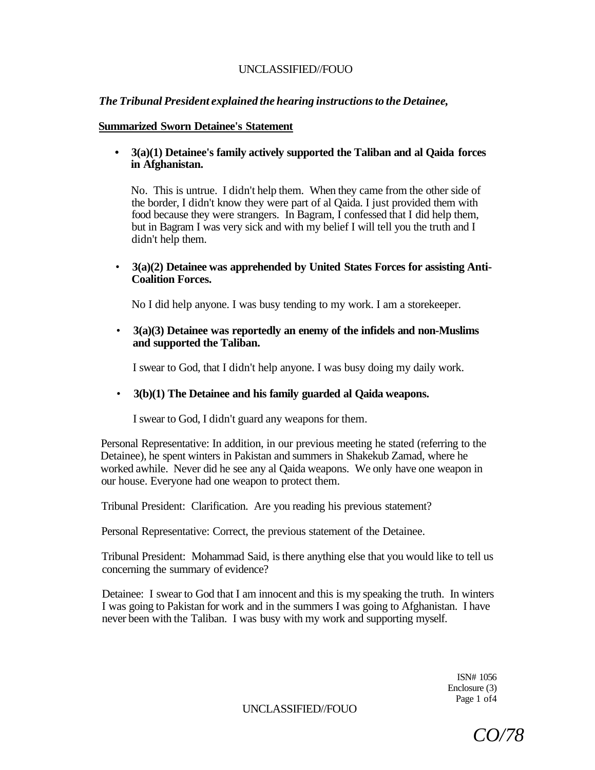*The Tribunal President explained the hearing instructions to the Detainee,*

**Summarized Sworn Detainee's Statement**

- **3(a)(1) Detainee's family actively supported the Taliban and al Qaida forces in Afghanistan.**

  No. This is untrue. I didn't help them. When they came from the other side of the border, I didn't know they were part of al Qaida. I just provided them with food because they were strangers. In Bagram, I confessed that I did help them, but in Bagram I was very sick and with my belief I will tell you the truth and I didn't help them.

- **3(a)(2) Detainee was apprehended by United States Forces for assisting Anti-Coalition Forces.**

  No I did help anyone. I was busy tending to my work. I am a storekeeper.

- **3(a)(3) Detainee was reportedly an enemy of the infidels and non-Muslims and supported the Taliban.**

  I swear to God, that I didn't help anyone. I was busy doing my daily work.

- **3(b)(1) The Detainee and his family guarded al Qaida weapons.**

  I swear to God, I didn't guard any weapons for them.

Personal Representative: In addition, in our previous meeting he stated (referring to the Detainee), he spent winters in Pakistan and summers in Shakekub Zamad, where he worked awhile. Never did he see any al Qaida weapons. We only have one weapon in our house. Everyone had one weapon to protect them.

Tribunal President: Clarification. Are you reading his previous statement?

Personal Representative: Correct, the previous statement of the Detainee.

Tribunal President: Mohammad Said, is there anything else that you would like to tell us concerning the summary of evidence?

Detainee: I swear to God that I am innocent and this is my speaking the truth. In winters I was going to Pakistan for work and in the summers I was going to Afghanistan. I have never been with the Taliban. I was busy with my work and supporting myself.

ISN# 1056
Enclosure (3)

CO/78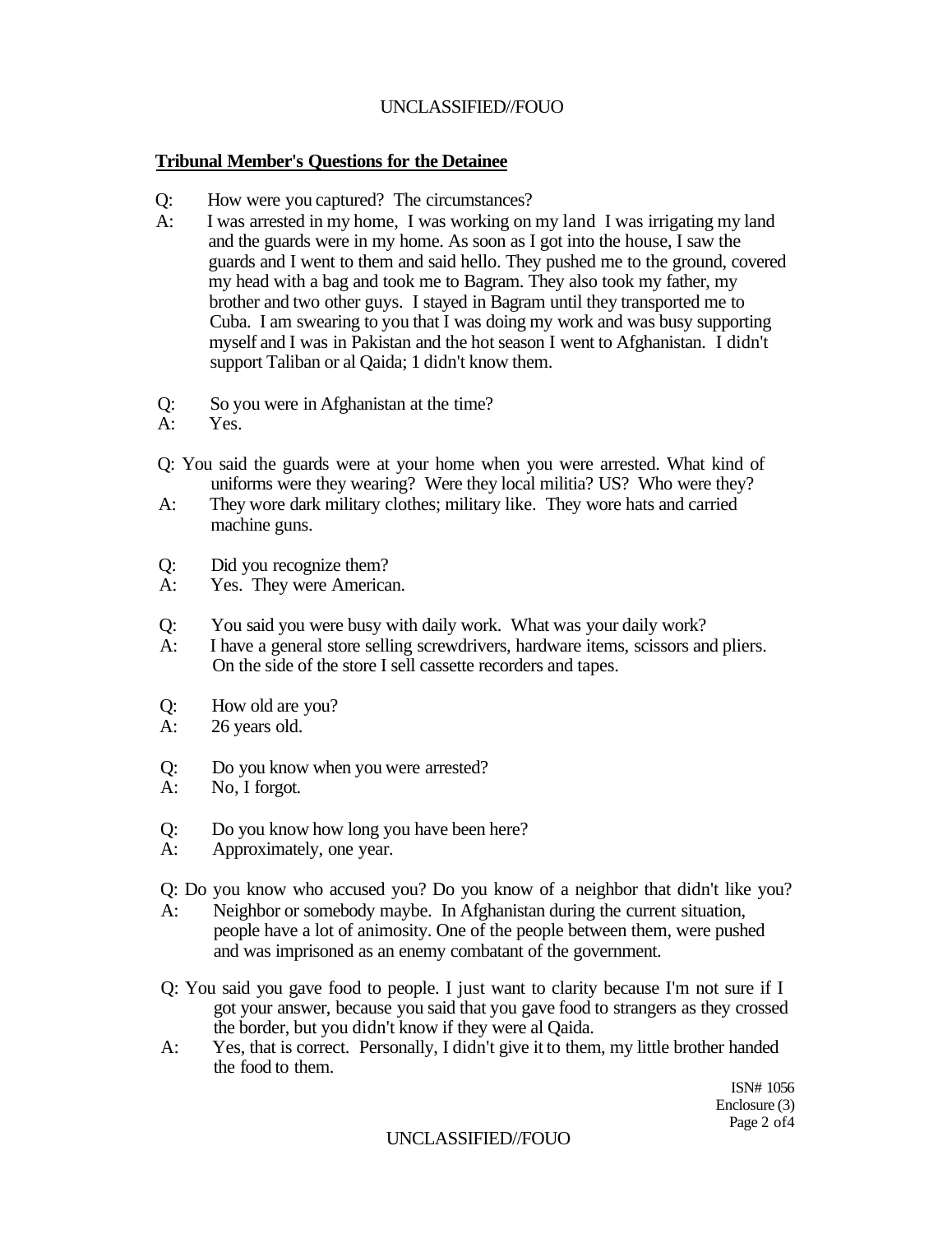**Tribunal Member's Questions for the Detainee**

Q: How were you captured? The circumstances?

A: I was arrested in my home, I was working on my land I was irrigating my land and the guards were in my home. As soon as I got into the house, I saw the guards and I went to them and said hello. They pushed me to the ground, covered my head with a bag and took me to Bagram. They also took my father, my brother and two other guys. I stayed in Bagram until they transported me to Cuba. I am swearing to you that I was doing my work and was busy supporting myself and I was in Pakistan and the hot season I went to Afghanistan. I didn't support Taliban or al Qaida; 1 didn't know them.

Q: So you were in Afghanistan at the time?

A: Yes.

Q: You said the guards were at your home when you were arrested. What kind of uniforms were they wearing? Were they local militia? US? Who were they?

A: They wore dark military clothes; military like. They wore hats and carried machine guns.

Q: Did you recognize them?

A: Yes. They were American.

Q: You said you were busy with daily work. What was your daily work?

A: I have a general store selling screwdrivers, hardware items, scissors and pliers. On the side of the store I sell cassette recorders and tapes.

Q: How old are you?

A: 26 years old.

Q: Do you know when you were arrested?

A: No, I forgot.

Q: Do you know how long you have been here?

A: Approximately, one year.

Q: Do you know who accused you? Do you know of a neighbor that didn't like you?

A: Neighbor or somebody maybe. In Afghanistan during the current situation, people have a lot of animosity. One of the people between them, were pushed and was imprisoned as an enemy combatant of the government.

Q: You said you gave food to people. I just want to clarity because I'm not sure if I got your answer, because you said that you gave food to strangers as they crossed the border, but you didn't know if they were al Qaida.

A: Yes, that is correct. Personally, I didn't give it to them, my little brother handed the food to them.

ISN# 1056
Enclosure (3)
Page 2 of4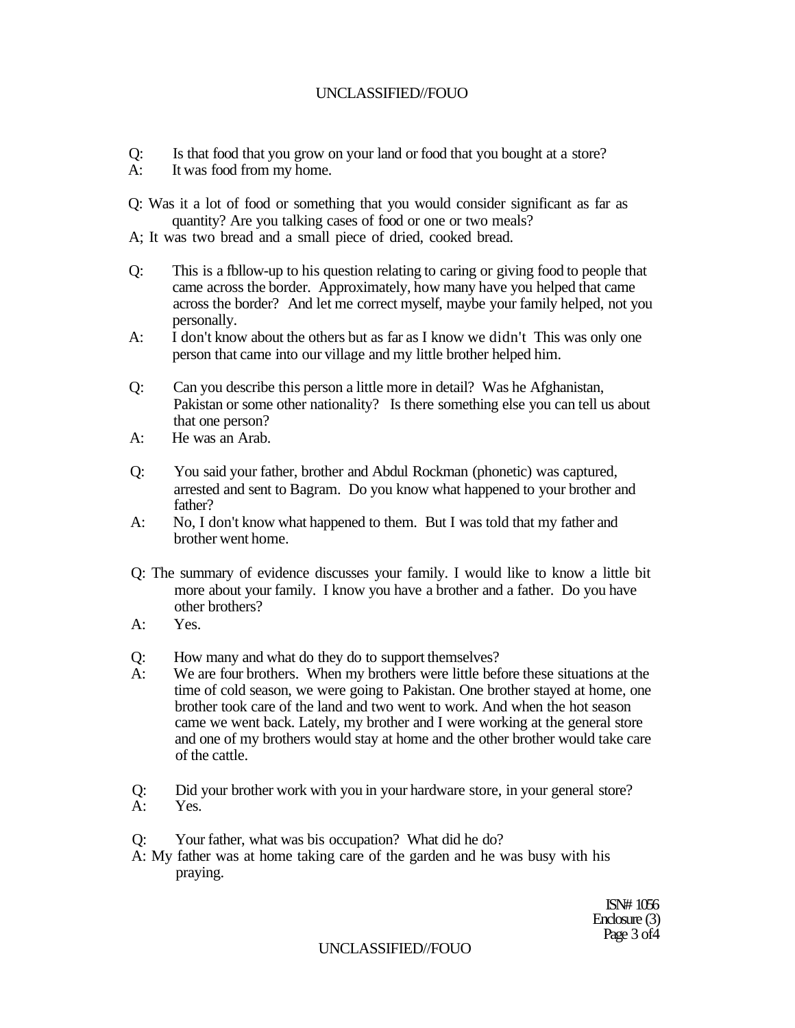Q: Is that food that you grow on your land or food that you bought at a store?
A: It was food from my home.

Q: Was it a lot of food or something that you would consider significant as far as quantity? Are you talking cases of food or one or two meals?
A; It was two bread and a small piece of dried, cooked bread.

Q: This is a fbllow-up to his question relating to caring or giving food to people that came across the border. Approximately, how many have you helped that came across the border? And let me correct myself, maybe your family helped, not you personally.
A: I don't know about the others but as far as I know we didn't This was only one person that came into our village and my little brother helped him.

Q: Can you describe this person a little more in detail? Was he Afghanistan, Pakistan or some other nationality? Is there something else you can tell us about that one person?
A: He was an Arab.

Q: You said your father, brother and Abdul Rockman (phonetic) was captured, arrested and sent to Bagram. Do you know what happened to your brother and father?
A: No, I don't know what happened to them. But I was told that my father and brother went home.

Q: The summary of evidence discusses your family. I would like to know a little bit more about your family. I know you have a brother and a father. Do you have other brothers?
A: Yes.

Q: How many and what do they do to support themselves?
A: We are four brothers. When my brothers were little before these situations at the time of cold season, we were going to Pakistan. One brother stayed at home, one brother took care of the land and two went to work. And when the hot season came we went back. Lately, my brother and I were working at the general store and one of my brothers would stay at home and the other brother would take care of the cattle.

Q: Did your brother work with you in your hardware store, in your general store?
A: Yes.

Q: Your father, what was bis occupation? What did he do?
A: My father was at home taking care of the garden and he was busy with his praying.

ISN# 1056
Enclosure (3)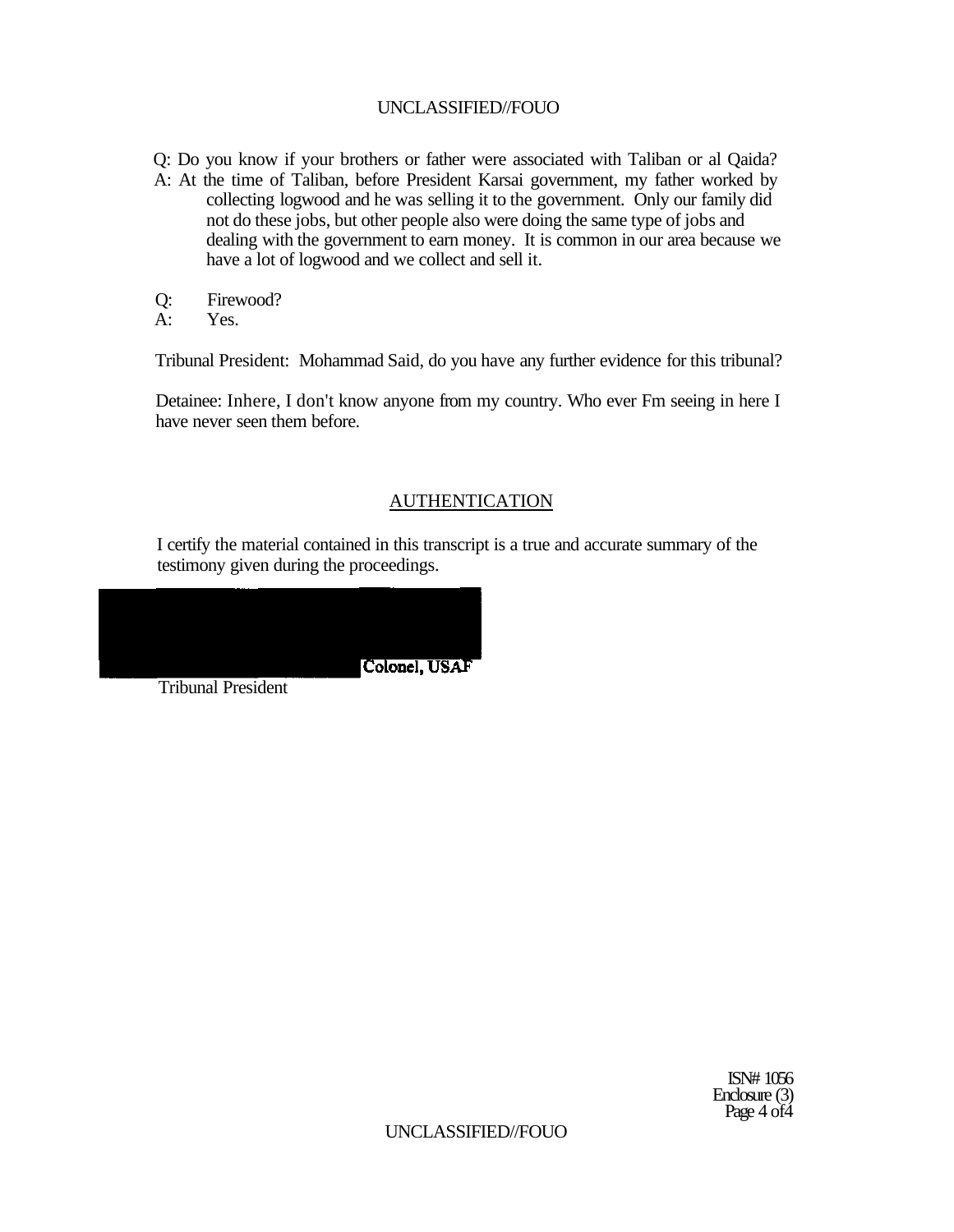Q: Do you know if your brothers or father were associated with Taliban or al Qaida?

A: At the time of Taliban, before President Karsai government, my father worked by collecting logwood and he was selling it to the government. Only our family did not do these jobs, but other people also were doing the same type of jobs and dealing with the government to earn money. It is common in our area because we have a lot of logwood and we collect and sell it.

Q: Firewood?

A: Yes.

Tribunal President: Mohammad Said, do you have any further evidence for this tribunal?

Detainee: Inhere, I don't know anyone from my country. Who ever Fm seeing in here I have never seen them before.

## AUTHENTICATION

I certify the material contained in this transcript is a true and accurate summary of the testimony given during the proceedings.

Colonel, USAF

Tribunal President

ISN# 1056
Enclosure (3)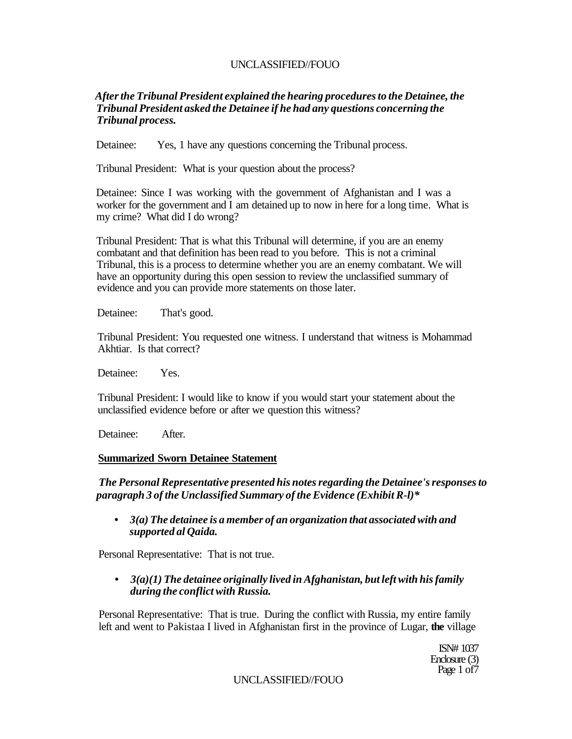*After the Tribunal President explained the hearing procedures to the Detainee, the Tribunal President asked the Detainee if he had any questions concerning the Tribunal process.*

Detainee: Yes, 1 have any questions concerning the Tribunal process.

Tribunal President: What is your question about the process?

Detainee: Since I was working with the government of Afghanistan and I was a worker for the government and I am detained up to now in here for a long time. What is my crime? What did I do wrong?

Tribunal President: That is what this Tribunal will determine, if you are an enemy combatant and that definition has been read to you before. This is not a criminal Tribunal, this is a process to determine whether you are an enemy combatant. We will have an opportunity during this open session to review the unclassified summary of evidence and you can provide more statements on those later.

Detainee: That's good.

Tribunal President: You requested one witness. I understand that witness is Mohammad Akhtiar. Is that correct?

Detainee: Yes.

Tribunal President: I would like to know if you would start your statement about the unclassified evidence before or after we question this witness?

Detainee: After.

**Summarized Sworn Detainee Statement**

***The Personal Representative presented his notes regarding the Detainee's responses to paragraph 3 of the Unclassified Summary of the Evidence (Exhibit R-l)****

- ***3(a) The detainee is a member of an organization that associated with and supported al Qaida.***

Personal Representative: That is not true.

- ***3(a)(1) The detainee originally lived in Afghanistan, but left with his family during the conflict with Russia.***

Personal Representative: That is true. During the conflict with Russia, my entire family left and went to Pakistaa I lived in Afghanistan first in the province of Lugar, **the** village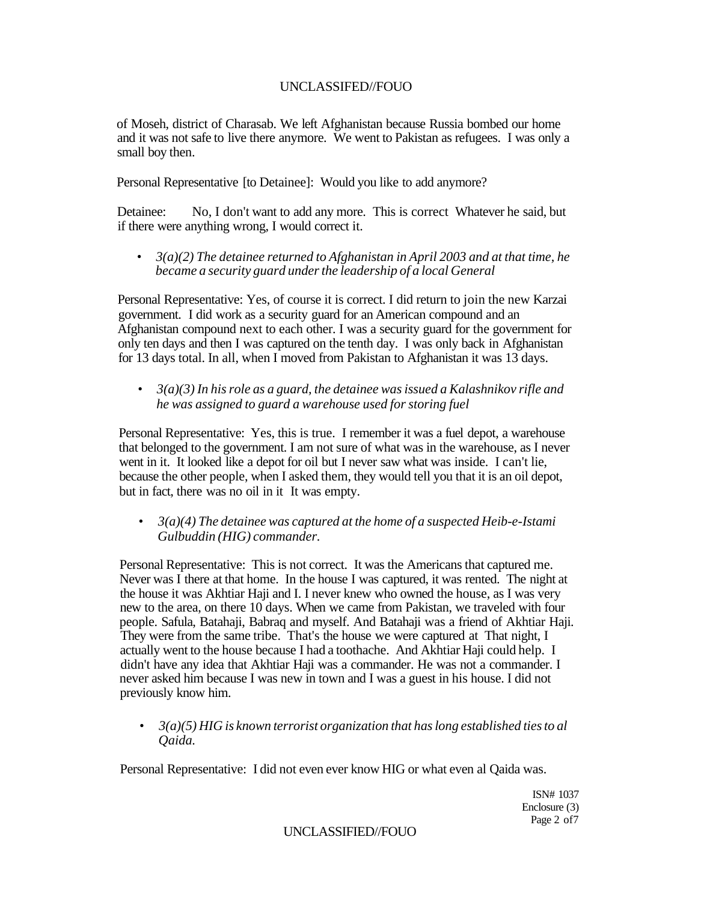of Moseh, district of Charasab. We left Afghanistan because Russia bombed our home and it was not safe to live there anymore. We went to Pakistan as refugees. I was only a small boy then.

Personal Representative [to Detainee]: Would you like to add anymore?

Detainee: No, I don't want to add any more. This is correct Whatever he said, but if there were anything wrong, I would correct it.

- *3(a)(2) The detainee returned to Afghanistan in April 2003 and at that time, he became a security guard under the leadership of a local General*

Personal Representative: Yes, of course it is correct. I did return to join the new Karzai government. I did work as a security guard for an American compound and an Afghanistan compound next to each other. I was a security guard for the government for only ten days and then I was captured on the tenth day. I was only back in Afghanistan for 13 days total. In all, when I moved from Pakistan to Afghanistan it was 13 days.

- *3(a)(3) In his role as a guard, the detainee was issued a Kalashnikov rifle and he was assigned to guard a warehouse used for storing fuel*

Personal Representative: Yes, this is true. I remember it was a fuel depot, a warehouse that belonged to the government. I am not sure of what was in the warehouse, as I never went in it. It looked like a depot for oil but I never saw what was inside. I can't lie, because the other people, when I asked them, they would tell you that it is an oil depot, but in fact, there was no oil in it It was empty.

- *3(a)(4) The detainee was captured at the home of a suspected Heib-e-Istami Gulbuddin (HIG) commander.*

Personal Representative: This is not correct. It was the Americans that captured me. Never was I there at that home. In the house I was captured, it was rented. The night at the house it was Akhtiar Haji and I. I never knew who owned the house, as I was very new to the area, on there 10 days. When we came from Pakistan, we traveled with four people. Safula, Batahaji, Babraq and myself. And Batahaji was a friend of Akhtiar Haji. They were from the same tribe. That's the house we were captured at That night, I actually went to the house because I had a toothache. And Akhtiar Haji could help. I didn't have any idea that Akhtiar Haji was a commander. He was not a commander. I never asked him because I was new in town and I was a guest in his house. I did not previously know him.

- *3(a)(5) HIG is known terrorist organization that has long established ties to al Qaida.*

Personal Representative: I did not even ever know HIG or what even al Qaida was.

ISN# 1037
Enclosure (3)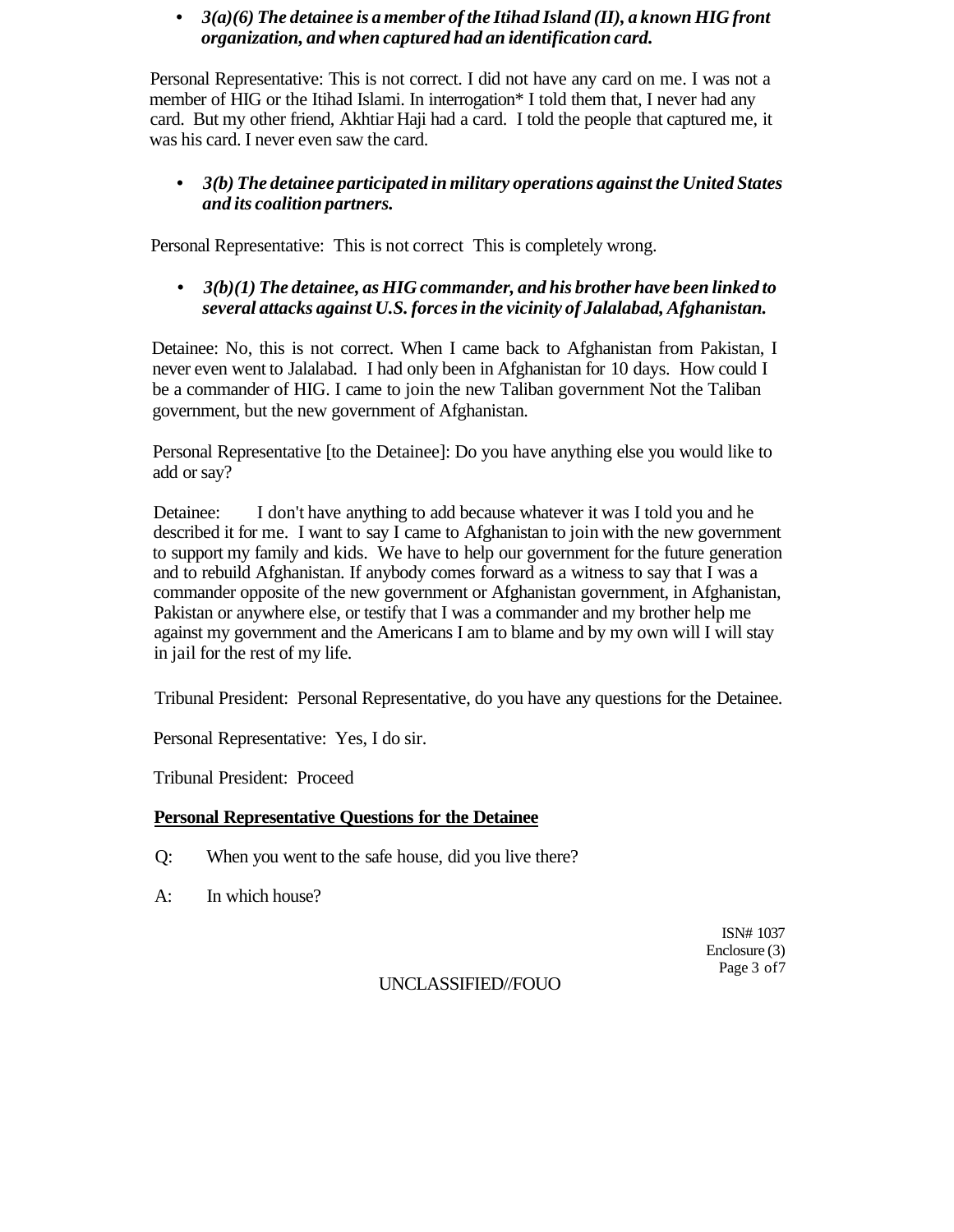- *3(a)(6) The detainee is a member of the Itihad Island (II), a known HIG front organization, and when captured had an identification card.*

Personal Representative: This is not correct. I did not have any card on me. I was not a member of HIG or the Itihad Islami. In interrogation* I told them that, I never had any card. But my other friend, Akhtiar Haji had a card. I told the people that captured me, it was his card. I never even saw the card.

- *3(b) The detainee participated in military operations against the United States and its coalition partners.*

Personal Representative: This is not correct This is completely wrong.

- *3(b)(1) The detainee, as HIG commander, and his brother have been linked to several attacks against U.S. forces in the vicinity of Jalalabad, Afghanistan.*

Detainee: No, this is not correct. When I came back to Afghanistan from Pakistan, I never even went to Jalalabad. I had only been in Afghanistan for 10 days. How could I be a commander of HIG. I came to join the new Taliban government Not the Taliban government, but the new government of Afghanistan.

Personal Representative [to the Detainee]: Do you have anything else you would like to add or say?

Detainee: I don't have anything to add because whatever it was I told you and he described it for me. I want to say I came to Afghanistan to join with the new government to support my family and kids. We have to help our government for the future generation and to rebuild Afghanistan. If anybody comes forward as a witness to say that I was a commander opposite of the new government or Afghanistan government, in Afghanistan, Pakistan or anywhere else, or testify that I was a commander and my brother help me against my government and the Americans I am to blame and by my own will I will stay in jail for the rest of my life.

Tribunal President: Personal Representative, do you have any questions for the Detainee.

Personal Representative: Yes, I do sir.

Tribunal President: Proceed

**Personal Representative Questions for the Detainee**

Q: When you went to the safe house, did you live there?

A: In which house?

ISN# 1037
Enclosure (3)

UNCLASSIFIED//FOUO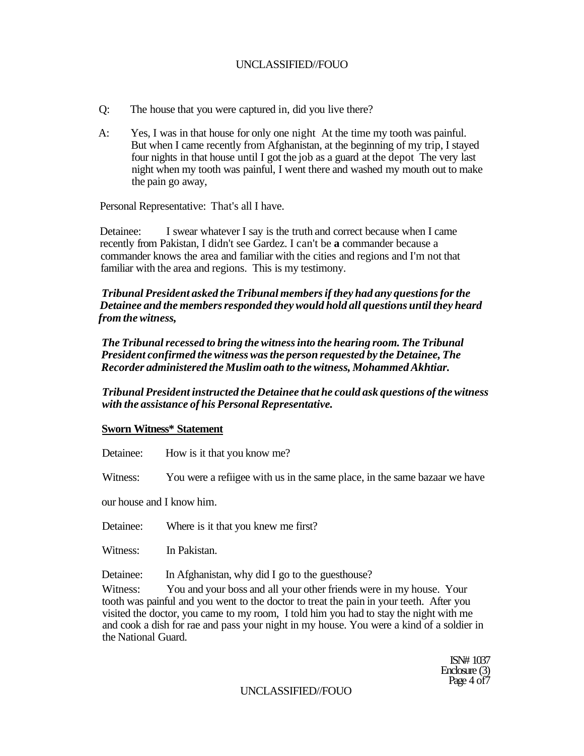Q: The house that you were captured in, did you live there?

A: Yes, I was in that house for only one night At the time my tooth was painful. But when I came recently from Afghanistan, at the beginning of my trip, I stayed four nights in that house until I got the job as a guard at the depot The very last night when my tooth was painful, I went there and washed my mouth out to make the pain go away,

Personal Representative: That's all I have.

Detainee: I swear whatever I say is the truth and correct because when I came recently from Pakistan, I didn't see Gardez. I can't be **a** commander because a commander knows the area and familiar with the cities and regions and I'm not that familiar with the area and regions. This is my testimony.

***Tribunal President asked the Tribunal members if they had any questions for the Detainee and the members responded they would hold all questions until they heard from the witness,***

***The Tribunal recessed to bring the witness into the hearing room. The Tribunal President confirmed the witness was the person requested by the Detainee, The Recorder administered the Muslim oath to the witness, Mohammed Akhtiar.***

***Tribunal President instructed the Detainee that he could ask questions of the witness with the assistance of his Personal Representative.***

**Sworn Witness* Statement**

Detainee: How is it that you know me?

Witness: You were a refiigee with us in the same place, in the same bazaar we have our house and I know him.

Detainee: Where is it that you knew me first?

Witness: In Pakistan.

Detainee: In Afghanistan, why did I go to the guesthouse?

Witness: You and your boss and all your other friends were in my house. Your tooth was painful and you went to the doctor to treat the pain in your teeth. After you visited the doctor, you came to my room, I told him you had to stay the night with me and cook a dish for rae and pass your night in my house. You were a kind of a soldier in the National Guard.

ISN# 1037
Enclosure (3)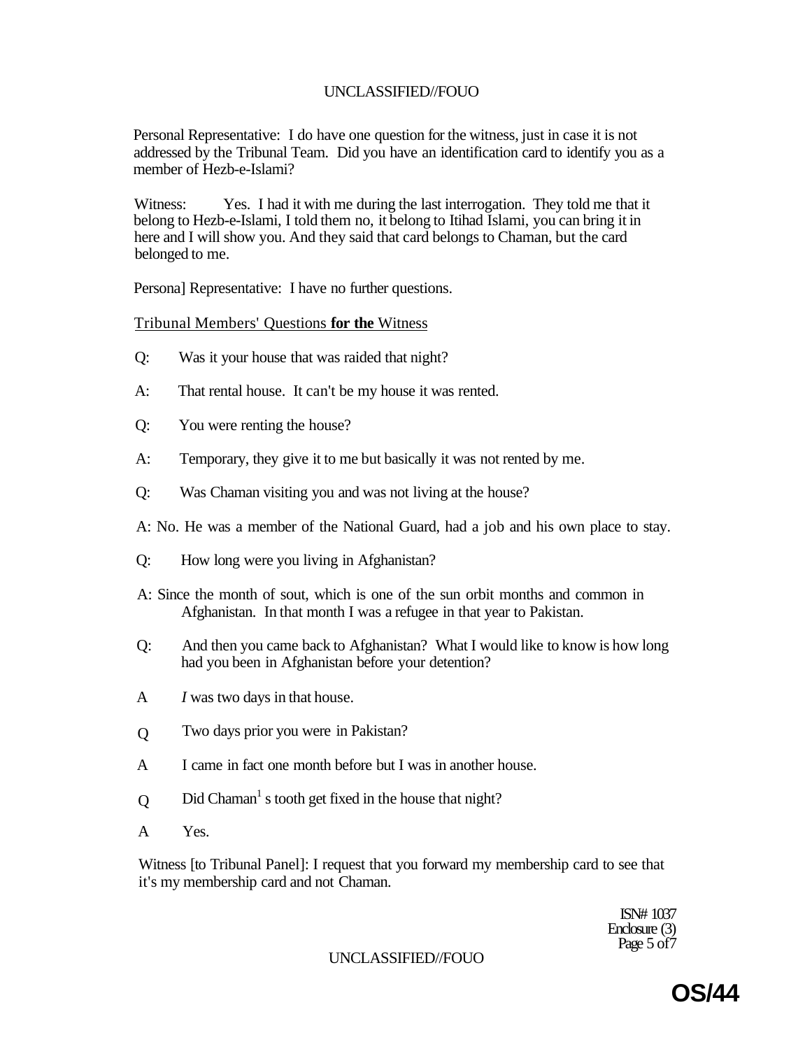Personal Representative: I do have one question for the witness, just in case it is not addressed by the Tribunal Team. Did you have an identification card to identify you as a member of Hezb-e-Islami?

Witness: Yes. I had it with me during the last interrogation. They told me that it belong to Hezb-e-Islami, I told them no, it belong to Itihad Islami, you can bring it in here and I will show you. And they said that card belongs to Chaman, but the card belonged to me.

Persona] Representative: I have no further questions.

Tribunal Members' Questions **for the** Witness

Q: Was it your house that was raided that night?

A: That rental house. It can't be my house it was rented.

Q: You were renting the house?

A: Temporary, they give it to me but basically it was not rented by me.

Q: Was Chaman visiting you and was not living at the house?

A: No. He was a member of the National Guard, had a job and his own place to stay.

Q: How long were you living in Afghanistan?

A: Since the month of sout, which is one of the sun orbit months and common in Afghanistan. In that month I was a refugee in that year to Pakistan.

Q: And then you came back to Afghanistan? What I would like to know is how long had you been in Afghanistan before your detention?

A *I* was two days in that house.

Q Two days prior you were in Pakistan?

A I came in fact one month before but I was in another house.

Q Did Chaman[1] s tooth get fixed in the house that night?

A Yes.

Witness [to Tribunal Panel]: I request that you forward my membership card to see that it's my membership card and not Chaman.

ISN# 1037
Enclosure (3)
Page 5 of 7

OS/44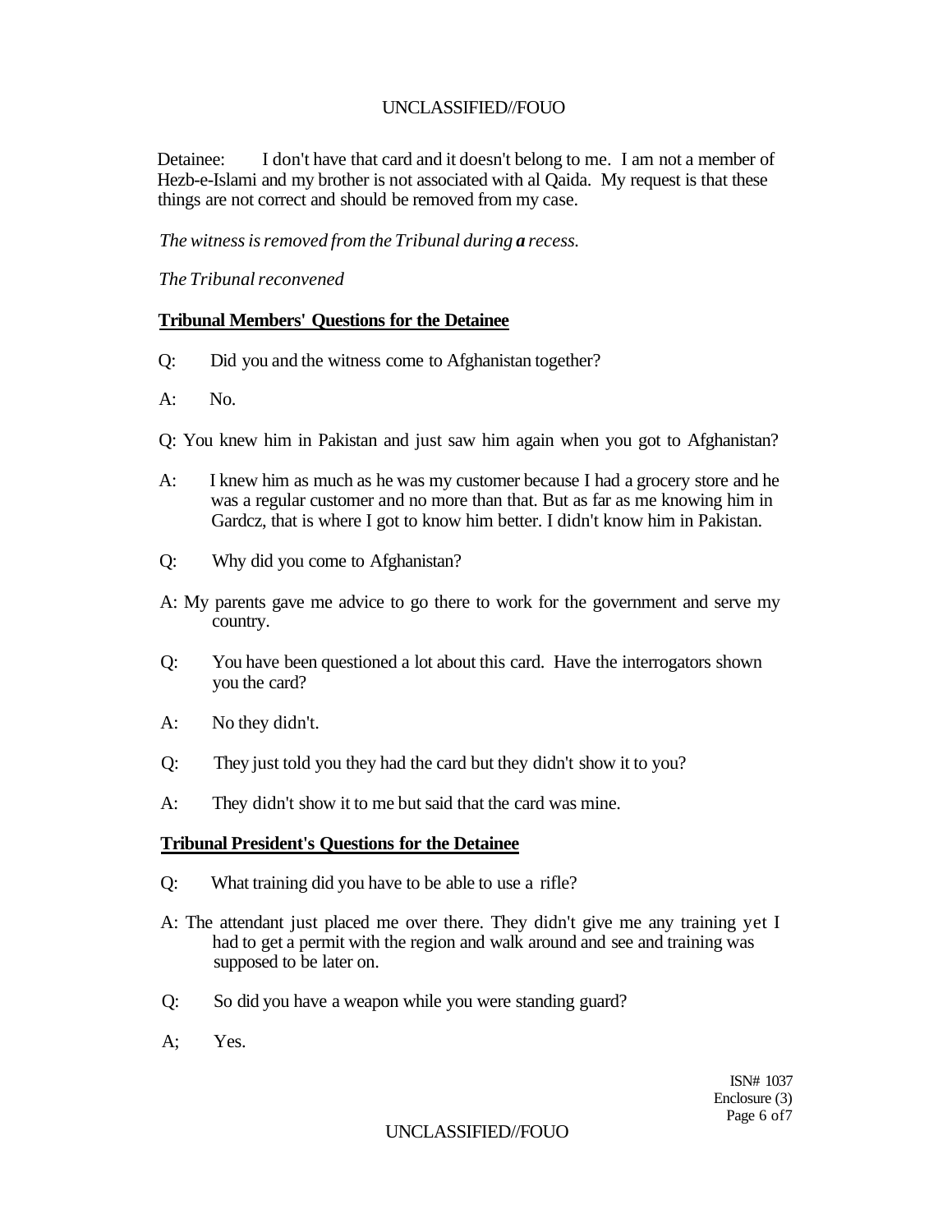Detainee: I don't have that card and it doesn't belong to me. I am not a member of Hezb-e-Islami and my brother is not associated with al Qaida. My request is that these things are not correct and should be removed from my case.

*The witness is removed from the Tribunal during **a** recess.*

*The Tribunal reconvened*

**Tribunal Members' Questions for the Detainee**

Q: Did you and the witness come to Afghanistan together?

A: No.

Q: You knew him in Pakistan and just saw him again when you got to Afghanistan?

A: I knew him as much as he was my customer because I had a grocery store and he was a regular customer and no more than that. But as far as me knowing him in Gardcz, that is where I got to know him better. I didn't know him in Pakistan.

Q: Why did you come to Afghanistan?

A: My parents gave me advice to go there to work for the government and serve my country.

Q: You have been questioned a lot about this card. Have the interrogators shown you the card?

A: No they didn't.

Q: They just told you they had the card but they didn't show it to you?

A: They didn't show it to me but said that the card was mine.

**Tribunal President's Questions for the Detainee**

Q: What training did you have to be able to use a rifle?

A: The attendant just placed me over there. They didn't give me any training yet I had to get a permit with the region and walk around and see and training was supposed to be later on.

Q: So did you have a weapon while you were standing guard?

A; Yes.

ISN# 1037
Enclosure (3)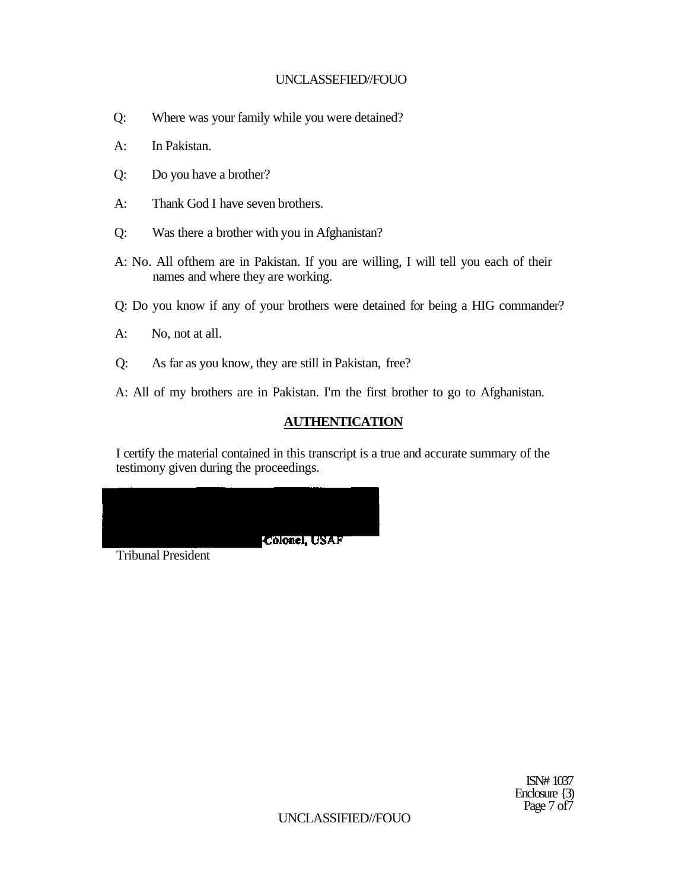Q: Where was your family while you were detained?

A: In Pakistan.

Q: Do you have a brother?

A: Thank God I have seven brothers.

Q: Was there a brother with you in Afghanistan?

A: No. All ofthem are in Pakistan. If you are willing, I will tell you each of their names and where they are working.

Q: Do you know if any of your brothers were detained for being a HIG commander?

A: No, not at all.

Q: As far as you know, they are still in Pakistan, free?

A: All of my brothers are in Pakistan. I'm the first brother to go to Afghanistan.

## AUTHENTICATION

I certify the material contained in this transcript is a true and accurate summary of the testimony given during the proceedings.

Colonel, USAF
Tribunal President

ISN# 1037
Enclosure {3)
Page 7 of7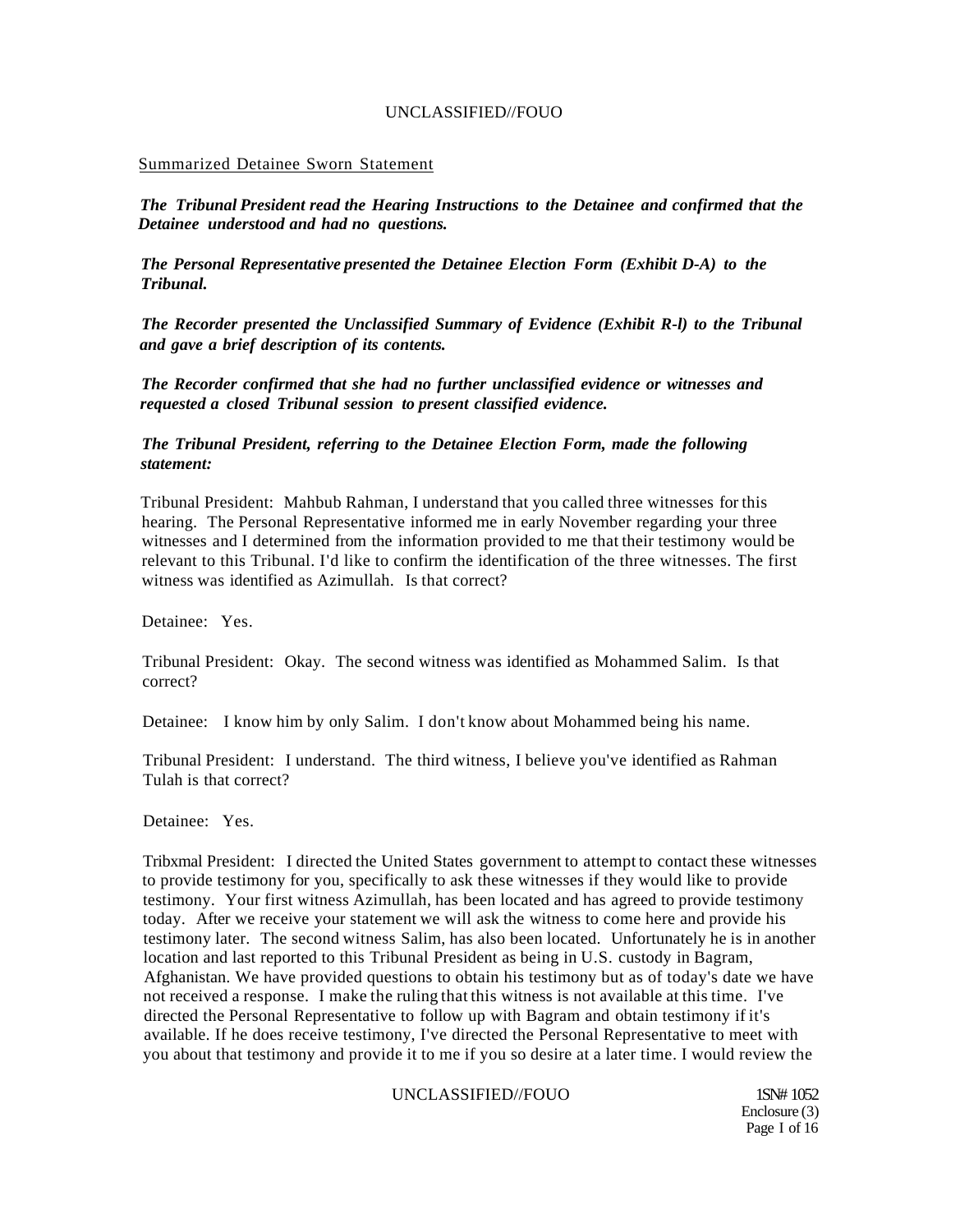Summarized Detainee Sworn Statement

***The Tribunal President read the Hearing Instructions to the Detainee and confirmed that the Detainee understood and had no questions.***

***The Personal Representative presented the Detainee Election Form (Exhibit D-A) to the Tribunal.***

***The Recorder presented the Unclassified Summary of Evidence (Exhibit R-l) to the Tribunal and gave a brief description of its contents.***

***The Recorder confirmed that she had no further unclassified evidence or witnesses and requested a closed Tribunal session to present classified evidence.***

***The Tribunal President, referring to the Detainee Election Form, made the following statement:***

Tribunal President: Mahbub Rahman, I understand that you called three witnesses for this hearing. The Personal Representative informed me in early November regarding your three witnesses and I determined from the information provided to me that their testimony would be relevant to this Tribunal. I'd like to confirm the identification of the three witnesses. The first witness was identified as Azimullah. Is that correct?

Detainee: Yes.

Tribunal President: Okay. The second witness was identified as Mohammed Salim. Is that correct?

Detainee: I know him by only Salim. I don't know about Mohammed being his name.

Tribunal President: I understand. The third witness, I believe you've identified as Rahman Tulah is that correct?

Detainee: Yes.

Tribxmal President: I directed the United States government to attempt to contact these witnesses to provide testimony for you, specifically to ask these witnesses if they would like to provide testimony. Your first witness Azimullah, has been located and has agreed to provide testimony today. After we receive your statement we will ask the witness to come here and provide his testimony later. The second witness Salim, has also been located. Unfortunately he is in another location and last reported to this Tribunal President as being in U.S. custody in Bagram, Afghanistan. We have provided questions to obtain his testimony but as of today's date we have not received a response. I make the ruling that this witness is not available at this time. I've directed the Personal Representative to follow up with Bagram and obtain testimony if it's available. If he does receive testimony, I've directed the Personal Representative to meet with you about that testimony and provide it to me if you so desire at a later time. I would review the

1SN# 1052
Enclosure (3)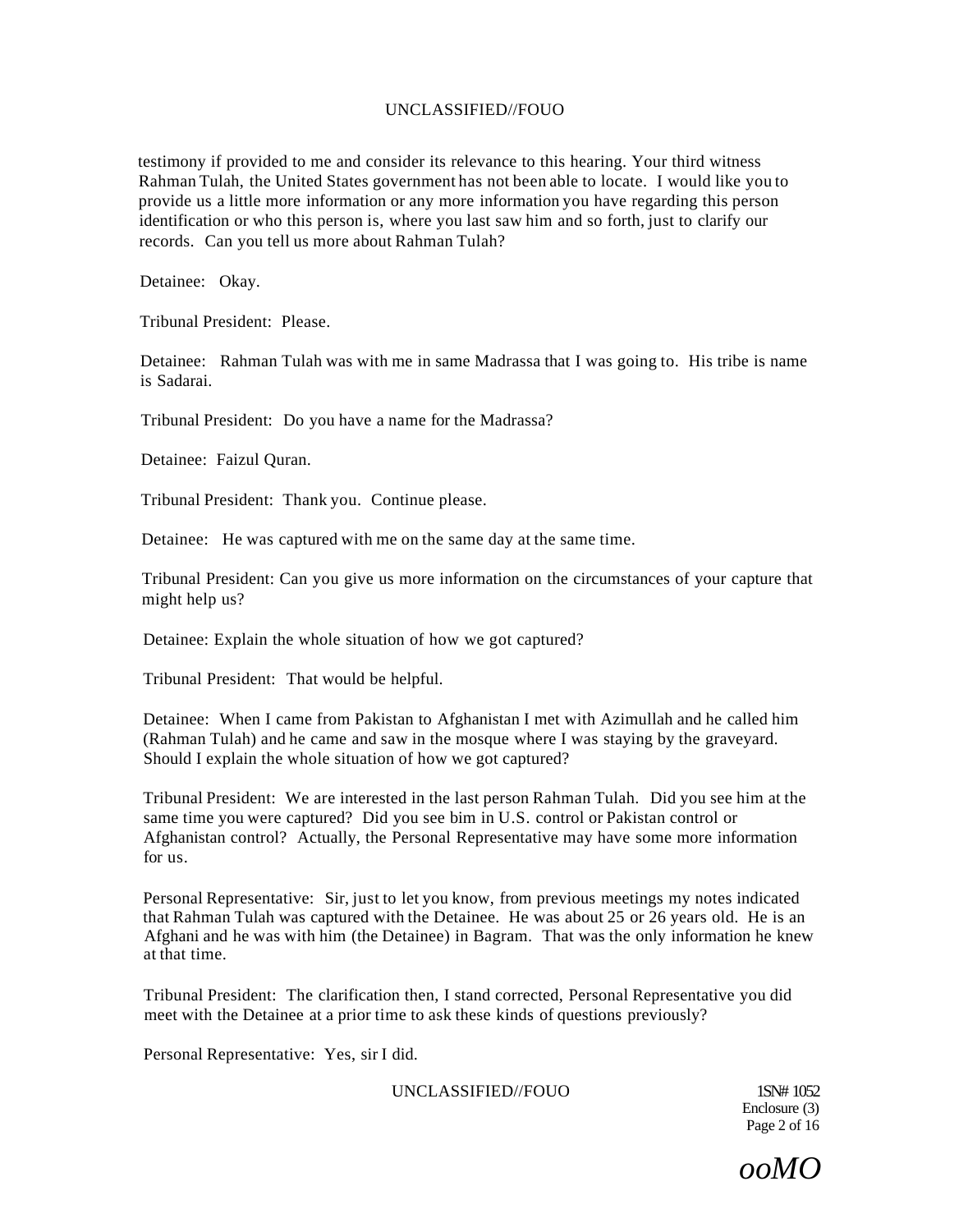testimony if provided to me and consider its relevance to this hearing. Your third witness Rahman Tulah, the United States government has not been able to locate. I would like you to provide us a little more information or any more information you have regarding this person identification or who this person is, where you last saw him and so forth, just to clarify our records. Can you tell us more about Rahman Tulah?

Detainee: Okay.

Tribunal President: Please.

Detainee: Rahman Tulah was with me in same Madrassa that I was going to. His tribe is name is Sadarai.

Tribunal President: Do you have a name for the Madrassa?

Detainee: Faizul Quran.

Tribunal President: Thank you. Continue please.

Detainee: He was captured with me on the same day at the same time.

Tribunal President: Can you give us more information on the circumstances of your capture that might help us?

Detainee: Explain the whole situation of how we got captured?

Tribunal President: That would be helpful.

Detainee: When I came from Pakistan to Afghanistan I met with Azimullah and he called him (Rahman Tulah) and he came and saw in the mosque where I was staying by the graveyard. Should I explain the whole situation of how we got captured?

Tribunal President: We are interested in the last person Rahman Tulah. Did you see him at the same time you were captured? Did you see bim in U.S. control or Pakistan control or Afghanistan control? Actually, the Personal Representative may have some more information for us.

Personal Representative: Sir, just to let you know, from previous meetings my notes indicated that Rahman Tulah was captured with the Detainee. He was about 25 or 26 years old. He is an Afghani and he was with him (the Detainee) in Bagram. That was the only information he knew at that time.

Tribunal President: The clarification then, I stand corrected, Personal Representative you did meet with the Detainee at a prior time to ask these kinds of questions previously?

Personal Representative: Yes, sir I did.

1SN# 1052
Enclosure (3)

*ooMO*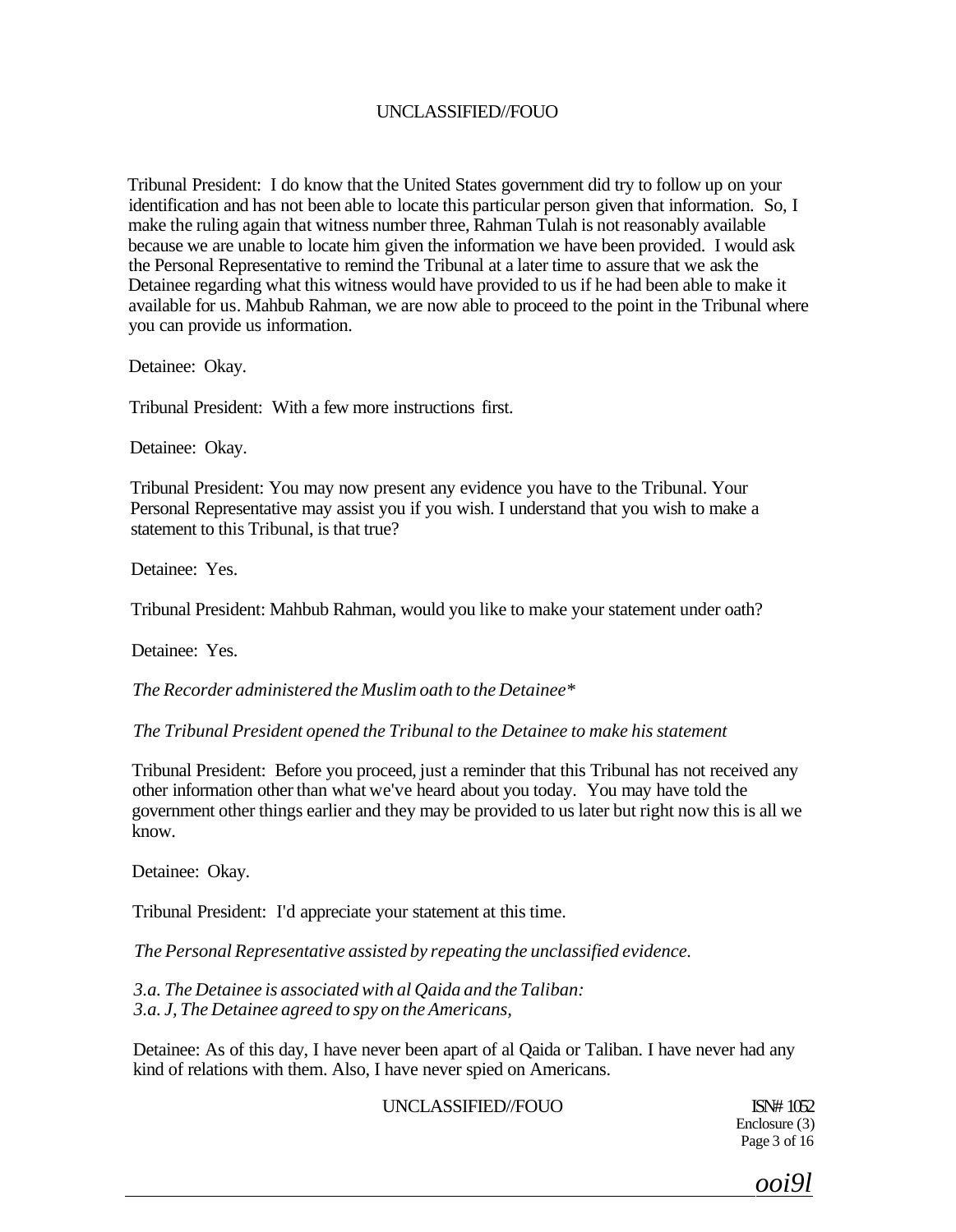Tribunal President: I do know that the United States government did try to follow up on your identification and has not been able to locate this particular person given that information. So, I make the ruling again that witness number three, Rahman Tulah is not reasonably available because we are unable to locate him given the information we have been provided. I would ask the Personal Representative to remind the Tribunal at a later time to assure that we ask the Detainee regarding what this witness would have provided to us if he had been able to make it available for us. Mahbub Rahman, we are now able to proceed to the point in the Tribunal where you can provide us information.

Detainee: Okay.

Tribunal President: With a few more instructions first.

Detainee: Okay.

Tribunal President: You may now present any evidence you have to the Tribunal. Your Personal Representative may assist you if you wish. I understand that you wish to make a statement to this Tribunal, is that true?

Detainee: Yes.

Tribunal President: Mahbub Rahman, would you like to make your statement under oath?

Detainee: Yes.

*The Recorder administered the Muslim oath to the Detainee**

*The Tribunal President opened the Tribunal to the Detainee to make his statement*

Tribunal President: Before you proceed, just a reminder that this Tribunal has not received any other information other than what we've heard about you today. You may have told the government other things earlier and they may be provided to us later but right now this is all we know.

Detainee: Okay.

Tribunal President: I'd appreciate your statement at this time.

*The Personal Representative assisted by repeating the unclassified evidence.*

*3.a. The Detainee is associated with al Qaida and the Taliban:*
*3.a. J, The Detainee agreed to spy on the Americans,*

Detainee: As of this day, I have never been apart of al Qaida or Taliban. I have never had any kind of relations with them. Also, I have never spied on Americans.

ISN# 1052
Enclosure (3)

ooi9l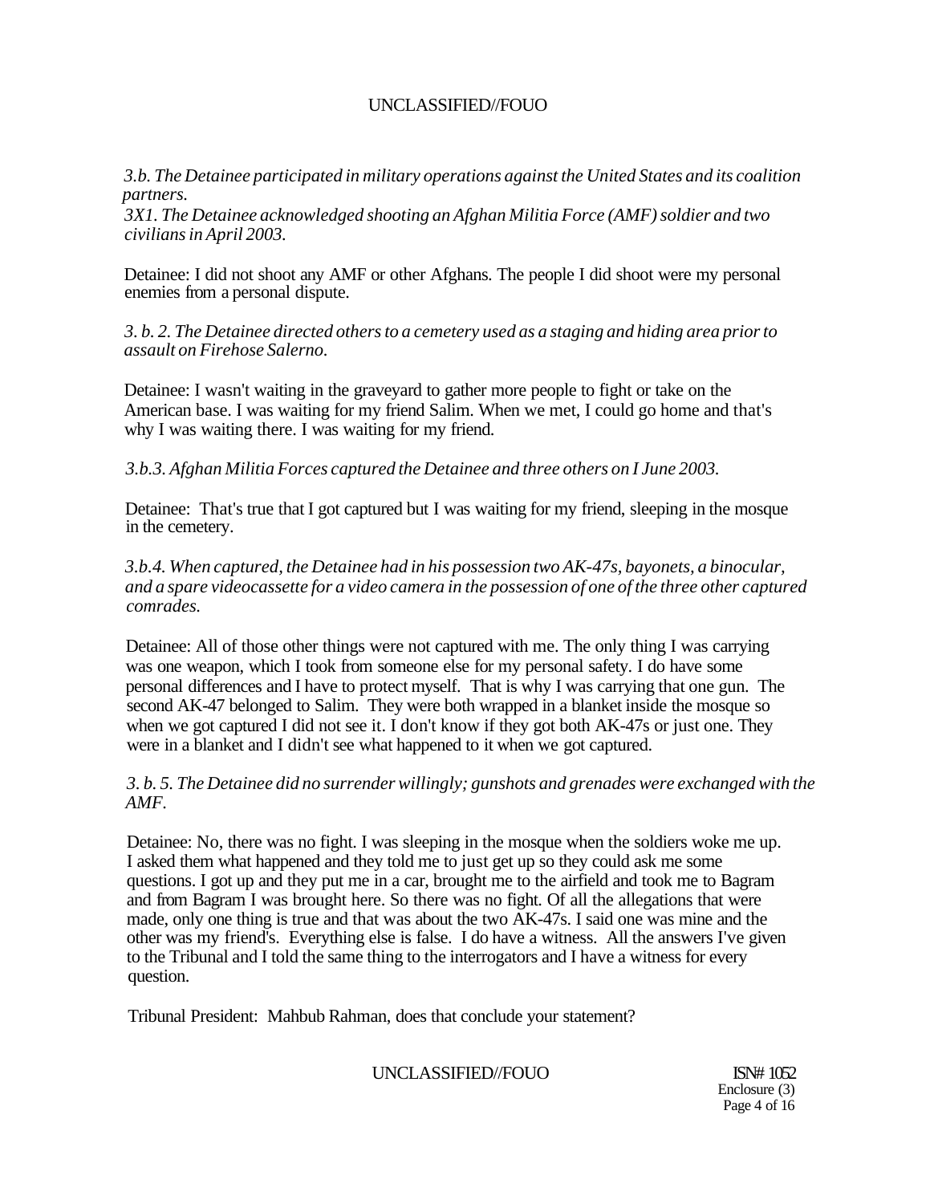*3.b. The Detainee participated in military operations against the United States and its coalition partners.*

*3X1. The Detainee acknowledged shooting an Afghan Militia Force (AMF) soldier and two civilians in April 2003.*

Detainee: I did not shoot any AMF or other Afghans. The people I did shoot were my personal enemies from a personal dispute.

*3. b. 2. The Detainee directed others to a cemetery used as a staging and hiding area prior to assault on Firehose Salerno.*

Detainee: I wasn't waiting in the graveyard to gather more people to fight or take on the American base. I was waiting for my friend Salim. When we met, I could go home and that's why I was waiting there. I was waiting for my friend.

*3.b.3. Afghan Militia Forces captured the Detainee and three others on I June 2003.*

Detainee: That's true that I got captured but I was waiting for my friend, sleeping in the mosque in the cemetery.

*3.b.4. When captured, the Detainee had in his possession two AK-47s, bayonets, a binocular, and a spare videocassette for a video camera in the possession of one of the three other captured comrades.*

Detainee: All of those other things were not captured with me. The only thing I was carrying was one weapon, which I took from someone else for my personal safety. I do have some personal differences and I have to protect myself. That is why I was carrying that one gun. The second AK-47 belonged to Salim. They were both wrapped in a blanket inside the mosque so when we got captured I did not see it. I don't know if they got both AK-47s or just one. They were in a blanket and I didn't see what happened to it when we got captured.

*3. b. 5. The Detainee did no surrender willingly; gunshots and grenades were exchanged with the AMF.*

Detainee: No, there was no fight. I was sleeping in the mosque when the soldiers woke me up. I asked them what happened and they told me to just get up so they could ask me some questions. I got up and they put me in a car, brought me to the airfield and took me to Bagram and from Bagram I was brought here. So there was no fight. Of all the allegations that were made, only one thing is true and that was about the two AK-47s. I said one was mine and the other was my friend's. Everything else is false. I do have a witness. All the answers I've given to the Tribunal and I told the same thing to the interrogators and I have a witness for every question.

Tribunal President: Mahbub Rahman, does that conclude your statement?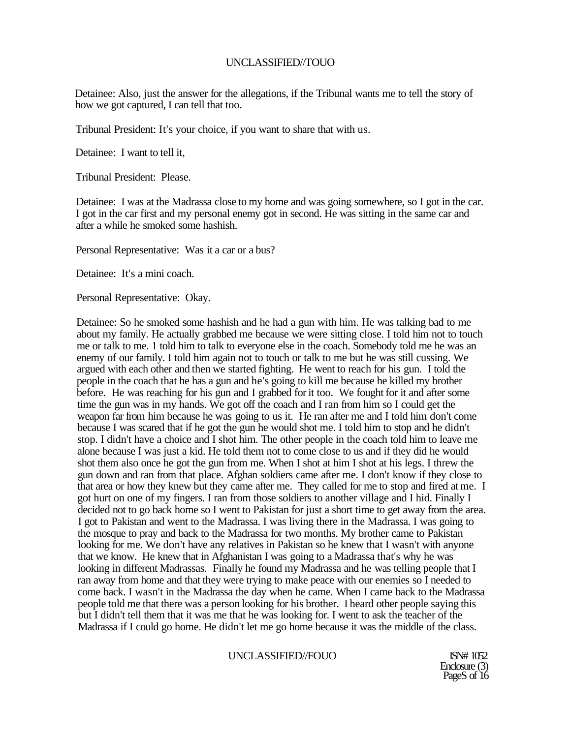Detainee: Also, just the answer for the allegations, if the Tribunal wants me to tell the story of how we got captured, I can tell that too.

Tribunal President: It's your choice, if you want to share that with us.

Detainee: I want to tell it,

Tribunal President: Please.

Detainee: I was at the Madrassa close to my home and was going somewhere, so I got in the car. I got in the car first and my personal enemy got in second. He was sitting in the same car and after a while he smoked some hashish.

Personal Representative: Was it a car or a bus?

Detainee: It's a mini coach.

Personal Representative: Okay.

Detainee: So he smoked some hashish and he had a gun with him. He was talking bad to me about my family. He actually grabbed me because we were sitting close. I told him not to touch me or talk to me. 1 told him to talk to everyone else in the coach. Somebody told me he was an enemy of our family. I told him again not to touch or talk to me but he was still cussing. We argued with each other and then we started fighting. He went to reach for his gun. I told the people in the coach that he has a gun and he's going to kill me because he killed my brother before. He was reaching for his gun and I grabbed for it too. We fought for it and after some time the gun was in my hands. We got off the coach and I ran from him so I could get the weapon far from him because he was going to us it. He ran after me and I told him don't come because I was scared that if he got the gun he would shot me. I told him to stop and he didn't stop. I didn't have a choice and I shot him. The other people in the coach told him to leave me alone because I was just a kid. He told them not to come close to us and if they did he would shot them also once he got the gun from me. When I shot at him I shot at his legs. I threw the gun down and ran from that place. Afghan soldiers came after me. I don't know if they close to that area or how they knew but they came after me. They called for me to stop and fired at me. I got hurt on one of my fingers. I ran from those soldiers to another village and I hid. Finally I decided not to go back home so I went to Pakistan for just a short time to get away from the area. I got to Pakistan and went to the Madrassa. I was living there in the Madrassa. I was going to the mosque to pray and back to the Madrassa for two months. My brother came to Pakistan looking for me. We don't have any relatives in Pakistan so he knew that I wasn't with anyone that we know. He knew that in Afghanistan I was going to a Madrassa that's why he was looking in different Madrassas. Finally he found my Madrassa and he was telling people that I ran away from home and that they were trying to make peace with our enemies so I needed to come back. I wasn't in the Madrassa the day when he came. When I came back to the Madrassa people told me that there was a person looking for his brother. I heard other people saying this but I didn't tell them that it was me that he was looking for. I went to ask the teacher of the Madrassa if I could go home. He didn't let me go home because it was the middle of the class.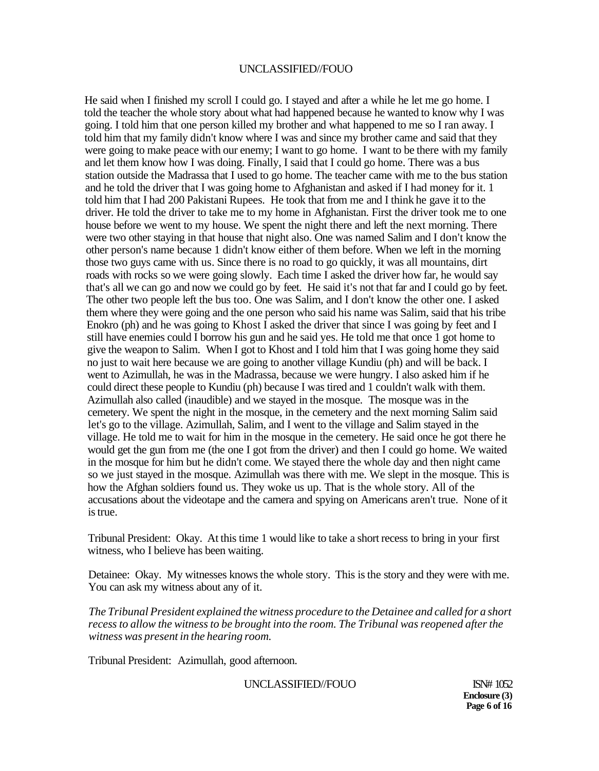He said when I finished my scroll I could go. I stayed and after a while he let me go home. I told the teacher the whole story about what had happened because he wanted to know why I was going. I told him that one person killed my brother and what happened to me so I ran away. I told him that my family didn't know where I was and since my brother came and said that they were going to make peace with our enemy; I want to go home. I want to be there with my family and let them know how I was doing. Finally, I said that I could go home. There was a bus station outside the Madrassa that I used to go home. The teacher came with me to the bus station and he told the driver that I was going home to Afghanistan and asked if I had money for it. 1 told him that I had 200 Pakistani Rupees. He took that from me and I think he gave it to the driver. He told the driver to take me to my home in Afghanistan. First the driver took me to one house before we went to my house. We spent the night there and left the next morning. There were two other staying in that house that night also. One was named Salim and I don't know the other person's name because 1 didn't know either of them before. When we left in the morning those two guys came with us. Since there is no road to go quickly, it was all mountains, dirt roads with rocks so we were going slowly. Each time I asked the driver how far, he would say that's all we can go and now we could go by feet. He said it's not that far and I could go by feet. The other two people left the bus too. One was Salim, and I don't know the other one. I asked them where they were going and the one person who said his name was Salim, said that his tribe Enokro (ph) and he was going to Khost I asked the driver that since I was going by feet and I still have enemies could I borrow his gun and he said yes. He told me that once 1 got home to give the weapon to Salim. When I got to Khost and I told him that I was going home they said no just to wait here because we are going to another village Kundiu (ph) and will be back. I went to Azimullah, he was in the Madrassa, because we were hungry. I also asked him if he could direct these people to Kundiu (ph) because I was tired and 1 couldn't walk with them. Azimullah also called (inaudible) and we stayed in the mosque. The mosque was in the cemetery. We spent the night in the mosque, in the cemetery and the next morning Salim said let's go to the village. Azimullah, Salim, and I went to the village and Salim stayed in the village. He told me to wait for him in the mosque in the cemetery. He said once he got there he would get the gun from me (the one I got from the driver) and then I could go home. We waited in the mosque for him but he didn't come. We stayed there the whole day and then night came so we just stayed in the mosque. Azimullah was there with me. We slept in the mosque. This is how the Afghan soldiers found us. They woke us up. That is the whole story. All of the accusations about the videotape and the camera and spying on Americans aren't true. None of it is true.

Tribunal President: Okay. At this time 1 would like to take a short recess to bring in your first witness, who I believe has been waiting.

Detainee: Okay. My witnesses knows the whole story. This is the story and they were with me. You can ask my witness about any of it.

*The Tribunal President explained the witness procedure to the Detainee and called for a short recess to allow the witness to be brought into the room. The Tribunal was reopened after the witness was present in the hearing room.*

Tribunal President: Azimullah, good afternoon.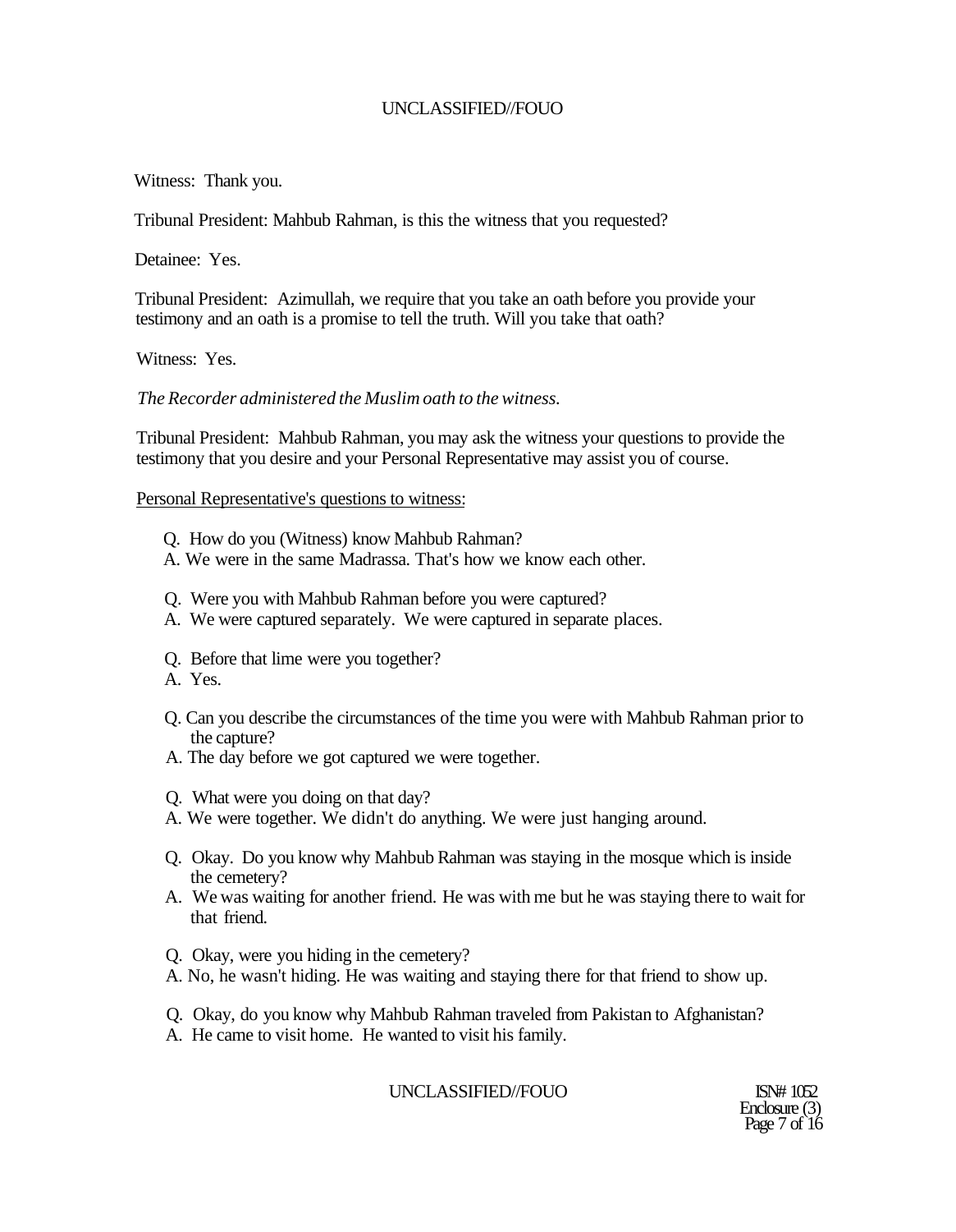Witness: Thank you.

Tribunal President: Mahbub Rahman, is this the witness that you requested?

Detainee: Yes.

Tribunal President: Azimullah, we require that you take an oath before you provide your testimony and an oath is a promise to tell the truth. Will you take that oath?

Witness: Yes.

*The Recorder administered the Muslim oath to the witness.*

Tribunal President: Mahbub Rahman, you may ask the witness your questions to provide the testimony that you desire and your Personal Representative may assist you of course.

Personal Representative's questions to witness:

Q. How do you (Witness) know Mahbub Rahman?
A. We were in the same Madrassa. That's how we know each other.

Q. Were you with Mahbub Rahman before you were captured?
A. We were captured separately. We were captured in separate places.

Q. Before that lime were you together?
A. Yes.

Q. Can you describe the circumstances of the time you were with Mahbub Rahman prior to the capture?
A. The day before we got captured we were together.

Q. What were you doing on that day?
A. We were together. We didn't do anything. We were just hanging around.

Q. Okay. Do you know why Mahbub Rahman was staying in the mosque which is inside the cemetery?
A. We was waiting for another friend. He was with me but he was staying there to wait for that friend.

Q. Okay, were you hiding in the cemetery?
A. No, he wasn't hiding. He was waiting and staying there for that friend to show up.

Q. Okay, do you know why Mahbub Rahman traveled from Pakistan to Afghanistan?
A. He came to visit home. He wanted to visit his family.

ISN# 1052
Enclosure (3)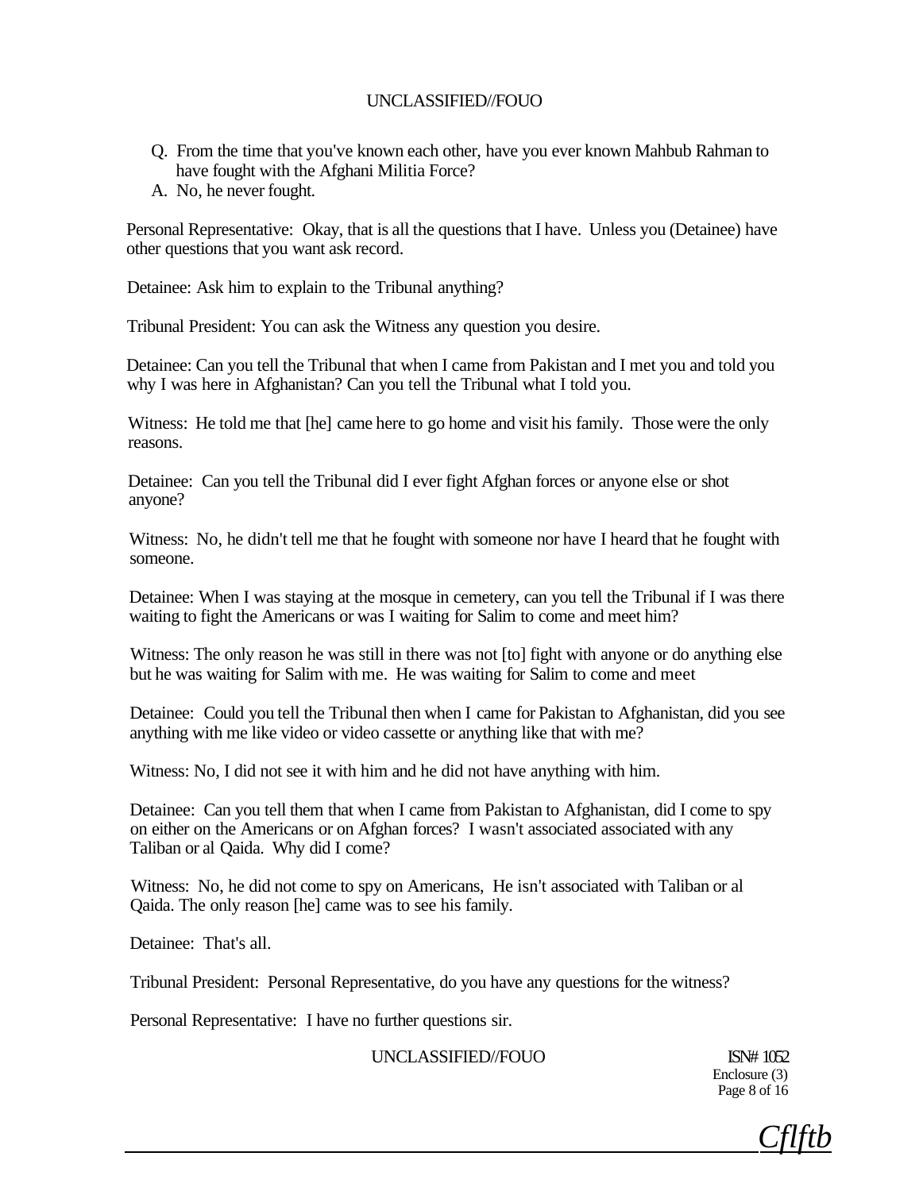Q. From the time that you've known each other, have you ever known Mahbub Rahman to have fought with the Afghani Militia Force?

A. No, he never fought.

Personal Representative: Okay, that is all the questions that I have. Unless you (Detainee) have other questions that you want ask record.

Detainee: Ask him to explain to the Tribunal anything?

Tribunal President: You can ask the Witness any question you desire.

Detainee: Can you tell the Tribunal that when I came from Pakistan and I met you and told you why I was here in Afghanistan? Can you tell the Tribunal what I told you.

Witness: He told me that [he] came here to go home and visit his family. Those were the only reasons.

Detainee: Can you tell the Tribunal did I ever fight Afghan forces or anyone else or shot anyone?

Witness: No, he didn't tell me that he fought with someone nor have I heard that he fought with someone.

Detainee: When I was staying at the mosque in cemetery, can you tell the Tribunal if I was there waiting to fight the Americans or was I waiting for Salim to come and meet him?

Witness: The only reason he was still in there was not [to] fight with anyone or do anything else but he was waiting for Salim with me. He was waiting for Salim to come and meet

Detainee: Could you tell the Tribunal then when I came for Pakistan to Afghanistan, did you see anything with me like video or video cassette or anything like that with me?

Witness: No, I did not see it with him and he did not have anything with him.

Detainee: Can you tell them that when I came from Pakistan to Afghanistan, did I come to spy on either on the Americans or on Afghan forces? I wasn't associated associated with any Taliban or al Qaida. Why did I come?

Witness: No, he did not come to spy on Americans, He isn't associated with Taliban or al Qaida. The only reason [he] came was to see his family.

Detainee: That's all.

Tribunal President: Personal Representative, do you have any questions for the witness?

Personal Representative: I have no further questions sir.

ISN# 1052
Enclosure (3)

Cflftb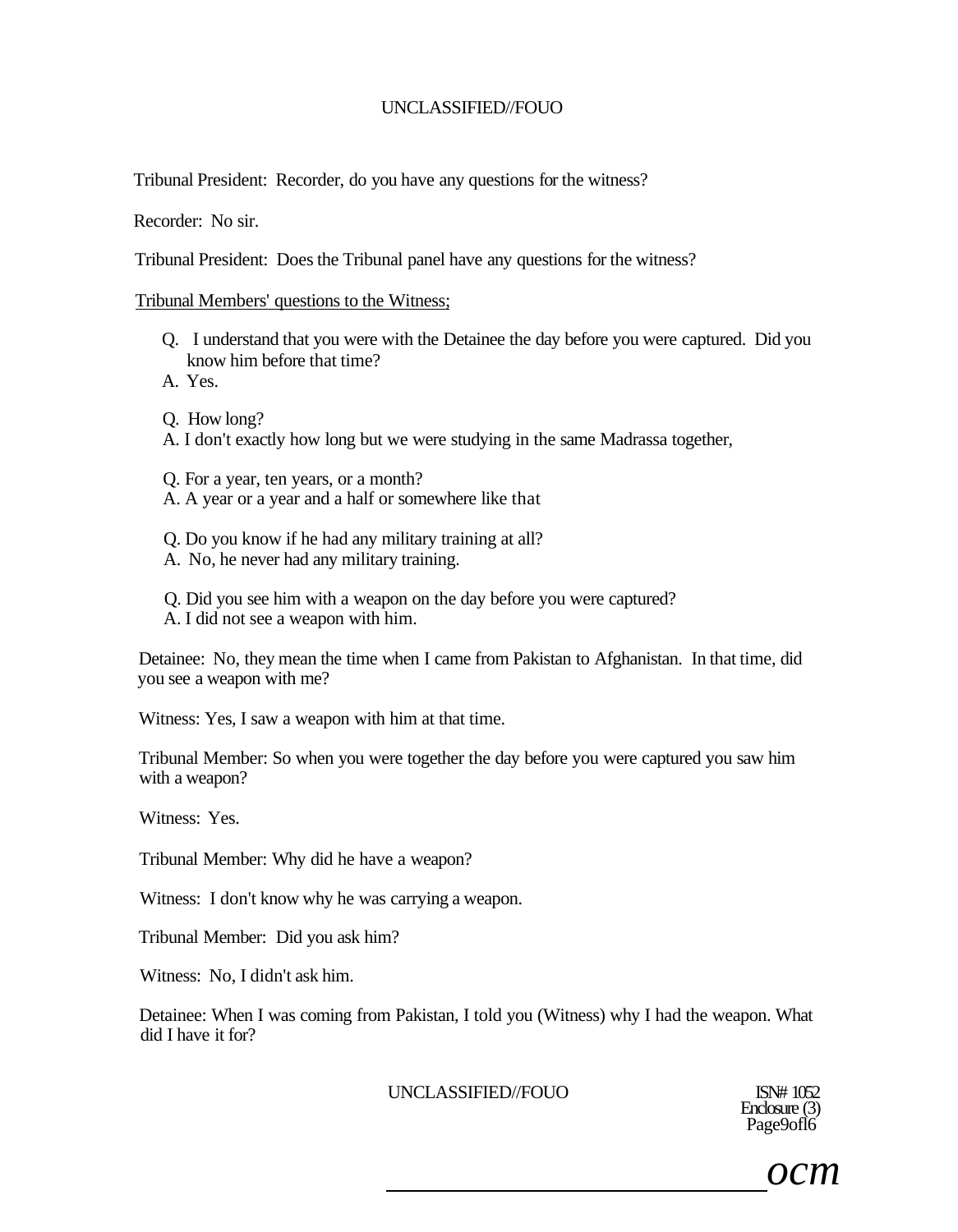Tribunal President: Recorder, do you have any questions for the witness?

Recorder: No sir.

Tribunal President: Does the Tribunal panel have any questions for the witness?

Tribunal Members' questions to the Witness;

Q. I understand that you were with the Detainee the day before you were captured. Did you know him before that time?
A. Yes.

Q. How long?
A. I don't exactly how long but we were studying in the same Madrassa together,

Q. For a year, ten years, or a month?
A. A year or a year and a half or somewhere like that

Q. Do you know if he had any military training at all?
A. No, he never had any military training.

Q. Did you see him with a weapon on the day before you were captured?
A. I did not see a weapon with him.

Detainee: No, they mean the time when I came from Pakistan to Afghanistan. In that time, did you see a weapon with me?

Witness: Yes, I saw a weapon with him at that time.

Tribunal Member: So when you were together the day before you were captured you saw him with a weapon?

Witness: Yes.

Tribunal Member: Why did he have a weapon?

Witness: I don't know why he was carrying a weapon.

Tribunal Member: Did you ask him?

Witness: No, I didn't ask him.

Detainee: When I was coming from Pakistan, I told you (Witness) why I had the weapon. What did I have it for?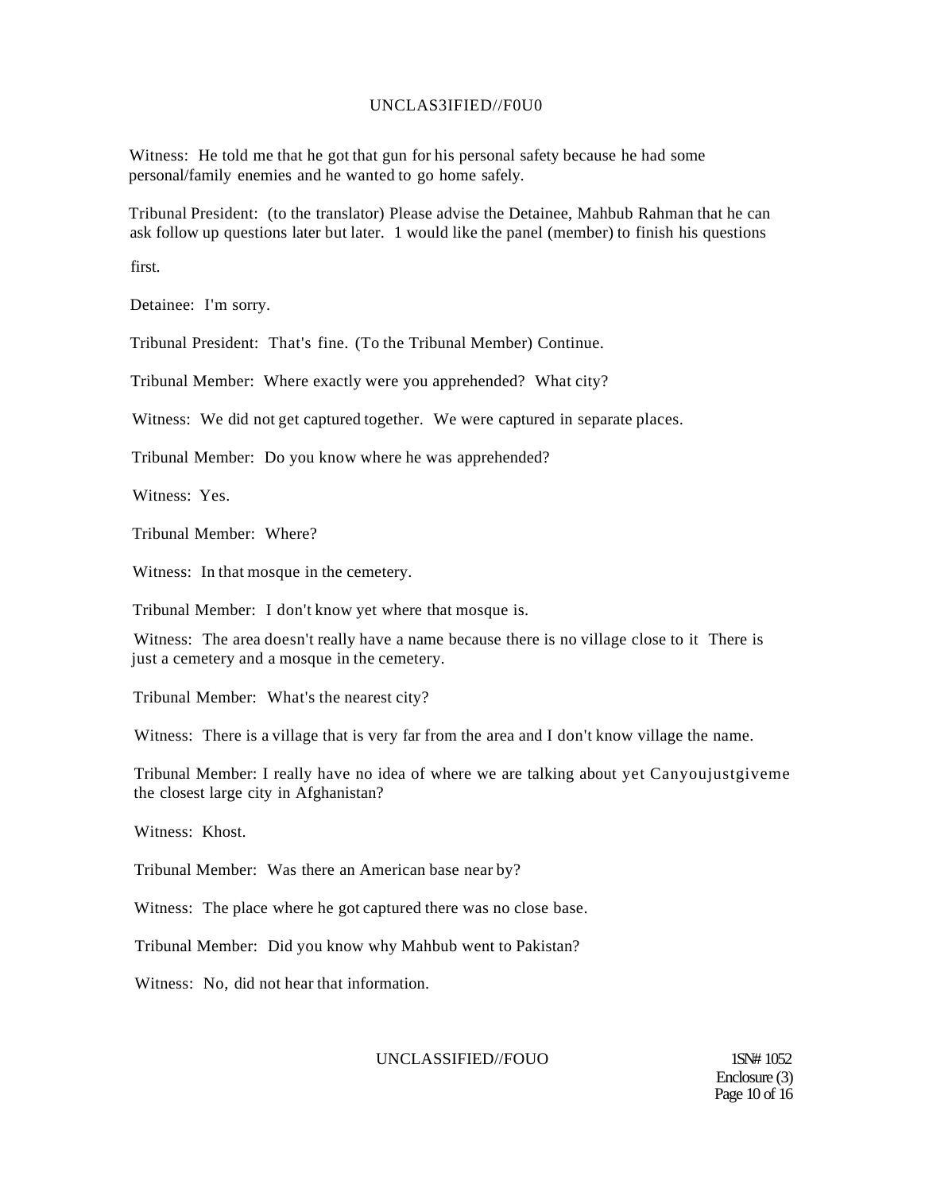Witness: He told me that he got that gun for his personal safety because he had some personal/family enemies and he wanted to go home safely.

Tribunal President: (to the translator) Please advise the Detainee, Mahbub Rahman that he can ask follow up questions later but later. 1 would like the panel (member) to finish his questions first.

Detainee: I'm sorry.

Tribunal President: That's fine. (To the Tribunal Member) Continue.

Tribunal Member: Where exactly were you apprehended? What city?

Witness: We did not get captured together. We were captured in separate places.

Tribunal Member: Do you know where he was apprehended?

Witness: Yes.

Tribunal Member: Where?

Witness: In that mosque in the cemetery.

Tribunal Member: I don't know yet where that mosque is.

Witness: The area doesn't really have a name because there is no village close to it There is just a cemetery and a mosque in the cemetery.

Tribunal Member: What's the nearest city?

Witness: There is a village that is very far from the area and I don't know village the name.

Tribunal Member: I really have no idea of where we are talking about yet Canyoujustgiveme the closest large city in Afghanistan?

Witness: Khost.

Tribunal Member: Was there an American base near by?

Witness: The place where he got captured there was no close base.

Tribunal Member: Did you know why Mahbub went to Pakistan?

Witness: No, did not hear that information.

1SN# 1052
Enclosure (3)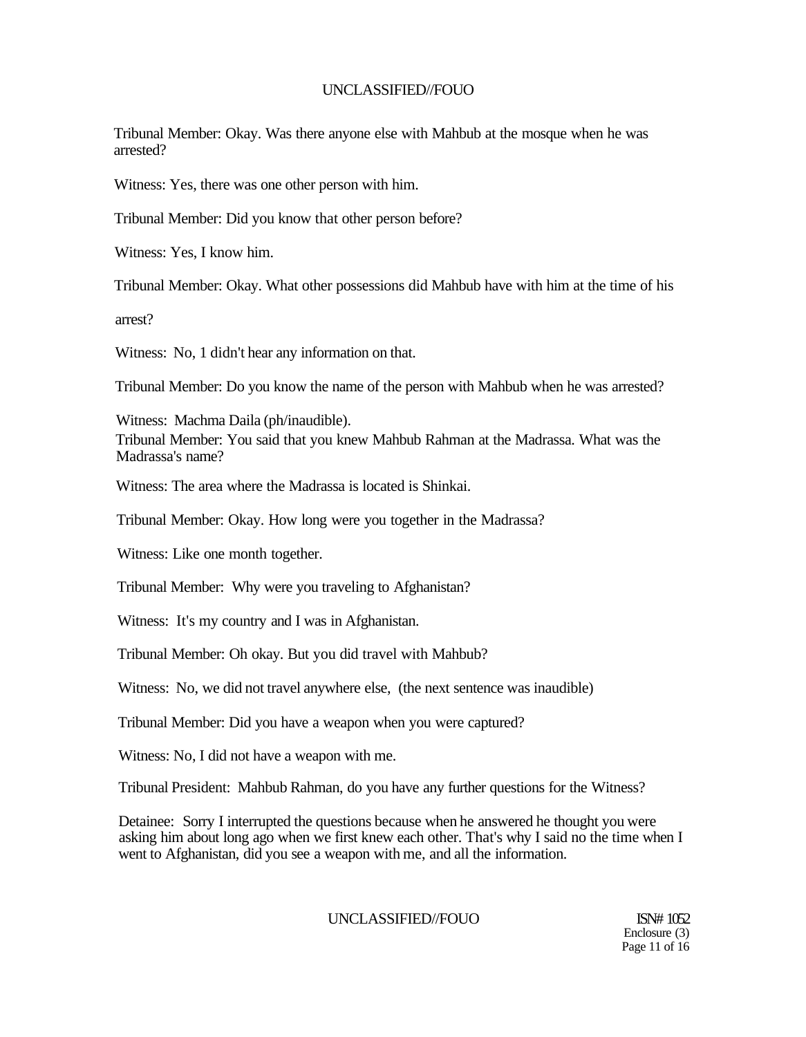Tribunal Member: Okay. Was there anyone else with Mahbub at the mosque when he was arrested?

Witness: Yes, there was one other person with him.

Tribunal Member: Did you know that other person before?

Witness: Yes, I know him.

Tribunal Member: Okay. What other possessions did Mahbub have with him at the time of his arrest?

Witness: No, 1 didn't hear any information on that.

Tribunal Member: Do you know the name of the person with Mahbub when he was arrested?

Witness: Machma Daila (ph/inaudible).

Tribunal Member: You said that you knew Mahbub Rahman at the Madrassa. What was the Madrassa's name?

Witness: The area where the Madrassa is located is Shinkai.

Tribunal Member: Okay. How long were you together in the Madrassa?

Witness: Like one month together.

Tribunal Member: Why were you traveling to Afghanistan?

Witness: It's my country and I was in Afghanistan.

Tribunal Member: Oh okay. But you did travel with Mahbub?

Witness: No, we did not travel anywhere else, (the next sentence was inaudible)

Tribunal Member: Did you have a weapon when you were captured?

Witness: No, I did not have a weapon with me.

Tribunal President: Mahbub Rahman, do you have any further questions for the Witness?

Detainee: Sorry I interrupted the questions because when he answered he thought you were asking him about long ago when we first knew each other. That's why I said no the time when I went to Afghanistan, did you see a weapon with me, and all the information.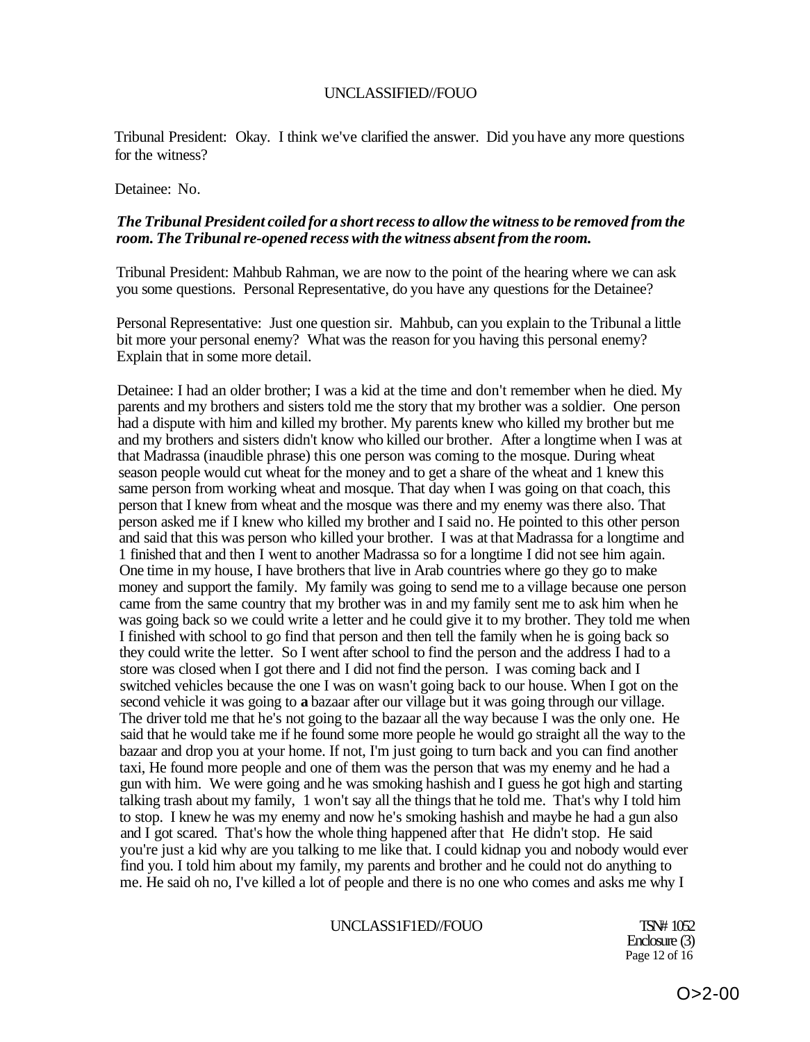Tribunal President: Okay. I think we've clarified the answer. Did you have any more questions for the witness?

Detainee: No.

***The Tribunal President coiled for a short recess to allow the witness to be removed from the room. The Tribunal re-opened recess with the witness absent from the room.***

Tribunal President: Mahbub Rahman, we are now to the point of the hearing where we can ask you some questions. Personal Representative, do you have any questions for the Detainee?

Personal Representative: Just one question sir. Mahbub, can you explain to the Tribunal a little bit more your personal enemy? What was the reason for you having this personal enemy? Explain that in some more detail.

Detainee: I had an older brother; I was a kid at the time and don't remember when he died. My parents and my brothers and sisters told me the story that my brother was a soldier. One person had a dispute with him and killed my brother. My parents knew who killed my brother but me and my brothers and sisters didn't know who killed our brother. After a longtime when I was at that Madrassa (inaudible phrase) this one person was coming to the mosque. During wheat season people would cut wheat for the money and to get a share of the wheat and 1 knew this same person from working wheat and mosque. That day when I was going on that coach, this person that I knew from wheat and the mosque was there and my enemy was there also. That person asked me if I knew who killed my brother and I said no. He pointed to this other person and said that this was person who killed your brother. I was at that Madrassa for a longtime and 1 finished that and then I went to another Madrassa so for a longtime I did not see him again. One time in my house, I have brothers that live in Arab countries where go they go to make money and support the family. My family was going to send me to a village because one person came from the same country that my brother was in and my family sent me to ask him when he was going back so we could write a letter and he could give it to my brother. They told me when I finished with school to go find that person and then tell the family when he is going back so they could write the letter. So I went after school to find the person and the address I had to a store was closed when I got there and I did not find the person. I was coming back and I switched vehicles because the one I was on wasn't going back to our house. When I got on the second vehicle it was going to **a** bazaar after our village but it was going through our village. The driver told me that he's not going to the bazaar all the way because I was the only one. He said that he would take me if he found some more people he would go straight all the way to the bazaar and drop you at your home. If not, I'm just going to turn back and you can find another taxi, He found more people and one of them was the person that was my enemy and he had a gun with him. We were going and he was smoking hashish and I guess he got high and starting talking trash about my family, 1 won't say all the things that he told me. That's why I told him to stop. I knew he was my enemy and now he's smoking hashish and maybe he had a gun also and I got scared. That's how the whole thing happened after that He didn't stop. He said you're just a kid why are you talking to me like that. I could kidnap you and nobody would ever find you. I told him about my family, my parents and brother and he could not do anything to me. He said oh no, I've killed a lot of people and there is no one who comes and asks me why I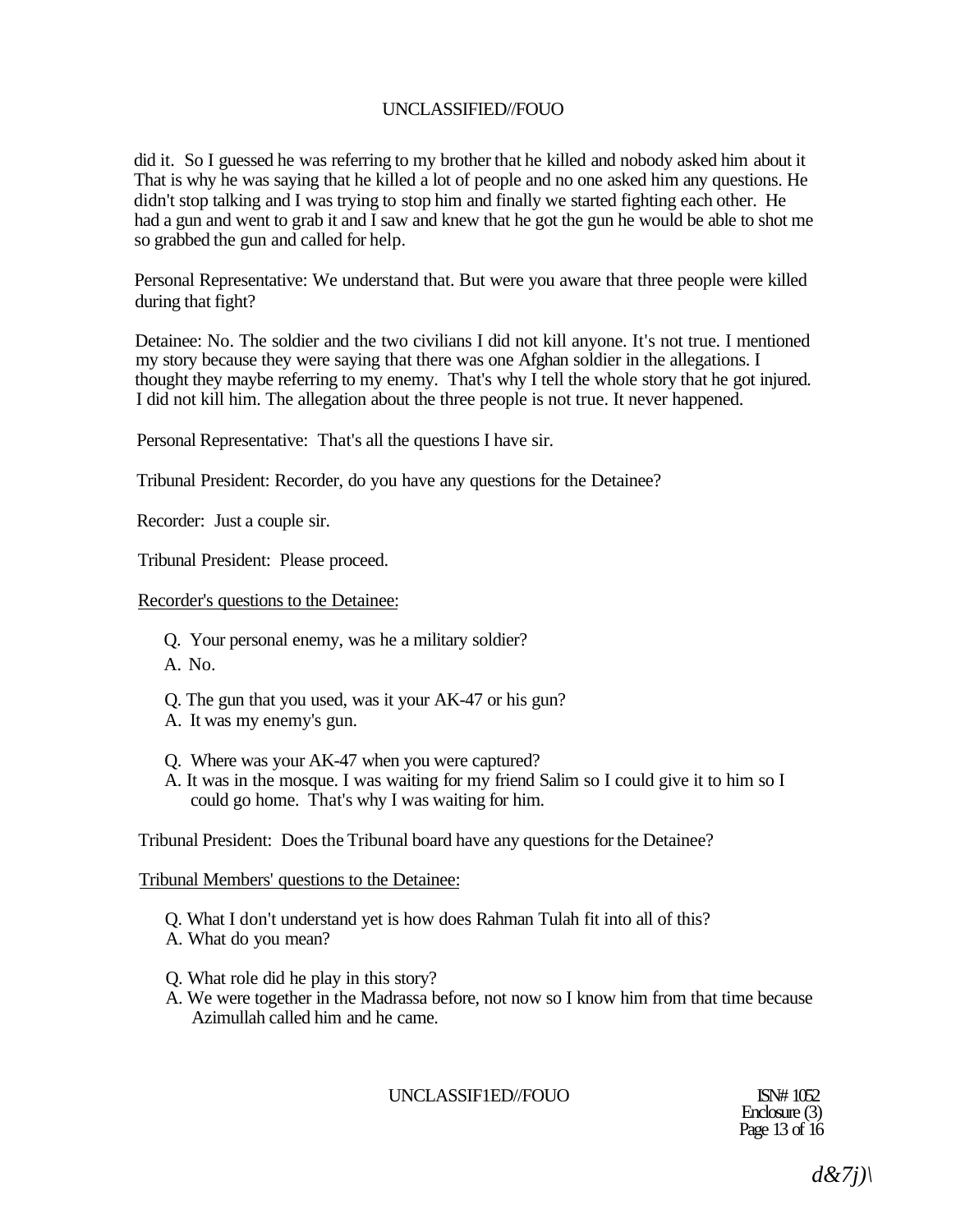did it. So I guessed he was referring to my brother that he killed and nobody asked him about it That is why he was saying that he killed a lot of people and no one asked him any questions. He didn't stop talking and I was trying to stop him and finally we started fighting each other. He had a gun and went to grab it and I saw and knew that he got the gun he would be able to shot me so grabbed the gun and called for help.

Personal Representative: We understand that. But were you aware that three people were killed during that fight?

Detainee: No. The soldier and the two civilians I did not kill anyone. It's not true. I mentioned my story because they were saying that there was one Afghan soldier in the allegations. I thought they maybe referring to my enemy. That's why I tell the whole story that he got injured. I did not kill him. The allegation about the three people is not true. It never happened.

Personal Representative: That's all the questions I have sir.

Tribunal President: Recorder, do you have any questions for the Detainee?

Recorder: Just a couple sir.

Tribunal President: Please proceed.

Recorder's questions to the Detainee:

Q. Your personal enemy, was he a military soldier?

A. No.

Q. The gun that you used, was it your AK-47 or his gun?

A. It was my enemy's gun.

Q. Where was your AK-47 when you were captured?

A. It was in the mosque. I was waiting for my friend Salim so I could give it to him so I could go home. That's why I was waiting for him.

Tribunal President: Does the Tribunal board have any questions for the Detainee?

Tribunal Members' questions to the Detainee:

Q. What I don't understand yet is how does Rahman Tulah fit into all of this?

A. What do you mean?

Q. What role did he play in this story?

A. We were together in the Madrassa before, not now so I know him from that time because Azimullah called him and he came.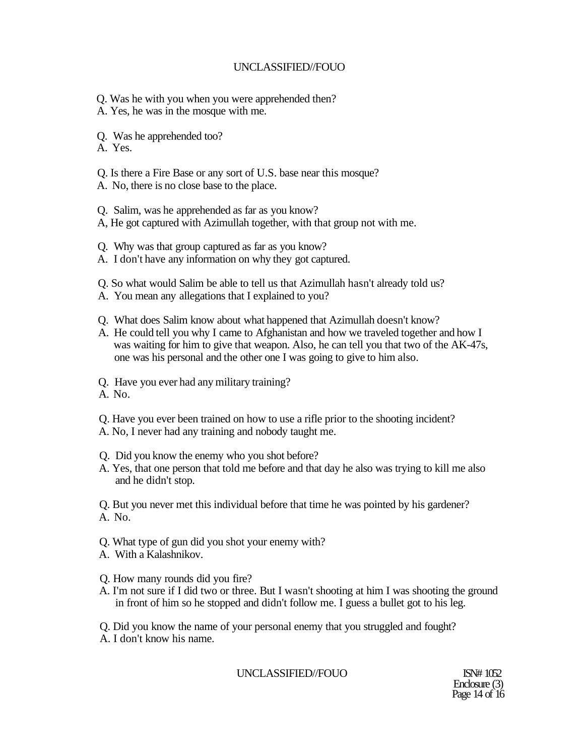Q. Was he with you when you were apprehended then?
A. Yes, he was in the mosque with me.

Q. Was he apprehended too?
A. Yes.

Q. Is there a Fire Base or any sort of U.S. base near this mosque?
A. No, there is no close base to the place.

Q. Salim, was he apprehended as far as you know?
A, He got captured with Azimullah together, with that group not with me.

Q. Why was that group captured as far as you know?
A. I don't have any information on why they got captured.

Q. So what would Salim be able to tell us that Azimullah hasn't already told us?
A. You mean any allegations that I explained to you?

Q. What does Salim know about what happened that Azimullah doesn't know?
A. He could tell you why I came to Afghanistan and how we traveled together and how I was waiting for him to give that weapon. Also, he can tell you that two of the AK-47s, one was his personal and the other one I was going to give to him also.

Q. Have you ever had any military training?
A. No.

Q. Have you ever been trained on how to use a rifle prior to the shooting incident?
A. No, I never had any training and nobody taught me.

Q. Did you know the enemy who you shot before?
A. Yes, that one person that told me before and that day he also was trying to kill me also and he didn't stop.

Q. But you never met this individual before that time he was pointed by his gardener?
A. No.

Q. What type of gun did you shot your enemy with?
A. With a Kalashnikov.

Q. How many rounds did you fire?
A. I'm not sure if I did two or three. But I wasn't shooting at him I was shooting the ground in front of him so he stopped and didn't follow me. I guess a bullet got to his leg.

Q. Did you know the name of your personal enemy that you struggled and fought?
A. I don't know his name.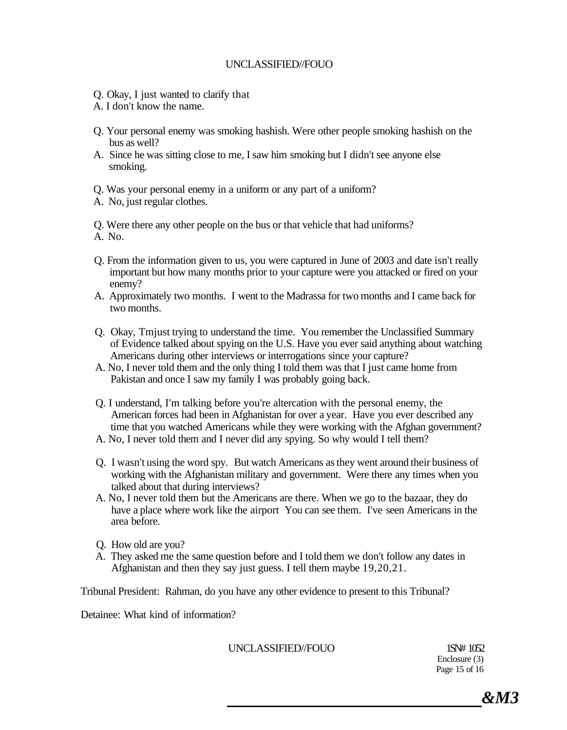Q. Okay, I just wanted to clarify that

A. I don't know the name.

Q. Your personal enemy was smoking hashish. Were other people smoking hashish on the bus as well?

A. Since he was sitting close to me, I saw him smoking but I didn't see anyone else smoking.

Q. Was your personal enemy in a uniform or any part of a uniform?

A. No, just regular clothes.

Q. Were there any other people on the bus or that vehicle that had uniforms?

A. No.

Q. From the information given to us, you were captured in June of 2003 and date isn't really important but how many months prior to your capture were you attacked or fired on your enemy?

A. Approximately two months. I went to the Madrassa for two months and I came back for two months.

Q. Okay, Tmjust trying to understand the time. You remember the Unclassified Summary of Evidence talked about spying on the U.S. Have you ever said anything about watching Americans during other interviews or interrogations since your capture?

A. No, I never told them and the only thing I told them was that I just came home from Pakistan and once I saw my family I was probably going back.

Q. I understand, I'm talking before you're altercation with the personal enemy, the American forces had been in Afghanistan for over a year. Have you ever described any time that you watched Americans while they were working with the Afghan government?

A. No, I never told them and I never did any spying. So why would I tell them?

Q. I wasn't using the word spy. But watch Americans as they went around their business of working with the Afghanistan military and government. Were there any times when you talked about that during interviews?

A. No, I never told them but the Americans are there. When we go to the bazaar, they do have a place where work like the airport You can see them. I've seen Americans in the area before.

Q. How old are you?

A. They asked me the same question before and I told them we don't follow any dates in Afghanistan and then they say just guess. I tell them maybe 19,20,21.

Tribunal President: Rahman, do you have any other evidence to present to this Tribunal?

Detainee: What kind of information?

1SN# 1052
Enclosure (3)

&M3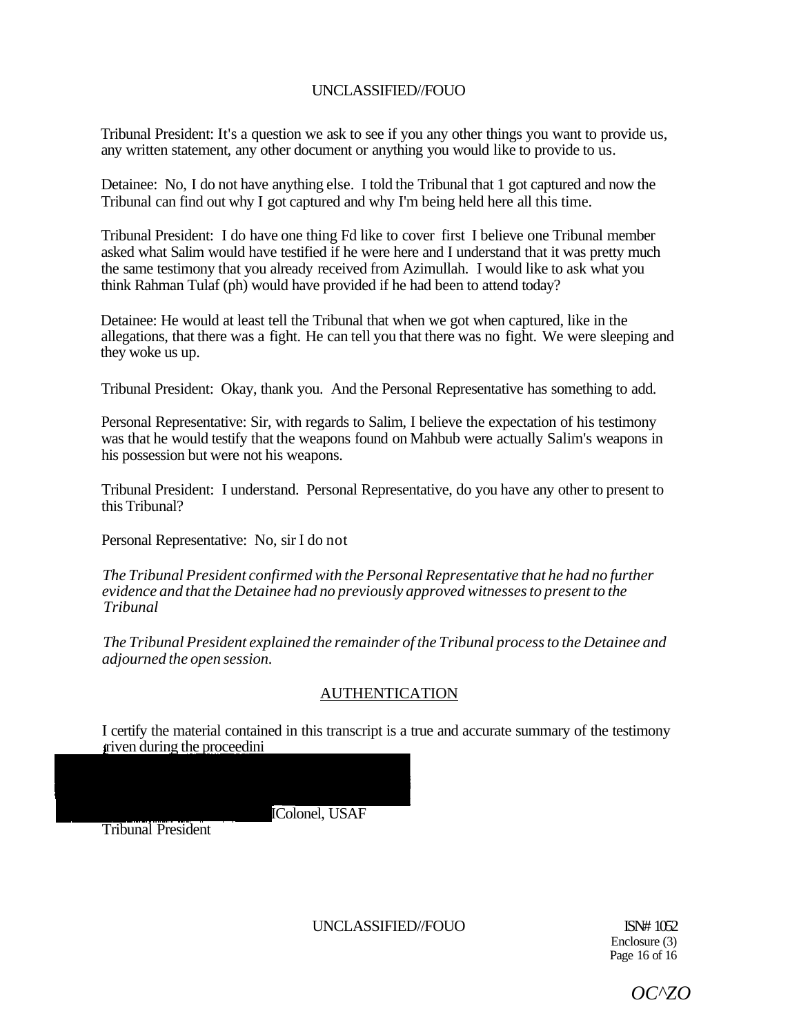Tribunal President: It's a question we ask to see if you any other things you want to provide us, any written statement, any other document or anything you would like to provide to us.

Detainee: No, I do not have anything else. I told the Tribunal that 1 got captured and now the Tribunal can find out why I got captured and why I'm being held here all this time.

Tribunal President: I do have one thing Fd like to cover first I believe one Tribunal member asked what Salim would have testified if he were here and I understand that it was pretty much the same testimony that you already received from Azimullah. I would like to ask what you think Rahman Tulaf (ph) would have provided if he had been to attend today?

Detainee: He would at least tell the Tribunal that when we got when captured, like in the allegations, that there was a fight. He can tell you that there was no fight. We were sleeping and they woke us up.

Tribunal President: Okay, thank you. And the Personal Representative has something to add.

Personal Representative: Sir, with regards to Salim, I believe the expectation of his testimony was that he would testify that the weapons found on Mahbub were actually Salim's weapons in his possession but were not his weapons.

Tribunal President: I understand. Personal Representative, do you have any other to present to this Tribunal?

Personal Representative: No, sir I do not

*The Tribunal President confirmed with the Personal Representative that he had no further evidence and that the Detainee had no previously approved witnesses to present to the Tribunal*

*The Tribunal President explained the remainder of the Tribunal process to the Detainee and adjourned the open session.*

## AUTHENTICATION

I certify the material contained in this transcript is a true and accurate summary of the testimony given during the proceedini

IColonel, USAF
Tribunal President

ISN# 1052
Enclosure (3)

*OC^ZO*